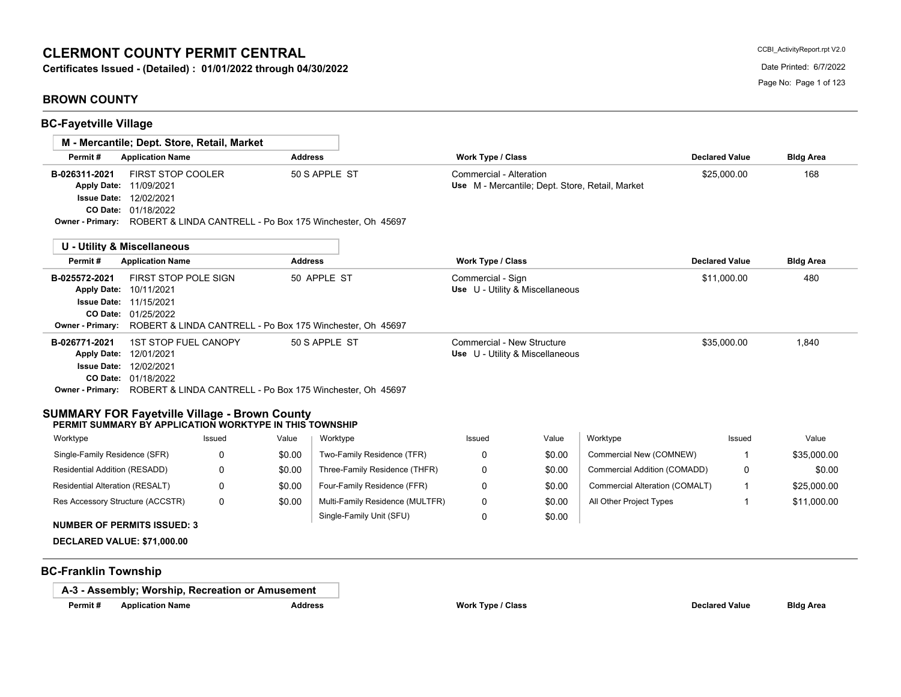# CLERMONT COUNTY PERMIT CENTRAL

**Certificates Issued - (Detailed) : 01/01/2022 through 04/30/2022**

CCBI_ActivityReport.rpt V2.0
Date Printed: 6/7/2022

## BROWN COUNTY

### BC-Fayetville Village

#### M - Mercantile; Dept. Store, Retail, Market

| Permit # | Application Name | Address | Work Type / Class | Declared Value | Bldg Area |
|---|---|---|---|---|---|
| B-026311-2021 | FIRST STOP COOLER | 50 S APPLE ST | Commercial - Alteration | $25,000.00 | 168 |
| Apply Date: 11/09/2021 | | | Use M - Mercantile; Dept. Store, Retail, Market | | |
| Issue Date: 12/02/2021 | | | | | |
| CO Date: 01/18/2022 | | | | | |
| Owner - Primary: | ROBERT & LINDA CANTRELL - Po Box 175 Winchester, Oh 45697 | | | | |

#### U - Utility & Miscellaneous

| Permit # | Application Name | Address | Work Type / Class | Declared Value | Bldg Area |
|---|---|---|---|---|---|
| B-025572-2021 | FIRST STOP POLE SIGN | 50 APPLE ST | Commercial - Sign | $11,000.00 | 480 |
| Apply Date: 10/11/2021 | | | Use U - Utility & Miscellaneous | | |
| Issue Date: 11/15/2021 | | | | | |
| CO Date: 01/25/2022 | | | | | |
| Owner - Primary: | ROBERT & LINDA CANTRELL - Po Box 175 Winchester, Oh 45697 | | | | |
| B-026771-2021 | 1ST STOP FUEL CANOPY | 50 S APPLE ST | Commercial - New Structure | $35,000.00 | 1,840 |
| Apply Date: 12/01/2021 | | | Use U - Utility & Miscellaneous | | |
| Issue Date: 12/02/2021 | | | | | |
| CO Date: 01/18/2022 | | | | | |
| Owner - Primary: | ROBERT & LINDA CANTRELL - Po Box 175 Winchester, Oh 45697 | | | | |

### SUMMARY FOR Fayetville Village - Brown County

**PERMIT SUMMARY BY APPLICATION WORKTYPE IN THIS TOWNSHIP**

| Worktype | Issued | Value | Worktype | Issued | Value | Worktype | Issued | Value |
|---|---|---|---|---|---|---|---|---|
| Single-Family Residence (SFR) | 0 | $0.00 | Two-Family Residence (TFR) | 0 | $0.00 | Commercial New (COMNEW) | 1 | $35,000.00 |
| Residential Addition (RESADD) | 0 | $0.00 | Three-Family Residence (THFR) | 0 | $0.00 | Commercial Addition (COMADD) | 0 | $0.00 |
| Residential Alteration (RESALT) | 0 | $0.00 | Four-Family Residence (FFR) | 0 | $0.00 | Commercial Alteration (COMALT) | 1 | $25,000.00 |
| Res Accessory Structure (ACCSTR) | 0 | $0.00 | Multi-Family Residence (MULTFR) | 0 | $0.00 | All Other Project Types | 1 | $11,000.00 |
| | | | Single-Family Unit (SFU) | 0 | $0.00 | | | |

**NUMBER OF PERMITS ISSUED: 3**

**DECLARED VALUE: $71,000.00**

### BC-Franklin Township

#### A-3 - Assembly; Worship, Recreation or Amusement

| Permit # | Application Name | Address | Work Type / Class | Declared Value | Bldg Area |
|---|---|---|---|---|---|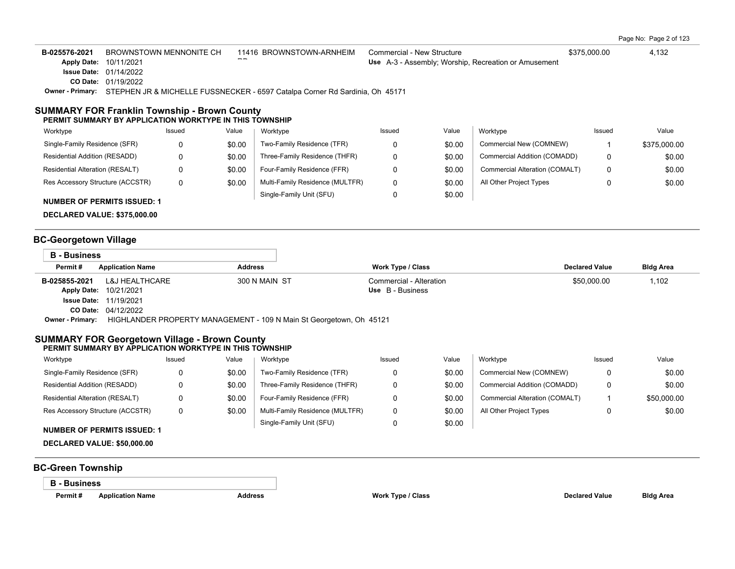| Permit # | Application Name | Address | Work Type / Class | Declared Value | Bldg Area |
|---|---|---|---|---|---|
| B-025576-2021 | BROWNSTOWN MENNONITE CH | 11416 BROWNSTOWN-ARNHEIM RD | Commercial - New Structure<br>Use A-3 - Assembly; Worship, Recreation or Amusement | $375,000.00 | 4,132 |

Apply Date: 10/11/2021
Issue Date: 01/14/2022
CO Date: 01/19/2022
Owner - Primary: STEPHEN JR & MICHELLE FUSSNECKER - 6597 Catalpa Corner Rd Sardinia, Oh 45171

## SUMMARY FOR Franklin Township - Brown County

**PERMIT SUMMARY BY APPLICATION WORKTYPE IN THIS TOWNSHIP**

| Worktype | Issued | Value | Worktype | Issued | Value | Worktype | Issued | Value |
|---|---|---|---|---|---|---|---|---|
| Single-Family Residence (SFR) | 0 | $0.00 | Two-Family Residence (TFR) | 0 | $0.00 | Commercial New (COMNEW) | 1 | $375,000.00 |
| Residential Addition (RESADD) | 0 | $0.00 | Three-Family Residence (THFR) | 0 | $0.00 | Commercial Addition (COMADD) | 0 | $0.00 |
| Residential Alteration (RESALT) | 0 | $0.00 | Four-Family Residence (FFR) | 0 | $0.00 | Commercial Alteration (COMALT) | 0 | $0.00 |
| Res Accessory Structure (ACCSTR) | 0 | $0.00 | Multi-Family Residence (MULTFR) | 0 | $0.00 | All Other Project Types | 0 | $0.00 |
| | | | Single-Family Unit (SFU) | 0 | $0.00 | | | |

**NUMBER OF PERMITS ISSUED: 1**

**DECLARED VALUE: $375,000.00**

## BC-Georgetown Village

### B - Business

| Permit # | Application Name | Address | Work Type / Class | Declared Value | Bldg Area |
|---|---|---|---|---|---|
| B-025855-2021 | L&J HEALTHCARE | 300 N MAIN ST | Commercial - Alteration<br>Use B - Business | $50,000.00 | 1,102 |

Apply Date: 10/21/2021
Issue Date: 11/19/2021
CO Date: 04/12/2022
Owner - Primary: HIGHLANDER PROPERTY MANAGEMENT - 109 N Main St Georgetown, Oh 45121

## SUMMARY FOR Georgetown Village - Brown County

**PERMIT SUMMARY BY APPLICATION WORKTYPE IN THIS TOWNSHIP**

| Worktype | Issued | Value | Worktype | Issued | Value | Worktype | Issued | Value |
|---|---|---|---|---|---|---|---|---|
| Single-Family Residence (SFR) | 0 | $0.00 | Two-Family Residence (TFR) | 0 | $0.00 | Commercial New (COMNEW) | 0 | $0.00 |
| Residential Addition (RESADD) | 0 | $0.00 | Three-Family Residence (THFR) | 0 | $0.00 | Commercial Addition (COMADD) | 0 | $0.00 |
| Residential Alteration (RESALT) | 0 | $0.00 | Four-Family Residence (FFR) | 0 | $0.00 | Commercial Alteration (COMALT) | 1 | $50,000.00 |
| Res Accessory Structure (ACCSTR) | 0 | $0.00 | Multi-Family Residence (MULTFR) | 0 | $0.00 | All Other Project Types | 0 | $0.00 |
| | | | Single-Family Unit (SFU) | 0 | $0.00 | | | |

**NUMBER OF PERMITS ISSUED: 1**

**DECLARED VALUE: $50,000.00**

## BC-Green Township

### B - Business

| Permit # | Application Name | Address | Work Type / Class | Declared Value | Bldg Area |
|---|---|---|---|---|---|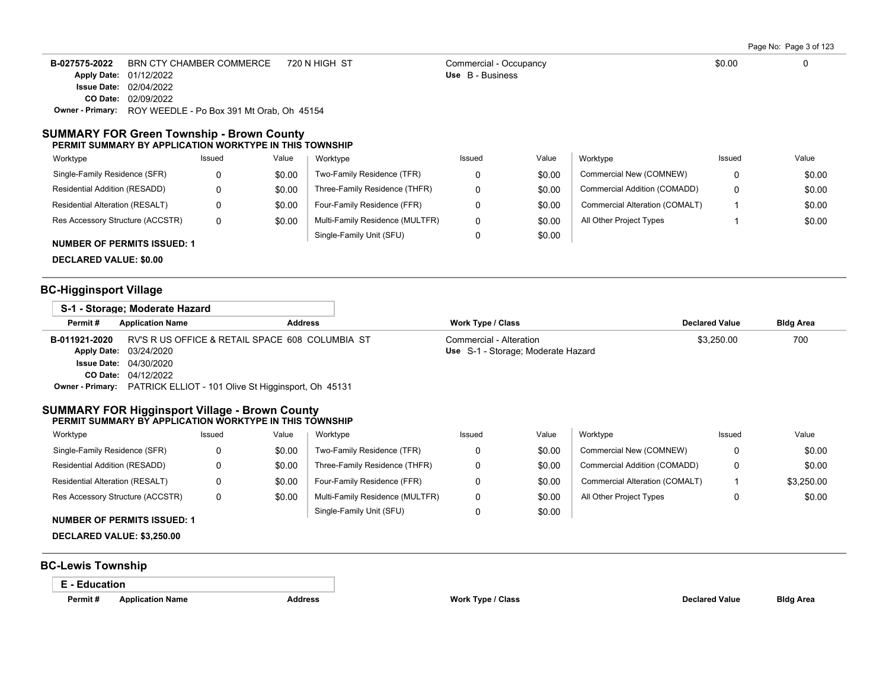| Permit # | Application Name | Address | Work Type / Class | Declared Value | Bldg Area |
|---|---|---|---|---|---|
| B-027575-2022 | BRN CTY CHAMBER COMMERCE | 720 N HIGH ST | Commercial - Occupancy<br>Use B - Business | $0.00 | 0 |

**Apply Date:** 01/12/2022
**Issue Date:** 02/04/2022
**CO Date:** 02/09/2022
**Owner - Primary:** ROY WEEDLE - Po Box 391 Mt Orab, Oh 45154

## SUMMARY FOR Green Township - Brown County

**PERMIT SUMMARY BY APPLICATION WORKTYPE IN THIS TOWNSHIP**

| Worktype | Issued | Value | Worktype | Issued | Value | Worktype | Issued | Value |
|---|---|---|---|---|---|---|---|---|
| Single-Family Residence (SFR) | 0 | $0.00 | Two-Family Residence (TFR) | 0 | $0.00 | Commercial New (COMNEW) | 0 | $0.00 |
| Residential Addition (RESADD) | 0 | $0.00 | Three-Family Residence (THFR) | 0 | $0.00 | Commercial Addition (COMADD) | 0 | $0.00 |
| Residential Alteration (RESALT) | 0 | $0.00 | Four-Family Residence (FFR) | 0 | $0.00 | Commercial Alteration (COMALT) | 1 | $0.00 |
| Res Accessory Structure (ACCSTR) | 0 | $0.00 | Multi-Family Residence (MULTFR) | 0 | $0.00 | All Other Project Types | 1 | $0.00 |
| | | | Single-Family Unit (SFU) | 0 | $0.00 | | | |

**NUMBER OF PERMITS ISSUED: 1**

**DECLARED VALUE: $0.00**

## BC-Higginsport Village

### S-1 - Storage; Moderate Hazard

| Permit # | Application Name | Address | Work Type / Class | Declared Value | Bldg Area |
|---|---|---|---|---|---|
| B-011921-2020 | RV'S R US OFFICE & RETAIL SPACE | 608 COLUMBIA ST | Commercial - Alteration<br>Use S-1 - Storage; Moderate Hazard | $3,250.00 | 700 |

**Apply Date:** 03/24/2020
**Issue Date:** 04/30/2020
**CO Date:** 04/12/2022
**Owner - Primary:** PATRICK ELLIOT - 101 Olive St Higginsport, Oh 45131

## SUMMARY FOR Higginsport Village - Brown County

**PERMIT SUMMARY BY APPLICATION WORKTYPE IN THIS TOWNSHIP**

| Worktype | Issued | Value | Worktype | Issued | Value | Worktype | Issued | Value |
|---|---|---|---|---|---|---|---|---|
| Single-Family Residence (SFR) | 0 | $0.00 | Two-Family Residence (TFR) | 0 | $0.00 | Commercial New (COMNEW) | 0 | $0.00 |
| Residential Addition (RESADD) | 0 | $0.00 | Three-Family Residence (THFR) | 0 | $0.00 | Commercial Addition (COMADD) | 0 | $0.00 |
| Residential Alteration (RESALT) | 0 | $0.00 | Four-Family Residence (FFR) | 0 | $0.00 | Commercial Alteration (COMALT) | 1 | $3,250.00 |
| Res Accessory Structure (ACCSTR) | 0 | $0.00 | Multi-Family Residence (MULTFR) | 0 | $0.00 | All Other Project Types | 0 | $0.00 |
| | | | Single-Family Unit (SFU) | 0 | $0.00 | | | |

**NUMBER OF PERMITS ISSUED: 1**

**DECLARED VALUE: $3,250.00**

## BC-Lewis Township

### E - Education

| Permit # | Application Name | Address | Work Type / Class | Declared Value | Bldg Area |
|---|---|---|---|---|---|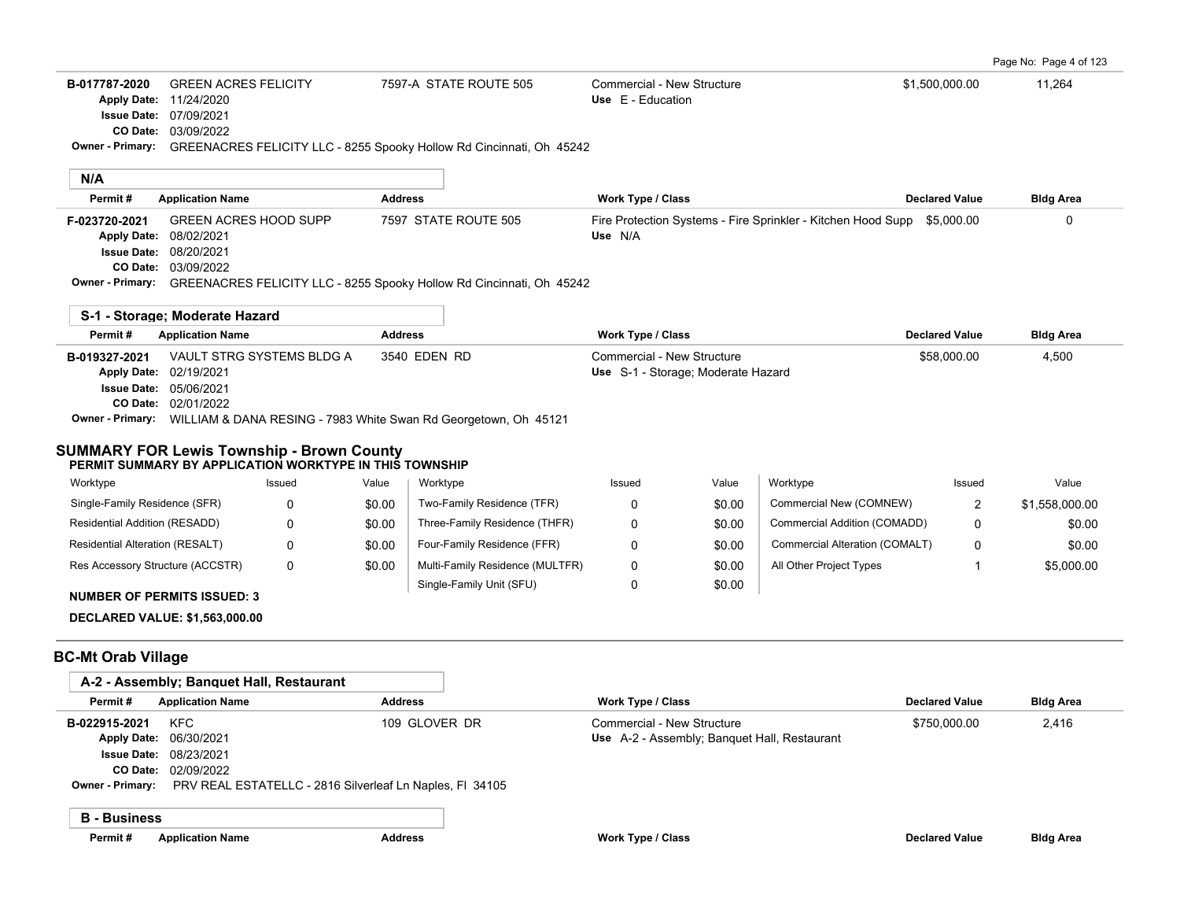| Permit # | Application Name | Address | Work Type / Class | Declared Value | Bldg Area |
|---|---|---|---|---|---|
| B-017787-2020 | GREEN ACRES FELICITY | 7597-A STATE ROUTE 505 | Commercial - New Structure | $1,500,000.00 | 11,264 |

Apply Date: 11/24/2020
Issue Date: 07/09/2021
CO Date: 03/09/2022
Use E - Education
Owner - Primary: GREENACRES FELICITY LLC - 8255 Spooky Hollow Rd Cincinnati, Oh 45242

### N/A

| Permit # | Application Name | Address | Work Type / Class | Declared Value | Bldg Area |
|---|---|---|---|---|---|
| F-023720-2021 | GREEN ACRES HOOD SUPP | 7597 STATE ROUTE 505 | Fire Protection Systems - Fire Sprinkler - Kitchen Hood Supp | $5,000.00 | 0 |

Apply Date: 08/02/2021
Issue Date: 08/20/2021
CO Date: 03/09/2022
Use N/A
Owner - Primary: GREENACRES FELICITY LLC - 8255 Spooky Hollow Rd Cincinnati, Oh 45242

### S-1 - Storage; Moderate Hazard

| Permit # | Application Name | Address | Work Type / Class | Declared Value | Bldg Area |
|---|---|---|---|---|---|
| B-019327-2021 | VAULT STRG SYSTEMS BLDG A | 3540 EDEN RD | Commercial - New Structure | $58,000.00 | 4,500 |

Apply Date: 02/19/2021
Issue Date: 05/06/2021
CO Date: 02/01/2022
Use S-1 - Storage; Moderate Hazard
Owner - Primary: WILLIAM & DANA RESING - 7983 White Swan Rd Georgetown, Oh 45121

## SUMMARY FOR Lewis Township - Brown County

**PERMIT SUMMARY BY APPLICATION WORKTYPE IN THIS TOWNSHIP**

| Worktype | Issued | Value | Worktype | Issued | Value | Worktype | Issued | Value |
|---|---|---|---|---|---|---|---|---|
| Single-Family Residence (SFR) | 0 | $0.00 | Two-Family Residence (TFR) | 0 | $0.00 | Commercial New (COMNEW) | 2 | $1,558,000.00 |
| Residential Addition (RESADD) | 0 | $0.00 | Three-Family Residence (THFR) | 0 | $0.00 | Commercial Addition (COMADD) | 0 | $0.00 |
| Residential Alteration (RESALT) | 0 | $0.00 | Four-Family Residence (FFR) | 0 | $0.00 | Commercial Alteration (COMALT) | 0 | $0.00 |
| Res Accessory Structure (ACCSTR) | 0 | $0.00 | Multi-Family Residence (MULTFR) | 0 | $0.00 | All Other Project Types | 1 | $5,000.00 |
| | | | Single-Family Unit (SFU) | 0 | $0.00 | | | |

**NUMBER OF PERMITS ISSUED: 3**

**DECLARED VALUE: $1,563,000.00**

## BC-Mt Orab Village

### A-2 - Assembly; Banquet Hall, Restaurant

| Permit # | Application Name | Address | Work Type / Class | Declared Value | Bldg Area |
|---|---|---|---|---|---|
| B-022915-2021 | KFC | 109 GLOVER DR | Commercial - New Structure | $750,000.00 | 2,416 |

Apply Date: 06/30/2021
Issue Date: 08/23/2021
CO Date: 02/09/2022
Use A-2 - Assembly; Banquet Hall, Restaurant
Owner - Primary: PRV REAL ESTATELLC - 2816 Silverleaf Ln Naples, Fl 34105

### B - Business

| Permit # | Application Name | Address | Work Type / Class | Declared Value | Bldg Area |
|---|---|---|---|---|---|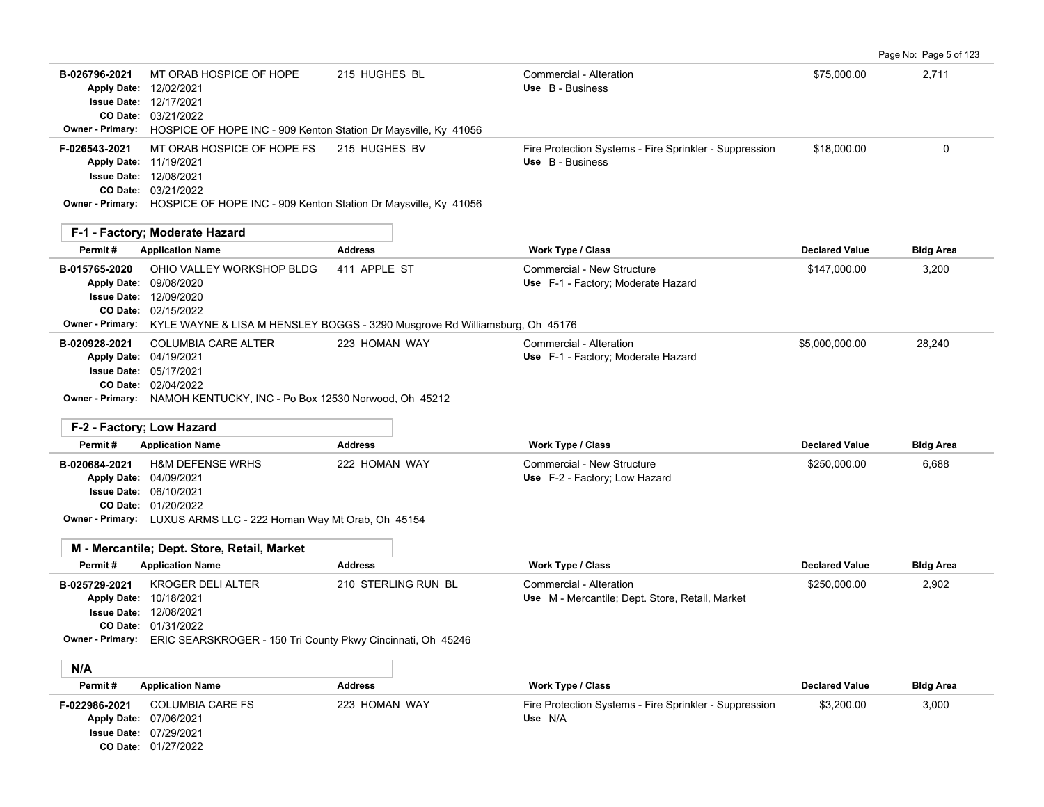| Permit # | Application Name | Address | Work Type / Class | Declared Value | Bldg Area |
|---|---|---|---|---|---|
| B-026796-2021 | MT ORAB HOSPICE OF HOPE | 215 HUGHES BL | Commercial - Alteration | $75,000.00 | 2,711 |
| Apply Date: 12/02/2021 | | | Use B - Business | | |
| Issue Date: 12/17/2021 | | | | | |
| CO Date: 03/21/2022 | | | | | |
| Owner - Primary: HOSPICE OF HOPE INC - 909 Kenton Station Dr Maysville, Ky 41056 | | | | | |
| F-026543-2021 | MT ORAB HOSPICE OF HOPE FS | 215 HUGHES BV | Fire Protection Systems - Fire Sprinkler - Suppression | $18,000.00 | 0 |
| Apply Date: 11/19/2021 | | | Use B - Business | | |
| Issue Date: 12/08/2021 | | | | | |
| CO Date: 03/21/2022 | | | | | |
| Owner - Primary: HOSPICE OF HOPE INC - 909 Kenton Station Dr Maysville, Ky 41056 | | | | | |

### F-1 - Factory; Moderate Hazard

| Permit # | Application Name | Address | Work Type / Class | Declared Value | Bldg Area |
|---|---|---|---|---|---|
| B-015765-2020 | OHIO VALLEY WORKSHOP BLDG | 411 APPLE ST | Commercial - New Structure | $147,000.00 | 3,200 |
| Apply Date: 09/08/2020 | | | Use F-1 - Factory; Moderate Hazard | | |
| Issue Date: 12/09/2020 | | | | | |
| CO Date: 02/15/2022 | | | | | |
| Owner - Primary: KYLE WAYNE & LISA M HENSLEY BOGGS - 3290 Musgrove Rd Williamsburg, Oh 45176 | | | | | |
| B-020928-2021 | COLUMBIA CARE ALTER | 223 HOMAN WAY | Commercial - Alteration | $5,000,000.00 | 28,240 |
| Apply Date: 04/19/2021 | | | Use F-1 - Factory; Moderate Hazard | | |
| Issue Date: 05/17/2021 | | | | | |
| CO Date: 02/04/2022 | | | | | |
| Owner - Primary: NAMOH KENTUCKY, INC - Po Box 12530 Norwood, Oh 45212 | | | | | |

### F-2 - Factory; Low Hazard

| Permit # | Application Name | Address | Work Type / Class | Declared Value | Bldg Area |
|---|---|---|---|---|---|
| B-020684-2021 | H&M DEFENSE WRHS | 222 HOMAN WAY | Commercial - New Structure | $250,000.00 | 6,688 |
| Apply Date: 04/09/2021 | | | Use F-2 - Factory; Low Hazard | | |
| Issue Date: 06/10/2021 | | | | | |
| CO Date: 01/20/2022 | | | | | |
| Owner - Primary: LUXUS ARMS LLC - 222 Homan Way Mt Orab, Oh 45154 | | | | | |

### M - Mercantile; Dept. Store, Retail, Market

| Permit # | Application Name | Address | Work Type / Class | Declared Value | Bldg Area |
|---|---|---|---|---|---|
| B-025729-2021 | KROGER DELI ALTER | 210 STERLING RUN BL | Commercial - Alteration | $250,000.00 | 2,902 |
| Apply Date: 10/18/2021 | | | Use M - Mercantile; Dept. Store, Retail, Market | | |
| Issue Date: 12/08/2021 | | | | | |
| CO Date: 01/31/2022 | | | | | |
| Owner - Primary: ERIC SEARSKROGER - 150 Tri County Pkwy Cincinnati, Oh 45246 | | | | | |

### N/A

| Permit # | Application Name | Address | Work Type / Class | Declared Value | Bldg Area |
|---|---|---|---|---|---|
| F-022986-2021 | COLUMBIA CARE FS | 223 HOMAN WAY | Fire Protection Systems - Fire Sprinkler - Suppression | $3,200.00 | 3,000 |
| Apply Date: 07/06/2021 | | | Use N/A | | |
| Issue Date: 07/29/2021 | | | | | |
| CO Date: 01/27/2022 | | | | | |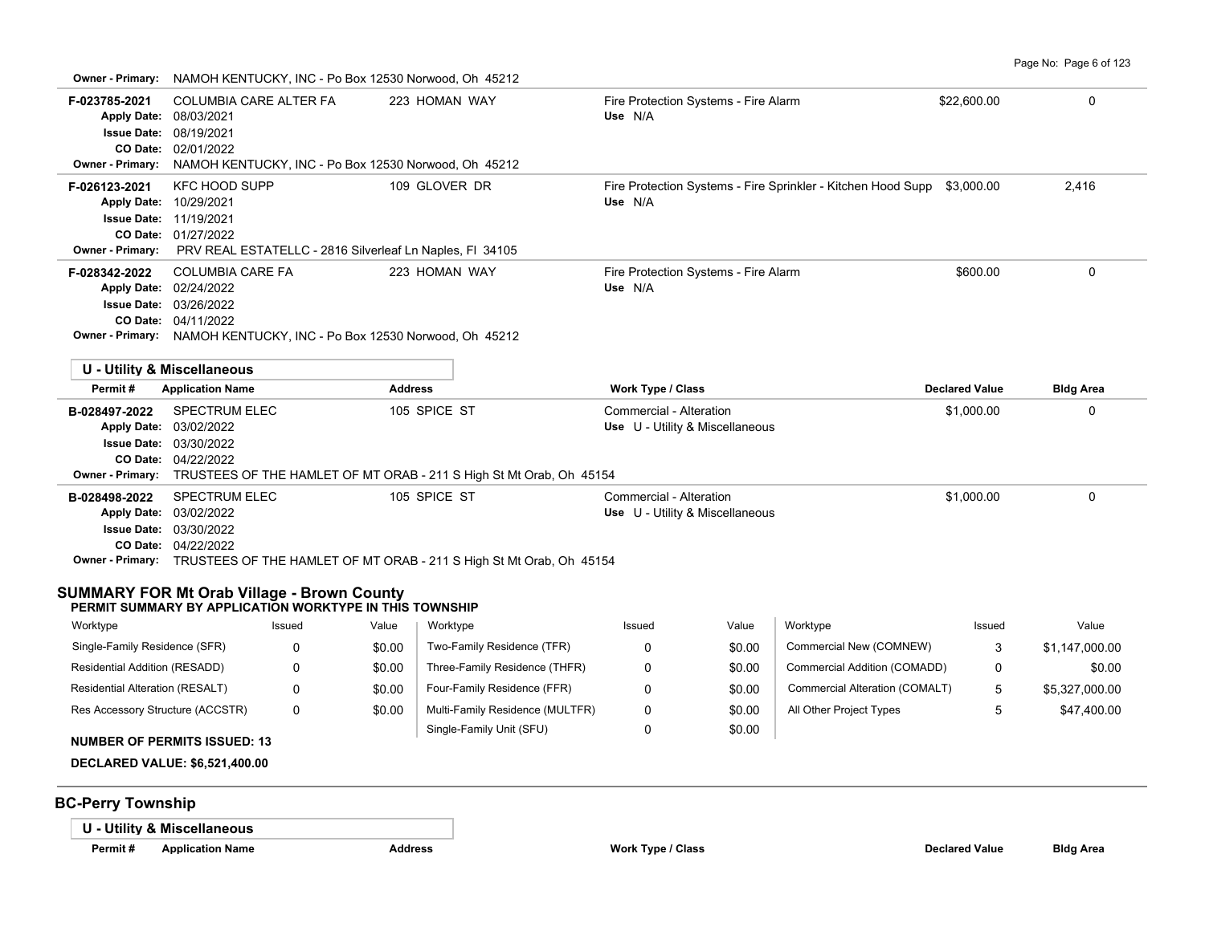**Owner - Primary:** NAMOH KENTUCKY, INC - Po Box 12530 Norwood, Oh 45212

| Permit # | Application Name | Address | Work Type / Class | Declared Value | Bldg Area |
|---|---|---|---|---|---|
| F-023785-2021 | COLUMBIA CARE ALTER FA | 223 HOMAN WAY | Fire Protection Systems - Fire Alarm<br>Use N/A | $22,600.00 | 0 |
| Apply Date: 08/03/2021<br>Issue Date: 08/19/2021<br>CO Date: 02/01/2022<br>Owner - Primary: NAMOH KENTUCKY, INC - Po Box 12530 Norwood, Oh 45212 | | | | | |
| F-026123-2021 | KFC HOOD SUPP | 109 GLOVER DR | Fire Protection Systems - Fire Sprinkler - Kitchen Hood Supp<br>Use N/A | $3,000.00 | 2,416 |
| Apply Date: 10/29/2021<br>Issue Date: 11/19/2021<br>CO Date: 01/27/2022<br>Owner - Primary: PRV REAL ESTATELLC - 2816 Silverleaf Ln Naples, Fl 34105 | | | | | |
| F-028342-2022 | COLUMBIA CARE FA | 223 HOMAN WAY | Fire Protection Systems - Fire Alarm<br>Use N/A | $600.00 | 0 |
| Apply Date: 02/24/2022<br>Issue Date: 03/26/2022<br>CO Date: 04/11/2022<br>Owner - Primary: NAMOH KENTUCKY, INC - Po Box 12530 Norwood, Oh 45212 | | | | | |

### U - Utility & Miscellaneous

| Permit # | Application Name | Address | Work Type / Class | Declared Value | Bldg Area |
|---|---|---|---|---|---|
| B-028497-2022 | SPECTRUM ELEC | 105 SPICE ST | Commercial - Alteration<br>Use U - Utility & Miscellaneous | $1,000.00 | 0 |
| Apply Date: 03/02/2022<br>Issue Date: 03/30/2022<br>CO Date: 04/22/2022<br>Owner - Primary: TRUSTEES OF THE HAMLET OF MT ORAB - 211 S High St Mt Orab, Oh 45154 | | | | | |
| B-028498-2022 | SPECTRUM ELEC | 105 SPICE ST | Commercial - Alteration<br>Use U - Utility & Miscellaneous | $1,000.00 | 0 |
| Apply Date: 03/02/2022<br>Issue Date: 03/30/2022<br>CO Date: 04/22/2022<br>Owner - Primary: TRUSTEES OF THE HAMLET OF MT ORAB - 211 S High St Mt Orab, Oh 45154 | | | | | |

## SUMMARY FOR Mt Orab Village - Brown County

**PERMIT SUMMARY BY APPLICATION WORKTYPE IN THIS TOWNSHIP**

| Worktype | Issued | Value | Worktype | Issued | Value | Worktype | Issued | Value |
|---|---|---|---|---|---|---|---|---|
| Single-Family Residence (SFR) | 0 | $0.00 | Two-Family Residence (TFR) | 0 | $0.00 | Commercial New (COMNEW) | 3 | $1,147,000.00 |
| Residential Addition (RESADD) | 0 | $0.00 | Three-Family Residence (THFR) | 0 | $0.00 | Commercial Addition (COMADD) | 0 | $0.00 |
| Residential Alteration (RESALT) | 0 | $0.00 | Four-Family Residence (FFR) | 0 | $0.00 | Commercial Alteration (COMALT) | 5 | $5,327,000.00 |
| Res Accessory Structure (ACCSTR) | 0 | $0.00 | Multi-Family Residence (MULTFR) | 0 | $0.00 | All Other Project Types | 5 | $47,400.00 |
| | | | Single-Family Unit (SFU) | 0 | $0.00 | | | |

**NUMBER OF PERMITS ISSUED: 13**

**DECLARED VALUE: $6,521,400.00**

## BC-Perry Township

### U - Utility & Miscellaneous

| Permit # | Application Name | Address | Work Type / Class | Declared Value | Bldg Area |
|---|---|---|---|---|---|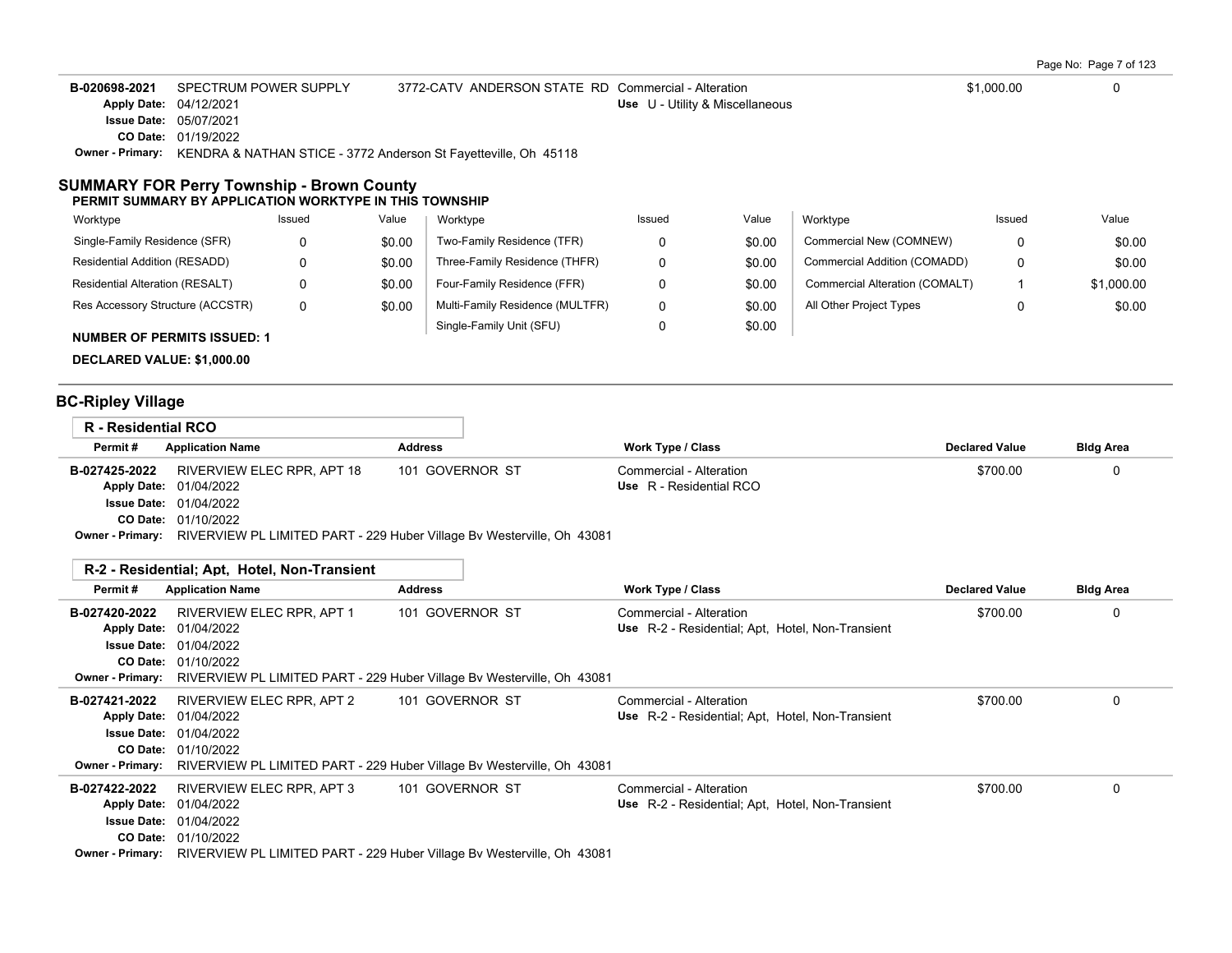| Permit # | Application Name | Address | Work Type / Class | Declared Value | Bldg Area |
|---|---|---|---|---|---|
| B-020698-2021 | SPECTRUM POWER SUPPLY | 3772-CATV ANDERSON STATE RD | Commercial - Alteration | $1,000.00 | 0 |
| | Apply Date: 04/12/2021 | | Use U - Utility & Miscellaneous | | |
| | Issue Date: 05/07/2021 | | | | |
| | CO Date: 01/19/2022 | | | | |
| | Owner - Primary: KENDRA & NATHAN STICE - 3772 Anderson St Fayetteville, Oh 45118 | | | | |

## SUMMARY FOR Perry Township - Brown County

**PERMIT SUMMARY BY APPLICATION WORKTYPE IN THIS TOWNSHIP**

| Worktype | Issued | Value | Worktype | Issued | Value | Worktype | Issued | Value |
|---|---|---|---|---|---|---|---|---|
| Single-Family Residence (SFR) | 0 | $0.00 | Two-Family Residence (TFR) | 0 | $0.00 | Commercial New (COMNEW) | 0 | $0.00 |
| Residential Addition (RESADD) | 0 | $0.00 | Three-Family Residence (THFR) | 0 | $0.00 | Commercial Addition (COMADD) | 0 | $0.00 |
| Residential Alteration (RESALT) | 0 | $0.00 | Four-Family Residence (FFR) | 0 | $0.00 | Commercial Alteration (COMALT) | 1 | $1,000.00 |
| Res Accessory Structure (ACCSTR) | 0 | $0.00 | Multi-Family Residence (MULTFR) | 0 | $0.00 | All Other Project Types | 0 | $0.00 |
| | | | Single-Family Unit (SFU) | 0 | $0.00 | | | |

**NUMBER OF PERMITS ISSUED: 1**

**DECLARED VALUE: $1,000.00**

## BC-Ripley Village

### R - Residential RCO

| Permit # | Application Name | Address | Work Type / Class | Declared Value | Bldg Area |
|---|---|---|---|---|---|
| B-027425-2022 | RIVERVIEW ELEC RPR, APT 18 | 101 GOVERNOR ST | Commercial - Alteration | $700.00 | 0 |
| | Apply Date: 01/04/2022 | | Use R - Residential RCO | | |
| | Issue Date: 01/04/2022 | | | | |
| | CO Date: 01/10/2022 | | | | |
| | Owner - Primary: RIVERVIEW PL LIMITED PART - 229 Huber Village Bv Westerville, Oh 43081 | | | | |

### R-2 - Residential; Apt, Hotel, Non-Transient

| Permit # | Application Name | Address | Work Type / Class | Declared Value | Bldg Area |
|---|---|---|---|---|---|
| B-027420-2022 | RIVERVIEW ELEC RPR, APT 1 | 101 GOVERNOR ST | Commercial - Alteration | $700.00 | 0 |
| | Apply Date: 01/04/2022 | | Use R-2 - Residential; Apt, Hotel, Non-Transient | | |
| | Issue Date: 01/04/2022 | | | | |
| | CO Date: 01/10/2022 | | | | |
| | Owner - Primary: RIVERVIEW PL LIMITED PART - 229 Huber Village Bv Westerville, Oh 43081 | | | | |
| B-027421-2022 | RIVERVIEW ELEC RPR, APT 2 | 101 GOVERNOR ST | Commercial - Alteration | $700.00 | 0 |
| | Apply Date: 01/04/2022 | | Use R-2 - Residential; Apt, Hotel, Non-Transient | | |
| | Issue Date: 01/04/2022 | | | | |
| | CO Date: 01/10/2022 | | | | |
| | Owner - Primary: RIVERVIEW PL LIMITED PART - 229 Huber Village Bv Westerville, Oh 43081 | | | | |
| B-027422-2022 | RIVERVIEW ELEC RPR, APT 3 | 101 GOVERNOR ST | Commercial - Alteration | $700.00 | 0 |
| | Apply Date: 01/04/2022 | | Use R-2 - Residential; Apt, Hotel, Non-Transient | | |
| | Issue Date: 01/04/2022 | | | | |
| | CO Date: 01/10/2022 | | | | |
| | Owner - Primary: RIVERVIEW PL LIMITED PART - 229 Huber Village Bv Westerville, Oh 43081 | | | | |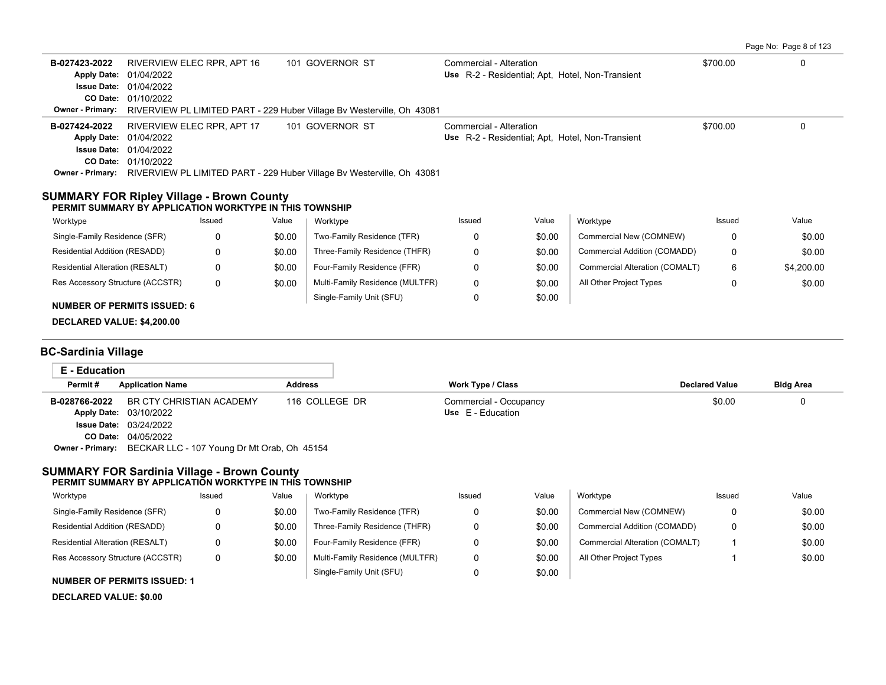| Permit # | Application Name | Address | Work Type / Class | Declared Value | Bldg Area |
|---|---|---|---|---|---|
| B-027423-2022 | RIVERVIEW ELEC RPR, APT 16 | 101 GOVERNOR ST | Commercial - Alteration | $700.00 | 0 |
| Apply Date: 01/04/2022 | | | Use R-2 - Residential; Apt, Hotel, Non-Transient | | |
| Issue Date: 01/04/2022 | | | | | |
| CO Date: 01/10/2022 | | | | | |
| Owner - Primary: RIVERVIEW PL LIMITED PART - 229 Huber Village Bv Westerville, Oh 43081 | | | | | |
| B-027424-2022 | RIVERVIEW ELEC RPR, APT 17 | 101 GOVERNOR ST | Commercial - Alteration | $700.00 | 0 |
| Apply Date: 01/04/2022 | | | Use R-2 - Residential; Apt, Hotel, Non-Transient | | |
| Issue Date: 01/04/2022 | | | | | |
| CO Date: 01/10/2022 | | | | | |
| Owner - Primary: RIVERVIEW PL LIMITED PART - 229 Huber Village Bv Westerville, Oh 43081 | | | | | |

### SUMMARY FOR Ripley Village - Brown County

**PERMIT SUMMARY BY APPLICATION WORKTYPE IN THIS TOWNSHIP**

| Worktype | Issued | Value | Worktype | Issued | Value | Worktype | Issued | Value |
|---|---|---|---|---|---|---|---|---|
| Single-Family Residence (SFR) | 0 | $0.00 | Two-Family Residence (TFR) | 0 | $0.00 | Commercial New (COMNEW) | 0 | $0.00 |
| Residential Addition (RESADD) | 0 | $0.00 | Three-Family Residence (THFR) | 0 | $0.00 | Commercial Addition (COMADD) | 0 | $0.00 |
| Residential Alteration (RESALT) | 0 | $0.00 | Four-Family Residence (FFR) | 0 | $0.00 | Commercial Alteration (COMALT) | 6 | $4,200.00 |
| Res Accessory Structure (ACCSTR) | 0 | $0.00 | Multi-Family Residence (MULTFR) | 0 | $0.00 | All Other Project Types | 0 | $0.00 |
| | | | Single-Family Unit (SFU) | 0 | $0.00 | | | |

**NUMBER OF PERMITS ISSUED: 6**

**DECLARED VALUE: $4,200.00**

## BC-Sardinia Village

### E - Education

| Permit # | Application Name | Address | Work Type / Class | Declared Value | Bldg Area |
|---|---|---|---|---|---|
| B-028766-2022 | BR CTY CHRISTIAN ACADEMY | 116 COLLEGE DR | Commercial - Occupancy | $0.00 | 0 |
| Apply Date: 03/10/2022 | | | Use E - Education | | |
| Issue Date: 03/24/2022 | | | | | |
| CO Date: 04/05/2022 | | | | | |
| Owner - Primary: BECKAR LLC - 107 Young Dr Mt Orab, Oh 45154 | | | | | |

### SUMMARY FOR Sardinia Village - Brown County

**PERMIT SUMMARY BY APPLICATION WORKTYPE IN THIS TOWNSHIP**

| Worktype | Issued | Value | Worktype | Issued | Value | Worktype | Issued | Value |
|---|---|---|---|---|---|---|---|---|
| Single-Family Residence (SFR) | 0 | $0.00 | Two-Family Residence (TFR) | 0 | $0.00 | Commercial New (COMNEW) | 0 | $0.00 |
| Residential Addition (RESADD) | 0 | $0.00 | Three-Family Residence (THFR) | 0 | $0.00 | Commercial Addition (COMADD) | 0 | $0.00 |
| Residential Alteration (RESALT) | 0 | $0.00 | Four-Family Residence (FFR) | 0 | $0.00 | Commercial Alteration (COMALT) | 1 | $0.00 |
| Res Accessory Structure (ACCSTR) | 0 | $0.00 | Multi-Family Residence (MULTFR) | 0 | $0.00 | All Other Project Types | 1 | $0.00 |
| | | | Single-Family Unit (SFU) | 0 | $0.00 | | | |

**NUMBER OF PERMITS ISSUED: 1**

**DECLARED VALUE: $0.00**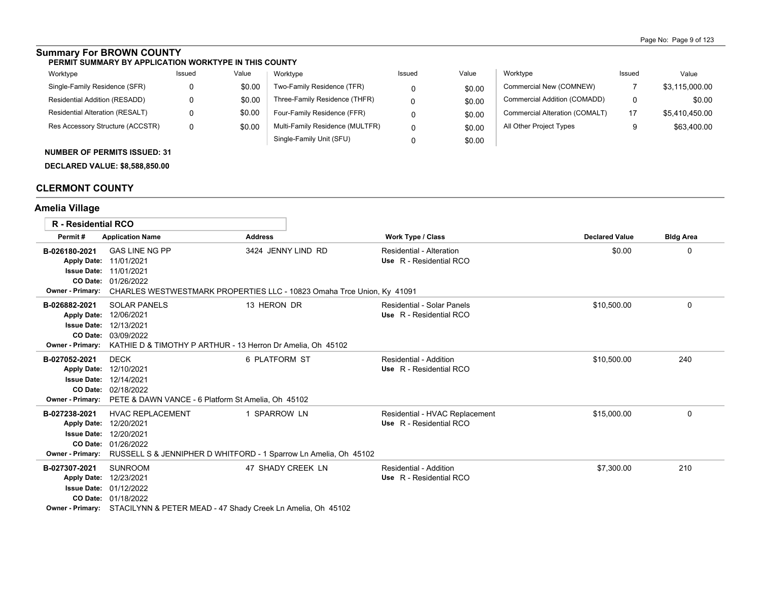## Summary For BROWN COUNTY

**PERMIT SUMMARY BY APPLICATION WORKTYPE IN THIS COUNTY**

| Worktype | Issued | Value | Worktype | Issued | Value | Worktype | Issued | Value |
|---|---|---|---|---|---|---|---|---|
| Single-Family Residence (SFR) | 0 | $0.00 | Two-Family Residence (TFR) | 0 | $0.00 | Commercial New (COMNEW) | 7 | $3,115,000.00 |
| Residential Addition (RESADD) | 0 | $0.00 | Three-Family Residence (THFR) | 0 | $0.00 | Commercial Addition (COMADD) | 0 | $0.00 |
| Residential Alteration (RESALT) | 0 | $0.00 | Four-Family Residence (FFR) | 0 | $0.00 | Commercial Alteration (COMALT) | 17 | $5,410,450.00 |
| Res Accessory Structure (ACCSTR) | 0 | $0.00 | Multi-Family Residence (MULTFR) | 0 | $0.00 | All Other Project Types | 9 | $63,400.00 |
| | | | Single-Family Unit (SFU) | 0 | $0.00 | | | |

**NUMBER OF PERMITS ISSUED: 31**

**DECLARED VALUE: $8,588,850.00**

## CLERMONT COUNTY

### Amelia Village

**R - Residential RCO**

| Permit # | Application Name | Address | Work Type / Class | Declared Value | Bldg Area |
|---|---|---|---|---|---|
| B-026180-2021 | GAS LINE NG PP | 3424 JENNY LIND RD | Residential - Alteration<br>Use R - Residential RCO | $0.00 | 0 |
| Apply Date: 11/01/2021<br>Issue Date: 11/01/2021<br>CO Date: 01/26/2022<br>Owner - Primary: CHARLES WESTWESTMARK PROPERTIES LLC - 10823 Omaha Trce Union, Ky 41091 | | | | | |
| B-026882-2021 | SOLAR PANELS | 13 HERON DR | Residential - Solar Panels<br>Use R - Residential RCO | $10,500.00 | 0 |
| Apply Date: 12/06/2021<br>Issue Date: 12/13/2021<br>CO Date: 03/09/2022<br>Owner - Primary: KATHIE D & TIMOTHY P ARTHUR - 13 Herron Dr Amelia, Oh 45102 | | | | | |
| B-027052-2021 | DECK | 6 PLATFORM ST | Residential - Addition<br>Use R - Residential RCO | $10,500.00 | 240 |
| Apply Date: 12/10/2021<br>Issue Date: 12/14/2021<br>CO Date: 02/18/2022<br>Owner - Primary: PETE & DAWN VANCE - 6 Platform St Amelia, Oh 45102 | | | | | |
| B-027238-2021 | HVAC REPLACEMENT | 1 SPARROW LN | Residential - HVAC Replacement<br>Use R - Residential RCO | $15,000.00 | 0 |
| Apply Date: 12/20/2021<br>Issue Date: 12/20/2021<br>CO Date: 01/26/2022<br>Owner - Primary: RUSSELL S & JENNIPHER D WHITFORD - 1 Sparrow Ln Amelia, Oh 45102 | | | | | |
| B-027307-2021 | SUNROOM | 47 SHADY CREEK LN | Residential - Addition<br>Use R - Residential RCO | $7,300.00 | 210 |
| Apply Date: 12/23/2021<br>Issue Date: 01/12/2022<br>CO Date: 01/18/2022<br>Owner - Primary: STACILYNN & PETER MEAD - 47 Shady Creek Ln Amelia, Oh 45102 | | | | | |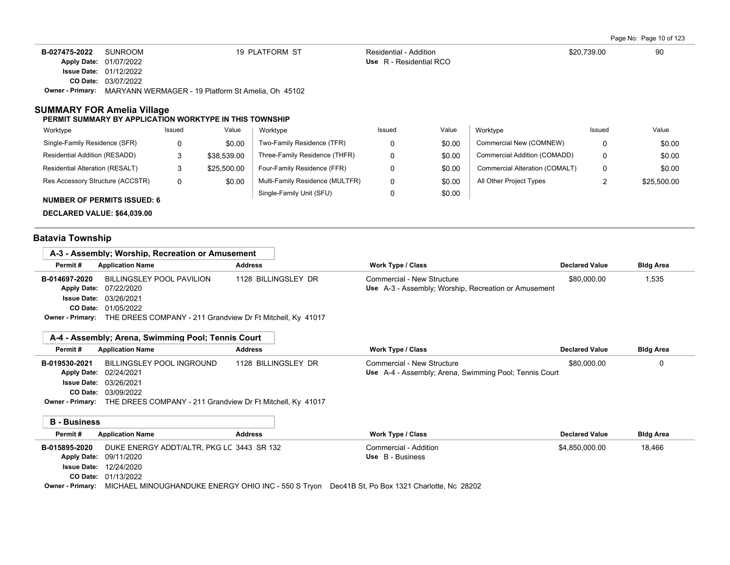| Permit # | Application Name | Address | Work Type / Class | Declared Value | Bldg Area |
|---|---|---|---|---|---|
| B-027475-2022 | SUNROOM | 19 PLATFORM ST | Residential - Addition | $20,739.00 | 90 |
| | Apply Date: 01/07/2022<br>Issue Date: 01/12/2022<br>CO Date: 03/07/2022 | | Use R - Residential RCO | | |

**Owner - Primary:** MARYANN WERMAGER - 19 Platform St Amelia, Oh 45102

## SUMMARY FOR Amelia Village

**PERMIT SUMMARY BY APPLICATION WORKTYPE IN THIS TOWNSHIP**

| Worktype | Issued | Value | Worktype | Issued | Value | Worktype | Issued | Value |
|---|---|---|---|---|---|---|---|---|
| Single-Family Residence (SFR) | 0 | $0.00 | Two-Family Residence (TFR) | 0 | $0.00 | Commercial New (COMNEW) | 0 | $0.00 |
| Residential Addition (RESADD) | 3 | $38,539.00 | Three-Family Residence (THFR) | 0 | $0.00 | Commercial Addition (COMADD) | 0 | $0.00 |
| Residential Alteration (RESALT) | 3 | $25,500.00 | Four-Family Residence (FFR) | 0 | $0.00 | Commercial Alteration (COMALT) | 0 | $0.00 |
| Res Accessory Structure (ACCSTR) | 0 | $0.00 | Multi-Family Residence (MULTFR) | 0 | $0.00 | All Other Project Types | 2 | $25,500.00 |
| | | | Single-Family Unit (SFU) | 0 | $0.00 | | | |

**NUMBER OF PERMITS ISSUED: 6**

**DECLARED VALUE: $64,039.00**

## Batavia Township

### A-3 - Assembly; Worship, Recreation or Amusement

| Permit # | Application Name | Address | Work Type / Class | Declared Value | Bldg Area |
|---|---|---|---|---|---|
| B-014697-2020 | BILLINGSLEY POOL PAVILION | 1128 BILLINGSLEY DR | Commercial - New Structure | $80,000.00 | 1,535 |
| | Apply Date: 07/22/2020<br>Issue Date: 03/26/2021<br>CO Date: 01/05/2022 | | Use A-3 - Assembly; Worship, Recreation or Amusement | | |

**Owner - Primary:** THE DREES COMPANY - 211 Grandview Dr Ft Mitchell, Ky 41017

### A-4 - Assembly; Arena, Swimming Pool; Tennis Court

| Permit # | Application Name | Address | Work Type / Class | Declared Value | Bldg Area |
|---|---|---|---|---|---|
| B-019530-2021 | BILLINGSLEY POOL INGROUND | 1128 BILLINGSLEY DR | Commercial - New Structure | $80,000.00 | 0 |
| | Apply Date: 02/24/2021<br>Issue Date: 03/26/2021<br>CO Date: 03/09/2022 | | Use A-4 - Assembly; Arena, Swimming Pool; Tennis Court | | |

**Owner - Primary:** THE DREES COMPANY - 211 Grandview Dr Ft Mitchell, Ky 41017

### B - Business

| Permit # | Application Name | Address | Work Type / Class | Declared Value | Bldg Area |
|---|---|---|---|---|---|
| B-015895-2020 | DUKE ENERGY ADDT/ALTR, PKG LC | 3443 SR 132 | Commercial - Addition | $4,850,000.00 | 18,466 |
| | Apply Date: 09/11/2020<br>Issue Date: 12/24/2020<br>CO Date: 01/13/2022 | | Use B - Business | | |

**Owner - Primary:** MICHAEL MINOUGHANDUKE ENERGY OHIO INC - 550 S Tryon Dec41B St, Po Box 1321 Charlotte, Nc 28202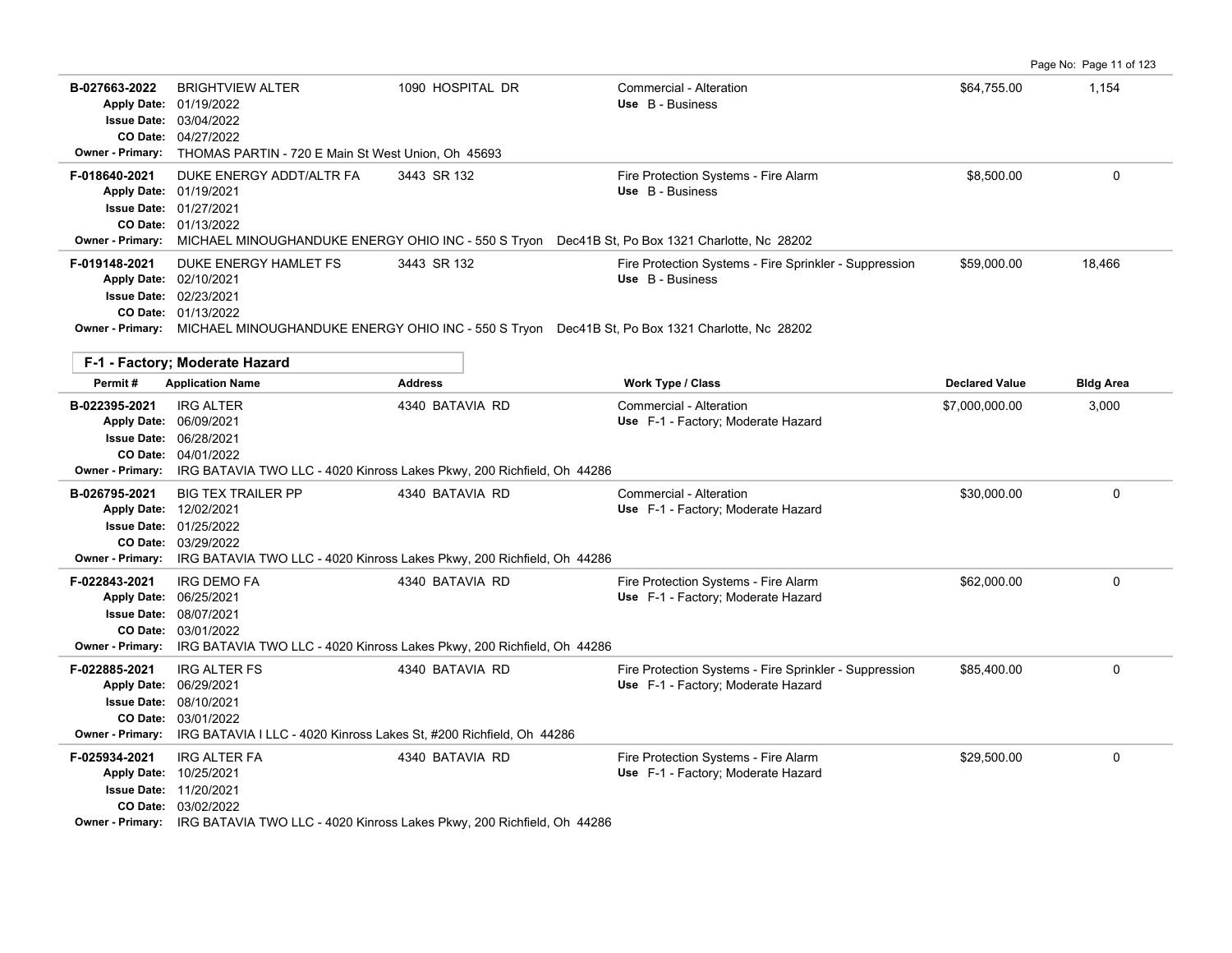| Permit # | Application Name | Address | Work Type / Class | Declared Value | Bldg Area |
|---|---|---|---|---|---|
| B-027663-2022 | BRIGHTVIEW ALTER | 1090 HOSPITAL DR | Commercial - Alteration | $64,755.00 | 1,154 |
| Apply Date: 01/19/2022 | | | Use B - Business | | |
| Issue Date: 03/04/2022 | | | | | |
| CO Date: 04/27/2022 | | | | | |
| Owner - Primary: THOMAS PARTIN - 720 E Main St West Union, Oh 45693 | | | | | |
| F-018640-2021 | DUKE ENERGY ADDT/ALTR FA | 3443 SR 132 | Fire Protection Systems - Fire Alarm | $8,500.00 | 0 |
| Apply Date: 01/19/2021 | | | Use B - Business | | |
| Issue Date: 01/27/2021 | | | | | |
| CO Date: 01/13/2022 | | | | | |
| Owner - Primary: MICHAEL MINOUGHANDUKE ENERGY OHIO INC - 550 S Tryon Dec41B St, Po Box 1321 Charlotte, Nc 28202 | | | | | |
| F-019148-2021 | DUKE ENERGY HAMLET FS | 3443 SR 132 | Fire Protection Systems - Fire Sprinkler - Suppression | $59,000.00 | 18,466 |
| Apply Date: 02/10/2021 | | | Use B - Business | | |
| Issue Date: 02/23/2021 | | | | | |
| CO Date: 01/13/2022 | | | | | |
| Owner - Primary: MICHAEL MINOUGHANDUKE ENERGY OHIO INC - 550 S Tryon Dec41B St, Po Box 1321 Charlotte, Nc 28202 | | | | | |

## F-1 - Factory; Moderate Hazard

| Permit # | Application Name | Address | Work Type / Class | Declared Value | Bldg Area |
|---|---|---|---|---|---|
| B-022395-2021 | IRG ALTER | 4340 BATAVIA RD | Commercial - Alteration | $7,000,000.00 | 3,000 |
| Apply Date: 06/09/2021 | | | Use F-1 - Factory; Moderate Hazard | | |
| Issue Date: 06/28/2021 | | | | | |
| CO Date: 04/01/2022 | | | | | |
| Owner - Primary: IRG BATAVIA TWO LLC - 4020 Kinross Lakes Pkwy, 200 Richfield, Oh 44286 | | | | | |
| B-026795-2021 | BIG TEX TRAILER PP | 4340 BATAVIA RD | Commercial - Alteration | $30,000.00 | 0 |
| Apply Date: 12/02/2021 | | | Use F-1 - Factory; Moderate Hazard | | |
| Issue Date: 01/25/2022 | | | | | |
| CO Date: 03/29/2022 | | | | | |
| Owner - Primary: IRG BATAVIA TWO LLC - 4020 Kinross Lakes Pkwy, 200 Richfield, Oh 44286 | | | | | |
| F-022843-2021 | IRG DEMO FA | 4340 BATAVIA RD | Fire Protection Systems - Fire Alarm | $62,000.00 | 0 |
| Apply Date: 06/25/2021 | | | Use F-1 - Factory; Moderate Hazard | | |
| Issue Date: 08/07/2021 | | | | | |
| CO Date: 03/01/2022 | | | | | |
| Owner - Primary: IRG BATAVIA TWO LLC - 4020 Kinross Lakes Pkwy, 200 Richfield, Oh 44286 | | | | | |
| F-022885-2021 | IRG ALTER FS | 4340 BATAVIA RD | Fire Protection Systems - Fire Sprinkler - Suppression | $85,400.00 | 0 |
| Apply Date: 06/29/2021 | | | Use F-1 - Factory; Moderate Hazard | | |
| Issue Date: 08/10/2021 | | | | | |
| CO Date: 03/01/2022 | | | | | |
| Owner - Primary: IRG BATAVIA I LLC - 4020 Kinross Lakes St, #200 Richfield, Oh 44286 | | | | | |
| F-025934-2021 | IRG ALTER FA | 4340 BATAVIA RD | Fire Protection Systems - Fire Alarm | $29,500.00 | 0 |
| Apply Date: 10/25/2021 | | | Use F-1 - Factory; Moderate Hazard | | |
| Issue Date: 11/20/2021 | | | | | |
| CO Date: 03/02/2022 | | | | | |
| Owner - Primary: IRG BATAVIA TWO LLC - 4020 Kinross Lakes Pkwy, 200 Richfield, Oh 44286 | | | | | |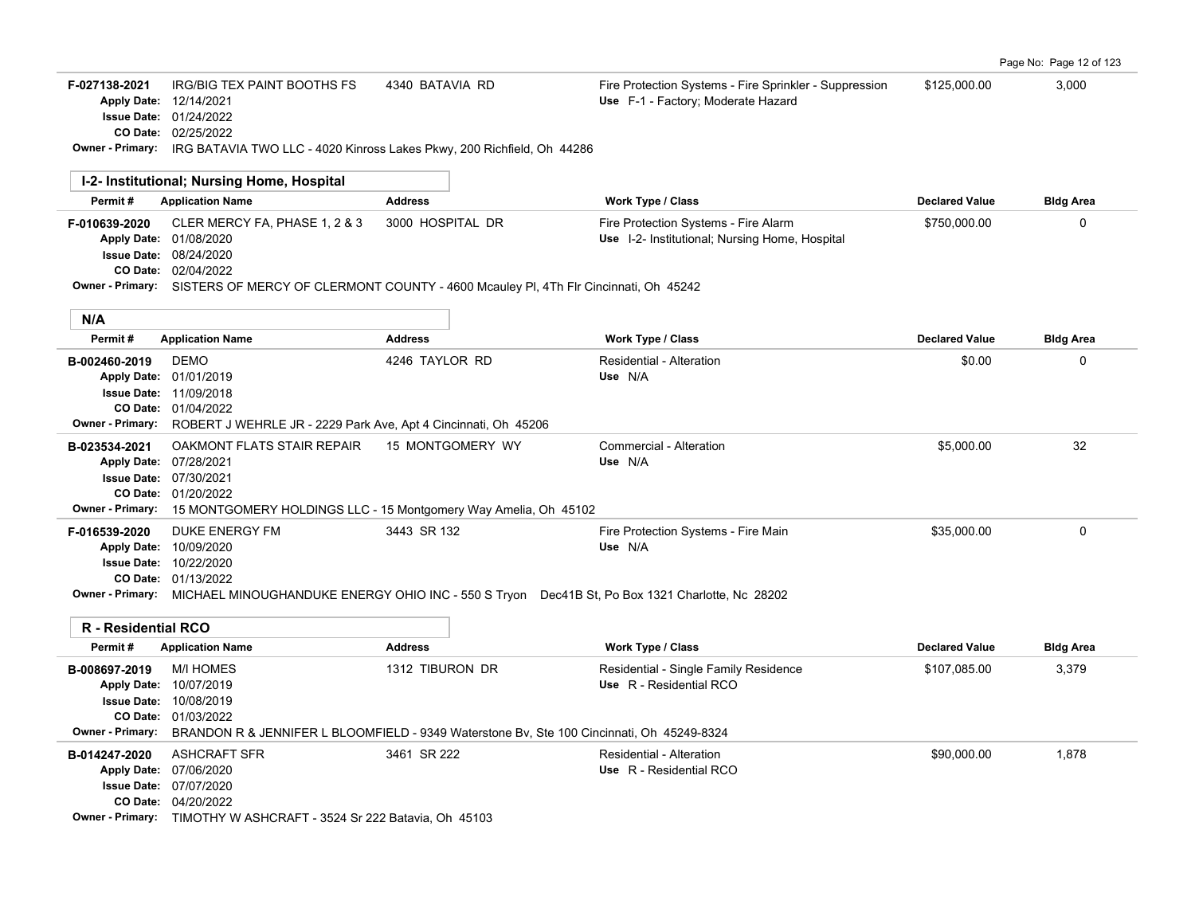**F-027138-2021** IRG/BIG TEX PAINT BOOTHS FS — 4340 BATAVIA RD — Fire Protection Systems - Fire Sprinkler - Suppression — $125,000.00 — 3,000
Apply Date: 12/14/2021
Issue Date: 01/24/2022
CO Date: 02/25/2022
Use F-1 - Factory; Moderate Hazard
Owner - Primary: IRG BATAVIA TWO LLC - 4020 Kinross Lakes Pkwy, 200 Richfield, Oh 44286

## I-2- Institutional; Nursing Home, Hospital

| Permit # | Application Name | Address | Work Type / Class | Declared Value | Bldg Area |
|---|---|---|---|---|---|
| F-010639-2020 | CLER MERCY FA, PHASE 1, 2 & 3 | 3000 HOSPITAL DR | Fire Protection Systems - Fire Alarm<br>Use I-2- Institutional; Nursing Home, Hospital | $750,000.00 | 0 |
| Apply Date: 01/08/2020<br>Issue Date: 08/24/2020<br>CO Date: 02/04/2022 | | | | | |
| Owner - Primary: SISTERS OF MERCY OF CLERMONT COUNTY - 4600 Mcauley Pl, 4Th Flr Cincinnati, Oh 45242 | | | | | |

## N/A

| Permit # | Application Name | Address | Work Type / Class | Declared Value | Bldg Area |
|---|---|---|---|---|---|
| B-002460-2019 | DEMO | 4246 TAYLOR RD | Residential - Alteration<br>Use N/A | $0.00 | 0 |
| Apply Date: 01/01/2019<br>Issue Date: 11/09/2018<br>CO Date: 01/04/2022 | | | | | |
| Owner - Primary: ROBERT J WEHRLE JR - 2229 Park Ave, Apt 4 Cincinnati, Oh 45206 | | | | | |
| B-023534-2021 | OAKMONT FLATS STAIR REPAIR | 15 MONTGOMERY WY | Commercial - Alteration<br>Use N/A | $5,000.00 | 32 |
| Apply Date: 07/28/2021<br>Issue Date: 07/30/2021<br>CO Date: 01/20/2022 | | | | | |
| Owner - Primary: 15 MONTGOMERY HOLDINGS LLC - 15 Montgomery Way Amelia, Oh 45102 | | | | | |
| F-016539-2020 | DUKE ENERGY FM | 3443 SR 132 | Fire Protection Systems - Fire Main<br>Use N/A | $35,000.00 | 0 |
| Apply Date: 10/09/2020<br>Issue Date: 10/22/2020<br>CO Date: 01/13/2022 | | | | | |
| Owner - Primary: MICHAEL MINOUGHANDUKE ENERGY OHIO INC - 550 S Tryon Dec41B St, Po Box 1321 Charlotte, Nc 28202 | | | | | |

## R - Residential RCO

| Permit # | Application Name | Address | Work Type / Class | Declared Value | Bldg Area |
|---|---|---|---|---|---|
| B-008697-2019 | M/I HOMES | 1312 TIBURON DR | Residential - Single Family Residence<br>Use R - Residential RCO | $107,085.00 | 3,379 |
| Apply Date: 10/07/2019<br>Issue Date: 10/08/2019<br>CO Date: 01/03/2022 | | | | | |
| Owner - Primary: BRANDON R & JENNIFER L BLOOMFIELD - 9349 Waterstone Bv, Ste 100 Cincinnati, Oh 45249-8324 | | | | | |
| B-014247-2020 | ASHCRAFT SFR | 3461 SR 222 | Residential - Alteration<br>Use R - Residential RCO | $90,000.00 | 1,878 |
| Apply Date: 07/06/2020<br>Issue Date: 07/07/2020<br>CO Date: 04/20/2022 | | | | | |
| Owner - Primary: TIMOTHY W ASHCRAFT - 3524 Sr 222 Batavia, Oh 45103 | | | | | |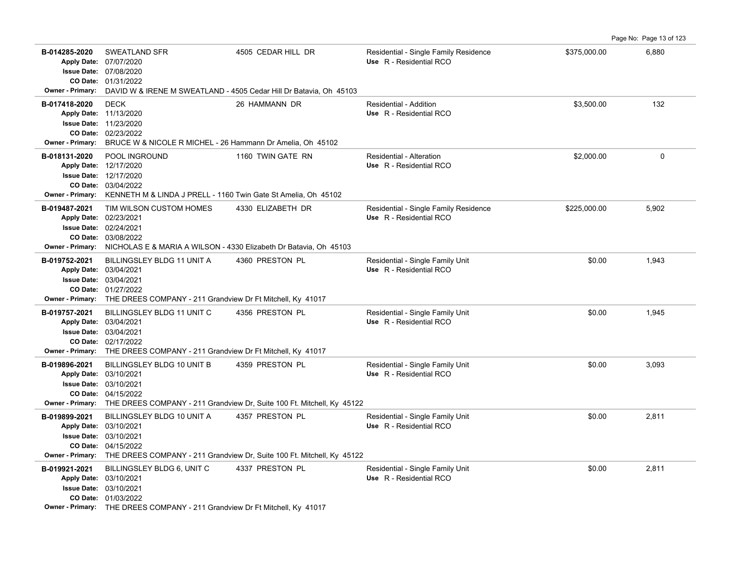| Permit No. | Description | Address | Type / Use | Valuation | Sq. Ft. |
|---|---|---|---|---|---|
| B-014285-2020<br>Apply Date: 07/07/2020<br>Issue Date: 07/08/2020<br>CO Date: 01/31/2022 | SWEATLAND SFR | 4505 CEDAR HILL DR | Residential - Single Family Residence<br>Use R - Residential RCO | $375,000.00 | 6,880 |
| Owner - Primary: | DAVID W & IRENE M SWEATLAND - 4505 Cedar Hill Dr Batavia, Oh 45103 | | | | |
| B-017418-2020<br>Apply Date: 11/13/2020<br>Issue Date: 11/23/2020<br>CO Date: 02/23/2022 | DECK | 26 HAMMANN DR | Residential - Addition<br>Use R - Residential RCO | $3,500.00 | 132 |
| Owner - Primary: | BRUCE W & NICOLE R MICHEL - 26 Hammann Dr Amelia, Oh 45102 | | | | |
| B-018131-2020<br>Apply Date: 12/17/2020<br>Issue Date: 12/17/2020<br>CO Date: 03/04/2022 | POOL INGROUND | 1160 TWIN GATE RN | Residential - Alteration<br>Use R - Residential RCO | $2,000.00 | 0 |
| Owner - Primary: | KENNETH M & LINDA J PRELL - 1160 Twin Gate St Amelia, Oh 45102 | | | | |
| B-019487-2021<br>Apply Date: 02/23/2021<br>Issue Date: 02/24/2021<br>CO Date: 03/08/2022 | TIM WILSON CUSTOM HOMES | 4330 ELIZABETH DR | Residential - Single Family Residence<br>Use R - Residential RCO | $225,000.00 | 5,902 |
| Owner - Primary: | NICHOLAS E & MARIA A WILSON - 4330 Elizabeth Dr Batavia, Oh 45103 | | | | |
| B-019752-2021<br>Apply Date: 03/04/2021<br>Issue Date: 03/04/2021<br>CO Date: 01/27/2022 | BILLINGSLEY BLDG 11 UNIT A | 4360 PRESTON PL | Residential - Single Family Unit<br>Use R - Residential RCO | $0.00 | 1,943 |
| Owner - Primary: | THE DREES COMPANY - 211 Grandview Dr Ft Mitchell, Ky 41017 | | | | |
| B-019757-2021<br>Apply Date: 03/04/2021<br>Issue Date: 03/04/2021<br>CO Date: 02/17/2022 | BILLINGSLEY BLDG 11 UNIT C | 4356 PRESTON PL | Residential - Single Family Unit<br>Use R - Residential RCO | $0.00 | 1,945 |
| Owner - Primary: | THE DREES COMPANY - 211 Grandview Dr Ft Mitchell, Ky 41017 | | | | |
| B-019896-2021<br>Apply Date: 03/10/2021<br>Issue Date: 03/10/2021<br>CO Date: 04/15/2022 | BILLINGSLEY BLDG 10 UNIT B | 4359 PRESTON PL | Residential - Single Family Unit<br>Use R - Residential RCO | $0.00 | 3,093 |
| Owner - Primary: | THE DREES COMPANY - 211 Grandview Dr, Suite 100 Ft. Mitchell, Ky 45122 | | | | |
| B-019899-2021<br>Apply Date: 03/10/2021<br>Issue Date: 03/10/2021<br>CO Date: 04/15/2022 | BILLINGSLEY BLDG 10 UNIT A | 4357 PRESTON PL | Residential - Single Family Unit<br>Use R - Residential RCO | $0.00 | 2,811 |
| Owner - Primary: | THE DREES COMPANY - 211 Grandview Dr, Suite 100 Ft. Mitchell, Ky 45122 | | | | |
| B-019921-2021<br>Apply Date: 03/10/2021<br>Issue Date: 03/10/2021<br>CO Date: 01/03/2022 | BILLINGSLEY BLDG 6, UNIT C | 4337 PRESTON PL | Residential - Single Family Unit<br>Use R - Residential RCO | $0.00 | 2,811 |
| Owner - Primary: | THE DREES COMPANY - 211 Grandview Dr Ft Mitchell, Ky 41017 | | | | |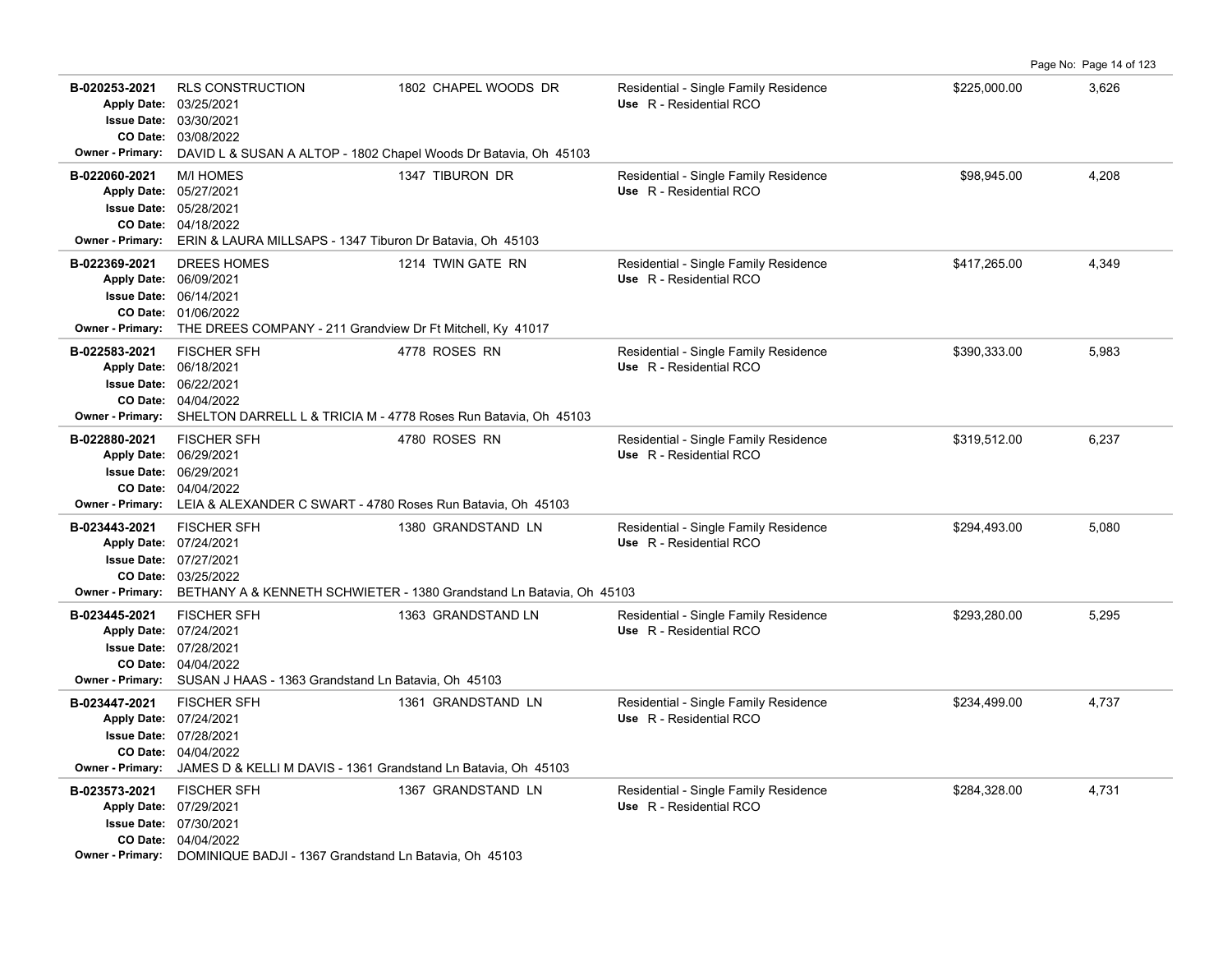| Permit | Contractor / Dates | Address | Type / Use | Valuation | Sq Ft |
|---|---|---|---|---|---|
| B-020253-2021 | RLS CONSTRUCTION<br>Apply Date: 03/25/2021<br>Issue Date: 03/30/2021<br>CO Date: 03/08/2022 | 1802 CHAPEL WOODS DR | Residential - Single Family Residence<br>Use R - Residential RCO | $225,000.00 | 3,626 |
| Owner - Primary: | DAVID L & SUSAN A ALTOP - 1802 Chapel Woods Dr Batavia, Oh 45103 | | | | |
| B-022060-2021 | M/I HOMES<br>Apply Date: 05/27/2021<br>Issue Date: 05/28/2021<br>CO Date: 04/18/2022 | 1347 TIBURON DR | Residential - Single Family Residence<br>Use R - Residential RCO | $98,945.00 | 4,208 |
| Owner - Primary: | ERIN & LAURA MILLSAPS - 1347 Tiburon Dr Batavia, Oh 45103 | | | | |
| B-022369-2021 | DREES HOMES<br>Apply Date: 06/09/2021<br>Issue Date: 06/14/2021<br>CO Date: 01/06/2022 | 1214 TWIN GATE RN | Residential - Single Family Residence<br>Use R - Residential RCO | $417,265.00 | 4,349 |
| Owner - Primary: | THE DREES COMPANY - 211 Grandview Dr Ft Mitchell, Ky 41017 | | | | |
| B-022583-2021 | FISCHER SFH<br>Apply Date: 06/18/2021<br>Issue Date: 06/22/2021<br>CO Date: 04/04/2022 | 4778 ROSES RN | Residential - Single Family Residence<br>Use R - Residential RCO | $390,333.00 | 5,983 |
| Owner - Primary: | SHELTON DARRELL L & TRICIA M - 4778 Roses Run Batavia, Oh 45103 | | | | |
| B-022880-2021 | FISCHER SFH<br>Apply Date: 06/29/2021<br>Issue Date: 06/29/2021<br>CO Date: 04/04/2022 | 4780 ROSES RN | Residential - Single Family Residence<br>Use R - Residential RCO | $319,512.00 | 6,237 |
| Owner - Primary: | LEIA & ALEXANDER C SWART - 4780 Roses Run Batavia, Oh 45103 | | | | |
| B-023443-2021 | FISCHER SFH<br>Apply Date: 07/24/2021<br>Issue Date: 07/27/2021<br>CO Date: 03/25/2022 | 1380 GRANDSTAND LN | Residential - Single Family Residence<br>Use R - Residential RCO | $294,493.00 | 5,080 |
| Owner - Primary: | BETHANY A & KENNETH SCHWIETER - 1380 Grandstand Ln Batavia, Oh 45103 | | | | |
| B-023445-2021 | FISCHER SFH<br>Apply Date: 07/24/2021<br>Issue Date: 07/28/2021<br>CO Date: 04/04/2022 | 1363 GRANDSTAND LN | Residential - Single Family Residence<br>Use R - Residential RCO | $293,280.00 | 5,295 |
| Owner - Primary: | SUSAN J HAAS - 1363 Grandstand Ln Batavia, Oh 45103 | | | | |
| B-023447-2021 | FISCHER SFH<br>Apply Date: 07/24/2021<br>Issue Date: 07/28/2021<br>CO Date: 04/04/2022 | 1361 GRANDSTAND LN | Residential - Single Family Residence<br>Use R - Residential RCO | $234,499.00 | 4,737 |
| Owner - Primary: | JAMES D & KELLI M DAVIS - 1361 Grandstand Ln Batavia, Oh 45103 | | | | |
| B-023573-2021 | FISCHER SFH<br>Apply Date: 07/29/2021<br>Issue Date: 07/30/2021<br>CO Date: 04/04/2022 | 1367 GRANDSTAND LN | Residential - Single Family Residence<br>Use R - Residential RCO | $284,328.00 | 4,731 |
| Owner - Primary: | DOMINIQUE BADJI - 1367 Grandstand Ln Batavia, Oh 45103 | | | | |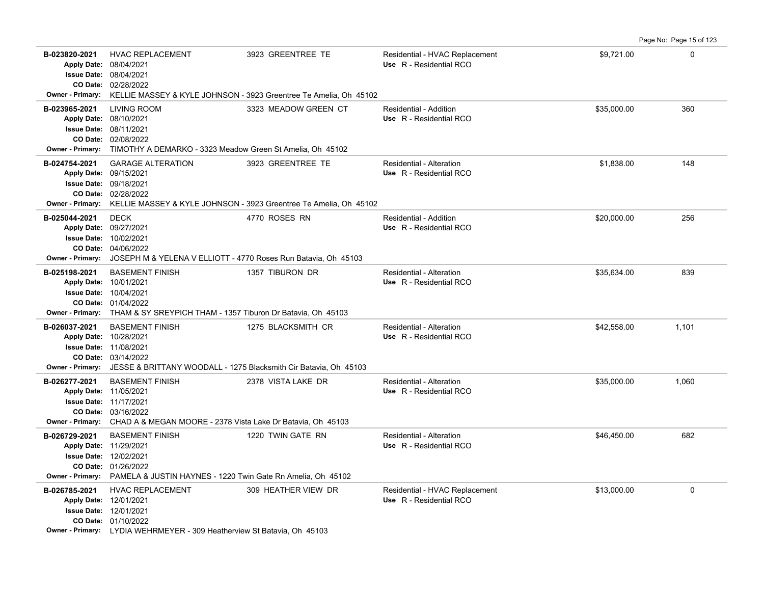| Permit # | Description | Address | Type / Use | Valuation | Sq Ft |
|---|---|---|---|---|---|
| B-023820-2021 | HVAC REPLACEMENT | 3923 GREENTREE TE | Residential - HVAC Replacement | $9,721.00 | 0 |
| Apply Date: 08/04/2021 | | | Use R - Residential RCO | | |
| Issue Date: 08/04/2021 | | | | | |
| CO Date: 02/28/2022 | | | | | |
| Owner - Primary: | KELLIE MASSEY & KYLE JOHNSON - 3923 Greentree Te Amelia, Oh 45102 | | | | |
| B-023965-2021 | LIVING ROOM | 3323 MEADOW GREEN CT | Residential - Addition | $35,000.00 | 360 |
| Apply Date: 08/10/2021 | | | Use R - Residential RCO | | |
| Issue Date: 08/11/2021 | | | | | |
| CO Date: 02/08/2022 | | | | | |
| Owner - Primary: | TIMOTHY A DEMARKO - 3323 Meadow Green St Amelia, Oh 45102 | | | | |
| B-024754-2021 | GARAGE ALTERATION | 3923 GREENTREE TE | Residential - Alteration | $1,838.00 | 148 |
| Apply Date: 09/15/2021 | | | Use R - Residential RCO | | |
| Issue Date: 09/18/2021 | | | | | |
| CO Date: 02/28/2022 | | | | | |
| Owner - Primary: | KELLIE MASSEY & KYLE JOHNSON - 3923 Greentree Te Amelia, Oh 45102 | | | | |
| B-025044-2021 | DECK | 4770 ROSES RN | Residential - Addition | $20,000.00 | 256 |
| Apply Date: 09/27/2021 | | | Use R - Residential RCO | | |
| Issue Date: 10/02/2021 | | | | | |
| CO Date: 04/06/2022 | | | | | |
| Owner - Primary: | JOSEPH M & YELENA V ELLIOTT - 4770 Roses Run Batavia, Oh 45103 | | | | |
| B-025198-2021 | BASEMENT FINISH | 1357 TIBURON DR | Residential - Alteration | $35,634.00 | 839 |
| Apply Date: 10/01/2021 | | | Use R - Residential RCO | | |
| Issue Date: 10/04/2021 | | | | | |
| CO Date: 01/04/2022 | | | | | |
| Owner - Primary: | THAM & SY SREYPICH THAM - 1357 Tiburon Dr Batavia, Oh 45103 | | | | |
| B-026037-2021 | BASEMENT FINISH | 1275 BLACKSMITH CR | Residential - Alteration | $42,558.00 | 1,101 |
| Apply Date: 10/28/2021 | | | Use R - Residential RCO | | |
| Issue Date: 11/08/2021 | | | | | |
| CO Date: 03/14/2022 | | | | | |
| Owner - Primary: | JESSE & BRITTANY WOODALL - 1275 Blacksmith Cir Batavia, Oh 45103 | | | | |
| B-026277-2021 | BASEMENT FINISH | 2378 VISTA LAKE DR | Residential - Alteration | $35,000.00 | 1,060 |
| Apply Date: 11/05/2021 | | | Use R - Residential RCO | | |
| Issue Date: 11/17/2021 | | | | | |
| CO Date: 03/16/2022 | | | | | |
| Owner - Primary: | CHAD A & MEGAN MOORE - 2378 Vista Lake Dr Batavia, Oh 45103 | | | | |
| B-026729-2021 | BASEMENT FINISH | 1220 TWIN GATE RN | Residential - Alteration | $46,450.00 | 682 |
| Apply Date: 11/29/2021 | | | Use R - Residential RCO | | |
| Issue Date: 12/02/2021 | | | | | |
| CO Date: 01/26/2022 | | | | | |
| Owner - Primary: | PAMELA & JUSTIN HAYNES - 1220 Twin Gate Rn Amelia, Oh 45102 | | | | |
| B-026785-2021 | HVAC REPLACEMENT | 309 HEATHER VIEW DR | Residential - HVAC Replacement | $13,000.00 | 0 |
| Apply Date: 12/01/2021 | | | Use R - Residential RCO | | |
| Issue Date: 12/01/2021 | | | | | |
| CO Date: 01/10/2022 | | | | | |
| Owner - Primary: | LYDIA WEHRMEYER - 309 Heatherview St Batavia, Oh 45103 | | | | |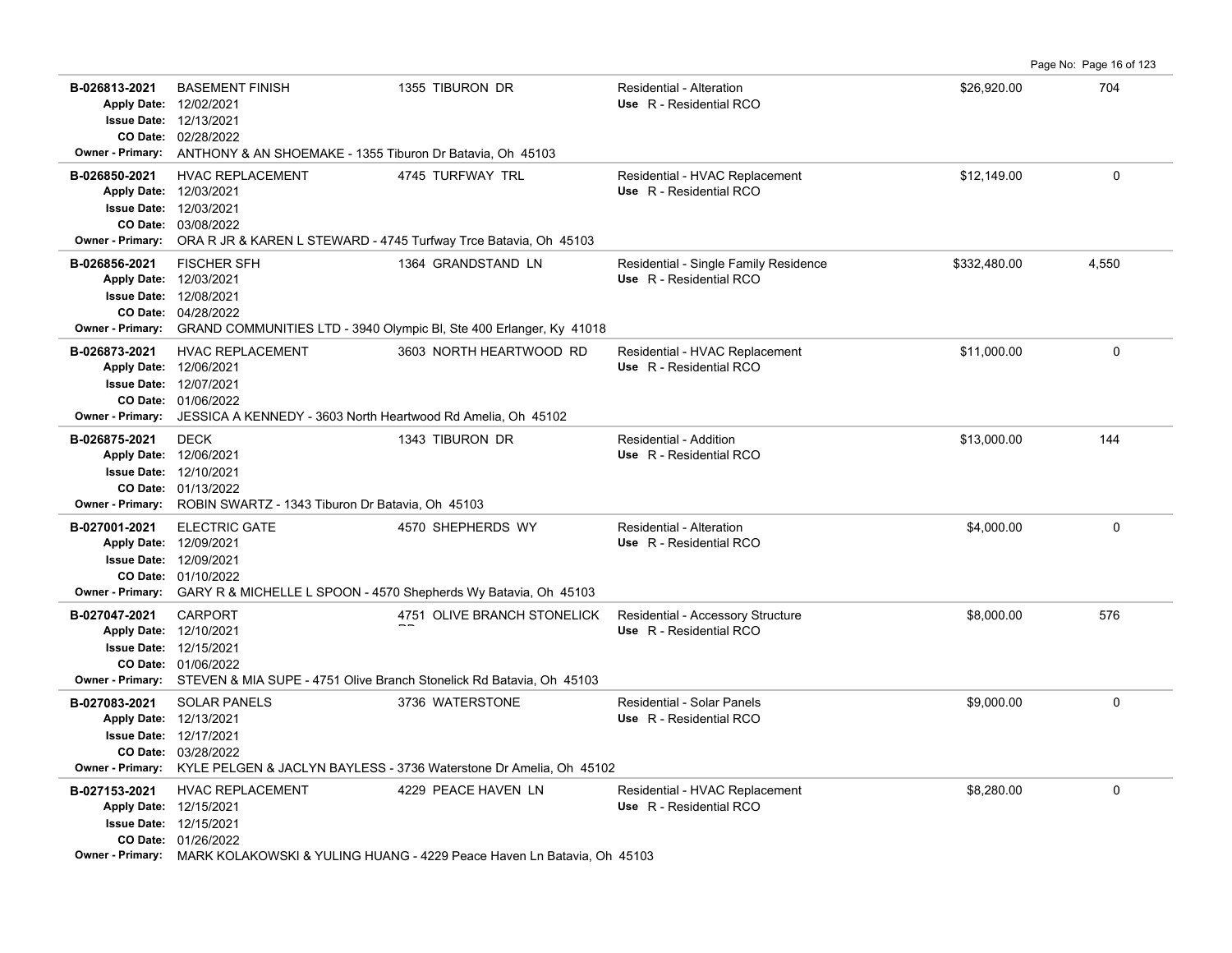| Permit # | Description | Address | Type / Use | Valuation | Sq Ft |
|---|---|---|---|---|---|
| **B-026813-2021**<br>Apply Date: 12/02/2021<br>Issue Date: 12/13/2021<br>CO Date: 02/28/2022<br>Owner - Primary: ANTHONY & AN SHOEMAKE - 1355 Tiburon Dr Batavia, Oh 45103 | BASEMENT FINISH | 1355 TIBURON DR | Residential - Alteration<br>Use R - Residential RCO | $26,920.00 | 704 |
| **B-026850-2021**<br>Apply Date: 12/03/2021<br>Issue Date: 12/03/2021<br>CO Date: 03/08/2022<br>Owner - Primary: ORA R JR & KAREN L STEWARD - 4745 Turfway Trce Batavia, Oh 45103 | HVAC REPLACEMENT | 4745 TURFWAY TRL | Residential - HVAC Replacement<br>Use R - Residential RCO | $12,149.00 | 0 |
| **B-026856-2021**<br>Apply Date: 12/03/2021<br>Issue Date: 12/08/2021<br>CO Date: 04/28/2022<br>Owner - Primary: GRAND COMMUNITIES LTD - 3940 Olympic Bl, Ste 400 Erlanger, Ky 41018 | FISCHER SFH | 1364 GRANDSTAND LN | Residential - Single Family Residence<br>Use R - Residential RCO | $332,480.00 | 4,550 |
| **B-026873-2021**<br>Apply Date: 12/06/2021<br>Issue Date: 12/07/2021<br>CO Date: 01/06/2022<br>Owner - Primary: JESSICA A KENNEDY - 3603 North Heartwood Rd Amelia, Oh 45102 | HVAC REPLACEMENT | 3603 NORTH HEARTWOOD RD | Residential - HVAC Replacement<br>Use R - Residential RCO | $11,000.00 | 0 |
| **B-026875-2021**<br>Apply Date: 12/06/2021<br>Issue Date: 12/10/2021<br>CO Date: 01/13/2022<br>Owner - Primary: ROBIN SWARTZ - 1343 Tiburon Dr Batavia, Oh 45103 | DECK | 1343 TIBURON DR | Residential - Addition<br>Use R - Residential RCO | $13,000.00 | 144 |
| **B-027001-2021**<br>Apply Date: 12/09/2021<br>Issue Date: 12/09/2021<br>CO Date: 01/10/2022<br>Owner - Primary: GARY R & MICHELLE L SPOON - 4570 Shepherds Wy Batavia, Oh 45103 | ELECTRIC GATE | 4570 SHEPHERDS WY | Residential - Alteration<br>Use R - Residential RCO | $4,000.00 | 0 |
| **B-027047-2021**<br>Apply Date: 12/10/2021<br>Issue Date: 12/15/2021<br>CO Date: 01/06/2022<br>Owner - Primary: STEVEN & MIA SUPE - 4751 Olive Branch Stonelick Rd Batavia, Oh 45103 | CARPORT | 4751 OLIVE BRANCH STONELICK RD | Residential - Accessory Structure<br>Use R - Residential RCO | $8,000.00 | 576 |
| **B-027083-2021**<br>Apply Date: 12/13/2021<br>Issue Date: 12/17/2021<br>CO Date: 03/28/2022<br>Owner - Primary: KYLE PELGEN & JACLYN BAYLESS - 3736 Waterstone Dr Amelia, Oh 45102 | SOLAR PANELS | 3736 WATERSTONE | Residential - Solar Panels<br>Use R - Residential RCO | $9,000.00 | 0 |
| **B-027153-2021**<br>Apply Date: 12/15/2021<br>Issue Date: 12/15/2021<br>CO Date: 01/26/2022<br>Owner - Primary: MARK KOLAKOWSKI & YULING HUANG - 4229 Peace Haven Ln Batavia, Oh 45103 | HVAC REPLACEMENT | 4229 PEACE HAVEN LN | Residential - HVAC Replacement<br>Use R - Residential RCO | $8,280.00 | 0 |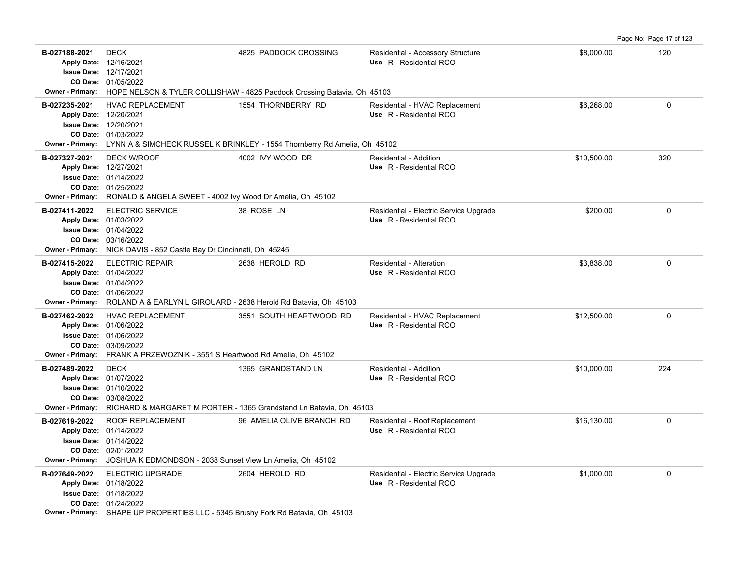| Permit # | Description | Address | Type / Use | Valuation | Sq Ft |
|---|---|---|---|---|---|
| **B-027188-2021**<br>Apply Date: 12/16/2021<br>Issue Date: 12/17/2021<br>CO Date: 01/05/2022<br>Owner - Primary: HOPE NELSON & TYLER COLLISHAW - 4825 Paddock Crossing Batavia, Oh 45103 | DECK | 4825 PADDOCK CROSSING | Residential - Accessory Structure<br>Use R - Residential RCO | $8,000.00 | 120 |
| **B-027235-2021**<br>Apply Date: 12/20/2021<br>Issue Date: 12/20/2021<br>CO Date: 01/03/2022<br>Owner - Primary: LYNN A & SIMCHECK RUSSEL K BRINKLEY - 1554 Thornberry Rd Amelia, Oh 45102 | HVAC REPLACEMENT | 1554 THORNBERRY RD | Residential - HVAC Replacement<br>Use R - Residential RCO | $6,268.00 | 0 |
| **B-027327-2021**<br>Apply Date: 12/27/2021<br>Issue Date: 01/14/2022<br>CO Date: 01/25/2022<br>Owner - Primary: RONALD & ANGELA SWEET - 4002 Ivy Wood Dr Amelia, Oh 45102 | DECK W/ROOF | 4002 IVY WOOD DR | Residential - Addition<br>Use R - Residential RCO | $10,500.00 | 320 |
| **B-027411-2022**<br>Apply Date: 01/03/2022<br>Issue Date: 01/04/2022<br>CO Date: 03/16/2022<br>Owner - Primary: NICK DAVIS - 852 Castle Bay Dr Cincinnati, Oh 45245 | ELECTRIC SERVICE | 38 ROSE LN | Residential - Electric Service Upgrade<br>Use R - Residential RCO | $200.00 | 0 |
| **B-027415-2022**<br>Apply Date: 01/04/2022<br>Issue Date: 01/04/2022<br>CO Date: 01/06/2022<br>Owner - Primary: ROLAND A & EARLYN L GIROUARD - 2638 Herold Rd Batavia, Oh 45103 | ELECTRIC REPAIR | 2638 HEROLD RD | Residential - Alteration<br>Use R - Residential RCO | $3,838.00 | 0 |
| **B-027462-2022**<br>Apply Date: 01/06/2022<br>Issue Date: 01/06/2022<br>CO Date: 03/09/2022<br>Owner - Primary: FRANK A PRZEWOZNIK - 3551 S Heartwood Rd Amelia, Oh 45102 | HVAC REPLACEMENT | 3551 SOUTH HEARTWOOD RD | Residential - HVAC Replacement<br>Use R - Residential RCO | $12,500.00 | 0 |
| **B-027489-2022**<br>Apply Date: 01/07/2022<br>Issue Date: 01/10/2022<br>CO Date: 03/08/2022<br>Owner - Primary: RICHARD & MARGARET M PORTER - 1365 Grandstand Ln Batavia, Oh 45103 | DECK | 1365 GRANDSTAND LN | Residential - Addition<br>Use R - Residential RCO | $10,000.00 | 224 |
| **B-027619-2022**<br>Apply Date: 01/14/2022<br>Issue Date: 01/14/2022<br>CO Date: 02/01/2022<br>Owner - Primary: JOSHUA K EDMONDSON - 2038 Sunset View Ln Amelia, Oh 45102 | ROOF REPLACEMENT | 96 AMELIA OLIVE BRANCH RD | Residential - Roof Replacement<br>Use R - Residential RCO | $16,130.00 | 0 |
| **B-027649-2022**<br>Apply Date: 01/18/2022<br>Issue Date: 01/18/2022<br>CO Date: 01/24/2022<br>Owner - Primary: SHAPE UP PROPERTIES LLC - 5345 Brushy Fork Rd Batavia, Oh 45103 | ELECTRIC UPGRADE | 2604 HEROLD RD | Residential - Electric Service Upgrade<br>Use R - Residential RCO | $1,000.00 | 0 |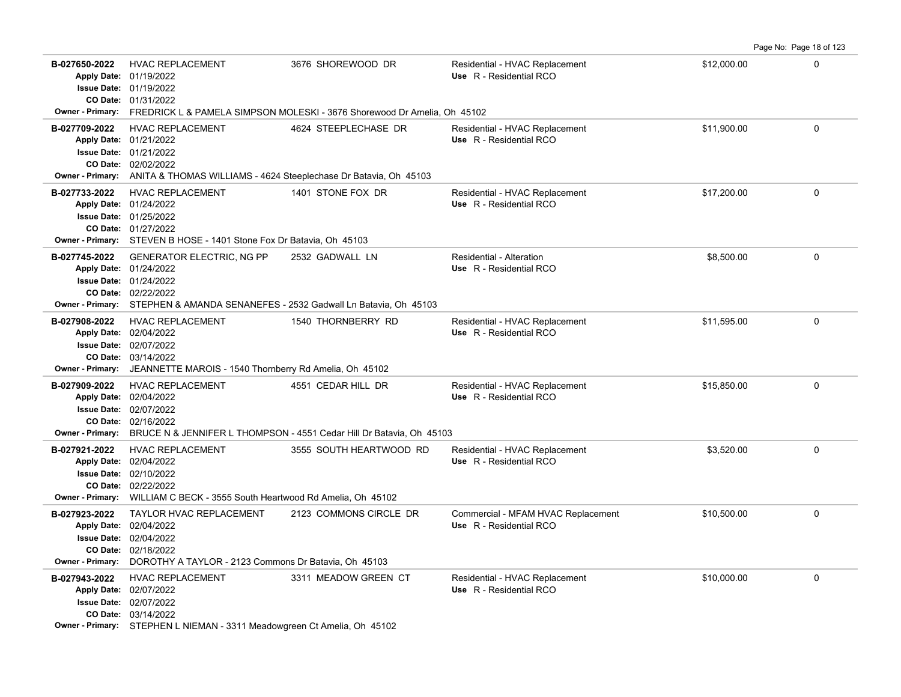| Permit # | Description | Address | Type / Use | Value | |
|---|---|---|---|---|---|
| **B-027650-2022**<br>**Apply Date:** 01/19/2022<br>**Issue Date:** 01/19/2022<br>**CO Date:** 01/31/2022 | HVAC REPLACEMENT | 3676 SHOREWOOD DR | Residential - HVAC Replacement<br>**Use** R - Residential RCO | $12,000.00 | 0 |
| **Owner - Primary:** FREDRICK L & PAMELA SIMPSON MOLESKI - 3676 Shorewood Dr Amelia, Oh 45102 | | | | | |
| **B-027709-2022**<br>**Apply Date:** 01/21/2022<br>**Issue Date:** 01/21/2022<br>**CO Date:** 02/02/2022 | HVAC REPLACEMENT | 4624 STEEPLECHASE DR | Residential - HVAC Replacement<br>**Use** R - Residential RCO | $11,900.00 | 0 |
| **Owner - Primary:** ANITA & THOMAS WILLIAMS - 4624 Steeplechase Dr Batavia, Oh 45103 | | | | | |
| **B-027733-2022**<br>**Apply Date:** 01/24/2022<br>**Issue Date:** 01/25/2022<br>**CO Date:** 01/27/2022 | HVAC REPLACEMENT | 1401 STONE FOX DR | Residential - HVAC Replacement<br>**Use** R - Residential RCO | $17,200.00 | 0 |
| **Owner - Primary:** STEVEN B HOSE - 1401 Stone Fox Dr Batavia, Oh 45103 | | | | | |
| **B-027745-2022**<br>**Apply Date:** 01/24/2022<br>**Issue Date:** 01/24/2022<br>**CO Date:** 02/22/2022 | GENERATOR ELECTRIC, NG PP | 2532 GADWALL LN | Residential - Alteration<br>**Use** R - Residential RCO | $8,500.00 | 0 |
| **Owner - Primary:** STEPHEN & AMANDA SENANEFES - 2532 Gadwall Ln Batavia, Oh 45103 | | | | | |
| **B-027908-2022**<br>**Apply Date:** 02/04/2022<br>**Issue Date:** 02/07/2022<br>**CO Date:** 03/14/2022 | HVAC REPLACEMENT | 1540 THORNBERRY RD | Residential - HVAC Replacement<br>**Use** R - Residential RCO | $11,595.00 | 0 |
| **Owner - Primary:** JEANNETTE MAROIS - 1540 Thornberry Rd Amelia, Oh 45102 | | | | | |
| **B-027909-2022**<br>**Apply Date:** 02/04/2022<br>**Issue Date:** 02/07/2022<br>**CO Date:** 02/16/2022 | HVAC REPLACEMENT | 4551 CEDAR HILL DR | Residential - HVAC Replacement<br>**Use** R - Residential RCO | $15,850.00 | 0 |
| **Owner - Primary:** BRUCE N & JENNIFER L THOMPSON - 4551 Cedar Hill Dr Batavia, Oh 45103 | | | | | |
| **B-027921-2022**<br>**Apply Date:** 02/04/2022<br>**Issue Date:** 02/10/2022<br>**CO Date:** 02/22/2022 | HVAC REPLACEMENT | 3555 SOUTH HEARTWOOD RD | Residential - HVAC Replacement<br>**Use** R - Residential RCO | $3,520.00 | 0 |
| **Owner - Primary:** WILLIAM C BECK - 3555 South Heartwood Rd Amelia, Oh 45102 | | | | | |
| **B-027923-2022**<br>**Apply Date:** 02/04/2022<br>**Issue Date:** 02/04/2022<br>**CO Date:** 02/18/2022 | TAYLOR HVAC REPLACEMENT | 2123 COMMONS CIRCLE DR | Commercial - MFAM HVAC Replacement<br>**Use** R - Residential RCO | $10,500.00 | 0 |
| **Owner - Primary:** DOROTHY A TAYLOR - 2123 Commons Dr Batavia, Oh 45103 | | | | | |
| **B-027943-2022**<br>**Apply Date:** 02/07/2022<br>**Issue Date:** 02/07/2022<br>**CO Date:** 03/14/2022 | HVAC REPLACEMENT | 3311 MEADOW GREEN CT | Residential - HVAC Replacement<br>**Use** R - Residential RCO | $10,000.00 | 0 |
| **Owner - Primary:** STEPHEN L NIEMAN - 3311 Meadowgreen Ct Amelia, Oh 45102 | | | | | |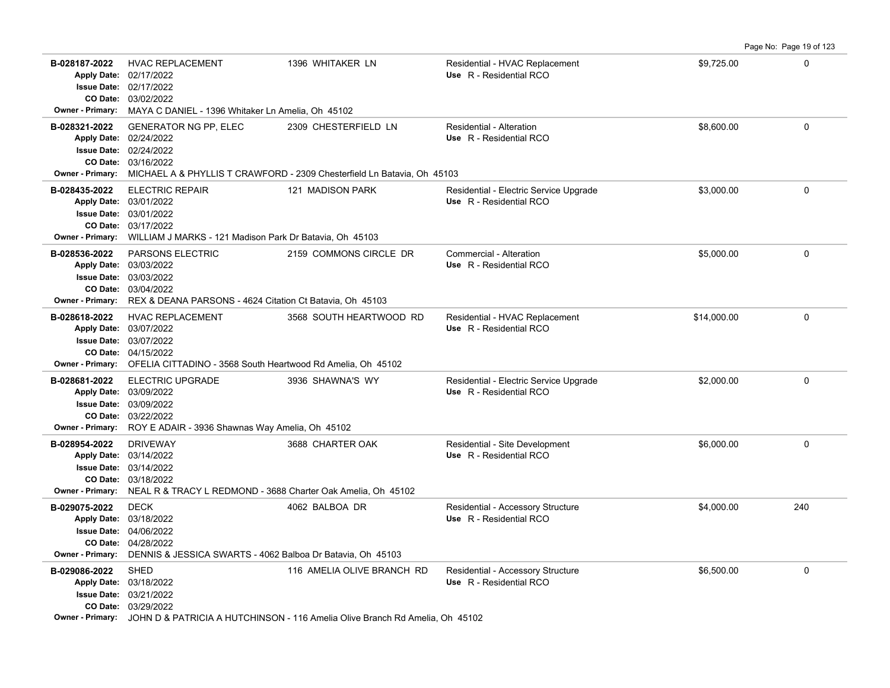| Permit | Description | Address | Type / Use | Valuation | Sq Ft |
|---|---|---|---|---|---|
| **B-028187-2022**<br>Apply Date: 02/17/2022<br>Issue Date: 02/17/2022<br>CO Date: 03/02/2022<br>Owner - Primary: MAYA C DANIEL - 1396 Whitaker Ln Amelia, Oh 45102 | HVAC REPLACEMENT | 1396 WHITAKER LN | Residential - HVAC Replacement<br>Use R - Residential RCO | $9,725.00 | 0 |
| **B-028321-2022**<br>Apply Date: 02/24/2022<br>Issue Date: 02/24/2022<br>CO Date: 03/16/2022<br>Owner - Primary: MICHAEL A & PHYLLIS T CRAWFORD - 2309 Chesterfield Ln Batavia, Oh 45103 | GENERATOR NG PP, ELEC | 2309 CHESTERFIELD LN | Residential - Alteration<br>Use R - Residential RCO | $8,600.00 | 0 |
| **B-028435-2022**<br>Apply Date: 03/01/2022<br>Issue Date: 03/01/2022<br>CO Date: 03/17/2022<br>Owner - Primary: WILLIAM J MARKS - 121 Madison Park Dr Batavia, Oh 45103 | ELECTRIC REPAIR | 121 MADISON PARK | Residential - Electric Service Upgrade<br>Use R - Residential RCO | $3,000.00 | 0 |
| **B-028536-2022**<br>Apply Date: 03/03/2022<br>Issue Date: 03/03/2022<br>CO Date: 03/04/2022<br>Owner - Primary: REX & DEANA PARSONS - 4624 Citation Ct Batavia, Oh 45103 | PARSONS ELECTRIC | 2159 COMMONS CIRCLE DR | Commercial - Alteration<br>Use R - Residential RCO | $5,000.00 | 0 |
| **B-028618-2022**<br>Apply Date: 03/07/2022<br>Issue Date: 03/07/2022<br>CO Date: 04/15/2022<br>Owner - Primary: OFELIA CITTADINO - 3568 South Heartwood Rd Amelia, Oh 45102 | HVAC REPLACEMENT | 3568 SOUTH HEARTWOOD RD | Residential - HVAC Replacement<br>Use R - Residential RCO | $14,000.00 | 0 |
| **B-028681-2022**<br>Apply Date: 03/09/2022<br>Issue Date: 03/09/2022<br>CO Date: 03/22/2022<br>Owner - Primary: ROY E ADAIR - 3936 Shawnas Way Amelia, Oh 45102 | ELECTRIC UPGRADE | 3936 SHAWNA'S WY | Residential - Electric Service Upgrade<br>Use R - Residential RCO | $2,000.00 | 0 |
| **B-028954-2022**<br>Apply Date: 03/14/2022<br>Issue Date: 03/14/2022<br>CO Date: 03/18/2022<br>Owner - Primary: NEAL R & TRACY L REDMOND - 3688 Charter Oak Amelia, Oh 45102 | DRIVEWAY | 3688 CHARTER OAK | Residential - Site Development<br>Use R - Residential RCO | $6,000.00 | 0 |
| **B-029075-2022**<br>Apply Date: 03/18/2022<br>Issue Date: 04/06/2022<br>CO Date: 04/28/2022<br>Owner - Primary: DENNIS & JESSICA SWARTS - 4062 Balboa Dr Batavia, Oh 45103 | DECK | 4062 BALBOA DR | Residential - Accessory Structure<br>Use R - Residential RCO | $4,000.00 | 240 |
| **B-029086-2022**<br>Apply Date: 03/18/2022<br>Issue Date: 03/21/2022<br>CO Date: 03/29/2022<br>Owner - Primary: JOHN D & PATRICIA A HUTCHINSON - 116 Amelia Olive Branch Rd Amelia, Oh 45102 | SHED | 116 AMELIA OLIVE BRANCH RD | Residential - Accessory Structure<br>Use R - Residential RCO | $6,500.00 | 0 |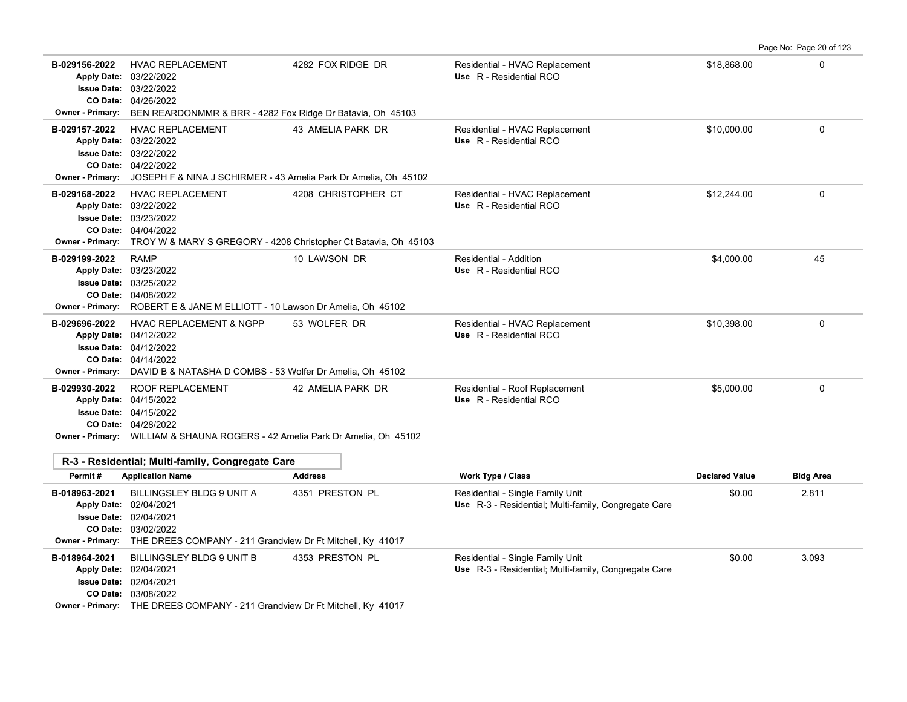| Permit # | Application Name | Address | Work Type / Class | Declared Value | Bldg Area |
|---|---|---|---|---|---|
| B-029156-2022<br>Apply Date: 03/22/2022<br>Issue Date: 03/22/2022<br>CO Date: 04/26/2022<br>Owner - Primary: BEN REARDONMMR & BRR - 4282 Fox Ridge Dr Batavia, Oh 45103 | HVAC REPLACEMENT | 4282 FOX RIDGE DR | Residential - HVAC Replacement<br>Use R - Residential RCO | $18,868.00 | 0 |
| B-029157-2022<br>Apply Date: 03/22/2022<br>Issue Date: 03/22/2022<br>CO Date: 04/22/2022<br>Owner - Primary: JOSEPH F & NINA J SCHIRMER - 43 Amelia Park Dr Amelia, Oh 45102 | HVAC REPLACEMENT | 43 AMELIA PARK DR | Residential - HVAC Replacement<br>Use R - Residential RCO | $10,000.00 | 0 |
| B-029168-2022<br>Apply Date: 03/22/2022<br>Issue Date: 03/23/2022<br>CO Date: 04/04/2022<br>Owner - Primary: TROY W & MARY S GREGORY - 4208 Christopher Ct Batavia, Oh 45103 | HVAC REPLACEMENT | 4208 CHRISTOPHER CT | Residential - HVAC Replacement<br>Use R - Residential RCO | $12,244.00 | 0 |
| B-029199-2022<br>Apply Date: 03/23/2022<br>Issue Date: 03/25/2022<br>CO Date: 04/08/2022<br>Owner - Primary: ROBERT E & JANE M ELLIOTT - 10 Lawson Dr Amelia, Oh 45102 | RAMP | 10 LAWSON DR | Residential - Addition<br>Use R - Residential RCO | $4,000.00 | 45 |
| B-029696-2022<br>Apply Date: 04/12/2022<br>Issue Date: 04/12/2022<br>CO Date: 04/14/2022<br>Owner - Primary: DAVID B & NATASHA D COMBS - 53 Wolfer Dr Amelia, Oh 45102 | HVAC REPLACEMENT & NGPP | 53 WOLFER DR | Residential - HVAC Replacement<br>Use R - Residential RCO | $10,398.00 | 0 |
| B-029930-2022<br>Apply Date: 04/15/2022<br>Issue Date: 04/15/2022<br>CO Date: 04/28/2022<br>Owner - Primary: WILLIAM & SHAUNA ROGERS - 42 Amelia Park Dr Amelia, Oh 45102 | ROOF REPLACEMENT | 42 AMELIA PARK DR | Residential - Roof Replacement<br>Use R - Residential RCO | $5,000.00 | 0 |

## R-3 - Residential; Multi-family, Congregate Care

| Permit # | Application Name | Address | Work Type / Class | Declared Value | Bldg Area |
|---|---|---|---|---|---|
| B-018963-2021<br>Apply Date: 02/04/2021<br>Issue Date: 02/04/2021<br>CO Date: 03/02/2022<br>Owner - Primary: THE DREES COMPANY - 211 Grandview Dr Ft Mitchell, Ky 41017 | BILLINGSLEY BLDG 9 UNIT A | 4351 PRESTON PL | Residential - Single Family Unit<br>Use R-3 - Residential; Multi-family, Congregate Care | $0.00 | 2,811 |
| B-018964-2021<br>Apply Date: 02/04/2021<br>Issue Date: 02/04/2021<br>CO Date: 03/08/2022<br>Owner - Primary: THE DREES COMPANY - 211 Grandview Dr Ft Mitchell, Ky 41017 | BILLINGSLEY BLDG 9 UNIT B | 4353 PRESTON PL | Residential - Single Family Unit<br>Use R-3 - Residential; Multi-family, Congregate Care | $0.00 | 3,093 |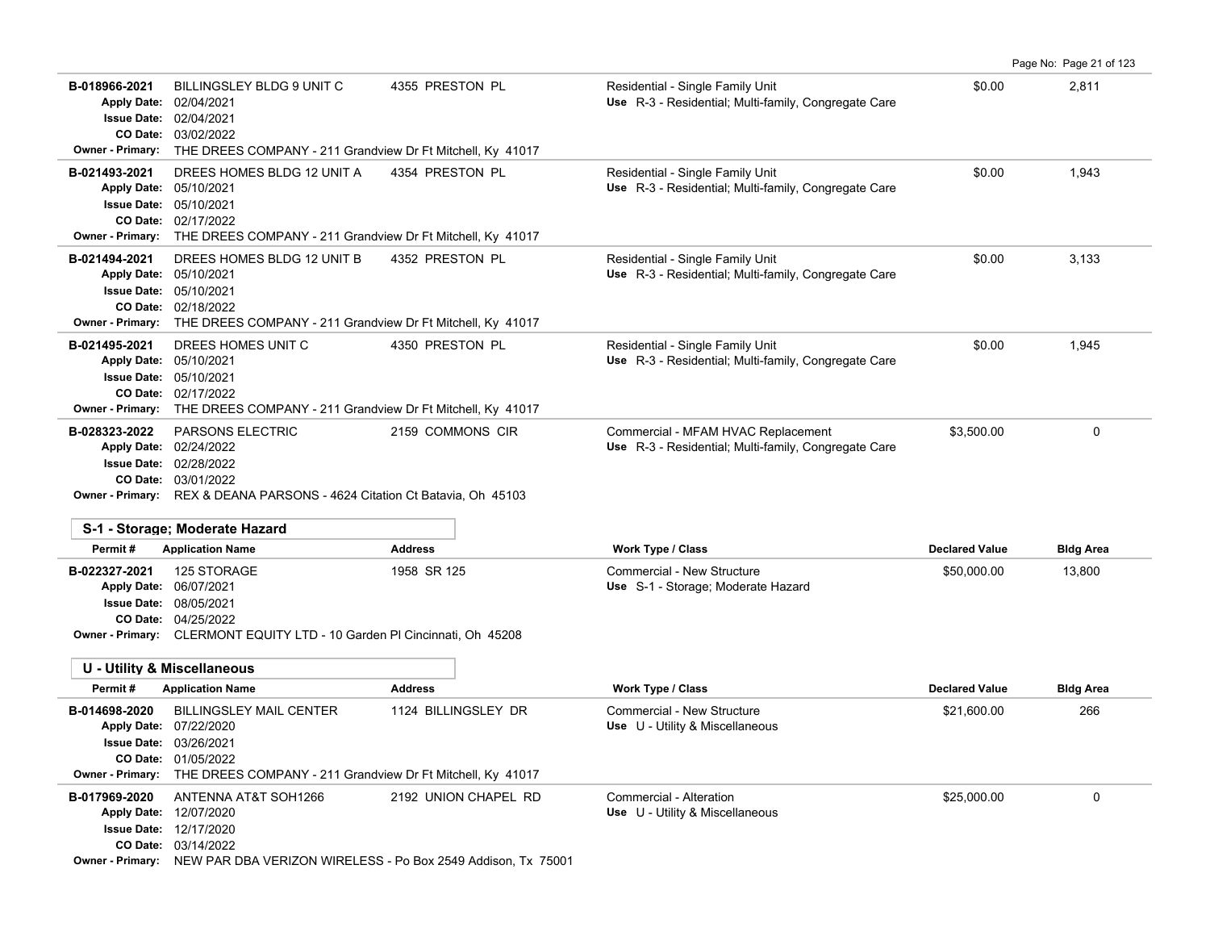| Permit # | Application Name | Address | Work Type / Class | Declared Value | Bldg Area |
|---|---|---|---|---|---|
| B-018966-2021<br>Apply Date: 02/04/2021<br>Issue Date: 02/04/2021<br>CO Date: 03/02/2022<br>Owner - Primary: THE DREES COMPANY - 211 Grandview Dr Ft Mitchell, Ky 41017 | BILLINGSLEY BLDG 9 UNIT C | 4355 PRESTON PL | Residential - Single Family Unit<br>Use R-3 - Residential; Multi-family, Congregate Care | $0.00 | 2,811 |
| B-021493-2021<br>Apply Date: 05/10/2021<br>Issue Date: 05/10/2021<br>CO Date: 02/17/2022<br>Owner - Primary: THE DREES COMPANY - 211 Grandview Dr Ft Mitchell, Ky 41017 | DREES HOMES BLDG 12 UNIT A | 4354 PRESTON PL | Residential - Single Family Unit<br>Use R-3 - Residential; Multi-family, Congregate Care | $0.00 | 1,943 |
| B-021494-2021<br>Apply Date: 05/10/2021<br>Issue Date: 05/10/2021<br>CO Date: 02/18/2022<br>Owner - Primary: THE DREES COMPANY - 211 Grandview Dr Ft Mitchell, Ky 41017 | DREES HOMES BLDG 12 UNIT B | 4352 PRESTON PL | Residential - Single Family Unit<br>Use R-3 - Residential; Multi-family, Congregate Care | $0.00 | 3,133 |
| B-021495-2021<br>Apply Date: 05/10/2021<br>Issue Date: 05/10/2021<br>CO Date: 02/17/2022<br>Owner - Primary: THE DREES COMPANY - 211 Grandview Dr Ft Mitchell, Ky 41017 | DREES HOMES UNIT C | 4350 PRESTON PL | Residential - Single Family Unit<br>Use R-3 - Residential; Multi-family, Congregate Care | $0.00 | 1,945 |
| B-028323-2022<br>Apply Date: 02/24/2022<br>Issue Date: 02/28/2022<br>CO Date: 03/01/2022<br>Owner - Primary: REX & DEANA PARSONS - 4624 Citation Ct Batavia, Oh 45103 | PARSONS ELECTRIC | 2159 COMMONS CIR | Commercial - MFAM HVAC Replacement<br>Use R-3 - Residential; Multi-family, Congregate Care | $3,500.00 | 0 |

## S-1 - Storage; Moderate Hazard

| Permit # | Application Name | Address | Work Type / Class | Declared Value | Bldg Area |
|---|---|---|---|---|---|
| B-022327-2021<br>Apply Date: 06/07/2021<br>Issue Date: 08/05/2021<br>CO Date: 04/25/2022<br>Owner - Primary: CLERMONT EQUITY LTD - 10 Garden Pl Cincinnati, Oh 45208 | 125 STORAGE | 1958 SR 125 | Commercial - New Structure<br>Use S-1 - Storage; Moderate Hazard | $50,000.00 | 13,800 |

## U - Utility & Miscellaneous

| Permit # | Application Name | Address | Work Type / Class | Declared Value | Bldg Area |
|---|---|---|---|---|---|
| B-014698-2020<br>Apply Date: 07/22/2020<br>Issue Date: 03/26/2021<br>CO Date: 01/05/2022<br>Owner - Primary: THE DREES COMPANY - 211 Grandview Dr Ft Mitchell, Ky 41017 | BILLINGSLEY MAIL CENTER | 1124 BILLINGSLEY DR | Commercial - New Structure<br>Use U - Utility & Miscellaneous | $21,600.00 | 266 |
| B-017969-2020<br>Apply Date: 12/07/2020<br>Issue Date: 12/17/2020<br>CO Date: 03/14/2022<br>Owner - Primary: NEW PAR DBA VERIZON WIRELESS - Po Box 2549 Addison, Tx 75001 | ANTENNA AT&T SOH1266 | 2192 UNION CHAPEL RD | Commercial - Alteration<br>Use U - Utility & Miscellaneous | $25,000.00 | 0 |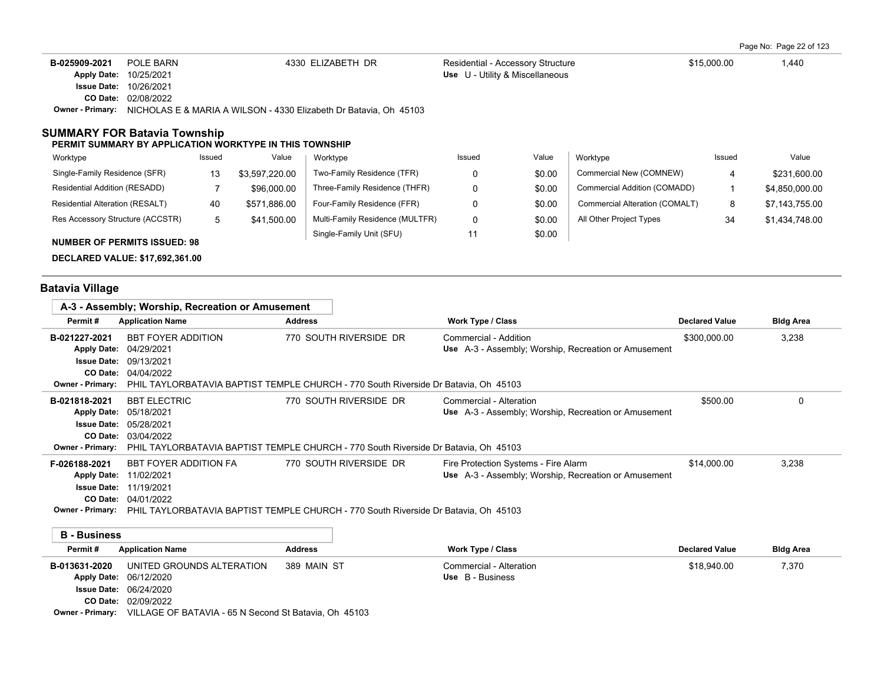| Permit # | Application Name | Address | Work Type / Class | Declared Value | Bldg Area |
|---|---|---|---|---|---|
| B-025909-2021 | POLE BARN | 4330 ELIZABETH DR | Residential - Accessory Structure<br>Use U - Utility & Miscellaneous | $15,000.00 | 1,440 |

**Apply Date:** 10/25/2021
**Issue Date:** 10/26/2021
**CO Date:** 02/08/2022
**Owner - Primary:** NICHOLAS E & MARIA A WILSON - 4330 Elizabeth Dr Batavia, Oh 45103

## SUMMARY FOR Batavia Township

### PERMIT SUMMARY BY APPLICATION WORKTYPE IN THIS TOWNSHIP

| Worktype | Issued | Value | Worktype | Issued | Value | Worktype | Issued | Value |
|---|---|---|---|---|---|---|---|---|
| Single-Family Residence (SFR) | 13 | $3,597,220.00 | Two-Family Residence (TFR) | 0 | $0.00 | Commercial New (COMNEW) | 4 | $231,600.00 |
| Residential Addition (RESADD) | 7 | $96,000.00 | Three-Family Residence (THFR) | 0 | $0.00 | Commercial Addition (COMADD) | 1 | $4,850,000.00 |
| Residential Alteration (RESALT) | 40 | $571,886.00 | Four-Family Residence (FFR) | 0 | $0.00 | Commercial Alteration (COMALT) | 8 | $7,143,755.00 |
| Res Accessory Structure (ACCSTR) | 5 | $41,500.00 | Multi-Family Residence (MULTFR) | 0 | $0.00 | All Other Project Types | 34 | $1,434,748.00 |
| | | | Single-Family Unit (SFU) | 11 | $0.00 | | | |

**NUMBER OF PERMITS ISSUED: 98**

**DECLARED VALUE: $17,692,361.00**

## Batavia Village

### A-3 - Assembly; Worship, Recreation or Amusement

| Permit # | Application Name | Address | Work Type / Class | Declared Value | Bldg Area |
|---|---|---|---|---|---|
| B-021227-2021 | BBT FOYER ADDITION | 770 SOUTH RIVERSIDE DR | Commercial - Addition<br>Use A-3 - Assembly; Worship, Recreation or Amusement | $300,000.00 | 3,238 |

**Apply Date:** 04/29/2021
**Issue Date:** 09/13/2021
**CO Date:** 04/04/2022
**Owner - Primary:** PHIL TAYLORBATAVIA BAPTIST TEMPLE CHURCH - 770 South Riverside Dr Batavia, Oh 45103

| Permit # | Application Name | Address | Work Type / Class | Declared Value | Bldg Area |
|---|---|---|---|---|---|
| B-021818-2021 | BBT ELECTRIC | 770 SOUTH RIVERSIDE DR | Commercial - Alteration<br>Use A-3 - Assembly; Worship, Recreation or Amusement | $500.00 | 0 |

**Apply Date:** 05/18/2021
**Issue Date:** 05/28/2021
**CO Date:** 03/04/2022
**Owner - Primary:** PHIL TAYLORBATAVIA BAPTIST TEMPLE CHURCH - 770 South Riverside Dr Batavia, Oh 45103

| Permit # | Application Name | Address | Work Type / Class | Declared Value | Bldg Area |
|---|---|---|---|---|---|
| F-026188-2021 | BBT FOYER ADDITION FA | 770 SOUTH RIVERSIDE DR | Fire Protection Systems - Fire Alarm<br>Use A-3 - Assembly; Worship, Recreation or Amusement | $14,000.00 | 3,238 |

**Apply Date:** 11/02/2021
**Issue Date:** 11/19/2021
**CO Date:** 04/01/2022
**Owner - Primary:** PHIL TAYLORBATAVIA BAPTIST TEMPLE CHURCH - 770 South Riverside Dr Batavia, Oh 45103

### B - Business

| Permit # | Application Name | Address | Work Type / Class | Declared Value | Bldg Area |
|---|---|---|---|---|---|
| B-013631-2020 | UNITED GROUNDS ALTERATION | 389 MAIN ST | Commercial - Alteration<br>Use B - Business | $18,940.00 | 7,370 |

**Apply Date:** 06/12/2020
**Issue Date:** 06/24/2020
**CO Date:** 02/09/2022
**Owner - Primary:** VILLAGE OF BATAVIA - 65 N Second St Batavia, Oh 45103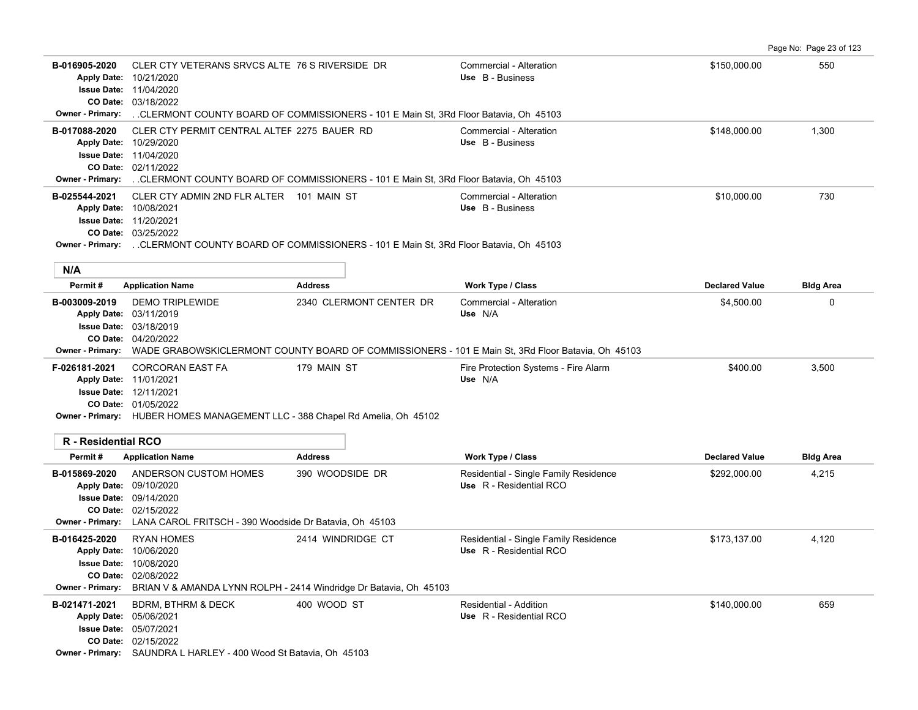| Permit # | Application Name | Address | Work Type / Class | Declared Value | Bldg Area |
|---|---|---|---|---|---|
| B-016905-2020 | CLER CTY VETERANS SRVCS ALTE | 76 S RIVERSIDE DR | Commercial - Alteration | $150,000.00 | 550 |
| Apply Date: 10/21/2020 | | | Use B - Business | | |
| Issue Date: 11/04/2020 | | | | | |
| CO Date: 03/18/2022 | | | | | |
| Owner - Primary: . .CLERMONT COUNTY BOARD OF COMMISSIONERS - 101 E Main St, 3Rd Floor Batavia, Oh 45103 | | | | | |
| B-017088-2020 | CLER CTY PERMIT CENTRAL ALTEF | 2275 BAUER RD | Commercial - Alteration | $148,000.00 | 1,300 |
| Apply Date: 10/29/2020 | | | Use B - Business | | |
| Issue Date: 11/04/2020 | | | | | |
| CO Date: 02/11/2022 | | | | | |
| Owner - Primary: . .CLERMONT COUNTY BOARD OF COMMISSIONERS - 101 E Main St, 3Rd Floor Batavia, Oh 45103 | | | | | |
| B-025544-2021 | CLER CTY ADMIN 2ND FLR ALTER | 101 MAIN ST | Commercial - Alteration | $10,000.00 | 730 |
| Apply Date: 10/08/2021 | | | Use B - Business | | |
| Issue Date: 11/20/2021 | | | | | |
| CO Date: 03/25/2022 | | | | | |
| Owner - Primary: . .CLERMONT COUNTY BOARD OF COMMISSIONERS - 101 E Main St, 3Rd Floor Batavia, Oh 45103 | | | | | |

## N/A

| Permit # | Application Name | Address | Work Type / Class | Declared Value | Bldg Area |
|---|---|---|---|---|---|
| B-003009-2019 | DEMO TRIPLEWIDE | 2340 CLERMONT CENTER DR | Commercial - Alteration | $4,500.00 | 0 |
| Apply Date: 03/11/2019 | | | Use N/A | | |
| Issue Date: 03/18/2019 | | | | | |
| CO Date: 04/20/2022 | | | | | |
| Owner - Primary: WADE GRABOWSKICLERMONT COUNTY BOARD OF COMMISSIONERS - 101 E Main St, 3Rd Floor Batavia, Oh 45103 | | | | | |
| F-026181-2021 | CORCORAN EAST FA | 179 MAIN ST | Fire Protection Systems - Fire Alarm | $400.00 | 3,500 |
| Apply Date: 11/01/2021 | | | Use N/A | | |
| Issue Date: 12/11/2021 | | | | | |
| CO Date: 01/05/2022 | | | | | |
| Owner - Primary: HUBER HOMES MANAGEMENT LLC - 388 Chapel Rd Amelia, Oh 45102 | | | | | |

## R - Residential RCO

| Permit # | Application Name | Address | Work Type / Class | Declared Value | Bldg Area |
|---|---|---|---|---|---|
| B-015869-2020 | ANDERSON CUSTOM HOMES | 390 WOODSIDE DR | Residential - Single Family Residence | $292,000.00 | 4,215 |
| Apply Date: 09/10/2020 | | | Use R - Residential RCO | | |
| Issue Date: 09/14/2020 | | | | | |
| CO Date: 02/15/2022 | | | | | |
| Owner - Primary: LANA CAROL FRITSCH - 390 Woodside Dr Batavia, Oh 45103 | | | | | |
| B-016425-2020 | RYAN HOMES | 2414 WINDRIDGE CT | Residential - Single Family Residence | $173,137.00 | 4,120 |
| Apply Date: 10/06/2020 | | | Use R - Residential RCO | | |
| Issue Date: 10/08/2020 | | | | | |
| CO Date: 02/08/2022 | | | | | |
| Owner - Primary: BRIAN V & AMANDA LYNN ROLPH - 2414 Windridge Dr Batavia, Oh 45103 | | | | | |
| B-021471-2021 | BDRM, BTHRM & DECK | 400 WOOD ST | Residential - Addition | $140,000.00 | 659 |
| Apply Date: 05/06/2021 | | | Use R - Residential RCO | | |
| Issue Date: 05/07/2021 | | | | | |
| CO Date: 02/15/2022 | | | | | |
| Owner - Primary: SAUNDRA L HARLEY - 400 Wood St Batavia, Oh 45103 | | | | | |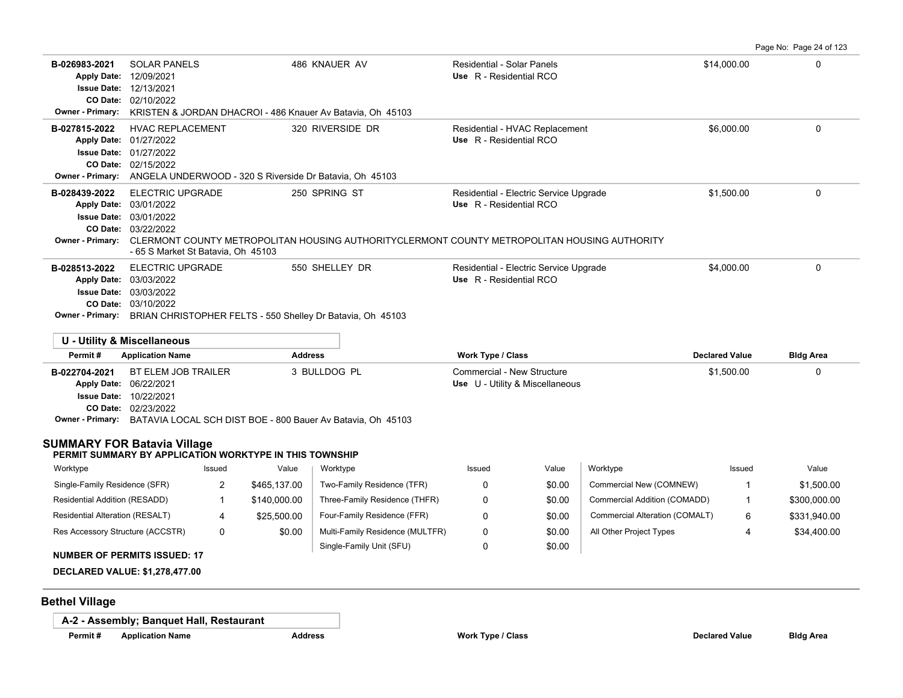| Permit # | Application Name | Address | Work Type / Class | Declared Value | Bldg Area |
|---|---|---|---|---|---|
| B-026983-2021 | SOLAR PANELS | 486 KNAUER AV | Residential - Solar Panels | $14,000.00 | 0 |
| Apply Date: 12/09/2021 | | | Use R - Residential RCO | | |
| Issue Date: 12/13/2021 | | | | | |
| CO Date: 02/10/2022 | | | | | |
| Owner - Primary: KRISTEN & JORDAN DHACROI - 486 Knauer Av Batavia, Oh 45103 | | | | | |
| B-027815-2022 | HVAC REPLACEMENT | 320 RIVERSIDE DR | Residential - HVAC Replacement | $6,000.00 | 0 |
| Apply Date: 01/27/2022 | | | Use R - Residential RCO | | |
| Issue Date: 01/27/2022 | | | | | |
| CO Date: 02/15/2022 | | | | | |
| Owner - Primary: ANGELA UNDERWOOD - 320 S Riverside Dr Batavia, Oh 45103 | | | | | |
| B-028439-2022 | ELECTRIC UPGRADE | 250 SPRING ST | Residential - Electric Service Upgrade | $1,500.00 | 0 |
| Apply Date: 03/01/2022 | | | Use R - Residential RCO | | |
| Issue Date: 03/01/2022 | | | | | |
| CO Date: 03/22/2022 | | | | | |
| Owner - Primary: CLERMONT COUNTY METROPOLITAN HOUSING AUTHORITYCLERMONT COUNTY METROPOLITAN HOUSING AUTHORITY - 65 S Market St Batavia, Oh 45103 | | | | | |
| B-028513-2022 | ELECTRIC UPGRADE | 550 SHELLEY DR | Residential - Electric Service Upgrade | $4,000.00 | 0 |
| Apply Date: 03/03/2022 | | | Use R - Residential RCO | | |
| Issue Date: 03/03/2022 | | | | | |
| CO Date: 03/10/2022 | | | | | |
| Owner - Primary: BRIAN CHRISTOPHER FELTS - 550 Shelley Dr Batavia, Oh 45103 | | | | | |

**U - Utility & Miscellaneous**

| Permit # | Application Name | Address | Work Type / Class | Declared Value | Bldg Area |
|---|---|---|---|---|---|
| B-022704-2021 | BT ELEM JOB TRAILER | 3 BULLDOG PL | Commercial - New Structure | $1,500.00 | 0 |
| Apply Date: 06/22/2021 | | | Use U - Utility & Miscellaneous | | |
| Issue Date: 10/22/2021 | | | | | |
| CO Date: 02/23/2022 | | | | | |
| Owner - Primary: BATAVIA LOCAL SCH DIST BOE - 800 Bauer Av Batavia, Oh 45103 | | | | | |

## SUMMARY FOR Batavia Village

**PERMIT SUMMARY BY APPLICATION WORKTYPE IN THIS TOWNSHIP**

| Worktype | Issued | Value | Worktype | Issued | Value | Worktype | Issued | Value |
|---|---|---|---|---|---|---|---|---|
| Single-Family Residence (SFR) | 2 | $465,137.00 | Two-Family Residence (TFR) | 0 | $0.00 | Commercial New (COMNEW) | 1 | $1,500.00 |
| Residential Addition (RESADD) | 1 | $140,000.00 | Three-Family Residence (THFR) | 0 | $0.00 | Commercial Addition (COMADD) | 1 | $300,000.00 |
| Residential Alteration (RESALT) | 4 | $25,500.00 | Four-Family Residence (FFR) | 0 | $0.00 | Commercial Alteration (COMALT) | 6 | $331,940.00 |
| Res Accessory Structure (ACCSTR) | 0 | $0.00 | Multi-Family Residence (MULTFR) | 0 | $0.00 | All Other Project Types | 4 | $34,400.00 |
| | | | Single-Family Unit (SFU) | 0 | $0.00 | | | |

**NUMBER OF PERMITS ISSUED: 17**

**DECLARED VALUE: $1,278,477.00**

## Bethel Village

**A-2 - Assembly; Banquet Hall, Restaurant**

| Permit # | Application Name | Address | Work Type / Class | Declared Value | Bldg Area |
|---|---|---|---|---|---|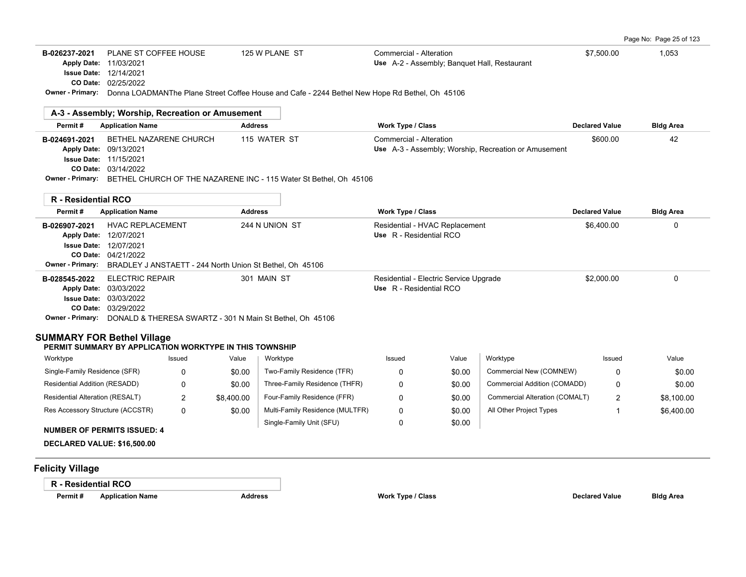| Permit # | Application Name | Address | Work Type / Class | Declared Value | Bldg Area |
|---|---|---|---|---|---|
| B-026237-2021 | PLANE ST COFFEE HOUSE | 125 W PLANE ST | Commercial - Alteration | $7,500.00 | 1,053 |
| Apply Date: 11/03/2021 | | | Use A-2 - Assembly; Banquet Hall, Restaurant | | |
| Issue Date: 12/14/2021 | | | | | |
| CO Date: 02/25/2022 | | | | | |
| Owner - Primary: Donna LOADMANThe Plane Street Coffee House and Cafe - 2244 Bethel New Hope Rd Bethel, Oh 45106 | | | | | |

### A-3 - Assembly; Worship, Recreation or Amusement

| Permit # | Application Name | Address | Work Type / Class | Declared Value | Bldg Area |
|---|---|---|---|---|---|
| B-024691-2021 | BETHEL NAZARENE CHURCH | 115 WATER ST | Commercial - Alteration | $600.00 | 42 |
| Apply Date: 09/13/2021 | | | Use A-3 - Assembly; Worship, Recreation or Amusement | | |
| Issue Date: 11/15/2021 | | | | | |
| CO Date: 03/14/2022 | | | | | |
| Owner - Primary: BETHEL CHURCH OF THE NAZARENE INC - 115 Water St Bethel, Oh 45106 | | | | | |

### R - Residential RCO

| Permit # | Application Name | Address | Work Type / Class | Declared Value | Bldg Area |
|---|---|---|---|---|---|
| B-026907-2021 | HVAC REPLACEMENT | 244 N UNION ST | Residential - HVAC Replacement | $6,400.00 | 0 |
| Apply Date: 12/07/2021 | | | Use R - Residential RCO | | |
| Issue Date: 12/07/2021 | | | | | |
| CO Date: 04/21/2022 | | | | | |
| Owner - Primary: BRADLEY J ANSTAETT - 244 North Union St Bethel, Oh 45106 | | | | | |
| B-028545-2022 | ELECTRIC REPAIR | 301 MAIN ST | Residential - Electric Service Upgrade | $2,000.00 | 0 |
| Apply Date: 03/03/2022 | | | Use R - Residential RCO | | |
| Issue Date: 03/03/2022 | | | | | |
| CO Date: 03/29/2022 | | | | | |
| Owner - Primary: DONALD & THERESA SWARTZ - 301 N Main St Bethel, Oh 45106 | | | | | |

## SUMMARY FOR Bethel Village

**PERMIT SUMMARY BY APPLICATION WORKTYPE IN THIS TOWNSHIP**

| Worktype | Issued | Value | Worktype | Issued | Value | Worktype | Issued | Value |
|---|---|---|---|---|---|---|---|---|
| Single-Family Residence (SFR) | 0 | $0.00 | Two-Family Residence (TFR) | 0 | $0.00 | Commercial New (COMNEW) | 0 | $0.00 |
| Residential Addition (RESADD) | 0 | $0.00 | Three-Family Residence (THFR) | 0 | $0.00 | Commercial Addition (COMADD) | 0 | $0.00 |
| Residential Alteration (RESALT) | 2 | $8,400.00 | Four-Family Residence (FFR) | 0 | $0.00 | Commercial Alteration (COMALT) | 2 | $8,100.00 |
| Res Accessory Structure (ACCSTR) | 0 | $0.00 | Multi-Family Residence (MULTFR) | 0 | $0.00 | All Other Project Types | 1 | $6,400.00 |
| | | | Single-Family Unit (SFU) | 0 | $0.00 | | | |

**NUMBER OF PERMITS ISSUED: 4**

**DECLARED VALUE: $16,500.00**

## Felicity Village

### R - Residential RCO

| Permit # | Application Name | Address | Work Type / Class | Declared Value | Bldg Area |
|---|---|---|---|---|---|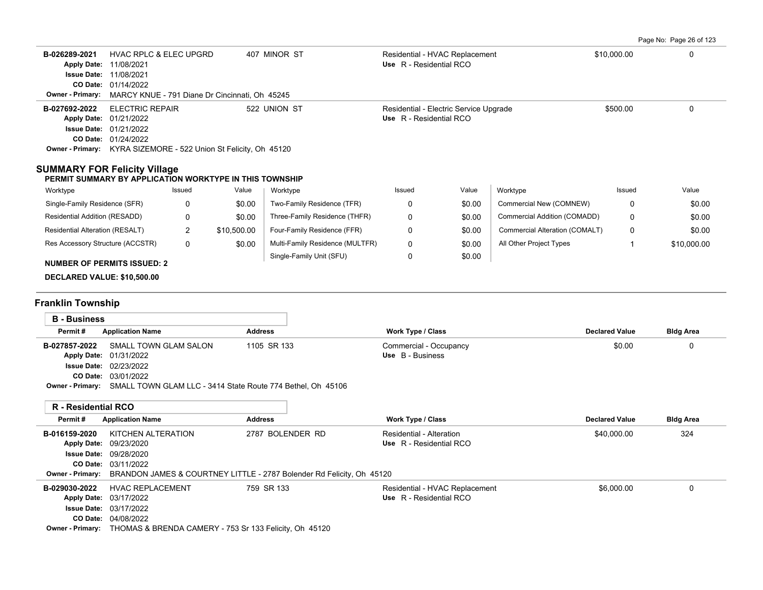| Permit # | Application Name | Address | Work Type / Class | Declared Value | Bldg Area |
|---|---|---|---|---|---|
| B-026289-2021 | HVAC RPLC & ELEC UPGRD | 407 MINOR ST | Residential - HVAC Replacement | $10,000.00 | 0 |
| Apply Date: 11/08/2021<br>Issue Date: 11/08/2021<br>CO Date: 01/14/2022 | | | Use R - Residential RCO | | |
| Owner - Primary: | MARCY KNUE - 791 Diane Dr Cincinnati, Oh 45245 | | | | |
| B-027692-2022 | ELECTRIC REPAIR | 522 UNION ST | Residential - Electric Service Upgrade | $500.00 | 0 |
| Apply Date: 01/21/2022<br>Issue Date: 01/21/2022<br>CO Date: 01/24/2022 | | | Use R - Residential RCO | | |
| Owner - Primary: | KYRA SIZEMORE - 522 Union St Felicity, Oh 45120 | | | | |

## SUMMARY FOR Felicity Village

**PERMIT SUMMARY BY APPLICATION WORKTYPE IN THIS TOWNSHIP**

| Worktype | Issued | Value | Worktype | Issued | Value | Worktype | Issued | Value |
|---|---|---|---|---|---|---|---|---|
| Single-Family Residence (SFR) | 0 | $0.00 | Two-Family Residence (TFR) | 0 | $0.00 | Commercial New (COMNEW) | 0 | $0.00 |
| Residential Addition (RESADD) | 0 | $0.00 | Three-Family Residence (THFR) | 0 | $0.00 | Commercial Addition (COMADD) | 0 | $0.00 |
| Residential Alteration (RESALT) | 2 | $10,500.00 | Four-Family Residence (FFR) | 0 | $0.00 | Commercial Alteration (COMALT) | 0 | $0.00 |
| Res Accessory Structure (ACCSTR) | 0 | $0.00 | Multi-Family Residence (MULTFR) | 0 | $0.00 | All Other Project Types | 1 | $10,000.00 |
| | | | Single-Family Unit (SFU) | 0 | $0.00 | | | |

**NUMBER OF PERMITS ISSUED: 2**

**DECLARED VALUE: $10,500.00**

## Franklin Township

### B - Business

| Permit # | Application Name | Address | Work Type / Class | Declared Value | Bldg Area |
|---|---|---|---|---|---|
| B-027857-2022 | SMALL TOWN GLAM SALON | 1105 SR 133 | Commercial - Occupancy | $0.00 | 0 |
| Apply Date: 01/31/2022<br>Issue Date: 02/23/2022<br>CO Date: 03/01/2022 | | | Use B - Business | | |
| Owner - Primary: | SMALL TOWN GLAM LLC - 3414 State Route 774 Bethel, Oh 45106 | | | | |

### R - Residential RCO

| Permit # | Application Name | Address | Work Type / Class | Declared Value | Bldg Area |
|---|---|---|---|---|---|
| B-016159-2020 | KITCHEN ALTERATION | 2787 BOLENDER RD | Residential - Alteration | $40,000.00 | 324 |
| Apply Date: 09/23/2020<br>Issue Date: 09/28/2020<br>CO Date: 03/11/2022 | | | Use R - Residential RCO | | |
| Owner - Primary: | BRANDON JAMES & COURTNEY LITTLE - 2787 Bolender Rd Felicity, Oh 45120 | | | | |
| B-029030-2022 | HVAC REPLACEMENT | 759 SR 133 | Residential - HVAC Replacement | $6,000.00 | 0 |
| Apply Date: 03/17/2022<br>Issue Date: 03/17/2022<br>CO Date: 04/08/2022 | | | Use R - Residential RCO | | |
| Owner - Primary: | THOMAS & BRENDA CAMERY - 753 Sr 133 Felicity, Oh 45120 | | | | |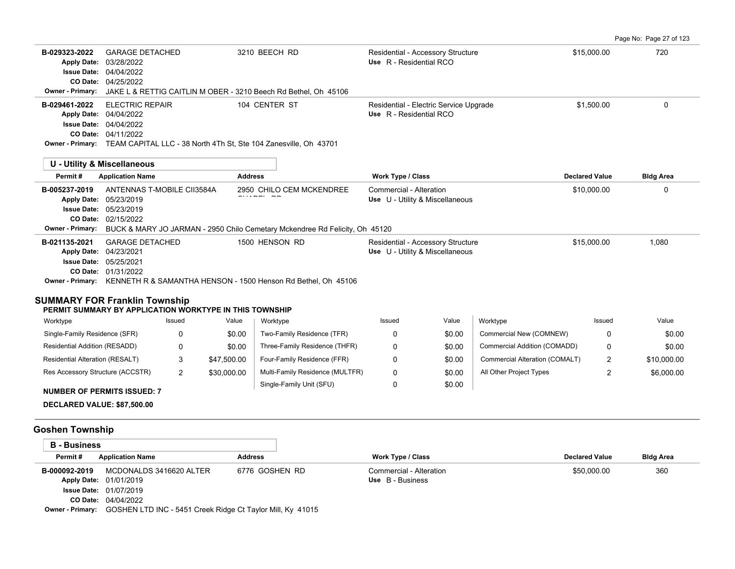| Permit # | Application Name | Address | Work Type / Class | Declared Value | Bldg Area |
|---|---|---|---|---|---|
| B-029323-2022 | GARAGE DETACHED | 3210 BEECH RD | Residential - Accessory Structure<br>Use R - Residential RCO | $15,000.00 | 720 |
| Apply Date: 03/28/2022<br>Issue Date: 04/04/2022<br>CO Date: 04/25/2022 | | | | | |
| Owner - Primary: JAKE L & RETTIG CAITLIN M OBER - 3210 Beech Rd Bethel, Oh 45106 | | | | | |
| B-029461-2022 | ELECTRIC REPAIR | 104 CENTER ST | Residential - Electric Service Upgrade<br>Use R - Residential RCO | $1,500.00 | 0 |
| Apply Date: 04/04/2022<br>Issue Date: 04/04/2022<br>CO Date: 04/11/2022 | | | | | |
| Owner - Primary: TEAM CAPITAL LLC - 38 North 4Th St, Ste 104 Zanesville, Oh 43701 | | | | | |

**U - Utility & Miscellaneous**

| Permit # | Application Name | Address | Work Type / Class | Declared Value | Bldg Area |
|---|---|---|---|---|---|
| B-005237-2019 | ANTENNAS T-MOBILE CII3584A | 2950 CHILO CEM MCKENDREE CHAPEL RD | Commercial - Alteration<br>Use U - Utility & Miscellaneous | $10,000.00 | 0 |
| Apply Date: 05/23/2019<br>Issue Date: 05/23/2019<br>CO Date: 02/15/2022 | | | | | |
| Owner - Primary: BUCK & MARY JO JARMAN - 2950 Chilo Cemetary Mckendree Rd Felicity, Oh 45120 | | | | | |
| B-021135-2021 | GARAGE DETACHED | 1500 HENSON RD | Residential - Accessory Structure<br>Use U - Utility & Miscellaneous | $15,000.00 | 1,080 |
| Apply Date: 04/23/2021<br>Issue Date: 05/25/2021<br>CO Date: 01/31/2022 | | | | | |
| Owner - Primary: KENNETH R & SAMANTHA HENSON - 1500 Henson Rd Bethel, Oh 45106 | | | | | |

## SUMMARY FOR Franklin Township

**PERMIT SUMMARY BY APPLICATION WORKTYPE IN THIS TOWNSHIP**

| Worktype | Issued | Value | Worktype | Issued | Value | Worktype | Issued | Value |
|---|---|---|---|---|---|---|---|---|
| Single-Family Residence (SFR) | 0 | $0.00 | Two-Family Residence (TFR) | 0 | $0.00 | Commercial New (COMNEW) | 0 | $0.00 |
| Residential Addition (RESADD) | 0 | $0.00 | Three-Family Residence (THFR) | 0 | $0.00 | Commercial Addition (COMADD) | 0 | $0.00 |
| Residential Alteration (RESALT) | 3 | $47,500.00 | Four-Family Residence (FFR) | 0 | $0.00 | Commercial Alteration (COMALT) | 2 | $10,000.00 |
| Res Accessory Structure (ACCSTR) | 2 | $30,000.00 | Multi-Family Residence (MULTFR) | 0 | $0.00 | All Other Project Types | 2 | $6,000.00 |
| | | | Single-Family Unit (SFU) | 0 | $0.00 | | | |

**NUMBER OF PERMITS ISSUED: 7**

**DECLARED VALUE: $87,500.00**

## Goshen Township

**B - Business**

| Permit # | Application Name | Address | Work Type / Class | Declared Value | Bldg Area |
|---|---|---|---|---|---|
| B-000092-2019 | MCDONALDS 3416620 ALTER | 6776 GOSHEN RD | Commercial - Alteration<br>Use B - Business | $50,000.00 | 360 |
| Apply Date: 01/01/2019<br>Issue Date: 01/07/2019<br>CO Date: 04/04/2022 | | | | | |
| Owner - Primary: GOSHEN LTD INC - 5451 Creek Ridge Ct Taylor Mill, Ky 41015 | | | | | |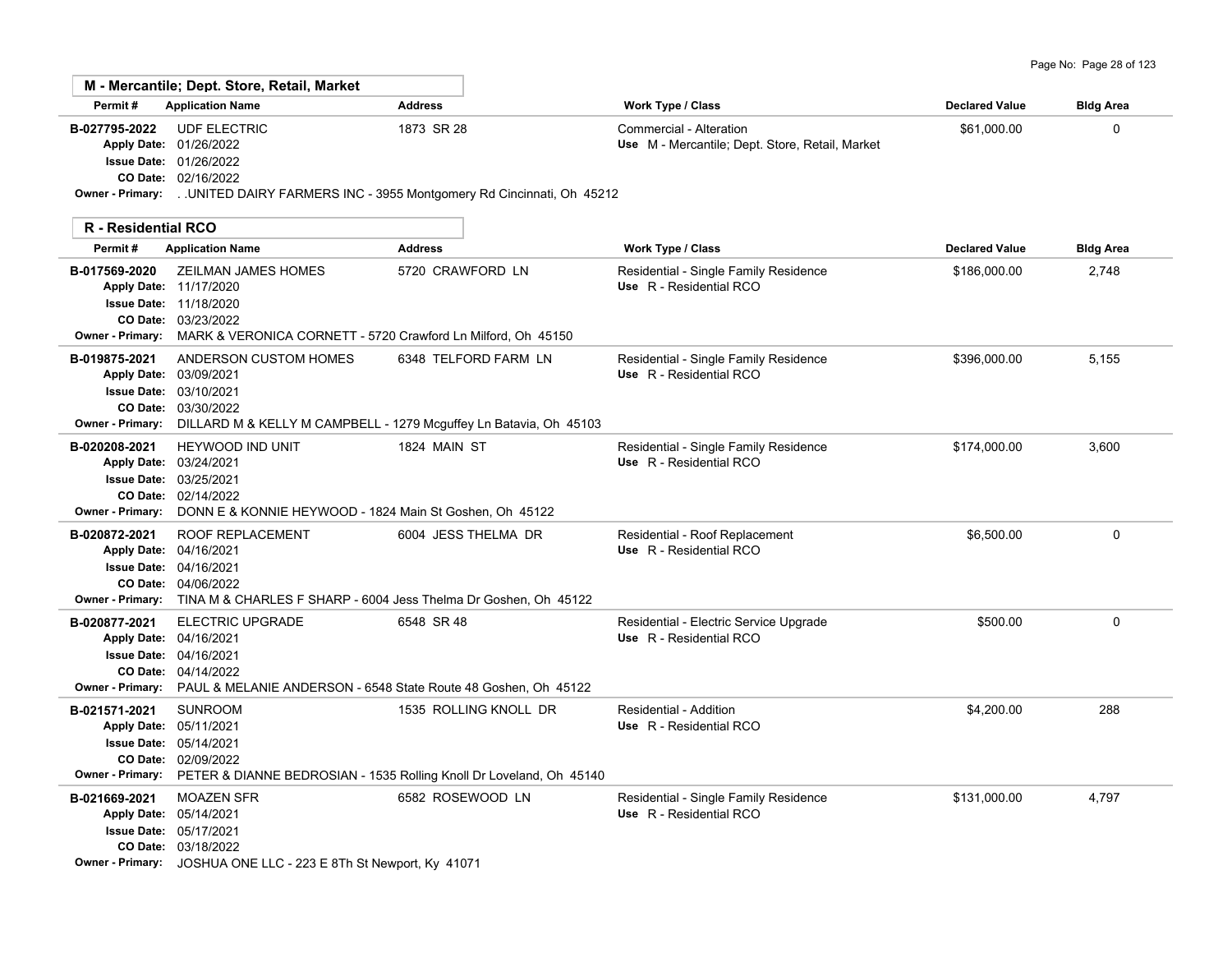## M - Mercantile; Dept. Store, Retail, Market

| Permit # | Application Name | Address | Work Type / Class | Declared Value | Bldg Area |
|---|---|---|---|---|---|
| B-027795-2022 | UDF ELECTRIC | 1873 SR 28 | Commercial - Alteration<br>Use M - Mercantile; Dept. Store, Retail, Market | $61,000.00 | 0 |
| Apply Date: 01/26/2022<br>Issue Date: 01/26/2022<br>CO Date: 02/16/2022 | | | | | |
| Owner - Primary: | . .UNITED DAIRY FARMERS INC - 3955 Montgomery Rd Cincinnati, Oh 45212 | | | | |

## R - Residential RCO

| Permit # | Application Name | Address | Work Type / Class | Declared Value | Bldg Area |
|---|---|---|---|---|---|
| B-017569-2020 | ZEILMAN JAMES HOMES | 5720 CRAWFORD LN | Residential - Single Family Residence<br>Use R - Residential RCO | $186,000.00 | 2,748 |
| Apply Date: 11/17/2020<br>Issue Date: 11/18/2020<br>CO Date: 03/23/2022 | | | | | |
| Owner - Primary: | MARK & VERONICA CORNETT - 5720 Crawford Ln Milford, Oh 45150 | | | | |
| B-019875-2021 | ANDERSON CUSTOM HOMES | 6348 TELFORD FARM LN | Residential - Single Family Residence<br>Use R - Residential RCO | $396,000.00 | 5,155 |
| Apply Date: 03/09/2021<br>Issue Date: 03/10/2021<br>CO Date: 03/30/2022 | | | | | |
| Owner - Primary: | DILLARD M & KELLY M CAMPBELL - 1279 Mcguffey Ln Batavia, Oh 45103 | | | | |
| B-020208-2021 | HEYWOOD IND UNIT | 1824 MAIN ST | Residential - Single Family Residence<br>Use R - Residential RCO | $174,000.00 | 3,600 |
| Apply Date: 03/24/2021<br>Issue Date: 03/25/2021<br>CO Date: 02/14/2022 | | | | | |
| Owner - Primary: | DONN E & KONNIE HEYWOOD - 1824 Main St Goshen, Oh 45122 | | | | |
| B-020872-2021 | ROOF REPLACEMENT | 6004 JESS THELMA DR | Residential - Roof Replacement<br>Use R - Residential RCO | $6,500.00 | 0 |
| Apply Date: 04/16/2021<br>Issue Date: 04/16/2021<br>CO Date: 04/06/2022 | | | | | |
| Owner - Primary: | TINA M & CHARLES F SHARP - 6004 Jess Thelma Dr Goshen, Oh 45122 | | | | |
| B-020877-2021 | ELECTRIC UPGRADE | 6548 SR 48 | Residential - Electric Service Upgrade<br>Use R - Residential RCO | $500.00 | 0 |
| Apply Date: 04/16/2021<br>Issue Date: 04/16/2021<br>CO Date: 04/14/2022 | | | | | |
| Owner - Primary: | PAUL & MELANIE ANDERSON - 6548 State Route 48 Goshen, Oh 45122 | | | | |
| B-021571-2021 | SUNROOM | 1535 ROLLING KNOLL DR | Residential - Addition<br>Use R - Residential RCO | $4,200.00 | 288 |
| Apply Date: 05/11/2021<br>Issue Date: 05/14/2021<br>CO Date: 02/09/2022 | | | | | |
| Owner - Primary: | PETER & DIANNE BEDROSIAN - 1535 Rolling Knoll Dr Loveland, Oh 45140 | | | | |
| B-021669-2021 | MOAZEN SFR | 6582 ROSEWOOD LN | Residential - Single Family Residence<br>Use R - Residential RCO | $131,000.00 | 4,797 |
| Apply Date: 05/14/2021<br>Issue Date: 05/17/2021<br>CO Date: 03/18/2022 | | | | | |
| Owner - Primary: | JOSHUA ONE LLC - 223 E 8Th St Newport, Ky 41071 | | | | |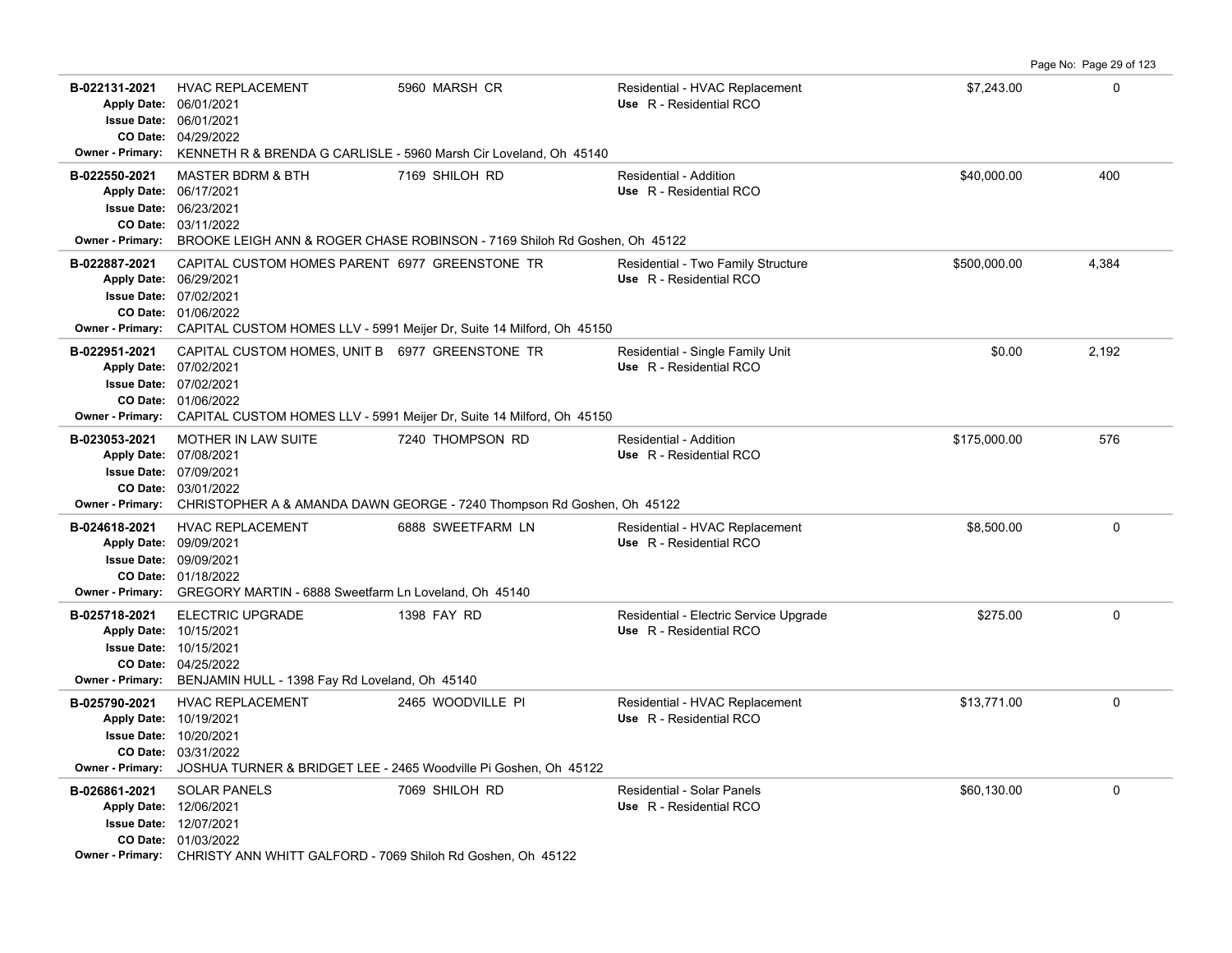| Permit # | Description | Address | Type / Use | Valuation | Sq Ft |
|---|---|---|---|---|---|
| B-022131-2021 | HVAC REPLACEMENT | 5960 MARSH CR | Residential - HVAC Replacement<br>Use R - Residential RCO | $7,243.00 | 0 |
| Apply Date: 06/01/2021<br>Issue Date: 06/01/2021<br>CO Date: 04/29/2022<br>Owner - Primary: KENNETH R & BRENDA G CARLISLE - 5960 Marsh Cir Loveland, Oh 45140 | | | | | |
| B-022550-2021 | MASTER BDRM & BTH | 7169 SHILOH RD | Residential - Addition<br>Use R - Residential RCO | $40,000.00 | 400 |
| Apply Date: 06/17/2021<br>Issue Date: 06/23/2021<br>CO Date: 03/11/2022<br>Owner - Primary: BROOKE LEIGH ANN & ROGER CHASE ROBINSON - 7169 Shiloh Rd Goshen, Oh 45122 | | | | | |
| B-022887-2021 | CAPITAL CUSTOM HOMES PARENT | 6977 GREENSTONE TR | Residential - Two Family Structure<br>Use R - Residential RCO | $500,000.00 | 4,384 |
| Apply Date: 06/29/2021<br>Issue Date: 07/02/2021<br>CO Date: 01/06/2022<br>Owner - Primary: CAPITAL CUSTOM HOMES LLV - 5991 Meijer Dr, Suite 14 Milford, Oh 45150 | | | | | |
| B-022951-2021 | CAPITAL CUSTOM HOMES, UNIT B | 6977 GREENSTONE TR | Residential - Single Family Unit<br>Use R - Residential RCO | $0.00 | 2,192 |
| Apply Date: 07/02/2021<br>Issue Date: 07/02/2021<br>CO Date: 01/06/2022<br>Owner - Primary: CAPITAL CUSTOM HOMES LLV - 5991 Meijer Dr, Suite 14 Milford, Oh 45150 | | | | | |
| B-023053-2021 | MOTHER IN LAW SUITE | 7240 THOMPSON RD | Residential - Addition<br>Use R - Residential RCO | $175,000.00 | 576 |
| Apply Date: 07/08/2021<br>Issue Date: 07/09/2021<br>CO Date: 03/01/2022<br>Owner - Primary: CHRISTOPHER A & AMANDA DAWN GEORGE - 7240 Thompson Rd Goshen, Oh 45122 | | | | | |
| B-024618-2021 | HVAC REPLACEMENT | 6888 SWEETFARM LN | Residential - HVAC Replacement<br>Use R - Residential RCO | $8,500.00 | 0 |
| Apply Date: 09/09/2021<br>Issue Date: 09/09/2021<br>CO Date: 01/18/2022<br>Owner - Primary: GREGORY MARTIN - 6888 Sweetfarm Ln Loveland, Oh 45140 | | | | | |
| B-025718-2021 | ELECTRIC UPGRADE | 1398 FAY RD | Residential - Electric Service Upgrade<br>Use R - Residential RCO | $275.00 | 0 |
| Apply Date: 10/15/2021<br>Issue Date: 10/15/2021<br>CO Date: 04/25/2022<br>Owner - Primary: BENJAMIN HULL - 1398 Fay Rd Loveland, Oh 45140 | | | | | |
| B-025790-2021 | HVAC REPLACEMENT | 2465 WOODVILLE PI | Residential - HVAC Replacement<br>Use R - Residential RCO | $13,771.00 | 0 |
| Apply Date: 10/19/2021<br>Issue Date: 10/20/2021<br>CO Date: 03/31/2022<br>Owner - Primary: JOSHUA TURNER & BRIDGET LEE - 2465 Woodville Pi Goshen, Oh 45122 | | | | | |
| B-026861-2021 | SOLAR PANELS | 7069 SHILOH RD | Residential - Solar Panels<br>Use R - Residential RCO | $60,130.00 | 0 |
| Apply Date: 12/06/2021<br>Issue Date: 12/07/2021<br>CO Date: 01/03/2022<br>Owner - Primary: CHRISTY ANN WHITT GALFORD - 7069 Shiloh Rd Goshen, Oh 45122 | | | | | |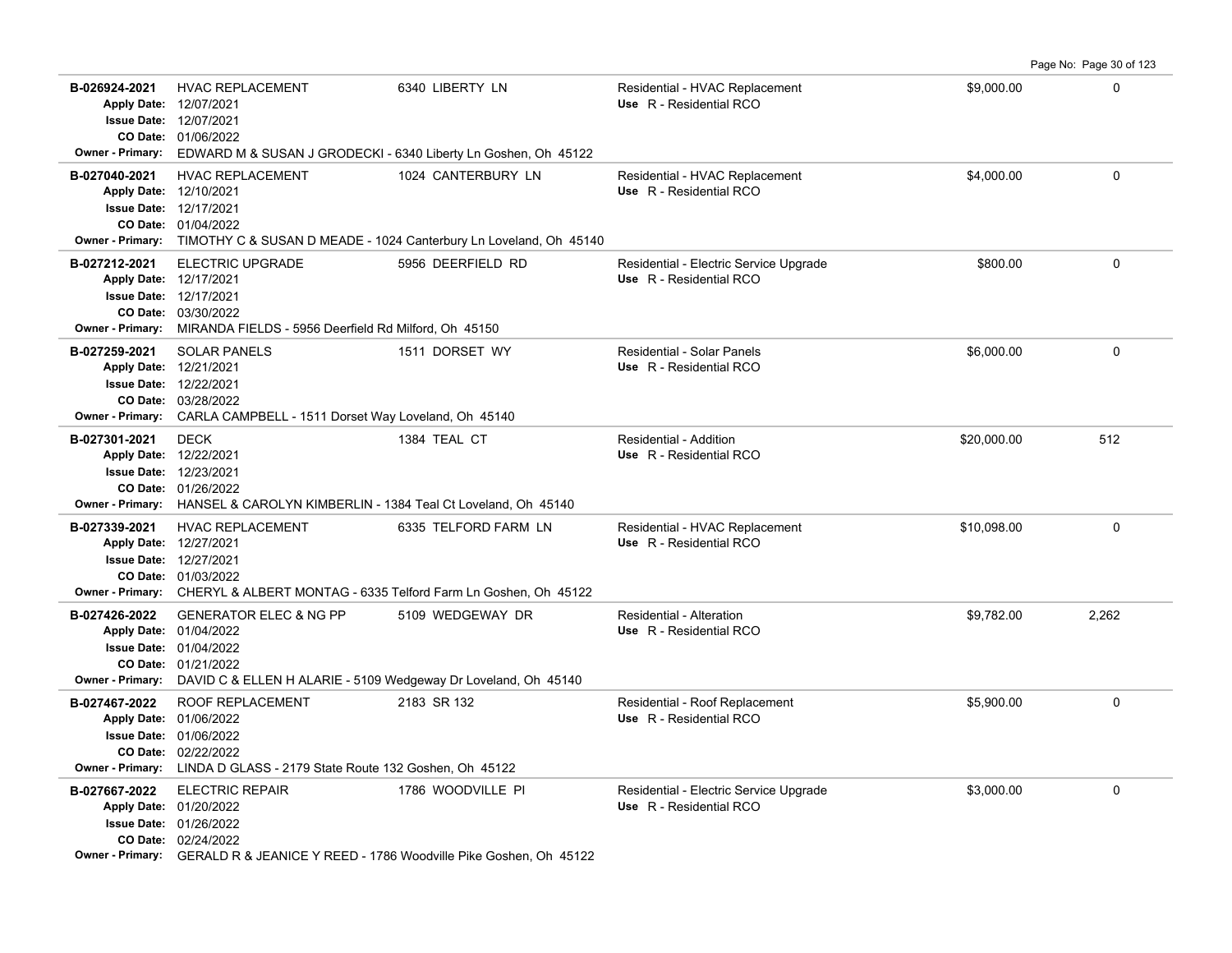| Permit | Description | Address | Type / Use | Valuation | Sq Ft |
|---|---|---|---|---|---|
| B-026924-2021<br>Apply Date: 12/07/2021<br>Issue Date: 12/07/2021<br>CO Date: 01/06/2022<br>Owner - Primary: EDWARD M & SUSAN J GRODECKI - 6340 Liberty Ln Goshen, Oh 45122 | HVAC REPLACEMENT | 6340 LIBERTY LN | Residential - HVAC Replacement<br>Use R - Residential RCO | $9,000.00 | 0 |
| B-027040-2021<br>Apply Date: 12/10/2021<br>Issue Date: 12/17/2021<br>CO Date: 01/04/2022<br>Owner - Primary: TIMOTHY C & SUSAN D MEADE - 1024 Canterbury Ln Loveland, Oh 45140 | HVAC REPLACEMENT | 1024 CANTERBURY LN | Residential - HVAC Replacement<br>Use R - Residential RCO | $4,000.00 | 0 |
| B-027212-2021<br>Apply Date: 12/17/2021<br>Issue Date: 12/17/2021<br>CO Date: 03/30/2022<br>Owner - Primary: MIRANDA FIELDS - 5956 Deerfield Rd Milford, Oh 45150 | ELECTRIC UPGRADE | 5956 DEERFIELD RD | Residential - Electric Service Upgrade<br>Use R - Residential RCO | $800.00 | 0 |
| B-027259-2021<br>Apply Date: 12/21/2021<br>Issue Date: 12/22/2021<br>CO Date: 03/28/2022<br>Owner - Primary: CARLA CAMPBELL - 1511 Dorset Way Loveland, Oh 45140 | SOLAR PANELS | 1511 DORSET WY | Residential - Solar Panels<br>Use R - Residential RCO | $6,000.00 | 0 |
| B-027301-2021<br>Apply Date: 12/22/2021<br>Issue Date: 12/23/2021<br>CO Date: 01/26/2022<br>Owner - Primary: HANSEL & CAROLYN KIMBERLIN - 1384 Teal Ct Loveland, Oh 45140 | DECK | 1384 TEAL CT | Residential - Addition<br>Use R - Residential RCO | $20,000.00 | 512 |
| B-027339-2021<br>Apply Date: 12/27/2021<br>Issue Date: 12/27/2021<br>CO Date: 01/03/2022<br>Owner - Primary: CHERYL & ALBERT MONTAG - 6335 Telford Farm Ln Goshen, Oh 45122 | HVAC REPLACEMENT | 6335 TELFORD FARM LN | Residential - HVAC Replacement<br>Use R - Residential RCO | $10,098.00 | 0 |
| B-027426-2022<br>Apply Date: 01/04/2022<br>Issue Date: 01/04/2022<br>CO Date: 01/21/2022<br>Owner - Primary: DAVID C & ELLEN H ALARIE - 5109 Wedgeway Dr Loveland, Oh 45140 | GENERATOR ELEC & NG PP | 5109 WEDGEWAY DR | Residential - Alteration<br>Use R - Residential RCO | $9,782.00 | 2,262 |
| B-027467-2022<br>Apply Date: 01/06/2022<br>Issue Date: 01/06/2022<br>CO Date: 02/22/2022<br>Owner - Primary: LINDA D GLASS - 2179 State Route 132 Goshen, Oh 45122 | ROOF REPLACEMENT | 2183 SR 132 | Residential - Roof Replacement<br>Use R - Residential RCO | $5,900.00 | 0 |
| B-027667-2022<br>Apply Date: 01/20/2022<br>Issue Date: 01/26/2022<br>CO Date: 02/24/2022<br>Owner - Primary: GERALD R & JEANICE Y REED - 1786 Woodville Pike Goshen, Oh 45122 | ELECTRIC REPAIR | 1786 WOODVILLE PI | Residential - Electric Service Upgrade<br>Use R - Residential RCO | $3,000.00 | 0 |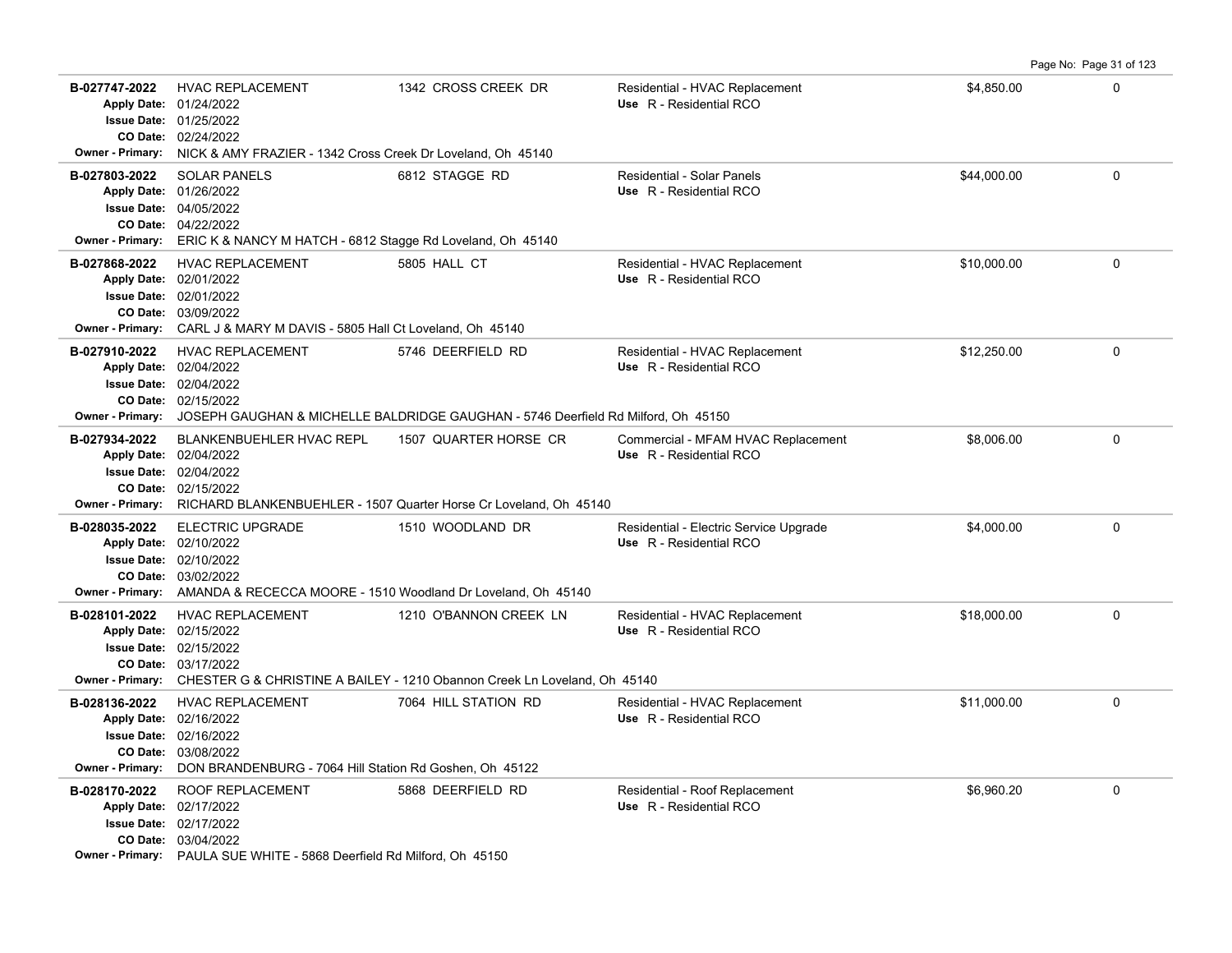| Permit # | Description | Address | Type / Use | Valuation | |
|---|---|---|---|---|---|
| **B-027747-2022**<br>**Apply Date:** 01/24/2022<br>**Issue Date:** 01/25/2022<br>**CO Date:** 02/24/2022<br>**Owner - Primary:** NICK & AMY FRAZIER - 1342 Cross Creek Dr Loveland, Oh 45140 | HVAC REPLACEMENT | 1342 CROSS CREEK DR | Residential - HVAC Replacement<br>**Use** R - Residential RCO | $4,850.00 | 0 |
| **B-027803-2022**<br>**Apply Date:** 01/26/2022<br>**Issue Date:** 04/05/2022<br>**CO Date:** 04/22/2022<br>**Owner - Primary:** ERIC K & NANCY M HATCH - 6812 Stagge Rd Loveland, Oh 45140 | SOLAR PANELS | 6812 STAGGE RD | Residential - Solar Panels<br>**Use** R - Residential RCO | $44,000.00 | 0 |
| **B-027868-2022**<br>**Apply Date:** 02/01/2022<br>**Issue Date:** 02/01/2022<br>**CO Date:** 03/09/2022<br>**Owner - Primary:** CARL J & MARY M DAVIS - 5805 Hall Ct Loveland, Oh 45140 | HVAC REPLACEMENT | 5805 HALL CT | Residential - HVAC Replacement<br>**Use** R - Residential RCO | $10,000.00 | 0 |
| **B-027910-2022**<br>**Apply Date:** 02/04/2022<br>**Issue Date:** 02/04/2022<br>**CO Date:** 02/15/2022<br>**Owner - Primary:** JOSEPH GAUGHAN & MICHELLE BALDRIDGE GAUGHAN - 5746 Deerfield Rd Milford, Oh 45150 | HVAC REPLACEMENT | 5746 DEERFIELD RD | Residential - HVAC Replacement<br>**Use** R - Residential RCO | $12,250.00 | 0 |
| **B-027934-2022**<br>**Apply Date:** 02/04/2022<br>**Issue Date:** 02/04/2022<br>**CO Date:** 02/15/2022<br>**Owner - Primary:** RICHARD BLANKENBUEHLER - 1507 Quarter Horse Cr Loveland, Oh 45140 | BLANKENBUEHLER HVAC REPL | 1507 QUARTER HORSE CR | Commercial - MFAM HVAC Replacement<br>**Use** R - Residential RCO | $8,006.00 | 0 |
| **B-028035-2022**<br>**Apply Date:** 02/10/2022<br>**Issue Date:** 02/10/2022<br>**CO Date:** 03/02/2022<br>**Owner - Primary:** AMANDA & RECECCA MOORE - 1510 Woodland Dr Loveland, Oh 45140 | ELECTRIC UPGRADE | 1510 WOODLAND DR | Residential - Electric Service Upgrade<br>**Use** R - Residential RCO | $4,000.00 | 0 |
| **B-028101-2022**<br>**Apply Date:** 02/15/2022<br>**Issue Date:** 02/15/2022<br>**CO Date:** 03/17/2022<br>**Owner - Primary:** CHESTER G & CHRISTINE A BAILEY - 1210 Obannon Creek Ln Loveland, Oh 45140 | HVAC REPLACEMENT | 1210 O'BANNON CREEK LN | Residential - HVAC Replacement<br>**Use** R - Residential RCO | $18,000.00 | 0 |
| **B-028136-2022**<br>**Apply Date:** 02/16/2022<br>**Issue Date:** 02/16/2022<br>**CO Date:** 03/08/2022<br>**Owner - Primary:** DON BRANDENBURG - 7064 Hill Station Rd Goshen, Oh 45122 | HVAC REPLACEMENT | 7064 HILL STATION RD | Residential - HVAC Replacement<br>**Use** R - Residential RCO | $11,000.00 | 0 |
| **B-028170-2022**<br>**Apply Date:** 02/17/2022<br>**Issue Date:** 02/17/2022<br>**CO Date:** 03/04/2022<br>**Owner - Primary:** PAULA SUE WHITE - 5868 Deerfield Rd Milford, Oh 45150 | ROOF REPLACEMENT | 5868 DEERFIELD RD | Residential - Roof Replacement<br>**Use** R - Residential RCO | $6,960.20 | 0 |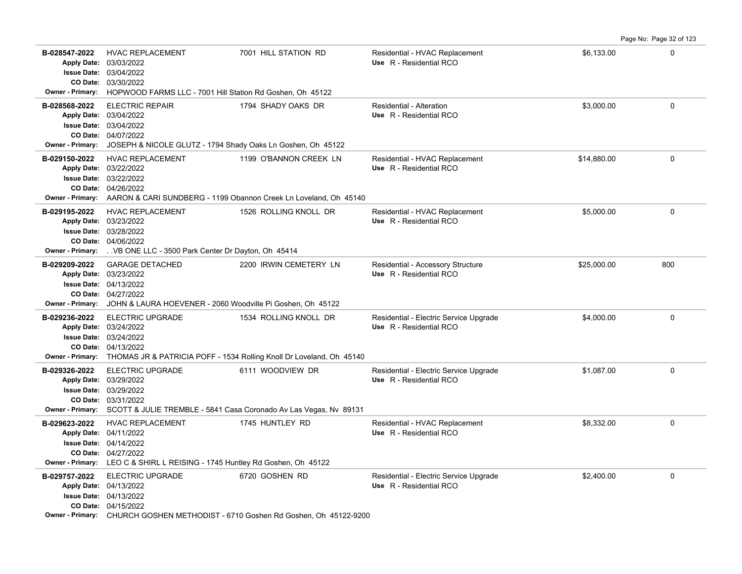| Permit | Description | Address | Type / Use | Valuation | Sq Ft |
|---|---|---|---|---|---|
| B-028547-2022<br>Apply Date: 03/03/2022<br>Issue Date: 03/04/2022<br>CO Date: 03/30/2022<br>Owner - Primary: HOPWOOD FARMS LLC - 7001 Hill Station Rd Goshen, Oh 45122 | HVAC REPLACEMENT | 7001 HILL STATION RD | Residential - HVAC Replacement<br>Use R - Residential RCO | $6,133.00 | 0 |
| B-028568-2022<br>Apply Date: 03/04/2022<br>Issue Date: 03/04/2022<br>CO Date: 04/07/2022<br>Owner - Primary: JOSEPH & NICOLE GLUTZ - 1794 Shady Oaks Ln Goshen, Oh 45122 | ELECTRIC REPAIR | 1794 SHADY OAKS DR | Residential - Alteration<br>Use R - Residential RCO | $3,000.00 | 0 |
| B-029150-2022<br>Apply Date: 03/22/2022<br>Issue Date: 03/22/2022<br>CO Date: 04/26/2022<br>Owner - Primary: AARON & CARI SUNDBERG - 1199 Obannon Creek Ln Loveland, Oh 45140 | HVAC REPLACEMENT | 1199 O'BANNON CREEK LN | Residential - HVAC Replacement<br>Use R - Residential RCO | $14,880.00 | 0 |
| B-029195-2022<br>Apply Date: 03/23/2022<br>Issue Date: 03/28/2022<br>CO Date: 04/06/2022<br>Owner - Primary: . .VB ONE LLC - 3500 Park Center Dr Dayton, Oh 45414 | HVAC REPLACEMENT | 1526 ROLLING KNOLL DR | Residential - HVAC Replacement<br>Use R - Residential RCO | $5,000.00 | 0 |
| B-029209-2022<br>Apply Date: 03/23/2022<br>Issue Date: 04/13/2022<br>CO Date: 04/27/2022<br>Owner - Primary: JOHN & LAURA HOEVENER - 2060 Woodville Pi Goshen, Oh 45122 | GARAGE DETACHED | 2200 IRWIN CEMETERY LN | Residential - Accessory Structure<br>Use R - Residential RCO | $25,000.00 | 800 |
| B-029236-2022<br>Apply Date: 03/24/2022<br>Issue Date: 03/24/2022<br>CO Date: 04/13/2022<br>Owner - Primary: THOMAS JR & PATRICIA POFF - 1534 Rolling Knoll Dr Loveland, Oh 45140 | ELECTRIC UPGRADE | 1534 ROLLING KNOLL DR | Residential - Electric Service Upgrade<br>Use R - Residential RCO | $4,000.00 | 0 |
| B-029326-2022<br>Apply Date: 03/29/2022<br>Issue Date: 03/29/2022<br>CO Date: 03/31/2022<br>Owner - Primary: SCOTT & JULIE TREMBLE - 5841 Casa Coronado Av Las Vegas, Nv 89131 | ELECTRIC UPGRADE | 6111 WOODVIEW DR | Residential - Electric Service Upgrade<br>Use R - Residential RCO | $1,087.00 | 0 |
| B-029623-2022<br>Apply Date: 04/11/2022<br>Issue Date: 04/14/2022<br>CO Date: 04/27/2022<br>Owner - Primary: LEO C & SHIRL L REISING - 1745 Huntley Rd Goshen, Oh 45122 | HVAC REPLACEMENT | 1745 HUNTLEY RD | Residential - HVAC Replacement<br>Use R - Residential RCO | $8,332.00 | 0 |
| B-029757-2022<br>Apply Date: 04/13/2022<br>Issue Date: 04/13/2022<br>CO Date: 04/15/2022<br>Owner - Primary: CHURCH GOSHEN METHODIST - 6710 Goshen Rd Goshen, Oh 45122-9200 | ELECTRIC UPGRADE | 6720 GOSHEN RD | Residential - Electric Service Upgrade<br>Use R - Residential RCO | $2,400.00 | 0 |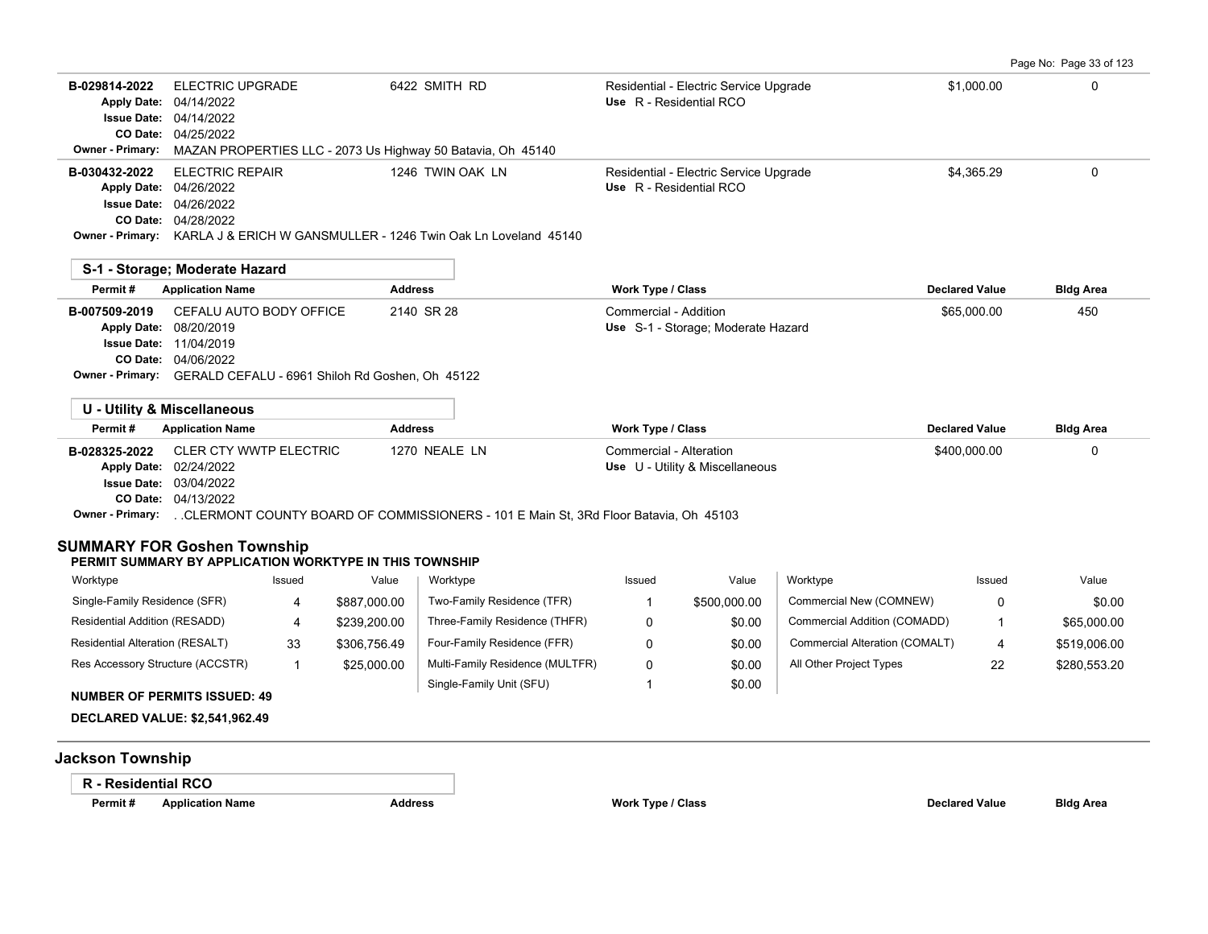| Permit # | Application Name | Address | Work Type / Class | Declared Value | Bldg Area |
|---|---|---|---|---|---|
| B-029814-2022 | ELECTRIC UPGRADE | 6422 SMITH RD | Residential - Electric Service Upgrade | $1,000.00 | 0 |
| Apply Date: 04/14/2022 | | | Use R - Residential RCO | | |
| Issue Date: 04/14/2022 | | | | | |
| CO Date: 04/25/2022 | | | | | |
| Owner - Primary: MAZAN PROPERTIES LLC - 2073 Us Highway 50 Batavia, Oh 45140 | | | | | |
| B-030432-2022 | ELECTRIC REPAIR | 1246 TWIN OAK LN | Residential - Electric Service Upgrade | $4,365.29 | 0 |
| Apply Date: 04/26/2022 | | | Use R - Residential RCO | | |
| Issue Date: 04/26/2022 | | | | | |
| CO Date: 04/28/2022 | | | | | |
| Owner - Primary: KARLA J & ERICH W GANSMULLER - 1246 Twin Oak Ln Loveland 45140 | | | | | |

**S-1 - Storage; Moderate Hazard**

| Permit # | Application Name | Address | Work Type / Class | Declared Value | Bldg Area |
|---|---|---|---|---|---|
| B-007509-2019 | CEFALU AUTO BODY OFFICE | 2140 SR 28 | Commercial - Addition | $65,000.00 | 450 |
| Apply Date: 08/20/2019 | | | Use S-1 - Storage; Moderate Hazard | | |
| Issue Date: 11/04/2019 | | | | | |
| CO Date: 04/06/2022 | | | | | |
| Owner - Primary: GERALD CEFALU - 6961 Shiloh Rd Goshen, Oh 45122 | | | | | |

**U - Utility & Miscellaneous**

| Permit # | Application Name | Address | Work Type / Class | Declared Value | Bldg Area |
|---|---|---|---|---|---|
| B-028325-2022 | CLER CTY WWTP ELECTRIC | 1270 NEALE LN | Commercial - Alteration | $400,000.00 | 0 |
| Apply Date: 02/24/2022 | | | Use U - Utility & Miscellaneous | | |
| Issue Date: 03/04/2022 | | | | | |
| CO Date: 04/13/2022 | | | | | |
| Owner - Primary: . .CLERMONT COUNTY BOARD OF COMMISSIONERS - 101 E Main St, 3Rd Floor Batavia, Oh 45103 | | | | | |

## SUMMARY FOR Goshen Township

**PERMIT SUMMARY BY APPLICATION WORKTYPE IN THIS TOWNSHIP**

| Worktype | Issued | Value | Worktype | Issued | Value | Worktype | Issued | Value |
|---|---|---|---|---|---|---|---|---|
| Single-Family Residence (SFR) | 4 | $887,000.00 | Two-Family Residence (TFR) | 1 | $500,000.00 | Commercial New (COMNEW) | 0 | $0.00 |
| Residential Addition (RESADD) | 4 | $239,200.00 | Three-Family Residence (THFR) | 0 | $0.00 | Commercial Addition (COMADD) | 1 | $65,000.00 |
| Residential Alteration (RESALT) | 33 | $306,756.49 | Four-Family Residence (FFR) | 0 | $0.00 | Commercial Alteration (COMALT) | 4 | $519,006.00 |
| Res Accessory Structure (ACCSTR) | 1 | $25,000.00 | Multi-Family Residence (MULTFR) | 0 | $0.00 | All Other Project Types | 22 | $280,553.20 |
| | | | Single-Family Unit (SFU) | 1 | $0.00 | | | |

**NUMBER OF PERMITS ISSUED: 49**

**DECLARED VALUE: $2,541,962.49**

## Jackson Township

**R - Residential RCO**

| Permit # | Application Name | Address | Work Type / Class | Declared Value | Bldg Area |
|---|---|---|---|---|---|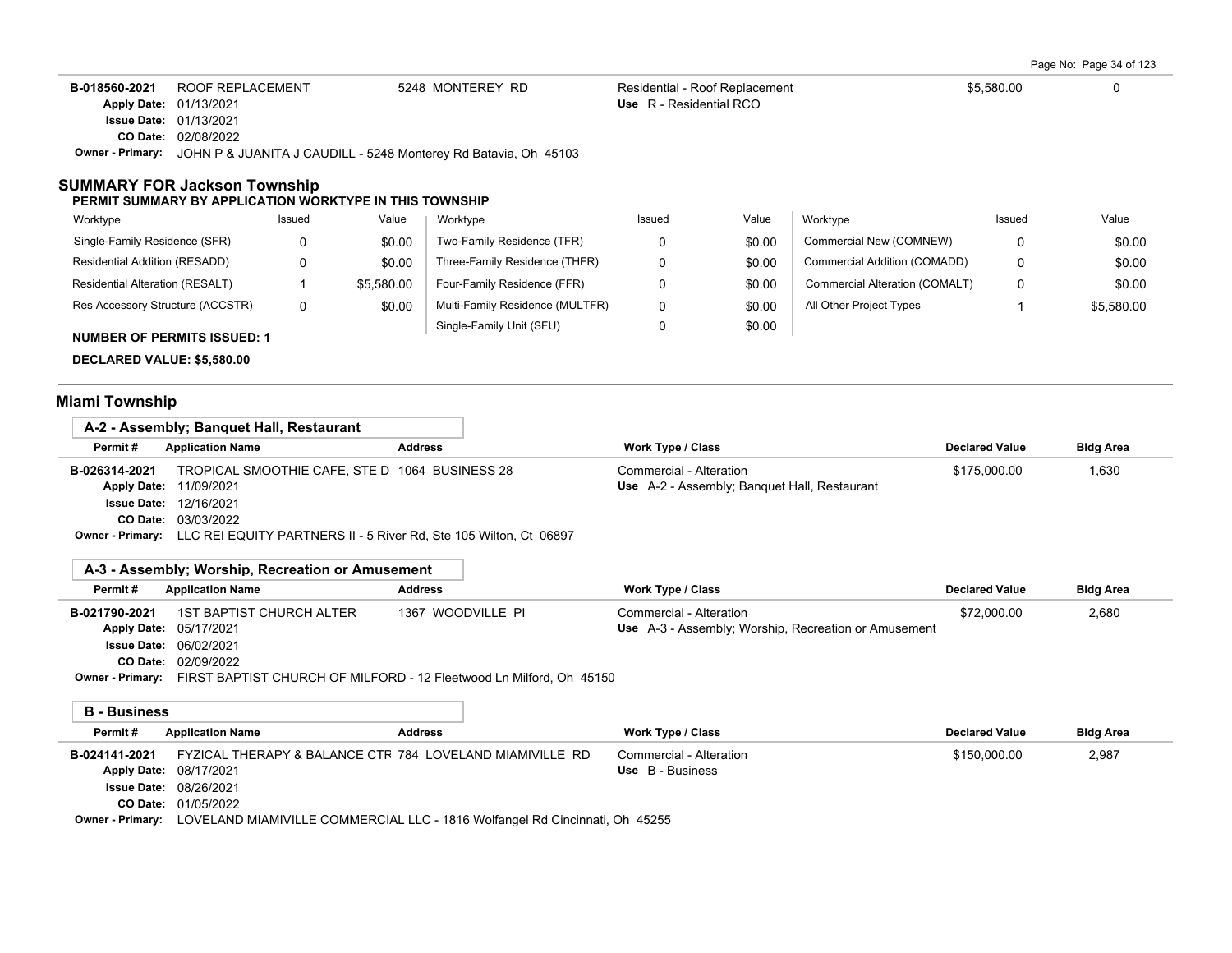| Permit # | Application Name | Address | Work Type / Class | Declared Value | Bldg Area |
|---|---|---|---|---|---|
| B-018560-2021 | ROOF REPLACEMENT | 5248 MONTEREY RD | Residential - Roof Replacement<br>Use R - Residential RCO | $5,580.00 | 0 |

**Apply Date:** 01/13/2021
**Issue Date:** 01/13/2021
**CO Date:** 02/08/2022
**Owner - Primary:** JOHN P & JUANITA J CAUDILL - 5248 Monterey Rd Batavia, Oh 45103

## SUMMARY FOR Jackson Township

**PERMIT SUMMARY BY APPLICATION WORKTYPE IN THIS TOWNSHIP**

| Worktype | Issued | Value | Worktype | Issued | Value | Worktype | Issued | Value |
|---|---|---|---|---|---|---|---|---|
| Single-Family Residence (SFR) | 0 | $0.00 | Two-Family Residence (TFR) | 0 | $0.00 | Commercial New (COMNEW) | 0 | $0.00 |
| Residential Addition (RESADD) | 0 | $0.00 | Three-Family Residence (THFR) | 0 | $0.00 | Commercial Addition (COMADD) | 0 | $0.00 |
| Residential Alteration (RESALT) | 1 | $5,580.00 | Four-Family Residence (FFR) | 0 | $0.00 | Commercial Alteration (COMALT) | 0 | $0.00 |
| Res Accessory Structure (ACCSTR) | 0 | $0.00 | Multi-Family Residence (MULTFR) | 0 | $0.00 | All Other Project Types | 1 | $5,580.00 |
| | | | Single-Family Unit (SFU) | 0 | $0.00 | | | |

**NUMBER OF PERMITS ISSUED: 1**

**DECLARED VALUE: $5,580.00**

## Miami Township

### A-2 - Assembly; Banquet Hall, Restaurant

| Permit # | Application Name | Address | Work Type / Class | Declared Value | Bldg Area |
|---|---|---|---|---|---|
| B-026314-2021 | TROPICAL SMOOTHIE CAFE, STE D | 1064 BUSINESS 28 | Commercial - Alteration<br>Use A-2 - Assembly; Banquet Hall, Restaurant | $175,000.00 | 1,630 |

**Apply Date:** 11/09/2021
**Issue Date:** 12/16/2021
**CO Date:** 03/03/2022
**Owner - Primary:** LLC REI EQUITY PARTNERS II - 5 River Rd, Ste 105 Wilton, Ct 06897

### A-3 - Assembly; Worship, Recreation or Amusement

| Permit # | Application Name | Address | Work Type / Class | Declared Value | Bldg Area |
|---|---|---|---|---|---|
| B-021790-2021 | 1ST BAPTIST CHURCH ALTER | 1367 WOODVILLE PI | Commercial - Alteration<br>Use A-3 - Assembly; Worship, Recreation or Amusement | $72,000.00 | 2,680 |

**Apply Date:** 05/17/2021
**Issue Date:** 06/02/2021
**CO Date:** 02/09/2022
**Owner - Primary:** FIRST BAPTIST CHURCH OF MILFORD - 12 Fleetwood Ln Milford, Oh 45150

### B - Business

| Permit # | Application Name | Address | Work Type / Class | Declared Value | Bldg Area |
|---|---|---|---|---|---|
| B-024141-2021 | FYZICAL THERAPY & BALANCE CTR | 784 LOVELAND MIAMIVILLE RD | Commercial - Alteration<br>Use B - Business | $150,000.00 | 2,987 |

**Apply Date:** 08/17/2021
**Issue Date:** 08/26/2021
**CO Date:** 01/05/2022
**Owner - Primary:** LOVELAND MIAMIVILLE COMMERCIAL LLC - 1816 Wolfangel Rd Cincinnati, Oh 45255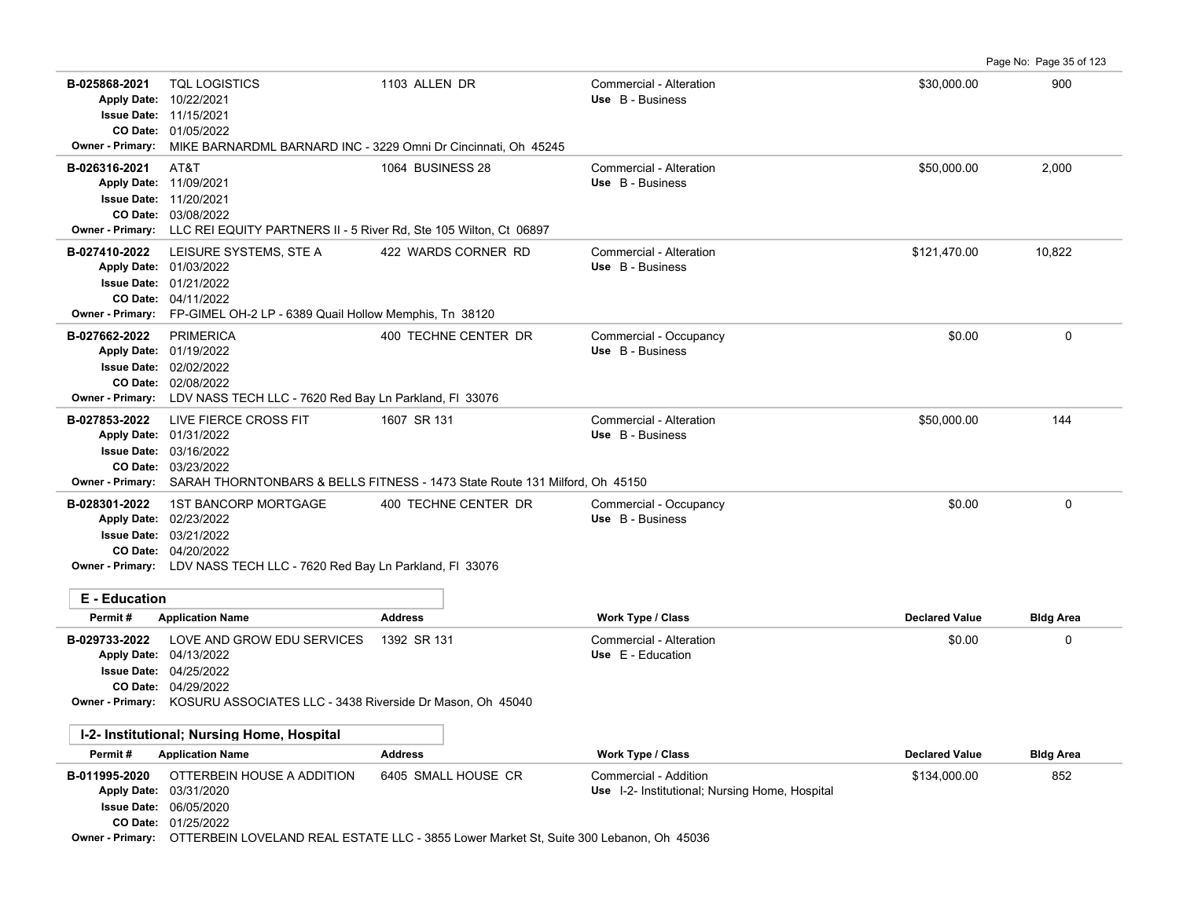| Permit # | Application Name | Address | Work Type / Class | Declared Value | Bldg Area |
|---|---|---|---|---|---|
| B-025868-2021 | TQL LOGISTICS | 1103 ALLEN DR | Commercial - Alteration | $30,000.00 | 900 |
| Apply Date: 10/22/2021 | | | Use B - Business | | |
| Issue Date: 11/15/2021 | | | | | |
| CO Date: 01/05/2022 | | | | | |
| Owner - Primary: MIKE BARNARDML BARNARD INC - 3229 Omni Dr Cincinnati, Oh 45245 | | | | | |
| B-026316-2021 | AT&T | 1064 BUSINESS 28 | Commercial - Alteration | $50,000.00 | 2,000 |
| Apply Date: 11/09/2021 | | | Use B - Business | | |
| Issue Date: 11/20/2021 | | | | | |
| CO Date: 03/08/2022 | | | | | |
| Owner - Primary: LLC REI EQUITY PARTNERS II - 5 River Rd, Ste 105 Wilton, Ct 06897 | | | | | |
| B-027410-2022 | LEISURE SYSTEMS, STE A | 422 WARDS CORNER RD | Commercial - Alteration | $121,470.00 | 10,822 |
| Apply Date: 01/03/2022 | | | Use B - Business | | |
| Issue Date: 01/21/2022 | | | | | |
| CO Date: 04/11/2022 | | | | | |
| Owner - Primary: FP-GIMEL OH-2 LP - 6389 Quail Hollow Memphis, Tn 38120 | | | | | |
| B-027662-2022 | PRIMERICA | 400 TECHNE CENTER DR | Commercial - Occupancy | $0.00 | 0 |
| Apply Date: 01/19/2022 | | | Use B - Business | | |
| Issue Date: 02/02/2022 | | | | | |
| CO Date: 02/08/2022 | | | | | |
| Owner - Primary: LDV NASS TECH LLC - 7620 Red Bay Ln Parkland, Fl 33076 | | | | | |
| B-027853-2022 | LIVE FIERCE CROSS FIT | 1607 SR 131 | Commercial - Alteration | $50,000.00 | 144 |
| Apply Date: 01/31/2022 | | | Use B - Business | | |
| Issue Date: 03/16/2022 | | | | | |
| CO Date: 03/23/2022 | | | | | |
| Owner - Primary: SARAH THORNTONBARS & BELLS FITNESS - 1473 State Route 131 Milford, Oh 45150 | | | | | |
| B-028301-2022 | 1ST BANCORP MORTGAGE | 400 TECHNE CENTER DR | Commercial - Occupancy | $0.00 | 0 |
| Apply Date: 02/23/2022 | | | Use B - Business | | |
| Issue Date: 03/21/2022 | | | | | |
| CO Date: 04/20/2022 | | | | | |
| Owner - Primary: LDV NASS TECH LLC - 7620 Red Bay Ln Parkland, Fl 33076 | | | | | |

## E - Education

| Permit # | Application Name | Address | Work Type / Class | Declared Value | Bldg Area |
|---|---|---|---|---|---|
| B-029733-2022 | LOVE AND GROW EDU SERVICES | 1392 SR 131 | Commercial - Alteration | $0.00 | 0 |
| Apply Date: 04/13/2022 | | | Use E - Education | | |
| Issue Date: 04/25/2022 | | | | | |
| CO Date: 04/29/2022 | | | | | |
| Owner - Primary: KOSURU ASSOCIATES LLC - 3438 Riverside Dr Mason, Oh 45040 | | | | | |

## I-2- Institutional; Nursing Home, Hospital

| Permit # | Application Name | Address | Work Type / Class | Declared Value | Bldg Area |
|---|---|---|---|---|---|
| B-011995-2020 | OTTERBEIN HOUSE A ADDITION | 6405 SMALL HOUSE CR | Commercial - Addition | $134,000.00 | 852 |
| Apply Date: 03/31/2020 | | | Use I-2- Institutional; Nursing Home, Hospital | | |
| Issue Date: 06/05/2020 | | | | | |
| CO Date: 01/25/2022 | | | | | |
| Owner - Primary: OTTERBEIN LOVELAND REAL ESTATE LLC - 3855 Lower Market St, Suite 300 Lebanon, Oh 45036 | | | | | |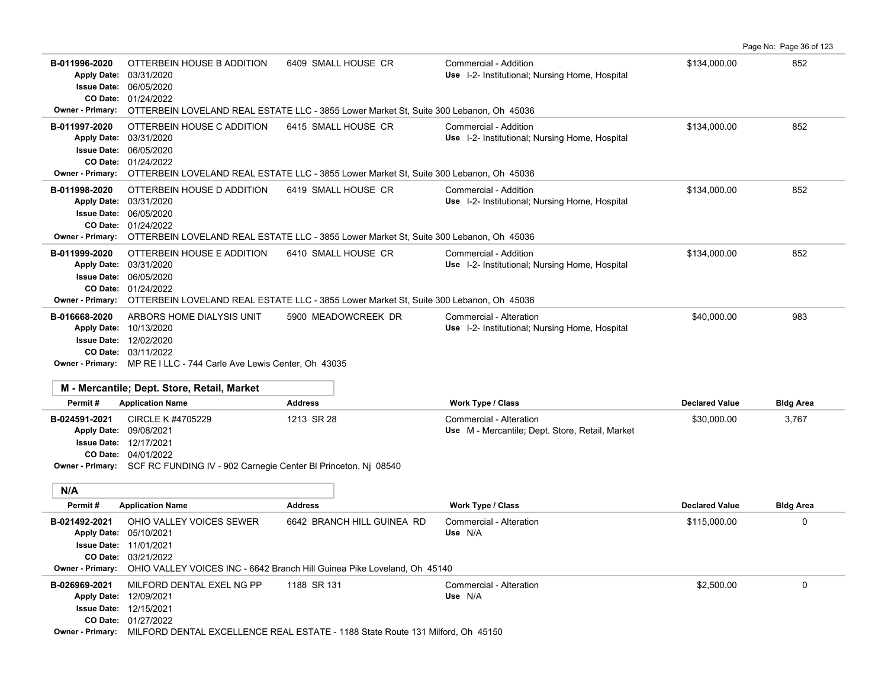| Permit # | Application Name | Address | Work Type / Class | Declared Value | Bldg Area |
|---|---|---|---|---|---|
| B-011996-2020<br>Apply Date: 03/31/2020<br>Issue Date: 06/05/2020<br>CO Date: 01/24/2022 | OTTERBEIN HOUSE B ADDITION | 6409 SMALL HOUSE CR | Commercial - Addition<br>Use I-2- Institutional; Nursing Home, Hospital | $134,000.00 | 852 |
| Owner - Primary: OTTERBEIN LOVELAND REAL ESTATE LLC - 3855 Lower Market St, Suite 300 Lebanon, Oh 45036 | | | | | |
| B-011997-2020<br>Apply Date: 03/31/2020<br>Issue Date: 06/05/2020<br>CO Date: 01/24/2022 | OTTERBEIN HOUSE C ADDITION | 6415 SMALL HOUSE CR | Commercial - Addition<br>Use I-2- Institutional; Nursing Home, Hospital | $134,000.00 | 852 |
| Owner - Primary: OTTERBEIN LOVELAND REAL ESTATE LLC - 3855 Lower Market St, Suite 300 Lebanon, Oh 45036 | | | | | |
| B-011998-2020<br>Apply Date: 03/31/2020<br>Issue Date: 06/05/2020<br>CO Date: 01/24/2022 | OTTERBEIN HOUSE D ADDITION | 6419 SMALL HOUSE CR | Commercial - Addition<br>Use I-2- Institutional; Nursing Home, Hospital | $134,000.00 | 852 |
| Owner - Primary: OTTERBEIN LOVELAND REAL ESTATE LLC - 3855 Lower Market St, Suite 300 Lebanon, Oh 45036 | | | | | |
| B-011999-2020<br>Apply Date: 03/31/2020<br>Issue Date: 06/05/2020<br>CO Date: 01/24/2022 | OTTERBEIN HOUSE E ADDITION | 6410 SMALL HOUSE CR | Commercial - Addition<br>Use I-2- Institutional; Nursing Home, Hospital | $134,000.00 | 852 |
| Owner - Primary: OTTERBEIN LOVELAND REAL ESTATE LLC - 3855 Lower Market St, Suite 300 Lebanon, Oh 45036 | | | | | |
| B-016668-2020<br>Apply Date: 10/13/2020<br>Issue Date: 12/02/2020<br>CO Date: 03/11/2022 | ARBORS HOME DIALYSIS UNIT | 5900 MEADOWCREEK DR | Commercial - Alteration<br>Use I-2- Institutional; Nursing Home, Hospital | $40,000.00 | 983 |
| Owner - Primary: MP RE I LLC - 744 Carle Ave Lewis Center, Oh 43035 | | | | | |

### M - Mercantile; Dept. Store, Retail, Market

| Permit # | Application Name | Address | Work Type / Class | Declared Value | Bldg Area |
|---|---|---|---|---|---|
| B-024591-2021<br>Apply Date: 09/08/2021<br>Issue Date: 12/17/2021<br>CO Date: 04/01/2022 | CIRCLE K #4705229 | 1213 SR 28 | Commercial - Alteration<br>Use M - Mercantile; Dept. Store, Retail, Market | $30,000.00 | 3,767 |
| Owner - Primary: SCF RC FUNDING IV - 902 Carnegie Center Bl Princeton, Nj 08540 | | | | | |

### N/A

| Permit # | Application Name | Address | Work Type / Class | Declared Value | Bldg Area |
|---|---|---|---|---|---|
| B-021492-2021<br>Apply Date: 05/10/2021<br>Issue Date: 11/01/2021<br>CO Date: 03/21/2022 | OHIO VALLEY VOICES SEWER | 6642 BRANCH HILL GUINEA RD | Commercial - Alteration<br>Use N/A | $115,000.00 | 0 |
| Owner - Primary: OHIO VALLEY VOICES INC - 6642 Branch Hill Guinea Pike Loveland, Oh 45140 | | | | | |
| B-026969-2021<br>Apply Date: 12/09/2021<br>Issue Date: 12/15/2021<br>CO Date: 01/27/2022 | MILFORD DENTAL EXEL NG PP | 1188 SR 131 | Commercial - Alteration<br>Use N/A | $2,500.00 | 0 |
| Owner - Primary: MILFORD DENTAL EXCELLENCE REAL ESTATE - 1188 State Route 131 Milford, Oh 45150 | | | | | |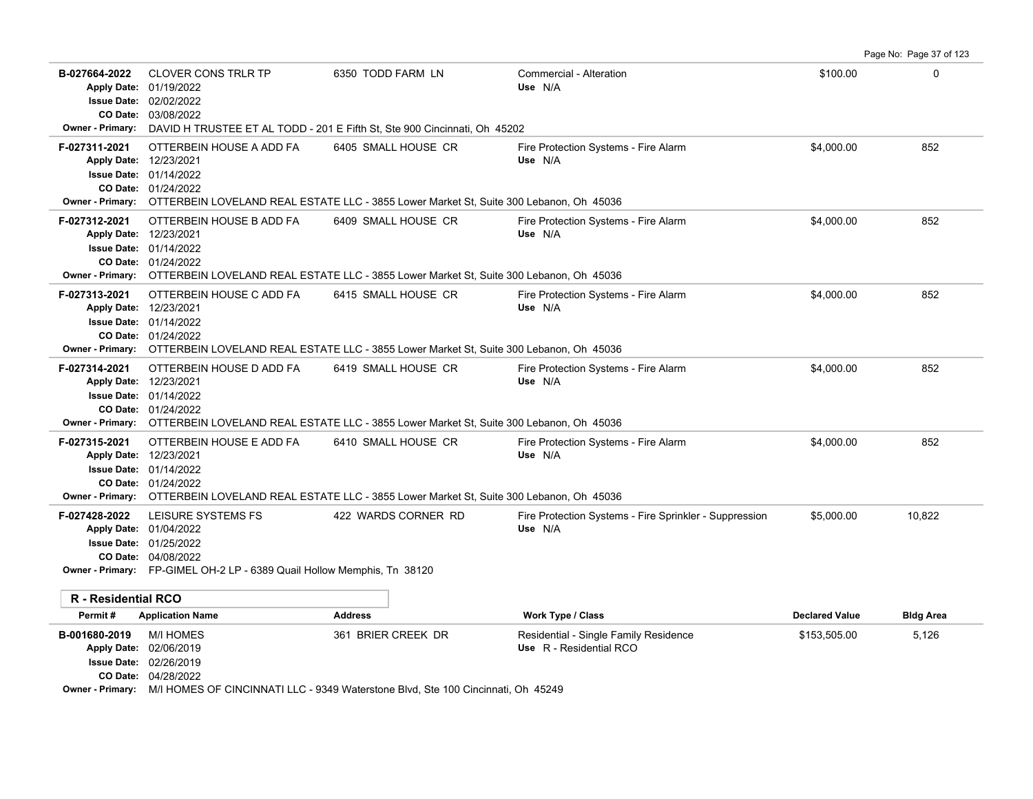| Permit # | Application Name | Address | Work Type / Class | Declared Value | Bldg Area |
|---|---|---|---|---|---|
| B-027664-2022<br>Apply Date: 01/19/2022<br>Issue Date: 02/02/2022<br>CO Date: 03/08/2022 | CLOVER CONS TRLR TP | 6350 TODD FARM LN | Commercial - Alteration<br>Use N/A | $100.00 | 0 |
| Owner - Primary: DAVID H TRUSTEE ET AL TODD - 201 E Fifth St, Ste 900 Cincinnati, Oh 45202 | | | | | |
| F-027311-2021<br>Apply Date: 12/23/2021<br>Issue Date: 01/14/2022<br>CO Date: 01/24/2022 | OTTERBEIN HOUSE A ADD FA | 6405 SMALL HOUSE CR | Fire Protection Systems - Fire Alarm<br>Use N/A | $4,000.00 | 852 |
| Owner - Primary: OTTERBEIN LOVELAND REAL ESTATE LLC - 3855 Lower Market St, Suite 300 Lebanon, Oh 45036 | | | | | |
| F-027312-2021<br>Apply Date: 12/23/2021<br>Issue Date: 01/14/2022<br>CO Date: 01/24/2022 | OTTERBEIN HOUSE B ADD FA | 6409 SMALL HOUSE CR | Fire Protection Systems - Fire Alarm<br>Use N/A | $4,000.00 | 852 |
| Owner - Primary: OTTERBEIN LOVELAND REAL ESTATE LLC - 3855 Lower Market St, Suite 300 Lebanon, Oh 45036 | | | | | |
| F-027313-2021<br>Apply Date: 12/23/2021<br>Issue Date: 01/14/2022<br>CO Date: 01/24/2022 | OTTERBEIN HOUSE C ADD FA | 6415 SMALL HOUSE CR | Fire Protection Systems - Fire Alarm<br>Use N/A | $4,000.00 | 852 |
| Owner - Primary: OTTERBEIN LOVELAND REAL ESTATE LLC - 3855 Lower Market St, Suite 300 Lebanon, Oh 45036 | | | | | |
| F-027314-2021<br>Apply Date: 12/23/2021<br>Issue Date: 01/14/2022<br>CO Date: 01/24/2022 | OTTERBEIN HOUSE D ADD FA | 6419 SMALL HOUSE CR | Fire Protection Systems - Fire Alarm<br>Use N/A | $4,000.00 | 852 |
| Owner - Primary: OTTERBEIN LOVELAND REAL ESTATE LLC - 3855 Lower Market St, Suite 300 Lebanon, Oh 45036 | | | | | |
| F-027315-2021<br>Apply Date: 12/23/2021<br>Issue Date: 01/14/2022<br>CO Date: 01/24/2022 | OTTERBEIN HOUSE E ADD FA | 6410 SMALL HOUSE CR | Fire Protection Systems - Fire Alarm<br>Use N/A | $4,000.00 | 852 |
| Owner - Primary: OTTERBEIN LOVELAND REAL ESTATE LLC - 3855 Lower Market St, Suite 300 Lebanon, Oh 45036 | | | | | |
| F-027428-2022<br>Apply Date: 01/04/2022<br>Issue Date: 01/25/2022<br>CO Date: 04/08/2022 | LEISURE SYSTEMS FS | 422 WARDS CORNER RD | Fire Protection Systems - Fire Sprinkler - Suppression<br>Use N/A | $5,000.00 | 10,822 |
| Owner - Primary: FP-GIMEL OH-2 LP - 6389 Quail Hollow Memphis, Tn 38120 | | | | | |

## R - Residential RCO

| Permit # | Application Name | Address | Work Type / Class | Declared Value | Bldg Area |
|---|---|---|---|---|---|
| B-001680-2019<br>Apply Date: 02/06/2019<br>Issue Date: 02/26/2019<br>CO Date: 04/28/2022 | M/I HOMES | 361 BRIER CREEK DR | Residential - Single Family Residence<br>Use R - Residential RCO | $153,505.00 | 5,126 |
| Owner - Primary: M/I HOMES OF CINCINNATI LLC - 9349 Waterstone Blvd, Ste 100 Cincinnati, Oh 45249 | | | | | |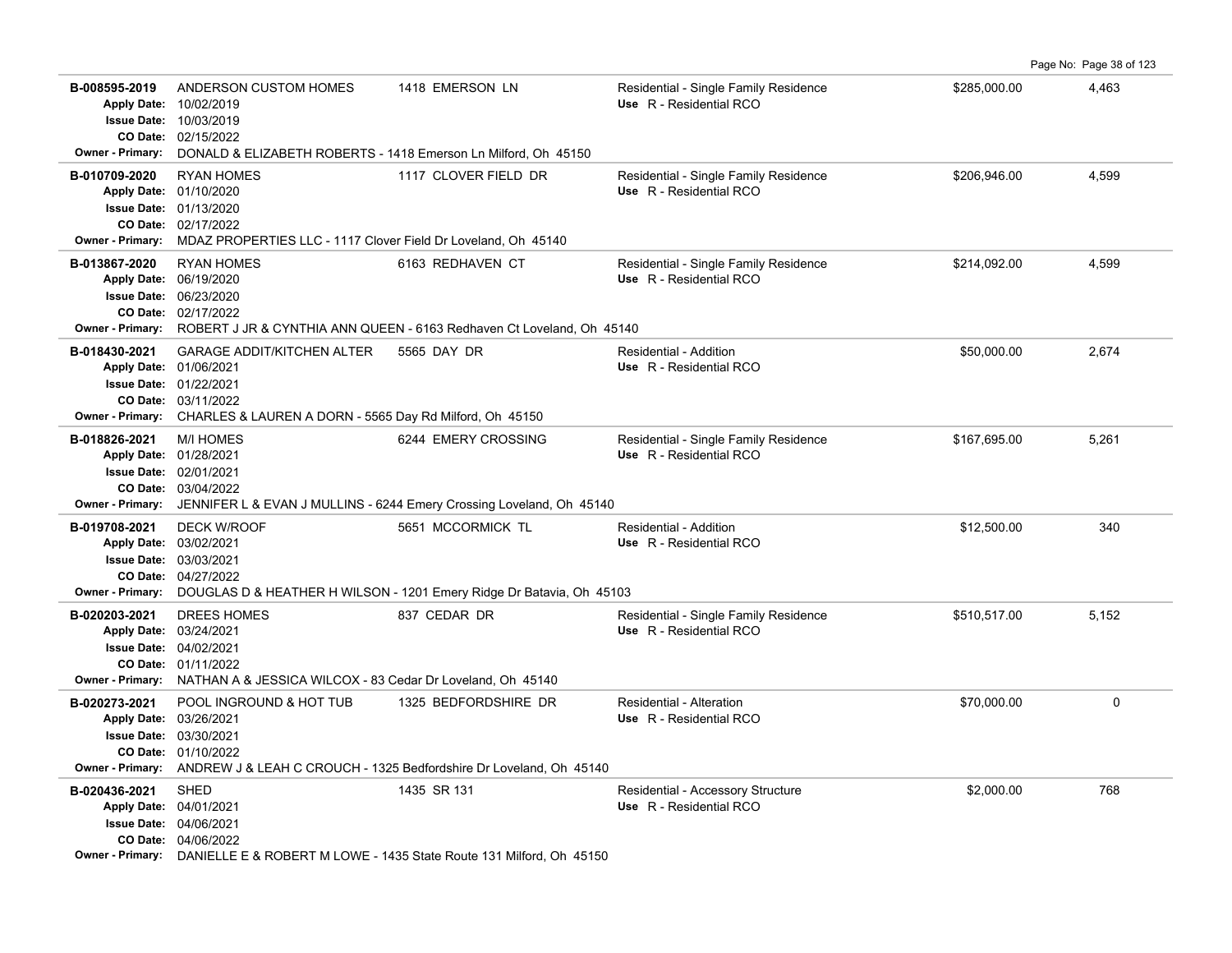| Permit / Dates | Contractor / Description | Address | Type / Use | Valuation | Sq Ft |
|---|---|---|---|---|---|
| **B-008595-2019**<br>Apply Date: 10/02/2019<br>Issue Date: 10/03/2019<br>CO Date: 02/15/2022 | ANDERSON CUSTOM HOMES | 1418 EMERSON LN | Residential - Single Family Residence<br>Use R - Residential RCO | $285,000.00 | 4,463 |
| Owner - Primary: DONALD & ELIZABETH ROBERTS - 1418 Emerson Ln Milford, Oh 45150 | | | | | |
| **B-010709-2020**<br>Apply Date: 01/10/2020<br>Issue Date: 01/13/2020<br>CO Date: 02/17/2022 | RYAN HOMES | 1117 CLOVER FIELD DR | Residential - Single Family Residence<br>Use R - Residential RCO | $206,946.00 | 4,599 |
| Owner - Primary: MDAZ PROPERTIES LLC - 1117 Clover Field Dr Loveland, Oh 45140 | | | | | |
| **B-013867-2020**<br>Apply Date: 06/19/2020<br>Issue Date: 06/23/2020<br>CO Date: 02/17/2022 | RYAN HOMES | 6163 REDHAVEN CT | Residential - Single Family Residence<br>Use R - Residential RCO | $214,092.00 | 4,599 |
| Owner - Primary: ROBERT J JR & CYNTHIA ANN QUEEN - 6163 Redhaven Ct Loveland, Oh 45140 | | | | | |
| **B-018430-2021**<br>Apply Date: 01/06/2021<br>Issue Date: 01/22/2021<br>CO Date: 03/11/2022 | GARAGE ADDIT/KITCHEN ALTER | 5565 DAY DR | Residential - Addition<br>Use R - Residential RCO | $50,000.00 | 2,674 |
| Owner - Primary: CHARLES & LAUREN A DORN - 5565 Day Rd Milford, Oh 45150 | | | | | |
| **B-018826-2021**<br>Apply Date: 01/28/2021<br>Issue Date: 02/01/2021<br>CO Date: 03/04/2022 | M/I HOMES | 6244 EMERY CROSSING | Residential - Single Family Residence<br>Use R - Residential RCO | $167,695.00 | 5,261 |
| Owner - Primary: JENNIFER L & EVAN J MULLINS - 6244 Emery Crossing Loveland, Oh 45140 | | | | | |
| **B-019708-2021**<br>Apply Date: 03/02/2021<br>Issue Date: 03/03/2021<br>CO Date: 04/27/2022 | DECK W/ROOF | 5651 MCCORMICK TL | Residential - Addition<br>Use R - Residential RCO | $12,500.00 | 340 |
| Owner - Primary: DOUGLAS D & HEATHER H WILSON - 1201 Emery Ridge Dr Batavia, Oh 45103 | | | | | |
| **B-020203-2021**<br>Apply Date: 03/24/2021<br>Issue Date: 04/02/2021<br>CO Date: 01/11/2022 | DREES HOMES | 837 CEDAR DR | Residential - Single Family Residence<br>Use R - Residential RCO | $510,517.00 | 5,152 |
| Owner - Primary: NATHAN A & JESSICA WILCOX - 83 Cedar Dr Loveland, Oh 45140 | | | | | |
| **B-020273-2021**<br>Apply Date: 03/26/2021<br>Issue Date: 03/30/2021<br>CO Date: 01/10/2022 | POOL INGROUND & HOT TUB | 1325 BEDFORDSHIRE DR | Residential - Alteration<br>Use R - Residential RCO | $70,000.00 | 0 |
| Owner - Primary: ANDREW J & LEAH C CROUCH - 1325 Bedfordshire Dr Loveland, Oh 45140 | | | | | |
| **B-020436-2021**<br>Apply Date: 04/01/2021<br>Issue Date: 04/06/2021<br>CO Date: 04/06/2022 | SHED | 1435 SR 131 | Residential - Accessory Structure<br>Use R - Residential RCO | $2,000.00 | 768 |
| Owner - Primary: DANIELLE E & ROBERT M LOWE - 1435 State Route 131 Milford, Oh 45150 | | | | | |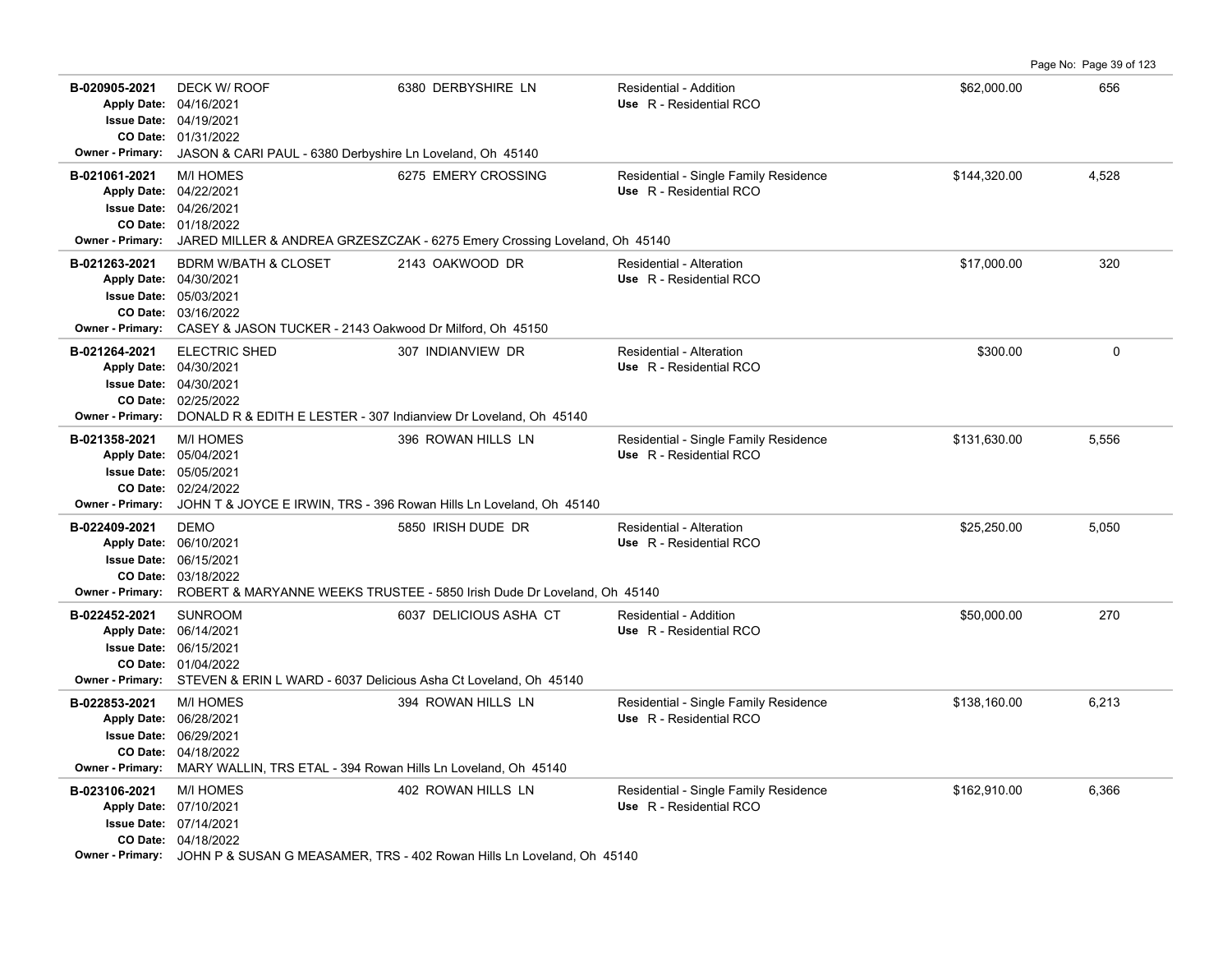| Permit # | Description | Address | Type / Use | Valuation | Sq Ft |
|---|---|---|---|---|---|
| B-020905-2021 | DECK W/ ROOF | 6380 DERBYSHIRE LN | Residential - Addition; Use R - Residential RCO | $62,000.00 | 656 |
| Apply Date: 04/16/2021; Issue Date: 04/19/2021; CO Date: 01/31/2022 | | | | | |
| Owner - Primary: JASON & CARI PAUL - 6380 Derbyshire Ln Loveland, Oh 45140 | | | | | |
| B-021061-2021 | M/I HOMES | 6275 EMERY CROSSING | Residential - Single Family Residence; Use R - Residential RCO | $144,320.00 | 4,528 |
| Apply Date: 04/22/2021; Issue Date: 04/26/2021; CO Date: 01/18/2022 | | | | | |
| Owner - Primary: JARED MILLER & ANDREA GRZESZCZAK - 6275 Emery Crossing Loveland, Oh 45140 | | | | | |
| B-021263-2021 | BDRM W/BATH & CLOSET | 2143 OAKWOOD DR | Residential - Alteration; Use R - Residential RCO | $17,000.00 | 320 |
| Apply Date: 04/30/2021; Issue Date: 05/03/2021; CO Date: 03/16/2022 | | | | | |
| Owner - Primary: CASEY & JASON TUCKER - 2143 Oakwood Dr Milford, Oh 45150 | | | | | |
| B-021264-2021 | ELECTRIC SHED | 307 INDIANVIEW DR | Residential - Alteration; Use R - Residential RCO | $300.00 | 0 |
| Apply Date: 04/30/2021; Issue Date: 04/30/2021; CO Date: 02/25/2022 | | | | | |
| Owner - Primary: DONALD R & EDITH E LESTER - 307 Indianview Dr Loveland, Oh 45140 | | | | | |
| B-021358-2021 | M/I HOMES | 396 ROWAN HILLS LN | Residential - Single Family Residence; Use R - Residential RCO | $131,630.00 | 5,556 |
| Apply Date: 05/04/2021; Issue Date: 05/05/2021; CO Date: 02/24/2022 | | | | | |
| Owner - Primary: JOHN T & JOYCE E IRWIN, TRS - 396 Rowan Hills Ln Loveland, Oh 45140 | | | | | |
| B-022409-2021 | DEMO | 5850 IRISH DUDE DR | Residential - Alteration; Use R - Residential RCO | $25,250.00 | 5,050 |
| Apply Date: 06/10/2021; Issue Date: 06/15/2021; CO Date: 03/18/2022 | | | | | |
| Owner - Primary: ROBERT & MARYANNE WEEKS TRUSTEE - 5850 Irish Dude Dr Loveland, Oh 45140 | | | | | |
| B-022452-2021 | SUNROOM | 6037 DELICIOUS ASHA CT | Residential - Addition; Use R - Residential RCO | $50,000.00 | 270 |
| Apply Date: 06/14/2021; Issue Date: 06/15/2021; CO Date: 01/04/2022 | | | | | |
| Owner - Primary: STEVEN & ERIN L WARD - 6037 Delicious Asha Ct Loveland, Oh 45140 | | | | | |
| B-022853-2021 | M/I HOMES | 394 ROWAN HILLS LN | Residential - Single Family Residence; Use R - Residential RCO | $138,160.00 | 6,213 |
| Apply Date: 06/28/2021; Issue Date: 06/29/2021; CO Date: 04/18/2022 | | | | | |
| Owner - Primary: MARY WALLIN, TRS ETAL - 394 Rowan Hills Ln Loveland, Oh 45140 | | | | | |
| B-023106-2021 | M/I HOMES | 402 ROWAN HILLS LN | Residential - Single Family Residence; Use R - Residential RCO | $162,910.00 | 6,366 |
| Apply Date: 07/10/2021; Issue Date: 07/14/2021; CO Date: 04/18/2022 | | | | | |
| Owner - Primary: JOHN P & SUSAN G MEASAMER, TRS - 402 Rowan Hills Ln Loveland, Oh 45140 | | | | | |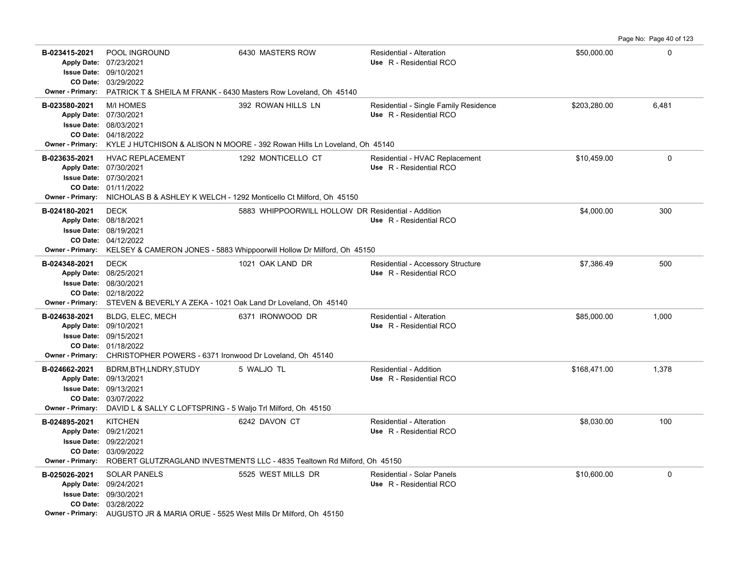| Permit | Description | Address | Type / Use | Value | Sq Ft |
|---|---|---|---|---|---|
| **B-023415-2021**<br>Apply Date: 07/23/2021<br>Issue Date: 09/10/2021<br>CO Date: 03/29/2022 | POOL INGROUND | 6430 MASTERS ROW | Residential - Alteration<br>Use R - Residential RCO | $50,000.00 | 0 |
| Owner - Primary: PATRICK T & SHEILA M FRANK - 6430 Masters Row Loveland, Oh 45140 | | | | | |
| **B-023580-2021**<br>Apply Date: 07/30/2021<br>Issue Date: 08/03/2021<br>CO Date: 04/18/2022 | M/I HOMES | 392 ROWAN HILLS LN | Residential - Single Family Residence<br>Use R - Residential RCO | $203,280.00 | 6,481 |
| Owner - Primary: KYLE J HUTCHISON & ALISON N MOORE - 392 Rowan Hills Ln Loveland, Oh 45140 | | | | | |
| **B-023635-2021**<br>Apply Date: 07/30/2021<br>Issue Date: 07/30/2021<br>CO Date: 01/11/2022 | HVAC REPLACEMENT | 1292 MONTICELLO CT | Residential - HVAC Replacement<br>Use R - Residential RCO | $10,459.00 | 0 |
| Owner - Primary: NICHOLAS B & ASHLEY K WELCH - 1292 Monticello Ct Milford, Oh 45150 | | | | | |
| **B-024180-2021**<br>Apply Date: 08/18/2021<br>Issue Date: 08/19/2021<br>CO Date: 04/12/2022 | DECK | 5883 WHIPPOORWILL HOLLOW DR | Residential - Addition<br>Use R - Residential RCO | $4,000.00 | 300 |
| Owner - Primary: KELSEY & CAMERON JONES - 5883 Whippoorwill Hollow Dr Milford, Oh 45150 | | | | | |
| **B-024348-2021**<br>Apply Date: 08/25/2021<br>Issue Date: 08/30/2021<br>CO Date: 02/18/2022 | DECK | 1021 OAK LAND DR | Residential - Accessory Structure<br>Use R - Residential RCO | $7,386.49 | 500 |
| Owner - Primary: STEVEN & BEVERLY A ZEKA - 1021 Oak Land Dr Loveland, Oh 45140 | | | | | |
| **B-024638-2021**<br>Apply Date: 09/10/2021<br>Issue Date: 09/15/2021<br>CO Date: 01/18/2022 | BLDG, ELEC, MECH | 6371 IRONWOOD DR | Residential - Alteration<br>Use R - Residential RCO | $85,000.00 | 1,000 |
| Owner - Primary: CHRISTOPHER POWERS - 6371 Ironwood Dr Loveland, Oh 45140 | | | | | |
| **B-024662-2021**<br>Apply Date: 09/13/2021<br>Issue Date: 09/13/2021<br>CO Date: 03/07/2022 | BDRM,BTH,LNDRY,STUDY | 5 WALJO TL | Residential - Addition<br>Use R - Residential RCO | $168,471.00 | 1,378 |
| Owner - Primary: DAVID L & SALLY C LOFTSPRING - 5 Waljo Trl Milford, Oh 45150 | | | | | |
| **B-024895-2021**<br>Apply Date: 09/21/2021<br>Issue Date: 09/22/2021<br>CO Date: 03/09/2022 | KITCHEN | 6242 DAVON CT | Residential - Alteration<br>Use R - Residential RCO | $8,030.00 | 100 |
| Owner - Primary: ROBERT GLUTZRAGLAND INVESTMENTS LLC - 4835 Tealtown Rd Milford, Oh 45150 | | | | | |
| **B-025026-2021**<br>Apply Date: 09/24/2021<br>Issue Date: 09/30/2021<br>CO Date: 03/28/2022 | SOLAR PANELS | 5525 WEST MILLS DR | Residential - Solar Panels<br>Use R - Residential RCO | $10,600.00 | 0 |
| Owner - Primary: AUGUSTO JR & MARIA ORUE - 5525 West Mills Dr Milford, Oh 45150 | | | | | |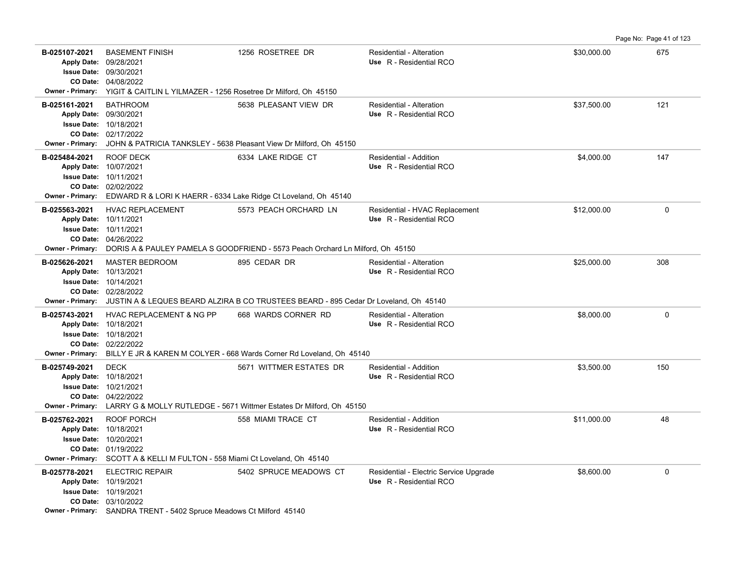| Permit | Description | Address | Type / Use | Valuation | Sq Ft |
|---|---|---|---|---|---|
| **B-025107-2021**<br>Apply Date: 09/28/2021<br>Issue Date: 09/30/2021<br>CO Date: 04/08/2022<br>Owner - Primary: YIGIT & CAITLIN L YILMAZER - 1256 Rosetree Dr Milford, Oh 45150 | BASEMENT FINISH | 1256 ROSETREE DR | Residential - Alteration<br>Use R - Residential RCO | $30,000.00 | 675 |
| **B-025161-2021**<br>Apply Date: 09/30/2021<br>Issue Date: 10/18/2021<br>CO Date: 02/17/2022<br>Owner - Primary: JOHN & PATRICIA TANKSLEY - 5638 Pleasant View Dr Milford, Oh 45150 | BATHROOM | 5638 PLEASANT VIEW DR | Residential - Alteration<br>Use R - Residential RCO | $37,500.00 | 121 |
| **B-025484-2021**<br>Apply Date: 10/07/2021<br>Issue Date: 10/11/2021<br>CO Date: 02/02/2022<br>Owner - Primary: EDWARD R & LORI K HAERR - 6334 Lake Ridge Ct Loveland, Oh 45140 | ROOF DECK | 6334 LAKE RIDGE CT | Residential - Addition<br>Use R - Residential RCO | $4,000.00 | 147 |
| **B-025563-2021**<br>Apply Date: 10/11/2021<br>Issue Date: 10/11/2021<br>CO Date: 04/26/2022<br>Owner - Primary: DORIS A & PAULEY PAMELA S GOODFRIEND - 5573 Peach Orchard Ln Milford, Oh 45150 | HVAC REPLACEMENT | 5573 PEACH ORCHARD LN | Residential - HVAC Replacement<br>Use R - Residential RCO | $12,000.00 | 0 |
| **B-025626-2021**<br>Apply Date: 10/13/2021<br>Issue Date: 10/14/2021<br>CO Date: 02/28/2022<br>Owner - Primary: JUSTIN A & LEQUES BEARD ALZIRA B CO TRUSTEES BEARD - 895 Cedar Dr Loveland, Oh 45140 | MASTER BEDROOM | 895 CEDAR DR | Residential - Alteration<br>Use R - Residential RCO | $25,000.00 | 308 |
| **B-025743-2021**<br>Apply Date: 10/18/2021<br>Issue Date: 10/18/2021<br>CO Date: 02/22/2022<br>Owner - Primary: BILLY E JR & KAREN M COLYER - 668 Wards Corner Rd Loveland, Oh 45140 | HVAC REPLACEMENT & NG PP | 668 WARDS CORNER RD | Residential - Alteration<br>Use R - Residential RCO | $8,000.00 | 0 |
| **B-025749-2021**<br>Apply Date: 10/18/2021<br>Issue Date: 10/21/2021<br>CO Date: 04/22/2022<br>Owner - Primary: LARRY G & MOLLY RUTLEDGE - 5671 Wittmer Estates Dr Milford, Oh 45150 | DECK | 5671 WITTMER ESTATES DR | Residential - Addition<br>Use R - Residential RCO | $3,500.00 | 150 |
| **B-025762-2021**<br>Apply Date: 10/18/2021<br>Issue Date: 10/20/2021<br>CO Date: 01/19/2022<br>Owner - Primary: SCOTT A & KELLI M FULTON - 558 Miami Ct Loveland, Oh 45140 | ROOF PORCH | 558 MIAMI TRACE CT | Residential - Addition<br>Use R - Residential RCO | $11,000.00 | 48 |
| **B-025778-2021**<br>Apply Date: 10/19/2021<br>Issue Date: 10/19/2021<br>CO Date: 03/10/2022<br>Owner - Primary: SANDRA TRENT - 5402 Spruce Meadows Ct Milford 45140 | ELECTRIC REPAIR | 5402 SPRUCE MEADOWS CT | Residential - Electric Service Upgrade<br>Use R - Residential RCO | $8,600.00 | 0 |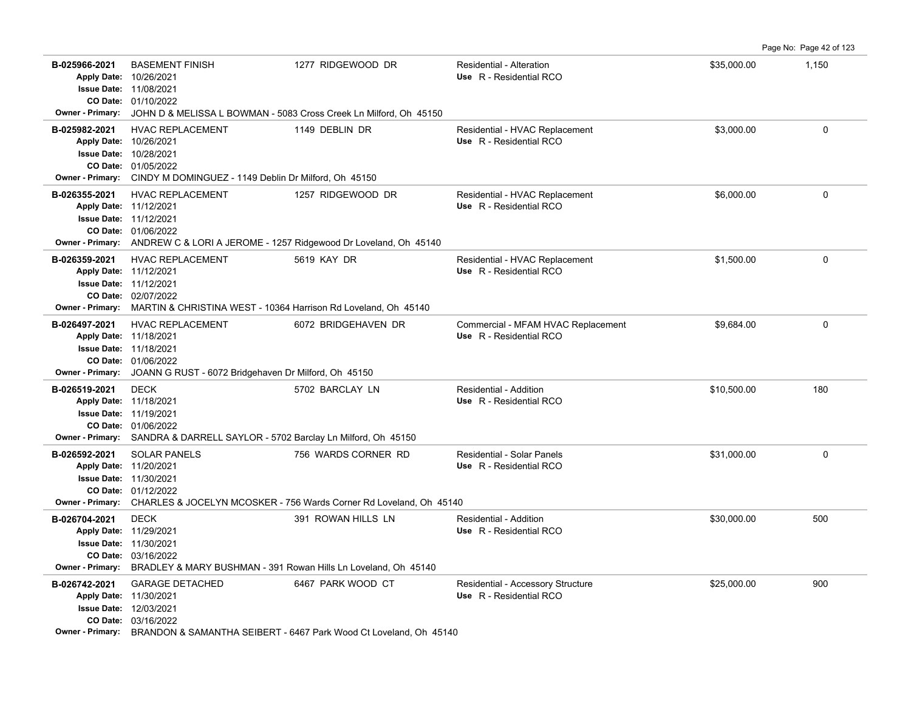| Permit # | Description | Address | Type / Use | Valuation | Sq Ft |
|---|---|---|---|---|---|
| B-025966-2021<br>Apply Date: 10/26/2021<br>Issue Date: 11/08/2021<br>CO Date: 01/10/2022<br>Owner - Primary: JOHN D & MELISSA L BOWMAN - 5083 Cross Creek Ln Milford, Oh 45150 | BASEMENT FINISH | 1277 RIDGEWOOD DR | Residential - Alteration<br>Use R - Residential RCO | $35,000.00 | 1,150 |
| B-025982-2021<br>Apply Date: 10/26/2021<br>Issue Date: 10/28/2021<br>CO Date: 01/05/2022<br>Owner - Primary: CINDY M DOMINGUEZ - 1149 Deblin Dr Milford, Oh 45150 | HVAC REPLACEMENT | 1149 DEBLIN DR | Residential - HVAC Replacement<br>Use R - Residential RCO | $3,000.00 | 0 |
| B-026355-2021<br>Apply Date: 11/12/2021<br>Issue Date: 11/12/2021<br>CO Date: 01/06/2022<br>Owner - Primary: ANDREW C & LORI A JEROME - 1257 Ridgewood Dr Loveland, Oh 45140 | HVAC REPLACEMENT | 1257 RIDGEWOOD DR | Residential - HVAC Replacement<br>Use R - Residential RCO | $6,000.00 | 0 |
| B-026359-2021<br>Apply Date: 11/12/2021<br>Issue Date: 11/12/2021<br>CO Date: 02/07/2022<br>Owner - Primary: MARTIN & CHRISTINA WEST - 10364 Harrison Rd Loveland, Oh 45140 | HVAC REPLACEMENT | 5619 KAY DR | Residential - HVAC Replacement<br>Use R - Residential RCO | $1,500.00 | 0 |
| B-026497-2021<br>Apply Date: 11/18/2021<br>Issue Date: 11/18/2021<br>CO Date: 01/06/2022<br>Owner - Primary: JOANN G RUST - 6072 Bridgehaven Dr Milford, Oh 45150 | HVAC REPLACEMENT | 6072 BRIDGEHAVEN DR | Commercial - MFAM HVAC Replacement<br>Use R - Residential RCO | $9,684.00 | 0 |
| B-026519-2021<br>Apply Date: 11/18/2021<br>Issue Date: 11/19/2021<br>CO Date: 01/06/2022<br>Owner - Primary: SANDRA & DARRELL SAYLOR - 5702 Barclay Ln Milford, Oh 45150 | DECK | 5702 BARCLAY LN | Residential - Addition<br>Use R - Residential RCO | $10,500.00 | 180 |
| B-026592-2021<br>Apply Date: 11/20/2021<br>Issue Date: 11/30/2021<br>CO Date: 01/12/2022<br>Owner - Primary: CHARLES & JOCELYN MCOSKER - 756 Wards Corner Rd Loveland, Oh 45140 | SOLAR PANELS | 756 WARDS CORNER RD | Residential - Solar Panels<br>Use R - Residential RCO | $31,000.00 | 0 |
| B-026704-2021<br>Apply Date: 11/29/2021<br>Issue Date: 11/30/2021<br>CO Date: 03/16/2022<br>Owner - Primary: BRADLEY & MARY BUSHMAN - 391 Rowan Hills Ln Loveland, Oh 45140 | DECK | 391 ROWAN HILLS LN | Residential - Addition<br>Use R - Residential RCO | $30,000.00 | 500 |
| B-026742-2021<br>Apply Date: 11/30/2021<br>Issue Date: 12/03/2021<br>CO Date: 03/16/2022<br>Owner - Primary: BRANDON & SAMANTHA SEIBERT - 6467 Park Wood Ct Loveland, Oh 45140 | GARAGE DETACHED | 6467 PARK WOOD CT | Residential - Accessory Structure<br>Use R - Residential RCO | $25,000.00 | 900 |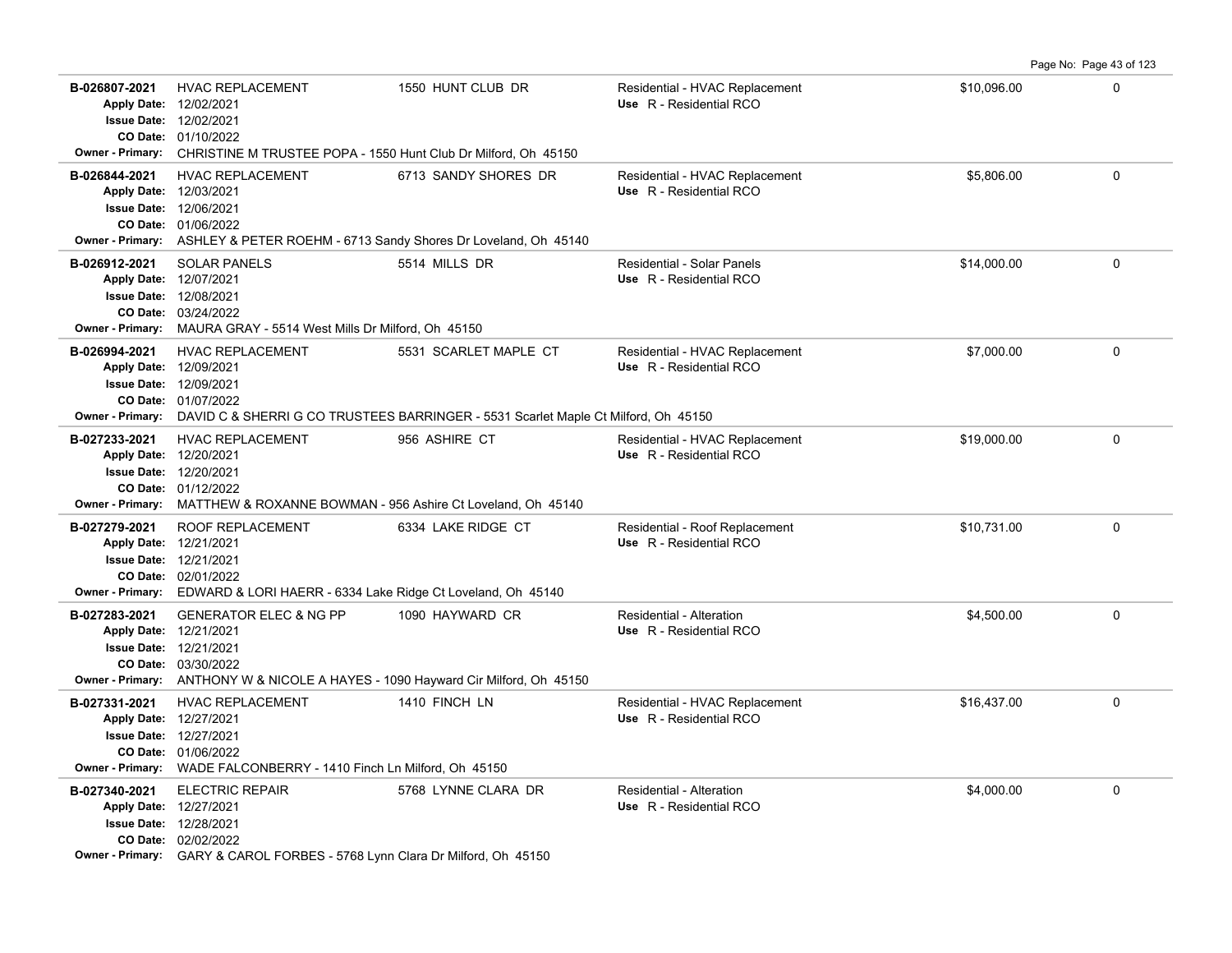| Permit # | Description | Address | Type / Use | Valuation | |
|---|---|---|---|---|---|
| **B-026807-2021**<br>**Apply Date:** 12/02/2021<br>**Issue Date:** 12/02/2021<br>**CO Date:** 01/10/2022<br>**Owner - Primary:** CHRISTINE M TRUSTEE POPA - 1550 Hunt Club Dr Milford, Oh 45150 | HVAC REPLACEMENT | 1550 HUNT CLUB DR | Residential - HVAC Replacement<br>**Use** R - Residential RCO | $10,096.00 | 0 |
| **B-026844-2021**<br>**Apply Date:** 12/03/2021<br>**Issue Date:** 12/06/2021<br>**CO Date:** 01/06/2022<br>**Owner - Primary:** ASHLEY & PETER ROEHM - 6713 Sandy Shores Dr Loveland, Oh 45140 | HVAC REPLACEMENT | 6713 SANDY SHORES DR | Residential - HVAC Replacement<br>**Use** R - Residential RCO | $5,806.00 | 0 |
| **B-026912-2021**<br>**Apply Date:** 12/07/2021<br>**Issue Date:** 12/08/2021<br>**CO Date:** 03/24/2022<br>**Owner - Primary:** MAURA GRAY - 5514 West Mills Dr Milford, Oh 45150 | SOLAR PANELS | 5514 MILLS DR | Residential - Solar Panels<br>**Use** R - Residential RCO | $14,000.00 | 0 |
| **B-026994-2021**<br>**Apply Date:** 12/09/2021<br>**Issue Date:** 12/09/2021<br>**CO Date:** 01/07/2022<br>**Owner - Primary:** DAVID C & SHERRI G CO TRUSTEES BARRINGER - 5531 Scarlet Maple Ct Milford, Oh 45150 | HVAC REPLACEMENT | 5531 SCARLET MAPLE CT | Residential - HVAC Replacement<br>**Use** R - Residential RCO | $7,000.00 | 0 |
| **B-027233-2021**<br>**Apply Date:** 12/20/2021<br>**Issue Date:** 12/20/2021<br>**CO Date:** 01/12/2022<br>**Owner - Primary:** MATTHEW & ROXANNE BOWMAN - 956 Ashire Ct Loveland, Oh 45140 | HVAC REPLACEMENT | 956 ASHIRE CT | Residential - HVAC Replacement<br>**Use** R - Residential RCO | $19,000.00 | 0 |
| **B-027279-2021**<br>**Apply Date:** 12/21/2021<br>**Issue Date:** 12/21/2021<br>**CO Date:** 02/01/2022<br>**Owner - Primary:** EDWARD & LORI HAERR - 6334 Lake Ridge Ct Loveland, Oh 45140 | ROOF REPLACEMENT | 6334 LAKE RIDGE CT | Residential - Roof Replacement<br>**Use** R - Residential RCO | $10,731.00 | 0 |
| **B-027283-2021**<br>**Apply Date:** 12/21/2021<br>**Issue Date:** 12/21/2021<br>**CO Date:** 03/30/2022<br>**Owner - Primary:** ANTHONY W & NICOLE A HAYES - 1090 Hayward Cir Milford, Oh 45150 | GENERATOR ELEC & NG PP | 1090 HAYWARD CR | Residential - Alteration<br>**Use** R - Residential RCO | $4,500.00 | 0 |
| **B-027331-2021**<br>**Apply Date:** 12/27/2021<br>**Issue Date:** 12/27/2021<br>**CO Date:** 01/06/2022<br>**Owner - Primary:** WADE FALCONBERRY - 1410 Finch Ln Milford, Oh 45150 | HVAC REPLACEMENT | 1410 FINCH LN | Residential - HVAC Replacement<br>**Use** R - Residential RCO | $16,437.00 | 0 |
| **B-027340-2021**<br>**Apply Date:** 12/27/2021<br>**Issue Date:** 12/28/2021<br>**CO Date:** 02/02/2022<br>**Owner - Primary:** GARY & CAROL FORBES - 5768 Lynn Clara Dr Milford, Oh 45150 | ELECTRIC REPAIR | 5768 LYNNE CLARA DR | Residential - Alteration<br>**Use** R - Residential RCO | $4,000.00 | 0 |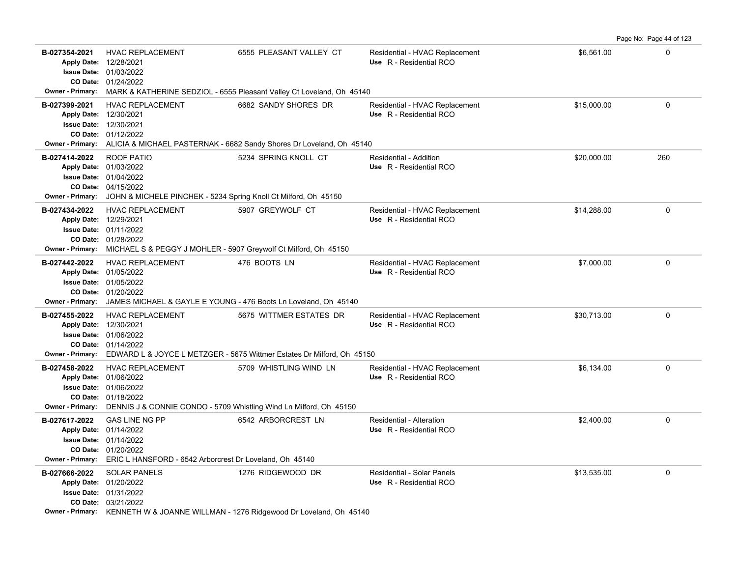| Permit | Description | Address | Type / Use | Valuation | Sq Ft |
|---|---|---|---|---|---|
| **B-027354-2021**<br>**Apply Date:** 12/28/2021<br>**Issue Date:** 01/03/2022<br>**CO Date:** 01/24/2022 | HVAC REPLACEMENT | 6555 PLEASANT VALLEY CT | Residential - HVAC Replacement<br>**Use** R - Residential RCO | $6,561.00 | 0 |
| **Owner - Primary:** MARK & KATHERINE SEDZIOL - 6555 Pleasant Valley Ct Loveland, Oh 45140 | | | | | |
| **B-027399-2021**<br>**Apply Date:** 12/30/2021<br>**Issue Date:** 12/30/2021<br>**CO Date:** 01/12/2022 | HVAC REPLACEMENT | 6682 SANDY SHORES DR | Residential - HVAC Replacement<br>**Use** R - Residential RCO | $15,000.00 | 0 |
| **Owner - Primary:** ALICIA & MICHAEL PASTERNAK - 6682 Sandy Shores Dr Loveland, Oh 45140 | | | | | |
| **B-027414-2022**<br>**Apply Date:** 01/03/2022<br>**Issue Date:** 01/04/2022<br>**CO Date:** 04/15/2022 | ROOF PATIO | 5234 SPRING KNOLL CT | Residential - Addition<br>**Use** R - Residential RCO | $20,000.00 | 260 |
| **Owner - Primary:** JOHN & MICHELE PINCHEK - 5234 Spring Knoll Ct Milford, Oh 45150 | | | | | |
| **B-027434-2022**<br>**Apply Date:** 12/29/2021<br>**Issue Date:** 01/11/2022<br>**CO Date:** 01/28/2022 | HVAC REPLACEMENT | 5907 GREYWOLF CT | Residential - HVAC Replacement<br>**Use** R - Residential RCO | $14,288.00 | 0 |
| **Owner - Primary:** MICHAEL S & PEGGY J MOHLER - 5907 Greywolf Ct Milford, Oh 45150 | | | | | |
| **B-027442-2022**<br>**Apply Date:** 01/05/2022<br>**Issue Date:** 01/05/2022<br>**CO Date:** 01/20/2022 | HVAC REPLACEMENT | 476 BOOTS LN | Residential - HVAC Replacement<br>**Use** R - Residential RCO | $7,000.00 | 0 |
| **Owner - Primary:** JAMES MICHAEL & GAYLE E YOUNG - 476 Boots Ln Loveland, Oh 45140 | | | | | |
| **B-027455-2022**<br>**Apply Date:** 12/30/2021<br>**Issue Date:** 01/06/2022<br>**CO Date:** 01/14/2022 | HVAC REPLACEMENT | 5675 WITTMER ESTATES DR | Residential - HVAC Replacement<br>**Use** R - Residential RCO | $30,713.00 | 0 |
| **Owner - Primary:** EDWARD L & JOYCE L METZGER - 5675 Wittmer Estates Dr Milford, Oh 45150 | | | | | |
| **B-027458-2022**<br>**Apply Date:** 01/06/2022<br>**Issue Date:** 01/06/2022<br>**CO Date:** 01/18/2022 | HVAC REPLACEMENT | 5709 WHISTLING WIND LN | Residential - HVAC Replacement<br>**Use** R - Residential RCO | $6,134.00 | 0 |
| **Owner - Primary:** DENNIS J & CONNIE CONDO - 5709 Whistling Wind Ln Milford, Oh 45150 | | | | | |
| **B-027617-2022**<br>**Apply Date:** 01/14/2022<br>**Issue Date:** 01/14/2022<br>**CO Date:** 01/20/2022 | GAS LINE NG PP | 6542 ARBORCREST LN | Residential - Alteration<br>**Use** R - Residential RCO | $2,400.00 | 0 |
| **Owner - Primary:** ERIC L HANSFORD - 6542 Arborcrest Dr Loveland, Oh 45140 | | | | | |
| **B-027666-2022**<br>**Apply Date:** 01/20/2022<br>**Issue Date:** 01/31/2022<br>**CO Date:** 03/21/2022 | SOLAR PANELS | 1276 RIDGEWOOD DR | Residential - Solar Panels<br>**Use** R - Residential RCO | $13,535.00 | 0 |
| **Owner - Primary:** KENNETH W & JOANNE WILLMAN - 1276 Ridgewood Dr Loveland, Oh 45140 | | | | | |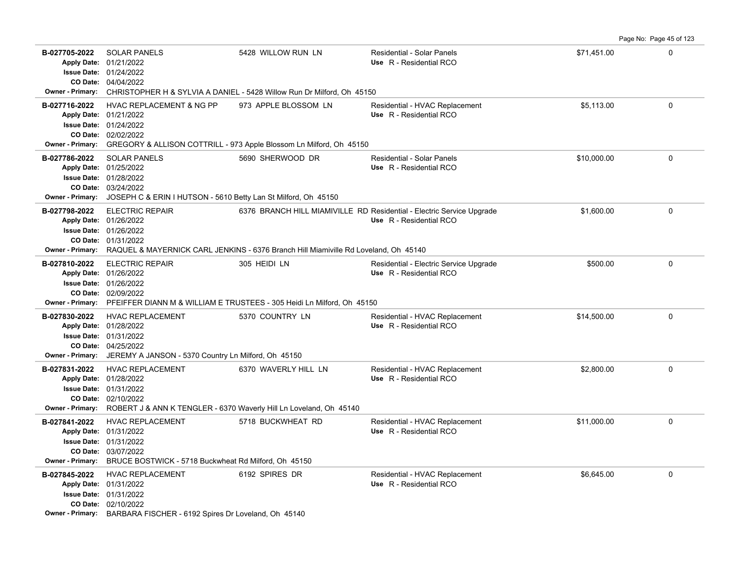| Permit | Description | Address | Type / Use | Valuation | |
|---|---|---|---|---|---|
| **B-027705-2022** | SOLAR PANELS | 5428 WILLOW RUN LN | Residential - Solar Panels | $71,451.00 | 0 |
| Apply Date: | 01/21/2022 | | Use R - Residential RCO | | |
| Issue Date: | 01/24/2022 | | | | |
| CO Date: | 04/04/2022 | | | | |
| Owner - Primary: | CHRISTOPHER H & SYLVIA A DANIEL - 5428 Willow Run Dr Milford, Oh 45150 | | | | |
| **B-027716-2022** | HVAC REPLACEMENT & NG PP | 973 APPLE BLOSSOM LN | Residential - HVAC Replacement | $5,113.00 | 0 |
| Apply Date: | 01/21/2022 | | Use R - Residential RCO | | |
| Issue Date: | 01/24/2022 | | | | |
| CO Date: | 02/02/2022 | | | | |
| Owner - Primary: | GREGORY & ALLISON COTTRILL - 973 Apple Blossom Ln Milford, Oh 45150 | | | | |
| **B-027786-2022** | SOLAR PANELS | 5690 SHERWOOD DR | Residential - Solar Panels | $10,000.00 | 0 |
| Apply Date: | 01/25/2022 | | Use R - Residential RCO | | |
| Issue Date: | 01/28/2022 | | | | |
| CO Date: | 03/24/2022 | | | | |
| Owner - Primary: | JOSEPH C & ERIN I HUTSON - 5610 Betty Lan St Milford, Oh 45150 | | | | |
| **B-027798-2022** | ELECTRIC REPAIR | 6376 BRANCH HILL MIAMIVILLE RD | Residential - Electric Service Upgrade | $1,600.00 | 0 |
| Apply Date: | 01/26/2022 | | Use R - Residential RCO | | |
| Issue Date: | 01/26/2022 | | | | |
| CO Date: | 01/31/2022 | | | | |
| Owner - Primary: | RAQUEL & MAYERNICK CARL JENKINS - 6376 Branch Hill Miamiville Rd Loveland, Oh 45140 | | | | |
| **B-027810-2022** | ELECTRIC REPAIR | 305 HEIDI LN | Residential - Electric Service Upgrade | $500.00 | 0 |
| Apply Date: | 01/26/2022 | | Use R - Residential RCO | | |
| Issue Date: | 01/26/2022 | | | | |
| CO Date: | 02/09/2022 | | | | |
| Owner - Primary: | PFEIFFER DIANN M & WILLIAM E TRUSTEES - 305 Heidi Ln Milford, Oh 45150 | | | | |
| **B-027830-2022** | HVAC REPLACEMENT | 5370 COUNTRY LN | Residential - HVAC Replacement | $14,500.00 | 0 |
| Apply Date: | 01/28/2022 | | Use R - Residential RCO | | |
| Issue Date: | 01/31/2022 | | | | |
| CO Date: | 04/25/2022 | | | | |
| Owner - Primary: | JEREMY A JANSON - 5370 Country Ln Milford, Oh 45150 | | | | |
| **B-027831-2022** | HVAC REPLACEMENT | 6370 WAVERLY HILL LN | Residential - HVAC Replacement | $2,800.00 | 0 |
| Apply Date: | 01/28/2022 | | Use R - Residential RCO | | |
| Issue Date: | 01/31/2022 | | | | |
| CO Date: | 02/10/2022 | | | | |
| Owner - Primary: | ROBERT J & ANN K TENGLER - 6370 Waverly Hill Ln Loveland, Oh 45140 | | | | |
| **B-027841-2022** | HVAC REPLACEMENT | 5718 BUCKWHEAT RD | Residential - HVAC Replacement | $11,000.00 | 0 |
| Apply Date: | 01/31/2022 | | Use R - Residential RCO | | |
| Issue Date: | 01/31/2022 | | | | |
| CO Date: | 03/07/2022 | | | | |
| Owner - Primary: | BRUCE BOSTWICK - 5718 Buckwheat Rd Milford, Oh 45150 | | | | |
| **B-027845-2022** | HVAC REPLACEMENT | 6192 SPIRES DR | Residential - HVAC Replacement | $6,645.00 | 0 |
| Apply Date: | 01/31/2022 | | Use R - Residential RCO | | |
| Issue Date: | 01/31/2022 | | | | |
| CO Date: | 02/10/2022 | | | | |
| Owner - Primary: | BARBARA FISCHER - 6192 Spires Dr Loveland, Oh 45140 | | | | |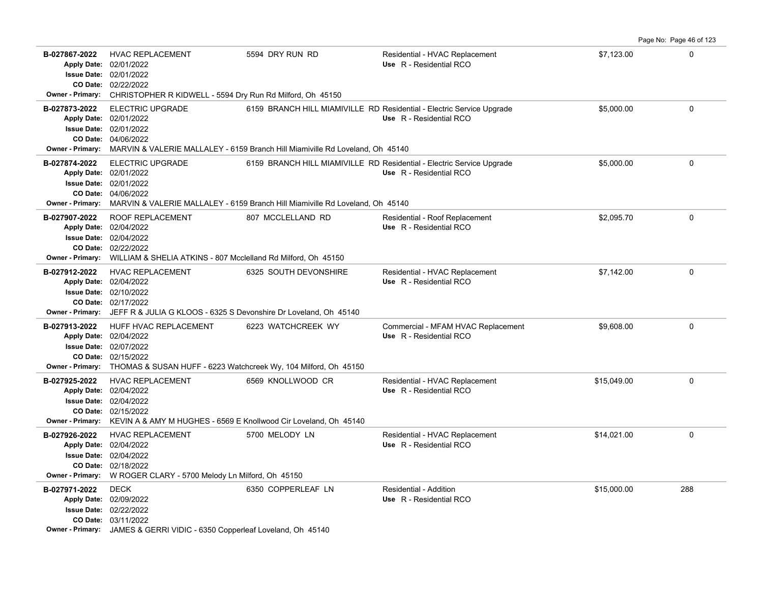| Permit | Description | Address | Type / Use | Valuation | Sq Ft |
|---|---|---|---|---|---|
| **B-027867-2022** | HVAC REPLACEMENT | 5594 DRY RUN RD | Residential - HVAC Replacement | $7,123.00 | 0 |
| **Apply Date:** 02/01/2022 | | | **Use** R - Residential RCO | | |
| **Issue Date:** 02/01/2022 | | | | | |
| **CO Date:** 02/22/2022 | | | | | |
| **Owner - Primary:** CHRISTOPHER R KIDWELL - 5594 Dry Run Rd Milford, Oh 45150 | | | | | |
| **B-027873-2022** | ELECTRIC UPGRADE | 6159 BRANCH HILL MIAMIVILLE RD | Residential - Electric Service Upgrade | $5,000.00 | 0 |
| **Apply Date:** 02/01/2022 | | | **Use** R - Residential RCO | | |
| **Issue Date:** 02/01/2022 | | | | | |
| **CO Date:** 04/06/2022 | | | | | |
| **Owner - Primary:** MARVIN & VALERIE MALLALEY - 6159 Branch Hill Miamiville Rd Loveland, Oh 45140 | | | | | |
| **B-027874-2022** | ELECTRIC UPGRADE | 6159 BRANCH HILL MIAMIVILLE RD | Residential - Electric Service Upgrade | $5,000.00 | 0 |
| **Apply Date:** 02/01/2022 | | | **Use** R - Residential RCO | | |
| **Issue Date:** 02/01/2022 | | | | | |
| **CO Date:** 04/06/2022 | | | | | |
| **Owner - Primary:** MARVIN & VALERIE MALLALEY - 6159 Branch Hill Miamiville Rd Loveland, Oh 45140 | | | | | |
| **B-027907-2022** | ROOF REPLACEMENT | 807 MCCLELLAND RD | Residential - Roof Replacement | $2,095.70 | 0 |
| **Apply Date:** 02/04/2022 | | | **Use** R - Residential RCO | | |
| **Issue Date:** 02/04/2022 | | | | | |
| **CO Date:** 02/22/2022 | | | | | |
| **Owner - Primary:** WILLIAM & SHELIA ATKINS - 807 Mcclelland Rd Milford, Oh 45150 | | | | | |
| **B-027912-2022** | HVAC REPLACEMENT | 6325 SOUTH DEVONSHIRE | Residential - HVAC Replacement | $7,142.00 | 0 |
| **Apply Date:** 02/04/2022 | | | **Use** R - Residential RCO | | |
| **Issue Date:** 02/10/2022 | | | | | |
| **CO Date:** 02/17/2022 | | | | | |
| **Owner - Primary:** JEFF R & JULIA G KLOOS - 6325 S Devonshire Dr Loveland, Oh 45140 | | | | | |
| **B-027913-2022** | HUFF HVAC REPLACEMENT | 6223 WATCHCREEK WY | Commercial - MFAM HVAC Replacement | $9,608.00 | 0 |
| **Apply Date:** 02/04/2022 | | | **Use** R - Residential RCO | | |
| **Issue Date:** 02/07/2022 | | | | | |
| **CO Date:** 02/15/2022 | | | | | |
| **Owner - Primary:** THOMAS & SUSAN HUFF - 6223 Watchcreek Wy, 104 Milford, Oh 45150 | | | | | |
| **B-027925-2022** | HVAC REPLACEMENT | 6569 KNOLLWOOD CR | Residential - HVAC Replacement | $15,049.00 | 0 |
| **Apply Date:** 02/04/2022 | | | **Use** R - Residential RCO | | |
| **Issue Date:** 02/04/2022 | | | | | |
| **CO Date:** 02/15/2022 | | | | | |
| **Owner - Primary:** KEVIN A & AMY M HUGHES - 6569 E Knollwood Cir Loveland, Oh 45140 | | | | | |
| **B-027926-2022** | HVAC REPLACEMENT | 5700 MELODY LN | Residential - HVAC Replacement | $14,021.00 | 0 |
| **Apply Date:** 02/04/2022 | | | **Use** R - Residential RCO | | |
| **Issue Date:** 02/04/2022 | | | | | |
| **CO Date:** 02/18/2022 | | | | | |
| **Owner - Primary:** W ROGER CLARY - 5700 Melody Ln Milford, Oh 45150 | | | | | |
| **B-027971-2022** | DECK | 6350 COPPERLEAF LN | Residential - Addition | $15,000.00 | 288 |
| **Apply Date:** 02/09/2022 | | | **Use** R - Residential RCO | | |
| **Issue Date:** 02/22/2022 | | | | | |
| **CO Date:** 03/11/2022 | | | | | |
| **Owner - Primary:** JAMES & GERRI VIDIC - 6350 Copperleaf Loveland, Oh 45140 | | | | | |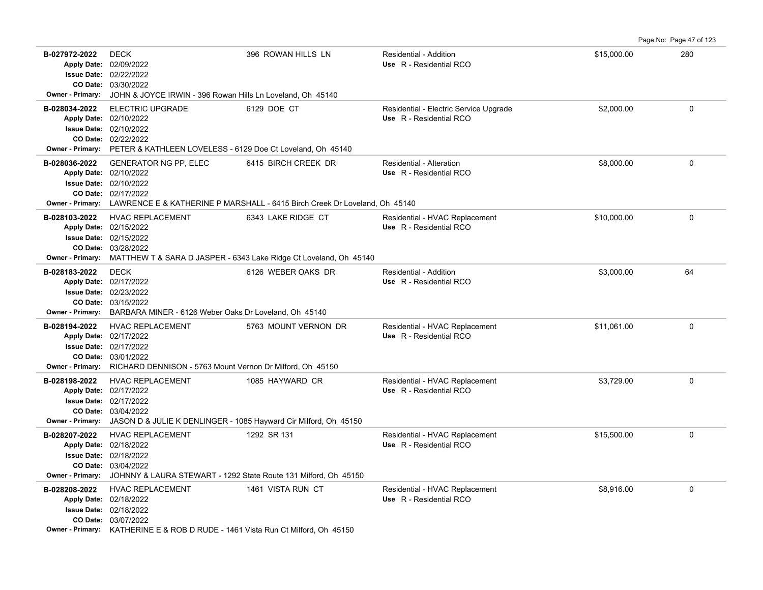| Permit # | Description | Address | Type / Use | Valuation | Sq Ft |
|---|---|---|---|---|---|
| B-027972-2022 | DECK | 396 ROWAN HILLS LN | Residential - Addition<br>Use R - Residential RCO | $15,000.00 | 280 |
| Apply Date: 02/09/2022<br>Issue Date: 02/22/2022<br>CO Date: 03/30/2022 | | | | | |
| Owner - Primary: | JOHN & JOYCE IRWIN - 396 Rowan Hills Ln Loveland, Oh 45140 | | | | |
| B-028034-2022 | ELECTRIC UPGRADE | 6129 DOE CT | Residential - Electric Service Upgrade<br>Use R - Residential RCO | $2,000.00 | 0 |
| Apply Date: 02/10/2022<br>Issue Date: 02/10/2022<br>CO Date: 02/22/2022 | | | | | |
| Owner - Primary: | PETER & KATHLEEN LOVELESS - 6129 Doe Ct Loveland, Oh 45140 | | | | |
| B-028036-2022 | GENERATOR NG PP, ELEC | 6415 BIRCH CREEK DR | Residential - Alteration<br>Use R - Residential RCO | $8,000.00 | 0 |
| Apply Date: 02/10/2022<br>Issue Date: 02/10/2022<br>CO Date: 02/17/2022 | | | | | |
| Owner - Primary: | LAWRENCE E & KATHERINE P MARSHALL - 6415 Birch Creek Dr Loveland, Oh 45140 | | | | |
| B-028103-2022 | HVAC REPLACEMENT | 6343 LAKE RIDGE CT | Residential - HVAC Replacement<br>Use R - Residential RCO | $10,000.00 | 0 |
| Apply Date: 02/15/2022<br>Issue Date: 02/15/2022<br>CO Date: 03/28/2022 | | | | | |
| Owner - Primary: | MATTHEW T & SARA D JASPER - 6343 Lake Ridge Ct Loveland, Oh 45140 | | | | |
| B-028183-2022 | DECK | 6126 WEBER OAKS DR | Residential - Addition<br>Use R - Residential RCO | $3,000.00 | 64 |
| Apply Date: 02/17/2022<br>Issue Date: 02/23/2022<br>CO Date: 03/15/2022 | | | | | |
| Owner - Primary: | BARBARA MINER - 6126 Weber Oaks Dr Loveland, Oh 45140 | | | | |
| B-028194-2022 | HVAC REPLACEMENT | 5763 MOUNT VERNON DR | Residential - HVAC Replacement<br>Use R - Residential RCO | $11,061.00 | 0 |
| Apply Date: 02/17/2022<br>Issue Date: 02/17/2022<br>CO Date: 03/01/2022 | | | | | |
| Owner - Primary: | RICHARD DENNISON - 5763 Mount Vernon Dr Milford, Oh 45150 | | | | |
| B-028198-2022 | HVAC REPLACEMENT | 1085 HAYWARD CR | Residential - HVAC Replacement<br>Use R - Residential RCO | $3,729.00 | 0 |
| Apply Date: 02/17/2022<br>Issue Date: 02/17/2022<br>CO Date: 03/04/2022 | | | | | |
| Owner - Primary: | JASON D & JULIE K DENLINGER - 1085 Hayward Cir Milford, Oh 45150 | | | | |
| B-028207-2022 | HVAC REPLACEMENT | 1292 SR 131 | Residential - HVAC Replacement<br>Use R - Residential RCO | $15,500.00 | 0 |
| Apply Date: 02/18/2022<br>Issue Date: 02/18/2022<br>CO Date: 03/04/2022 | | | | | |
| Owner - Primary: | JOHNNY & LAURA STEWART - 1292 State Route 131 Milford, Oh 45150 | | | | |
| B-028208-2022 | HVAC REPLACEMENT | 1461 VISTA RUN CT | Residential - HVAC Replacement<br>Use R - Residential RCO | $8,916.00 | 0 |
| Apply Date: 02/18/2022<br>Issue Date: 02/18/2022<br>CO Date: 03/07/2022 | | | | | |
| Owner - Primary: | KATHERINE E & ROB D RUDE - 1461 Vista Run Ct Milford, Oh 45150 | | | | |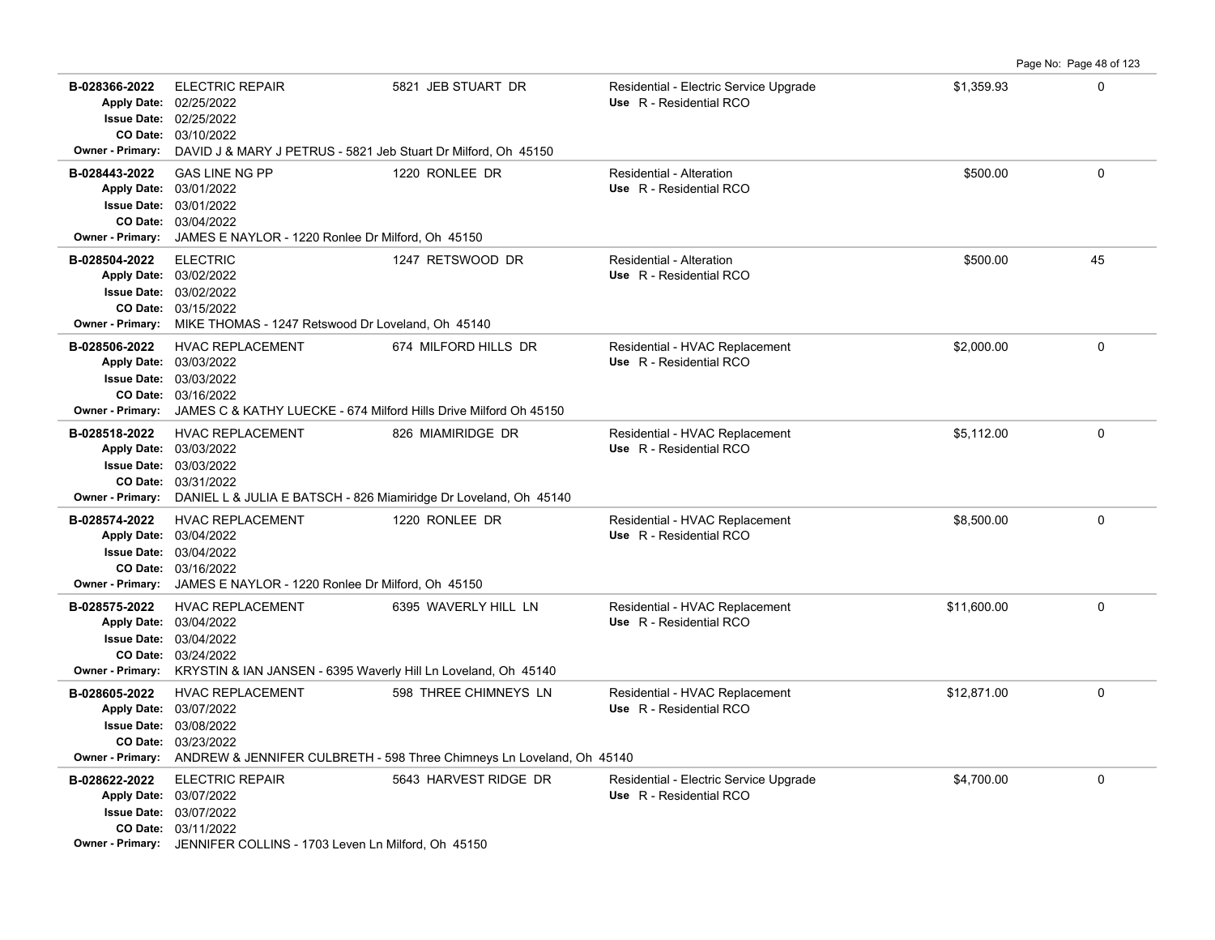| Permit | Description | Address | Type | Valuation | |
|---|---|---|---|---|---|
| **B-028366-2022**<br>Apply Date: 02/25/2022<br>Issue Date: 02/25/2022<br>CO Date: 03/10/2022<br>Owner - Primary: DAVID J & MARY J PETRUS - 5821 Jeb Stuart Dr Milford, Oh 45150 | ELECTRIC REPAIR | 5821 JEB STUART DR | Residential - Electric Service Upgrade<br>Use R - Residential RCO | $1,359.93 | 0 |
| **B-028443-2022**<br>Apply Date: 03/01/2022<br>Issue Date: 03/01/2022<br>CO Date: 03/04/2022<br>Owner - Primary: JAMES E NAYLOR - 1220 Ronlee Dr Milford, Oh 45150 | GAS LINE NG PP | 1220 RONLEE DR | Residential - Alteration<br>Use R - Residential RCO | $500.00 | 0 |
| **B-028504-2022**<br>Apply Date: 03/02/2022<br>Issue Date: 03/02/2022<br>CO Date: 03/15/2022<br>Owner - Primary: MIKE THOMAS - 1247 Retswood Dr Loveland, Oh 45140 | ELECTRIC | 1247 RETSWOOD DR | Residential - Alteration<br>Use R - Residential RCO | $500.00 | 45 |
| **B-028506-2022**<br>Apply Date: 03/03/2022<br>Issue Date: 03/03/2022<br>CO Date: 03/16/2022<br>Owner - Primary: JAMES C & KATHY LUECKE - 674 Milford Hills Drive Milford Oh 45150 | HVAC REPLACEMENT | 674 MILFORD HILLS DR | Residential - HVAC Replacement<br>Use R - Residential RCO | $2,000.00 | 0 |
| **B-028518-2022**<br>Apply Date: 03/03/2022<br>Issue Date: 03/03/2022<br>CO Date: 03/31/2022<br>Owner - Primary: DANIEL L & JULIA E BATSCH - 826 Miamiridge Dr Loveland, Oh 45140 | HVAC REPLACEMENT | 826 MIAMIRIDGE DR | Residential - HVAC Replacement<br>Use R - Residential RCO | $5,112.00 | 0 |
| **B-028574-2022**<br>Apply Date: 03/04/2022<br>Issue Date: 03/04/2022<br>CO Date: 03/16/2022<br>Owner - Primary: JAMES E NAYLOR - 1220 Ronlee Dr Milford, Oh 45150 | HVAC REPLACEMENT | 1220 RONLEE DR | Residential - HVAC Replacement<br>Use R - Residential RCO | $8,500.00 | 0 |
| **B-028575-2022**<br>Apply Date: 03/04/2022<br>Issue Date: 03/04/2022<br>CO Date: 03/24/2022<br>Owner - Primary: KRYSTIN & IAN JANSEN - 6395 Waverly Hill Ln Loveland, Oh 45140 | HVAC REPLACEMENT | 6395 WAVERLY HILL LN | Residential - HVAC Replacement<br>Use R - Residential RCO | $11,600.00 | 0 |
| **B-028605-2022**<br>Apply Date: 03/07/2022<br>Issue Date: 03/08/2022<br>CO Date: 03/23/2022<br>Owner - Primary: ANDREW & JENNIFER CULBRETH - 598 Three Chimneys Ln Loveland, Oh 45140 | HVAC REPLACEMENT | 598 THREE CHIMNEYS LN | Residential - HVAC Replacement<br>Use R - Residential RCO | $12,871.00 | 0 |
| **B-028622-2022**<br>Apply Date: 03/07/2022<br>Issue Date: 03/07/2022<br>CO Date: 03/11/2022<br>Owner - Primary: JENNIFER COLLINS - 1703 Leven Ln Milford, Oh 45150 | ELECTRIC REPAIR | 5643 HARVEST RIDGE DR | Residential - Electric Service Upgrade<br>Use R - Residential RCO | $4,700.00 | 0 |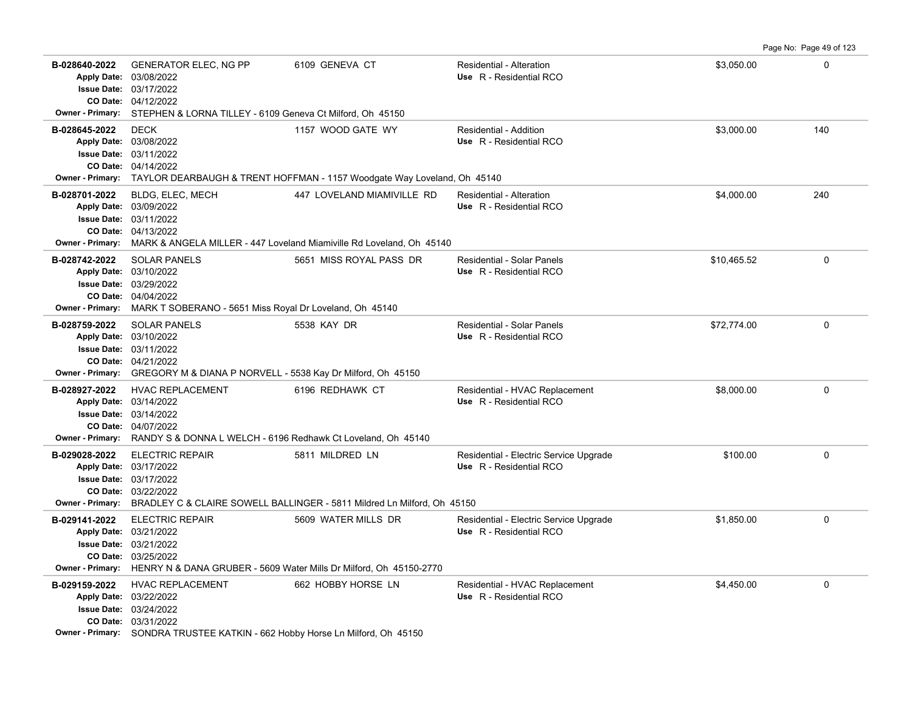| Permit # | Description | Address | Type / Use | Valuation | Sq Ft |
|---|---|---|---|---|---|
| **B-028640-2022** | GENERATOR ELEC, NG PP | 6109 GENEVA CT | Residential - Alteration | $3,050.00 | 0 |
| Apply Date: 03/08/2022 | | | Use R - Residential RCO | | |
| Issue Date: 03/17/2022 | | | | | |
| CO Date: 04/12/2022 | | | | | |
| Owner - Primary: STEPHEN & LORNA TILLEY - 6109 Geneva Ct Milford, Oh 45150 | | | | | |
| **B-028645-2022** | DECK | 1157 WOOD GATE WY | Residential - Addition | $3,000.00 | 140 |
| Apply Date: 03/08/2022 | | | Use R - Residential RCO | | |
| Issue Date: 03/11/2022 | | | | | |
| CO Date: 04/14/2022 | | | | | |
| Owner - Primary: TAYLOR DEARBAUGH & TRENT HOFFMAN - 1157 Woodgate Way Loveland, Oh 45140 | | | | | |
| **B-028701-2022** | BLDG, ELEC, MECH | 447 LOVELAND MIAMIVILLE RD | Residential - Alteration | $4,000.00 | 240 |
| Apply Date: 03/09/2022 | | | Use R - Residential RCO | | |
| Issue Date: 03/11/2022 | | | | | |
| CO Date: 04/13/2022 | | | | | |
| Owner - Primary: MARK & ANGELA MILLER - 447 Loveland Miamiville Rd Loveland, Oh 45140 | | | | | |
| **B-028742-2022** | SOLAR PANELS | 5651 MISS ROYAL PASS DR | Residential - Solar Panels | $10,465.52 | 0 |
| Apply Date: 03/10/2022 | | | Use R - Residential RCO | | |
| Issue Date: 03/29/2022 | | | | | |
| CO Date: 04/04/2022 | | | | | |
| Owner - Primary: MARK T SOBERANO - 5651 Miss Royal Dr Loveland, Oh 45140 | | | | | |
| **B-028759-2022** | SOLAR PANELS | 5538 KAY DR | Residential - Solar Panels | $72,774.00 | 0 |
| Apply Date: 03/10/2022 | | | Use R - Residential RCO | | |
| Issue Date: 03/11/2022 | | | | | |
| CO Date: 04/21/2022 | | | | | |
| Owner - Primary: GREGORY M & DIANA P NORVELL - 5538 Kay Dr Milford, Oh 45150 | | | | | |
| **B-028927-2022** | HVAC REPLACEMENT | 6196 REDHAWK CT | Residential - HVAC Replacement | $8,000.00 | 0 |
| Apply Date: 03/14/2022 | | | Use R - Residential RCO | | |
| Issue Date: 03/14/2022 | | | | | |
| CO Date: 04/07/2022 | | | | | |
| Owner - Primary: RANDY S & DONNA L WELCH - 6196 Redhawk Ct Loveland, Oh 45140 | | | | | |
| **B-029028-2022** | ELECTRIC REPAIR | 5811 MILDRED LN | Residential - Electric Service Upgrade | $100.00 | 0 |
| Apply Date: 03/17/2022 | | | Use R - Residential RCO | | |
| Issue Date: 03/17/2022 | | | | | |
| CO Date: 03/22/2022 | | | | | |
| Owner - Primary: BRADLEY C & CLAIRE SOWELL BALLINGER - 5811 Mildred Ln Milford, Oh 45150 | | | | | |
| **B-029141-2022** | ELECTRIC REPAIR | 5609 WATER MILLS DR | Residential - Electric Service Upgrade | $1,850.00 | 0 |
| Apply Date: 03/21/2022 | | | Use R - Residential RCO | | |
| Issue Date: 03/21/2022 | | | | | |
| CO Date: 03/25/2022 | | | | | |
| Owner - Primary: HENRY N & DANA GRUBER - 5609 Water Mills Dr Milford, Oh 45150-2770 | | | | | |
| **B-029159-2022** | HVAC REPLACEMENT | 662 HOBBY HORSE LN | Residential - HVAC Replacement | $4,450.00 | 0 |
| Apply Date: 03/22/2022 | | | Use R - Residential RCO | | |
| Issue Date: 03/24/2022 | | | | | |
| CO Date: 03/31/2022 | | | | | |
| Owner - Primary: SONDRA TRUSTEE KATKIN - 662 Hobby Horse Ln Milford, Oh 45150 | | | | | |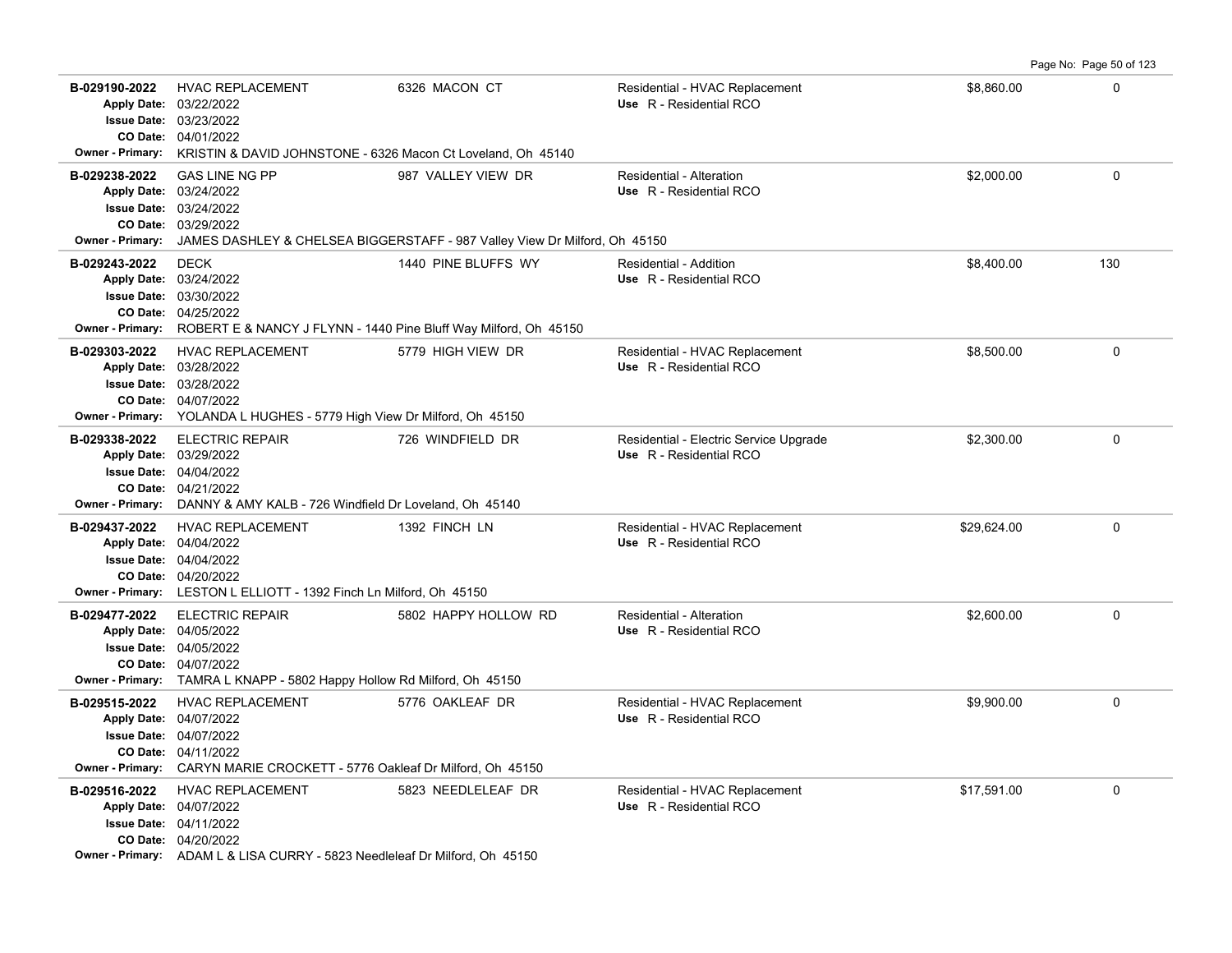| Permit # | Description | Address | Type / Use | Valuation | Sq Ft |
|---|---|---|---|---|---|
| **B-029190-2022**<br>Apply Date: 03/22/2022<br>Issue Date: 03/23/2022<br>CO Date: 04/01/2022<br>Owner - Primary: KRISTIN & DAVID JOHNSTONE - 6326 Macon Ct Loveland, Oh 45140 | HVAC REPLACEMENT | 6326 MACON CT | Residential - HVAC Replacement<br>Use R - Residential RCO | $8,860.00 | 0 |
| **B-029238-2022**<br>Apply Date: 03/24/2022<br>Issue Date: 03/24/2022<br>CO Date: 03/29/2022<br>Owner - Primary: JAMES DASHLEY & CHELSEA BIGGERSTAFF - 987 Valley View Dr Milford, Oh 45150 | GAS LINE NG PP | 987 VALLEY VIEW DR | Residential - Alteration<br>Use R - Residential RCO | $2,000.00 | 0 |
| **B-029243-2022**<br>Apply Date: 03/24/2022<br>Issue Date: 03/30/2022<br>CO Date: 04/25/2022<br>Owner - Primary: ROBERT E & NANCY J FLYNN - 1440 Pine Bluff Way Milford, Oh 45150 | DECK | 1440 PINE BLUFFS WY | Residential - Addition<br>Use R - Residential RCO | $8,400.00 | 130 |
| **B-029303-2022**<br>Apply Date: 03/28/2022<br>Issue Date: 03/28/2022<br>CO Date: 04/07/2022<br>Owner - Primary: YOLANDA L HUGHES - 5779 High View Dr Milford, Oh 45150 | HVAC REPLACEMENT | 5779 HIGH VIEW DR | Residential - HVAC Replacement<br>Use R - Residential RCO | $8,500.00 | 0 |
| **B-029338-2022**<br>Apply Date: 03/29/2022<br>Issue Date: 04/04/2022<br>CO Date: 04/21/2022<br>Owner - Primary: DANNY & AMY KALB - 726 Windfield Dr Loveland, Oh 45140 | ELECTRIC REPAIR | 726 WINDFIELD DR | Residential - Electric Service Upgrade<br>Use R - Residential RCO | $2,300.00 | 0 |
| **B-029437-2022**<br>Apply Date: 04/04/2022<br>Issue Date: 04/04/2022<br>CO Date: 04/20/2022<br>Owner - Primary: LESTON L ELLIOTT - 1392 Finch Ln Milford, Oh 45150 | HVAC REPLACEMENT | 1392 FINCH LN | Residential - HVAC Replacement<br>Use R - Residential RCO | $29,624.00 | 0 |
| **B-029477-2022**<br>Apply Date: 04/05/2022<br>Issue Date: 04/05/2022<br>CO Date: 04/07/2022<br>Owner - Primary: TAMRA L KNAPP - 5802 Happy Hollow Rd Milford, Oh 45150 | ELECTRIC REPAIR | 5802 HAPPY HOLLOW RD | Residential - Alteration<br>Use R - Residential RCO | $2,600.00 | 0 |
| **B-029515-2022**<br>Apply Date: 04/07/2022<br>Issue Date: 04/07/2022<br>CO Date: 04/11/2022<br>Owner - Primary: CARYN MARIE CROCKETT - 5776 Oakleaf Dr Milford, Oh 45150 | HVAC REPLACEMENT | 5776 OAKLEAF DR | Residential - HVAC Replacement<br>Use R - Residential RCO | $9,900.00 | 0 |
| **B-029516-2022**<br>Apply Date: 04/07/2022<br>Issue Date: 04/11/2022<br>CO Date: 04/20/2022<br>Owner - Primary: ADAM L & LISA CURRY - 5823 Needleleaf Dr Milford, Oh 45150 | HVAC REPLACEMENT | 5823 NEEDLELEAF DR | Residential - HVAC Replacement<br>Use R - Residential RCO | $17,591.00 | 0 |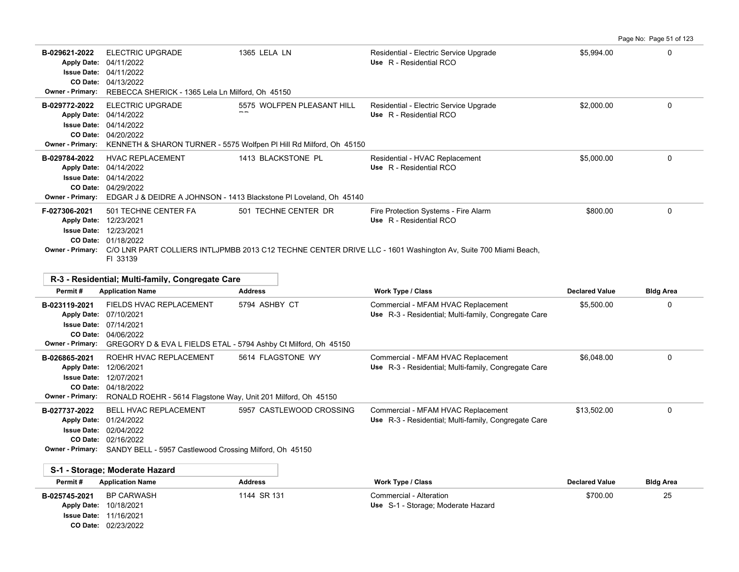| Permit # | Application Name | Address | Work Type / Class | Declared Value | Bldg Area |
|---|---|---|---|---|---|
| B-029621-2022<br>Apply Date: 04/11/2022<br>Issue Date: 04/11/2022<br>CO Date: 04/13/2022<br>Owner - Primary: REBECCA SHERICK - 1365 Lela Ln Milford, Oh 45150 | ELECTRIC UPGRADE | 1365 LELA LN | Residential - Electric Service Upgrade<br>Use R - Residential RCO | $5,994.00 | 0 |
| B-029772-2022<br>Apply Date: 04/14/2022<br>Issue Date: 04/14/2022<br>CO Date: 04/20/2022<br>Owner - Primary: KENNETH & SHARON TURNER - 5575 Wolfpen Pl Hill Rd Milford, Oh 45150 | ELECTRIC UPGRADE | 5575 WOLFPEN PLEASANT HILL RD | Residential - Electric Service Upgrade<br>Use R - Residential RCO | $2,000.00 | 0 |
| B-029784-2022<br>Apply Date: 04/14/2022<br>Issue Date: 04/14/2022<br>CO Date: 04/29/2022<br>Owner - Primary: EDGAR J & DEIDRE A JOHNSON - 1413 Blackstone Pl Loveland, Oh 45140 | HVAC REPLACEMENT | 1413 BLACKSTONE PL | Residential - HVAC Replacement<br>Use R - Residential RCO | $5,000.00 | 0 |
| F-027306-2021<br>Apply Date: 12/23/2021<br>Issue Date: 12/23/2021<br>CO Date: 01/18/2022<br>Owner - Primary: C/O LNR PART COLLIERS INTLJPMBB 2013 C12 TECHNE CENTER DRIVE LLC - 1601 Washington Av, Suite 700 Miami Beach, Fl 33139 | 501 TECHNE CENTER FA | 501 TECHNE CENTER DR | Fire Protection Systems - Fire Alarm<br>Use R - Residential RCO | $800.00 | 0 |

## R-3 - Residential; Multi-family, Congregate Care

| Permit # | Application Name | Address | Work Type / Class | Declared Value | Bldg Area |
|---|---|---|---|---|---|
| B-023119-2021<br>Apply Date: 07/10/2021<br>Issue Date: 07/14/2021<br>CO Date: 04/06/2022<br>Owner - Primary: GREGORY D & EVA L FIELDS ETAL - 5794 Ashby Ct Milford, Oh 45150 | FIELDS HVAC REPLACEMENT | 5794 ASHBY CT | Commercial - MFAM HVAC Replacement<br>Use R-3 - Residential; Multi-family, Congregate Care | $5,500.00 | 0 |
| B-026865-2021<br>Apply Date: 12/06/2021<br>Issue Date: 12/07/2021<br>CO Date: 04/18/2022<br>Owner - Primary: RONALD ROEHR - 5614 Flagstone Way, Unit 201 Milford, Oh 45150 | ROEHR HVAC REPLACEMENT | 5614 FLAGSTONE WY | Commercial - MFAM HVAC Replacement<br>Use R-3 - Residential; Multi-family, Congregate Care | $6,048.00 | 0 |
| B-027737-2022<br>Apply Date: 01/24/2022<br>Issue Date: 02/04/2022<br>CO Date: 02/16/2022<br>Owner - Primary: SANDY BELL - 5957 Castlewood Crossing Milford, Oh 45150 | BELL HVAC REPLACEMENT | 5957 CASTLEWOOD CROSSING | Commercial - MFAM HVAC Replacement<br>Use R-3 - Residential; Multi-family, Congregate Care | $13,502.00 | 0 |

## S-1 - Storage; Moderate Hazard

| Permit # | Application Name | Address | Work Type / Class | Declared Value | Bldg Area |
|---|---|---|---|---|---|
| B-025745-2021<br>Apply Date: 10/18/2021<br>Issue Date: 11/16/2021<br>CO Date: 02/23/2022 | BP CARWASH | 1144 SR 131 | Commercial - Alteration<br>Use S-1 - Storage; Moderate Hazard | $700.00 | 25 |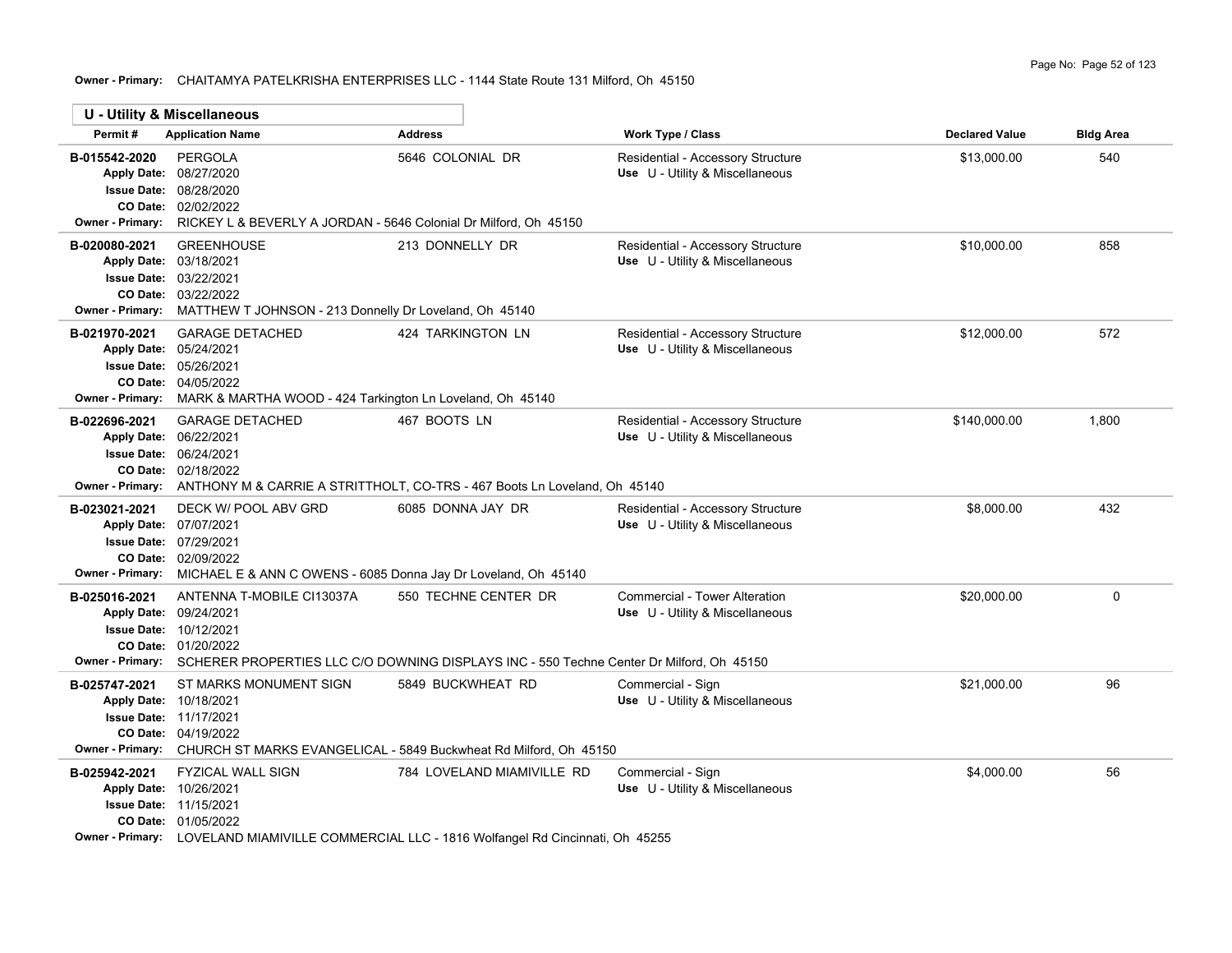**Owner - Primary:** CHAITAMYA PATELKRISHA ENTERPRISES LLC - 1144 State Route 131 Milford, Oh 45150

## U - Utility & Miscellaneous

| Permit # | Application Name | Address | Work Type / Class | Declared Value | Bldg Area |
|---|---|---|---|---|---|
| B-015542-2020<br>Apply Date: 08/27/2020<br>Issue Date: 08/28/2020<br>CO Date: 02/02/2022 | PERGOLA | 5646 COLONIAL DR | Residential - Accessory Structure<br>Use U - Utility & Miscellaneous | $13,000.00 | 540 |
| Owner - Primary: | RICKEY L & BEVERLY A JORDAN - 5646 Colonial Dr Milford, Oh 45150 | | | | |
| B-020080-2021<br>Apply Date: 03/18/2021<br>Issue Date: 03/22/2021<br>CO Date: 03/22/2022 | GREENHOUSE | 213 DONNELLY DR | Residential - Accessory Structure<br>Use U - Utility & Miscellaneous | $10,000.00 | 858 |
| Owner - Primary: | MATTHEW T JOHNSON - 213 Donnelly Dr Loveland, Oh 45140 | | | | |
| B-021970-2021<br>Apply Date: 05/24/2021<br>Issue Date: 05/26/2021<br>CO Date: 04/05/2022 | GARAGE DETACHED | 424 TARKINGTON LN | Residential - Accessory Structure<br>Use U - Utility & Miscellaneous | $12,000.00 | 572 |
| Owner - Primary: | MARK & MARTHA WOOD - 424 Tarkington Ln Loveland, Oh 45140 | | | | |
| B-022696-2021<br>Apply Date: 06/22/2021<br>Issue Date: 06/24/2021<br>CO Date: 02/18/2022 | GARAGE DETACHED | 467 BOOTS LN | Residential - Accessory Structure<br>Use U - Utility & Miscellaneous | $140,000.00 | 1,800 |
| Owner - Primary: | ANTHONY M & CARRIE A STRITTHOLT, CO-TRS - 467 Boots Ln Loveland, Oh 45140 | | | | |
| B-023021-2021<br>Apply Date: 07/07/2021<br>Issue Date: 07/29/2021<br>CO Date: 02/09/2022 | DECK W/ POOL ABV GRD | 6085 DONNA JAY DR | Residential - Accessory Structure<br>Use U - Utility & Miscellaneous | $8,000.00 | 432 |
| Owner - Primary: | MICHAEL E & ANN C OWENS - 6085 Donna Jay Dr Loveland, Oh 45140 | | | | |
| B-025016-2021<br>Apply Date: 09/24/2021<br>Issue Date: 10/12/2021<br>CO Date: 01/20/2022 | ANTENNA T-MOBILE CI13037A | 550 TECHNE CENTER DR | Commercial - Tower Alteration<br>Use U - Utility & Miscellaneous | $20,000.00 | 0 |
| Owner - Primary: | SCHERER PROPERTIES LLC C/O DOWNING DISPLAYS INC - 550 Techne Center Dr Milford, Oh 45150 | | | | |
| B-025747-2021<br>Apply Date: 10/18/2021<br>Issue Date: 11/17/2021<br>CO Date: 04/19/2022 | ST MARKS MONUMENT SIGN | 5849 BUCKWHEAT RD | Commercial - Sign<br>Use U - Utility & Miscellaneous | $21,000.00 | 96 |
| Owner - Primary: | CHURCH ST MARKS EVANGELICAL - 5849 Buckwheat Rd Milford, Oh 45150 | | | | |
| B-025942-2021<br>Apply Date: 10/26/2021<br>Issue Date: 11/15/2021<br>CO Date: 01/05/2022 | FYZICAL WALL SIGN | 784 LOVELAND MIAMIVILLE RD | Commercial - Sign<br>Use U - Utility & Miscellaneous | $4,000.00 | 56 |
| Owner - Primary: | LOVELAND MIAMIVILLE COMMERCIAL LLC - 1816 Wolfangel Rd Cincinnati, Oh 45255 | | | | |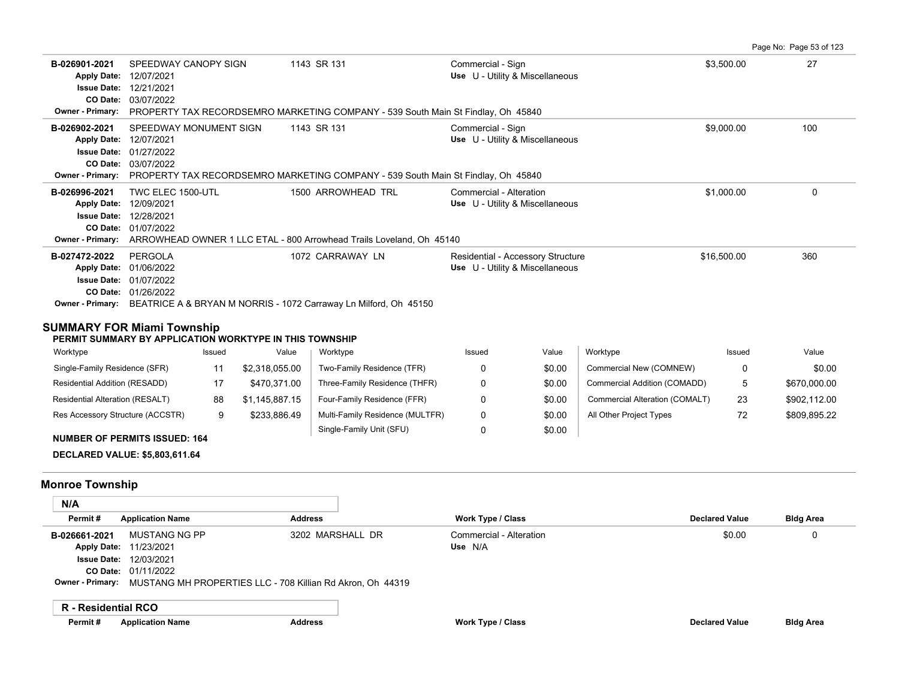| Permit # | Application Name | Address | Work Type / Class | Declared Value | Bldg Area |
|---|---|---|---|---|---|
| B-026901-2021 | SPEEDWAY CANOPY SIGN | 1143 SR 131 | Commercial - Sign | $3,500.00 | 27 |
| Apply Date: 12/07/2021 | | | Use U - Utility & Miscellaneous | | |
| Issue Date: 12/21/2021 | | | | | |
| CO Date: 03/07/2022 | | | | | |
| Owner - Primary: | PROPERTY TAX RECORDSEMRO MARKETING COMPANY - 539 South Main St Findlay, Oh 45840 | | | | |
| B-026902-2021 | SPEEDWAY MONUMENT SIGN | 1143 SR 131 | Commercial - Sign | $9,000.00 | 100 |
| Apply Date: 12/07/2021 | | | Use U - Utility & Miscellaneous | | |
| Issue Date: 01/27/2022 | | | | | |
| CO Date: 03/07/2022 | | | | | |
| Owner - Primary: | PROPERTY TAX RECORDSEMRO MARKETING COMPANY - 539 South Main St Findlay, Oh 45840 | | | | |
| B-026996-2021 | TWC ELEC 1500-UTL | 1500 ARROWHEAD TRL | Commercial - Alteration | $1,000.00 | 0 |
| Apply Date: 12/09/2021 | | | Use U - Utility & Miscellaneous | | |
| Issue Date: 12/28/2021 | | | | | |
| CO Date: 01/07/2022 | | | | | |
| Owner - Primary: | ARROWHEAD OWNER 1 LLC ETAL - 800 Arrowhead Trails Loveland, Oh 45140 | | | | |
| B-027472-2022 | PERGOLA | 1072 CARRAWAY LN | Residential - Accessory Structure | $16,500.00 | 360 |
| Apply Date: 01/06/2022 | | | Use U - Utility & Miscellaneous | | |
| Issue Date: 01/07/2022 | | | | | |
| CO Date: 01/26/2022 | | | | | |
| Owner - Primary: | BEATRICE A & BRYAN M NORRIS - 1072 Carraway Ln Milford, Oh 45150 | | | | |

## SUMMARY FOR Miami Township

**PERMIT SUMMARY BY APPLICATION WORKTYPE IN THIS TOWNSHIP**

| Worktype | Issued | Value | Worktype | Issued | Value | Worktype | Issued | Value |
|---|---|---|---|---|---|---|---|---|
| Single-Family Residence (SFR) | 11 | $2,318,055.00 | Two-Family Residence (TFR) | 0 | $0.00 | Commercial New (COMNEW) | 0 | $0.00 |
| Residential Addition (RESADD) | 17 | $470,371.00 | Three-Family Residence (THFR) | 0 | $0.00 | Commercial Addition (COMADD) | 5 | $670,000.00 |
| Residential Alteration (RESALT) | 88 | $1,145,887.15 | Four-Family Residence (FFR) | 0 | $0.00 | Commercial Alteration (COMALT) | 23 | $902,112.00 |
| Res Accessory Structure (ACCSTR) | 9 | $233,886.49 | Multi-Family Residence (MULTFR) | 0 | $0.00 | All Other Project Types | 72 | $809,895.22 |
| | | | Single-Family Unit (SFU) | 0 | $0.00 | | | |

**NUMBER OF PERMITS ISSUED: 164**

**DECLARED VALUE: $5,803,611.64**

## Monroe Township

**N/A**

| Permit # | Application Name | Address | Work Type / Class | Declared Value | Bldg Area |
|---|---|---|---|---|---|
| B-026661-2021 | MUSTANG NG PP | 3202 MARSHALL DR | Commercial - Alteration | $0.00 | 0 |
| Apply Date: 11/23/2021 | | | Use N/A | | |
| Issue Date: 12/03/2021 | | | | | |
| CO Date: 01/11/2022 | | | | | |
| Owner - Primary: | MUSTANG MH PROPERTIES LLC - 708 Killian Rd Akron, Oh 44319 | | | | |

**R - Residential RCO**

| Permit # | Application Name | Address | Work Type / Class | Declared Value | Bldg Area |
|---|---|---|---|---|---|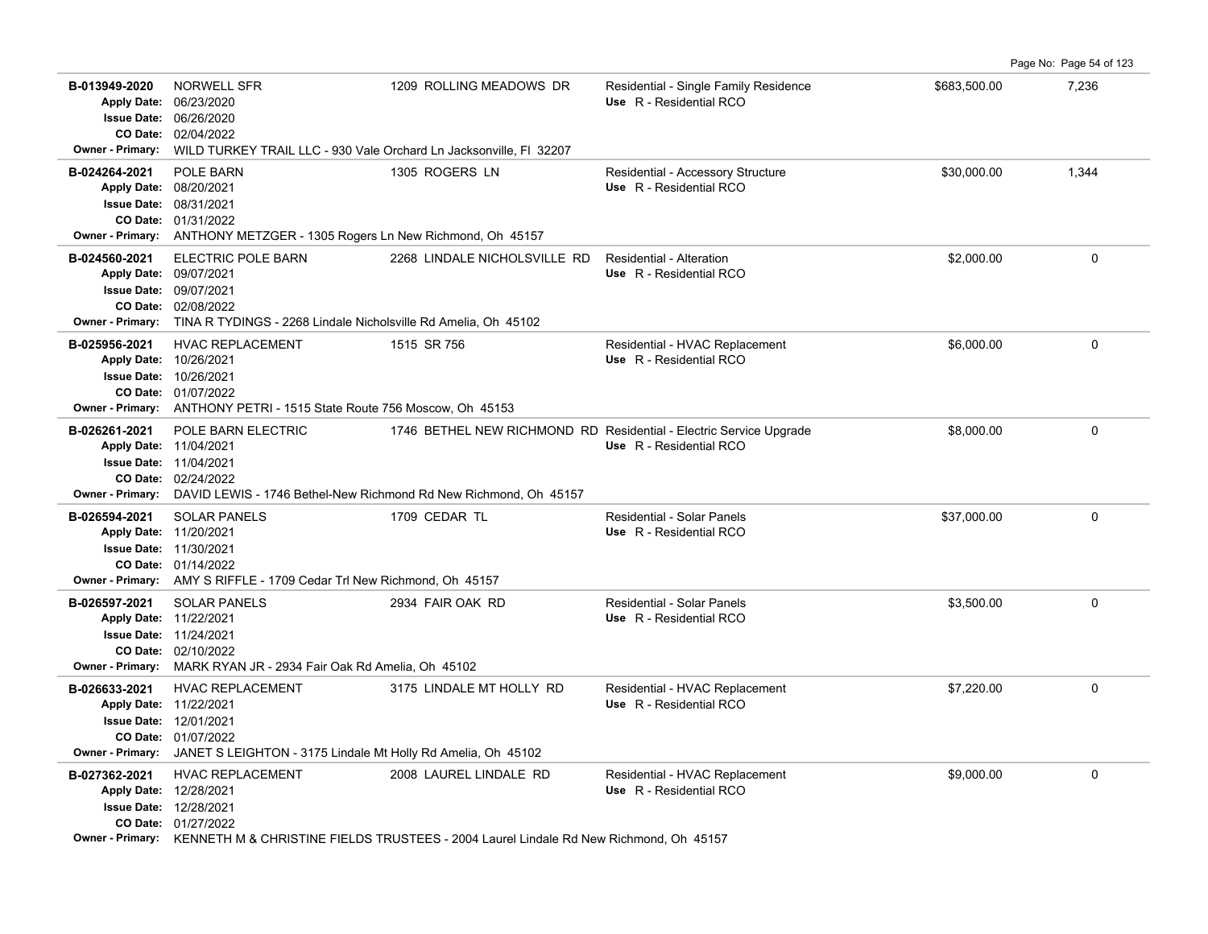| Permit | Description | Address | Type / Use | Valuation | Sq Ft |
|---|---|---|---|---|---|
| **B-013949-2020**<br>Apply Date: 06/23/2020<br>Issue Date: 06/26/2020<br>CO Date: 02/04/2022<br>Owner - Primary: WILD TURKEY TRAIL LLC - 930 Vale Orchard Ln Jacksonville, Fl 32207 | NORWELL SFR | 1209 ROLLING MEADOWS DR | Residential - Single Family Residence<br>Use R - Residential RCO | $683,500.00 | 7,236 |
| **B-024264-2021**<br>Apply Date: 08/20/2021<br>Issue Date: 08/31/2021<br>CO Date: 01/31/2022<br>Owner - Primary: ANTHONY METZGER - 1305 Rogers Ln New Richmond, Oh 45157 | POLE BARN | 1305 ROGERS LN | Residential - Accessory Structure<br>Use R - Residential RCO | $30,000.00 | 1,344 |
| **B-024560-2021**<br>Apply Date: 09/07/2021<br>Issue Date: 09/07/2021<br>CO Date: 02/08/2022<br>Owner - Primary: TINA R TYDINGS - 2268 Lindale Nicholsville Rd Amelia, Oh 45102 | ELECTRIC POLE BARN | 2268 LINDALE NICHOLSVILLE RD | Residential - Alteration<br>Use R - Residential RCO | $2,000.00 | 0 |
| **B-025956-2021**<br>Apply Date: 10/26/2021<br>Issue Date: 10/26/2021<br>CO Date: 01/07/2022<br>Owner - Primary: ANTHONY PETRI - 1515 State Route 756 Moscow, Oh 45153 | HVAC REPLACEMENT | 1515 SR 756 | Residential - HVAC Replacement<br>Use R - Residential RCO | $6,000.00 | 0 |
| **B-026261-2021**<br>Apply Date: 11/04/2021<br>Issue Date: 11/04/2021<br>CO Date: 02/24/2022<br>Owner - Primary: DAVID LEWIS - 1746 Bethel-New Richmond Rd New Richmond, Oh 45157 | POLE BARN ELECTRIC | 1746 BETHEL NEW RICHMOND RD | Residential - Electric Service Upgrade<br>Use R - Residential RCO | $8,000.00 | 0 |
| **B-026594-2021**<br>Apply Date: 11/20/2021<br>Issue Date: 11/30/2021<br>CO Date: 01/14/2022<br>Owner - Primary: AMY S RIFFLE - 1709 Cedar Trl New Richmond, Oh 45157 | SOLAR PANELS | 1709 CEDAR TL | Residential - Solar Panels<br>Use R - Residential RCO | $37,000.00 | 0 |
| **B-026597-2021**<br>Apply Date: 11/22/2021<br>Issue Date: 11/24/2021<br>CO Date: 02/10/2022<br>Owner - Primary: MARK RYAN JR - 2934 Fair Oak Rd Amelia, Oh 45102 | SOLAR PANELS | 2934 FAIR OAK RD | Residential - Solar Panels<br>Use R - Residential RCO | $3,500.00 | 0 |
| **B-026633-2021**<br>Apply Date: 11/22/2021<br>Issue Date: 12/01/2021<br>CO Date: 01/07/2022<br>Owner - Primary: JANET S LEIGHTON - 3175 Lindale Mt Holly Rd Amelia, Oh 45102 | HVAC REPLACEMENT | 3175 LINDALE MT HOLLY RD | Residential - HVAC Replacement<br>Use R - Residential RCO | $7,220.00 | 0 |
| **B-027362-2021**<br>Apply Date: 12/28/2021<br>Issue Date: 12/28/2021<br>CO Date: 01/27/2022<br>Owner - Primary: KENNETH M & CHRISTINE FIELDS TRUSTEES - 2004 Laurel Lindale Rd New Richmond, Oh 45157 | HVAC REPLACEMENT | 2008 LAUREL LINDALE RD | Residential - HVAC Replacement<br>Use R - Residential RCO | $9,000.00 | 0 |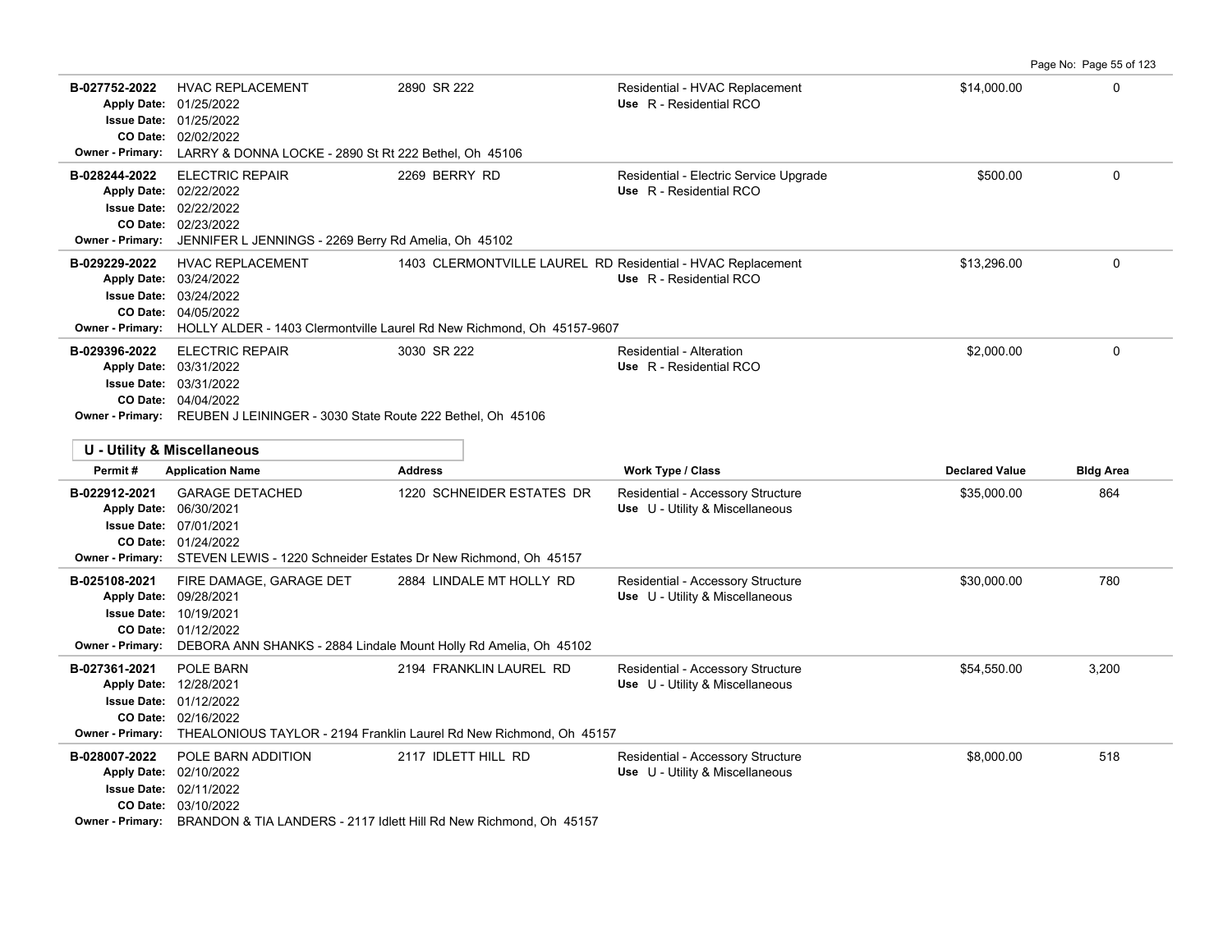| Permit # | Application Name | Address | Work Type / Class | Declared Value | Bldg Area |
|---|---|---|---|---|---|
| B-027752-2022<br>Apply Date: 01/25/2022<br>Issue Date: 01/25/2022<br>CO Date: 02/02/2022 | HVAC REPLACEMENT | 2890 SR 222 | Residential - HVAC Replacement<br>Use R - Residential RCO | $14,000.00 | 0 |
| Owner - Primary: LARRY & DONNA LOCKE - 2890 St Rt 222 Bethel, Oh 45106 | | | | | |
| B-028244-2022<br>Apply Date: 02/22/2022<br>Issue Date: 02/22/2022<br>CO Date: 02/23/2022 | ELECTRIC REPAIR | 2269 BERRY RD | Residential - Electric Service Upgrade<br>Use R - Residential RCO | $500.00 | 0 |
| Owner - Primary: JENNIFER L JENNINGS - 2269 Berry Rd Amelia, Oh 45102 | | | | | |
| B-029229-2022<br>Apply Date: 03/24/2022<br>Issue Date: 03/24/2022<br>CO Date: 04/05/2022 | HVAC REPLACEMENT | 1403 CLERMONTVILLE LAUREL RD | Residential - HVAC Replacement<br>Use R - Residential RCO | $13,296.00 | 0 |
| Owner - Primary: HOLLY ALDER - 1403 Clermontville Laurel Rd New Richmond, Oh 45157-9607 | | | | | |
| B-029396-2022<br>Apply Date: 03/31/2022<br>Issue Date: 03/31/2022<br>CO Date: 04/04/2022 | ELECTRIC REPAIR | 3030 SR 222 | Residential - Alteration<br>Use R - Residential RCO | $2,000.00 | 0 |
| Owner - Primary: REUBEN J LEININGER - 3030 State Route 222 Bethel, Oh 45106 | | | | | |

## U - Utility & Miscellaneous

| Permit # | Application Name | Address | Work Type / Class | Declared Value | Bldg Area |
|---|---|---|---|---|---|
| B-022912-2021<br>Apply Date: 06/30/2021<br>Issue Date: 07/01/2021<br>CO Date: 01/24/2022 | GARAGE DETACHED | 1220 SCHNEIDER ESTATES DR | Residential - Accessory Structure<br>Use U - Utility & Miscellaneous | $35,000.00 | 864 |
| Owner - Primary: STEVEN LEWIS - 1220 Schneider Estates Dr New Richmond, Oh 45157 | | | | | |
| B-025108-2021<br>Apply Date: 09/28/2021<br>Issue Date: 10/19/2021<br>CO Date: 01/12/2022 | FIRE DAMAGE, GARAGE DET | 2884 LINDALE MT HOLLY RD | Residential - Accessory Structure<br>Use U - Utility & Miscellaneous | $30,000.00 | 780 |
| Owner - Primary: DEBORA ANN SHANKS - 2884 Lindale Mount Holly Rd Amelia, Oh 45102 | | | | | |
| B-027361-2021<br>Apply Date: 12/28/2021<br>Issue Date: 01/12/2022<br>CO Date: 02/16/2022 | POLE BARN | 2194 FRANKLIN LAUREL RD | Residential - Accessory Structure<br>Use U - Utility & Miscellaneous | $54,550.00 | 3,200 |
| Owner - Primary: THEALONIOUS TAYLOR - 2194 Franklin Laurel Rd New Richmond, Oh 45157 | | | | | |
| B-028007-2022<br>Apply Date: 02/10/2022<br>Issue Date: 02/11/2022<br>CO Date: 03/10/2022 | POLE BARN ADDITION | 2117 IDLETT HILL RD | Residential - Accessory Structure<br>Use U - Utility & Miscellaneous | $8,000.00 | 518 |
| Owner - Primary: BRANDON & TIA LANDERS - 2117 Idlett Hill Rd New Richmond, Oh 45157 | | | | | |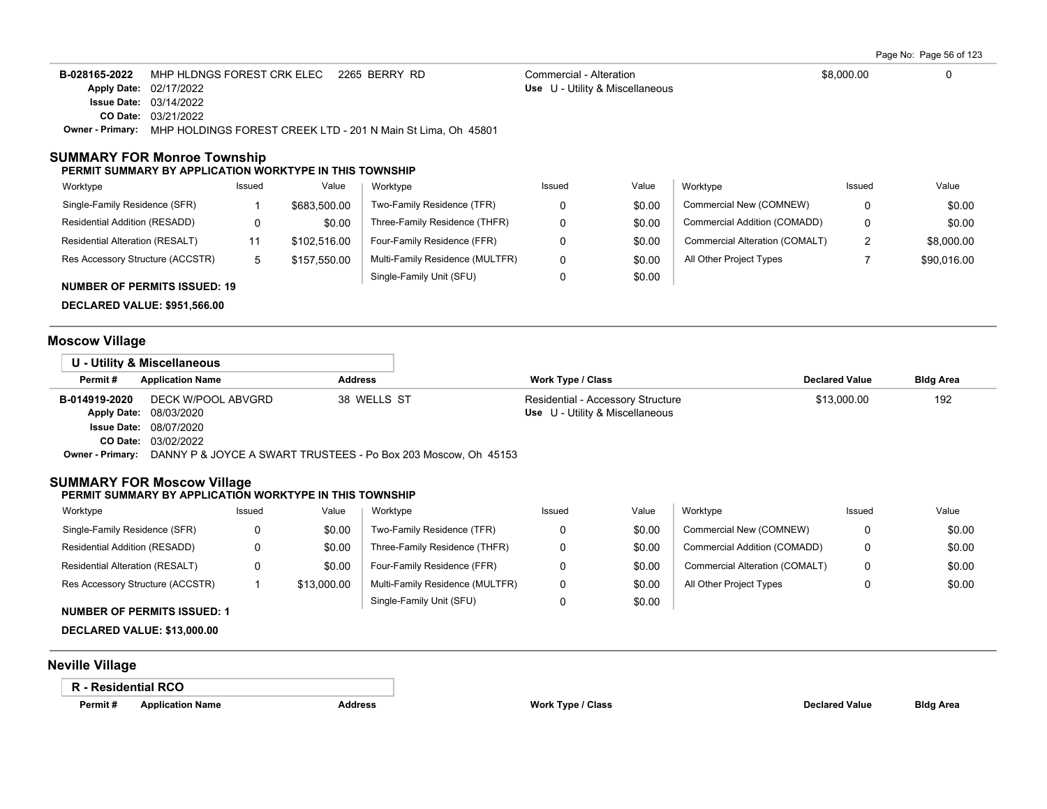| Permit # | Application Name | Address | Work Type / Class | Declared Value | Bldg Area |
|---|---|---|---|---|---|
| B-028165-2022 | MHP HLDNGS FOREST CRK ELEC | 2265 BERRY RD | Commercial - Alteration | $8,000.00 | 0 |

**Apply Date:** 02/17/2022
**Issue Date:** 03/14/2022
**CO Date:** 03/21/2022
**Use** U - Utility & Miscellaneous
**Owner - Primary:** MHP HOLDINGS FOREST CREEK LTD - 201 N Main St Lima, Oh 45801

## SUMMARY FOR Monroe Township

### PERMIT SUMMARY BY APPLICATION WORKTYPE IN THIS TOWNSHIP

| Worktype | Issued | Value | Worktype | Issued | Value | Worktype | Issued | Value |
|---|---|---|---|---|---|---|---|---|
| Single-Family Residence (SFR) | 1 | $683,500.00 | Two-Family Residence (TFR) | 0 | $0.00 | Commercial New (COMNEW) | 0 | $0.00 |
| Residential Addition (RESADD) | 0 | $0.00 | Three-Family Residence (THFR) | 0 | $0.00 | Commercial Addition (COMADD) | 0 | $0.00 |
| Residential Alteration (RESALT) | 11 | $102,516.00 | Four-Family Residence (FFR) | 0 | $0.00 | Commercial Alteration (COMALT) | 2 | $8,000.00 |
| Res Accessory Structure (ACCSTR) | 5 | $157,550.00 | Multi-Family Residence (MULTFR) | 0 | $0.00 | All Other Project Types | 7 | $90,016.00 |
| | | | Single-Family Unit (SFU) | 0 | $0.00 | | | |

**NUMBER OF PERMITS ISSUED: 19**

**DECLARED VALUE: $951,566.00**

## Moscow Village

### U - Utility & Miscellaneous

| Permit # | Application Name | Address | Work Type / Class | Declared Value | Bldg Area |
|---|---|---|---|---|---|
| B-014919-2020 | DECK W/POOL ABVGRD | 38 WELLS ST | Residential - Accessory Structure | $13,000.00 | 192 |

**Apply Date:** 08/03/2020
**Issue Date:** 08/07/2020
**CO Date:** 03/02/2022
**Use** U - Utility & Miscellaneous
**Owner - Primary:** DANNY P & JOYCE A SWART TRUSTEES - Po Box 203 Moscow, Oh 45153

## SUMMARY FOR Moscow Village

### PERMIT SUMMARY BY APPLICATION WORKTYPE IN THIS TOWNSHIP

| Worktype | Issued | Value | Worktype | Issued | Value | Worktype | Issued | Value |
|---|---|---|---|---|---|---|---|---|
| Single-Family Residence (SFR) | 0 | $0.00 | Two-Family Residence (TFR) | 0 | $0.00 | Commercial New (COMNEW) | 0 | $0.00 |
| Residential Addition (RESADD) | 0 | $0.00 | Three-Family Residence (THFR) | 0 | $0.00 | Commercial Addition (COMADD) | 0 | $0.00 |
| Residential Alteration (RESALT) | 0 | $0.00 | Four-Family Residence (FFR) | 0 | $0.00 | Commercial Alteration (COMALT) | 0 | $0.00 |
| Res Accessory Structure (ACCSTR) | 1 | $13,000.00 | Multi-Family Residence (MULTFR) | 0 | $0.00 | All Other Project Types | 0 | $0.00 |
| | | | Single-Family Unit (SFU) | 0 | $0.00 | | | |

**NUMBER OF PERMITS ISSUED: 1**

**DECLARED VALUE: $13,000.00**

## Neville Village

### R - Residential RCO

| Permit # | Application Name | Address | Work Type / Class | Declared Value | Bldg Area |
|---|---|---|---|---|---|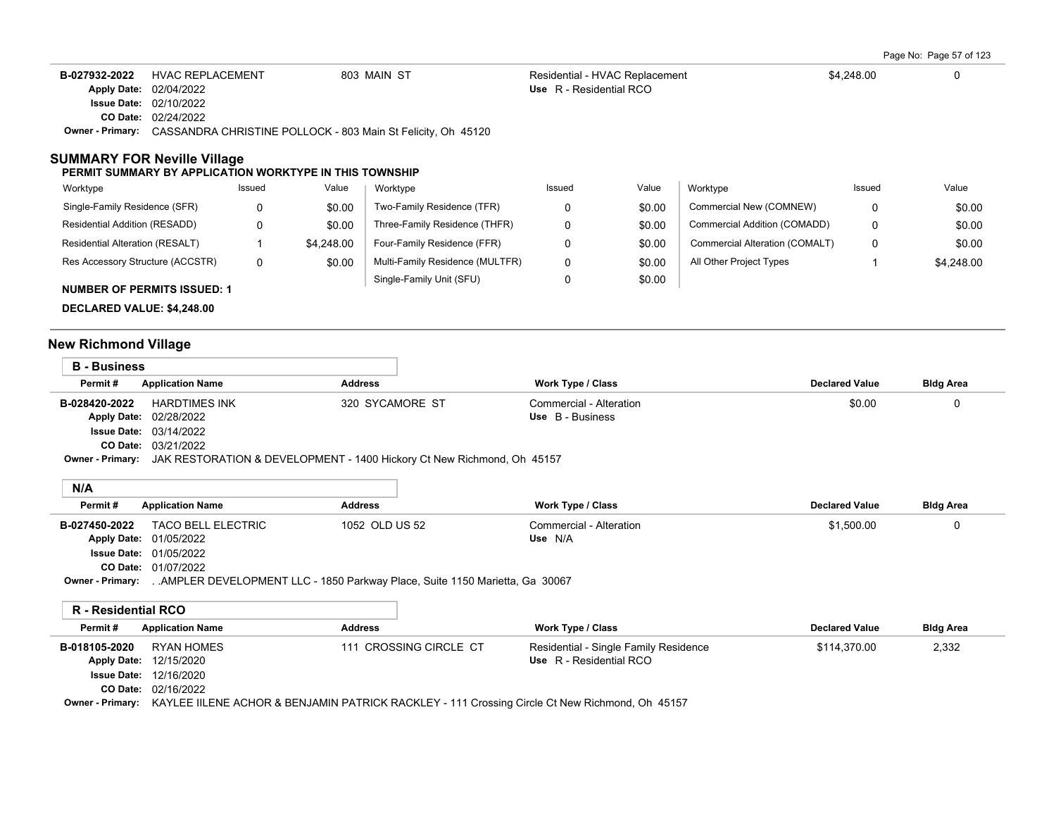| Permit # | Application Name | Address | Work Type / Class | Declared Value | Bldg Area |
|---|---|---|---|---|---|
| B-027932-2022 | HVAC REPLACEMENT | 803 MAIN ST | Residential - HVAC Replacement | $4,248.00 | 0 |
| Apply Date: 02/04/2022 | | | Use R - Residential RCO | | |
| Issue Date: 02/10/2022 | | | | | |
| CO Date: 02/24/2022 | | | | | |
| Owner - Primary: CASSANDRA CHRISTINE POLLOCK - 803 Main St Felicity, Oh 45120 | | | | | |

## SUMMARY FOR Neville Village

**PERMIT SUMMARY BY APPLICATION WORKTYPE IN THIS TOWNSHIP**

| Worktype | Issued | Value | Worktype | Issued | Value | Worktype | Issued | Value |
|---|---|---|---|---|---|---|---|---|
| Single-Family Residence (SFR) | 0 | $0.00 | Two-Family Residence (TFR) | 0 | $0.00 | Commercial New (COMNEW) | 0 | $0.00 |
| Residential Addition (RESADD) | 0 | $0.00 | Three-Family Residence (THFR) | 0 | $0.00 | Commercial Addition (COMADD) | 0 | $0.00 |
| Residential Alteration (RESALT) | 1 | $4,248.00 | Four-Family Residence (FFR) | 0 | $0.00 | Commercial Alteration (COMALT) | 0 | $0.00 |
| Res Accessory Structure (ACCSTR) | 0 | $0.00 | Multi-Family Residence (MULTFR) | 0 | $0.00 | All Other Project Types | 1 | $4,248.00 |
| | | | Single-Family Unit (SFU) | 0 | $0.00 | | | |

**NUMBER OF PERMITS ISSUED: 1**

**DECLARED VALUE: $4,248.00**

## New Richmond Village

### B - Business

| Permit # | Application Name | Address | Work Type / Class | Declared Value | Bldg Area |
|---|---|---|---|---|---|
| B-028420-2022 | HARDTIMES INK | 320 SYCAMORE ST | Commercial - Alteration | $0.00 | 0 |
| Apply Date: 02/28/2022 | | | Use B - Business | | |
| Issue Date: 03/14/2022 | | | | | |
| CO Date: 03/21/2022 | | | | | |
| Owner - Primary: JAK RESTORATION & DEVELOPMENT - 1400 Hickory Ct New Richmond, Oh 45157 | | | | | |

### N/A

| Permit # | Application Name | Address | Work Type / Class | Declared Value | Bldg Area |
|---|---|---|---|---|---|
| B-027450-2022 | TACO BELL ELECTRIC | 1052 OLD US 52 | Commercial - Alteration | $1,500.00 | 0 |
| Apply Date: 01/05/2022 | | | Use N/A | | |
| Issue Date: 01/05/2022 | | | | | |
| CO Date: 01/07/2022 | | | | | |
| Owner - Primary: . .AMPLER DEVELOPMENT LLC - 1850 Parkway Place, Suite 1150 Marietta, Ga 30067 | | | | | |

### R - Residential RCO

| Permit # | Application Name | Address | Work Type / Class | Declared Value | Bldg Area |
|---|---|---|---|---|---|
| B-018105-2020 | RYAN HOMES | 111 CROSSING CIRCLE CT | Residential - Single Family Residence | $114,370.00 | 2,332 |
| Apply Date: 12/15/2020 | | | Use R - Residential RCO | | |
| Issue Date: 12/16/2020 | | | | | |
| CO Date: 02/16/2022 | | | | | |
| Owner - Primary: KAYLEE IILENE ACHOR & BENJAMIN PATRICK RACKLEY - 111 Crossing Circle Ct New Richmond, Oh 45157 | | | | | |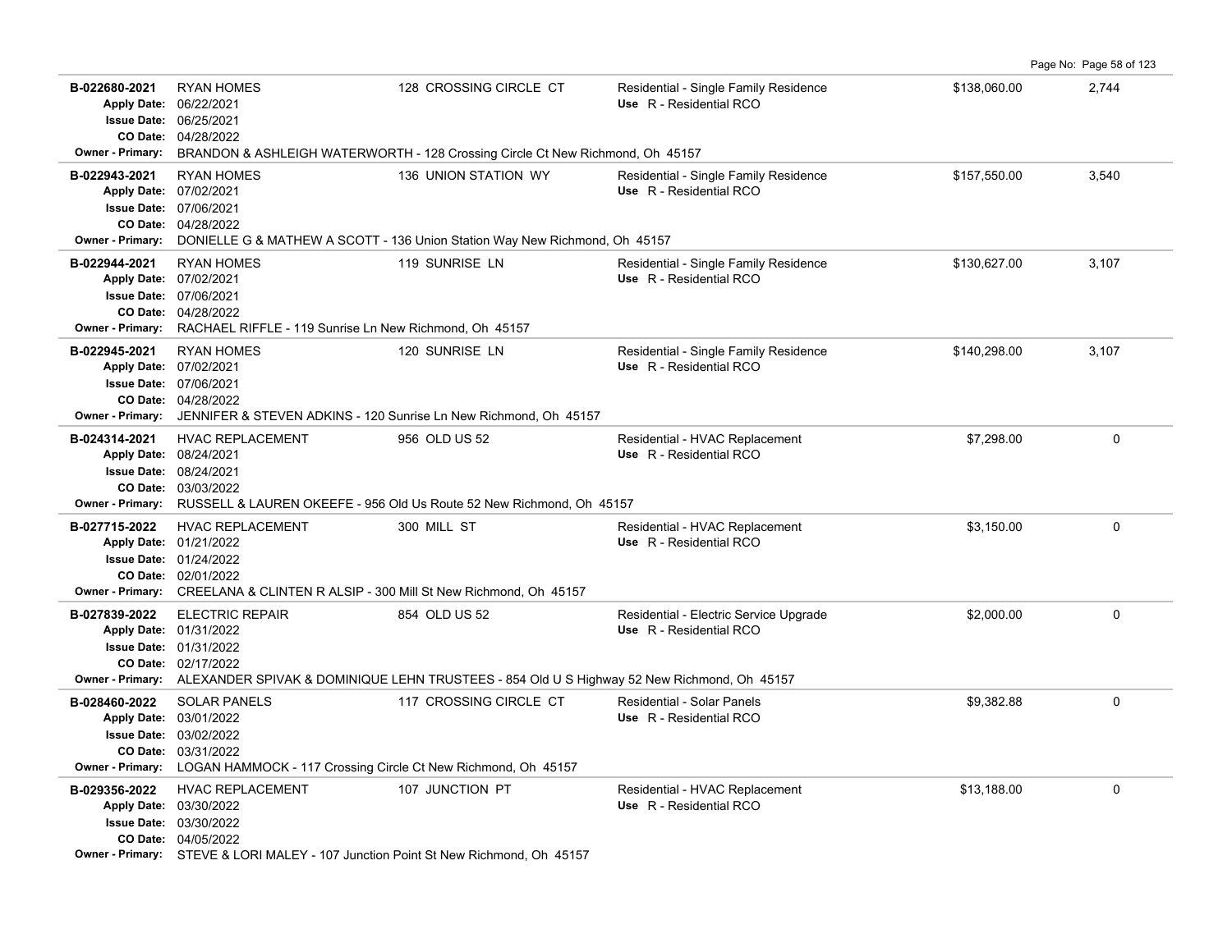| Permit # | Contractor / Dates | Address | Type / Use | Valuation | Sq Ft |
|---|---|---|---|---|---|
| B-022680-2021 | RYAN HOMES<br>Apply Date: 06/22/2021<br>Issue Date: 06/25/2021<br>CO Date: 04/28/2022 | 128 CROSSING CIRCLE CT | Residential - Single Family Residence<br>Use R - Residential RCO | $138,060.00 | 2,744 |
| Owner - Primary: | BRANDON & ASHLEIGH WATERWORTH - 128 Crossing Circle Ct New Richmond, Oh 45157 | | | | |
| B-022943-2021 | RYAN HOMES<br>Apply Date: 07/02/2021<br>Issue Date: 07/06/2021<br>CO Date: 04/28/2022 | 136 UNION STATION WY | Residential - Single Family Residence<br>Use R - Residential RCO | $157,550.00 | 3,540 |
| Owner - Primary: | DONIELLE G & MATHEW A SCOTT - 136 Union Station Way New Richmond, Oh 45157 | | | | |
| B-022944-2021 | RYAN HOMES<br>Apply Date: 07/02/2021<br>Issue Date: 07/06/2021<br>CO Date: 04/28/2022 | 119 SUNRISE LN | Residential - Single Family Residence<br>Use R - Residential RCO | $130,627.00 | 3,107 |
| Owner - Primary: | RACHAEL RIFFLE - 119 Sunrise Ln New Richmond, Oh 45157 | | | | |
| B-022945-2021 | RYAN HOMES<br>Apply Date: 07/02/2021<br>Issue Date: 07/06/2021<br>CO Date: 04/28/2022 | 120 SUNRISE LN | Residential - Single Family Residence<br>Use R - Residential RCO | $140,298.00 | 3,107 |
| Owner - Primary: | JENNIFER & STEVEN ADKINS - 120 Sunrise Ln New Richmond, Oh 45157 | | | | |
| B-024314-2021 | HVAC REPLACEMENT<br>Apply Date: 08/24/2021<br>Issue Date: 08/24/2021<br>CO Date: 03/03/2022 | 956 OLD US 52 | Residential - HVAC Replacement<br>Use R - Residential RCO | $7,298.00 | 0 |
| Owner - Primary: | RUSSELL & LAUREN OKEEFE - 956 Old Us Route 52 New Richmond, Oh 45157 | | | | |
| B-027715-2022 | HVAC REPLACEMENT<br>Apply Date: 01/21/2022<br>Issue Date: 01/24/2022<br>CO Date: 02/01/2022 | 300 MILL ST | Residential - HVAC Replacement<br>Use R - Residential RCO | $3,150.00 | 0 |
| Owner - Primary: | CREELANA & CLINTEN R ALSIP - 300 Mill St New Richmond, Oh 45157 | | | | |
| B-027839-2022 | ELECTRIC REPAIR<br>Apply Date: 01/31/2022<br>Issue Date: 01/31/2022<br>CO Date: 02/17/2022 | 854 OLD US 52 | Residential - Electric Service Upgrade<br>Use R - Residential RCO | $2,000.00 | 0 |
| Owner - Primary: | ALEXANDER SPIVAK & DOMINIQUE LEHN TRUSTEES - 854 Old U S Highway 52 New Richmond, Oh 45157 | | | | |
| B-028460-2022 | SOLAR PANELS<br>Apply Date: 03/01/2022<br>Issue Date: 03/02/2022<br>CO Date: 03/31/2022 | 117 CROSSING CIRCLE CT | Residential - Solar Panels<br>Use R - Residential RCO | $9,382.88 | 0 |
| Owner - Primary: | LOGAN HAMMOCK - 117 Crossing Circle Ct New Richmond, Oh 45157 | | | | |
| B-029356-2022 | HVAC REPLACEMENT<br>Apply Date: 03/30/2022<br>Issue Date: 03/30/2022<br>CO Date: 04/05/2022 | 107 JUNCTION PT | Residential - HVAC Replacement<br>Use R - Residential RCO | $13,188.00 | 0 |
| Owner - Primary: | STEVE & LORI MALEY - 107 Junction Point St New Richmond, Oh 45157 | | | | |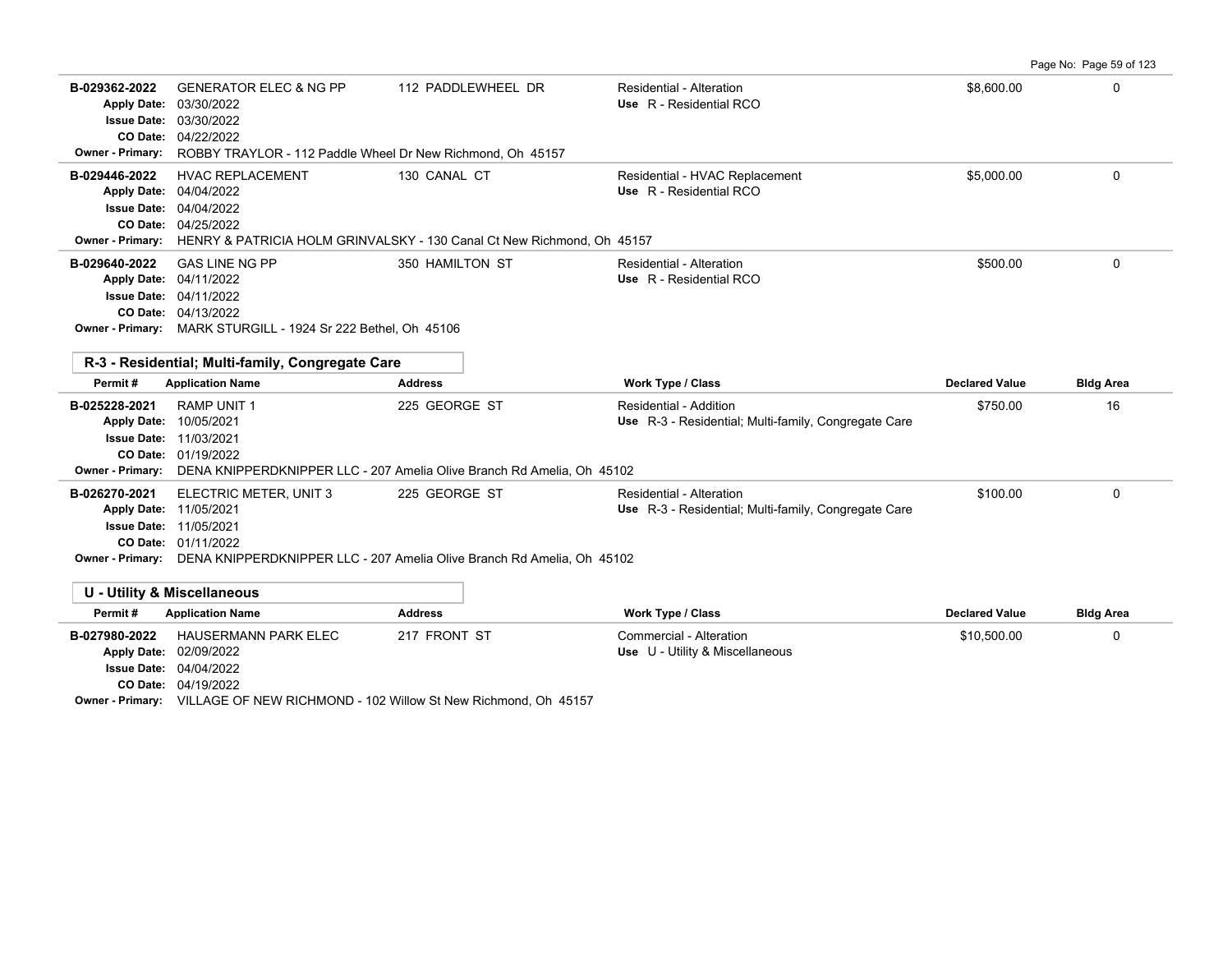| Permit # | Application Name | Address | Work Type / Class | Declared Value | Bldg Area |
|---|---|---|---|---|---|
| B-029362-2022 | GENERATOR ELEC & NG PP | 112 PADDLEWHEEL DR | Residential - Alteration | $8,600.00 | 0 |
| Apply Date: 03/30/2022 | | | Use R - Residential RCO | | |
| Issue Date: 03/30/2022 | | | | | |
| CO Date: 04/22/2022 | | | | | |
| Owner - Primary: ROBBY TRAYLOR - 112 Paddle Wheel Dr New Richmond, Oh 45157 | | | | | |
| B-029446-2022 | HVAC REPLACEMENT | 130 CANAL CT | Residential - HVAC Replacement | $5,000.00 | 0 |
| Apply Date: 04/04/2022 | | | Use R - Residential RCO | | |
| Issue Date: 04/04/2022 | | | | | |
| CO Date: 04/25/2022 | | | | | |
| Owner - Primary: HENRY & PATRICIA HOLM GRINVALSKY - 130 Canal Ct New Richmond, Oh 45157 | | | | | |
| B-029640-2022 | GAS LINE NG PP | 350 HAMILTON ST | Residential - Alteration | $500.00 | 0 |
| Apply Date: 04/11/2022 | | | Use R - Residential RCO | | |
| Issue Date: 04/11/2022 | | | | | |
| CO Date: 04/13/2022 | | | | | |
| Owner - Primary: MARK STURGILL - 1924 Sr 222 Bethel, Oh 45106 | | | | | |

## R-3 - Residential; Multi-family, Congregate Care

| Permit # | Application Name | Address | Work Type / Class | Declared Value | Bldg Area |
|---|---|---|---|---|---|
| B-025228-2021 | RAMP UNIT 1 | 225 GEORGE ST | Residential - Addition | $750.00 | 16 |
| Apply Date: 10/05/2021 | | | Use R-3 - Residential; Multi-family, Congregate Care | | |
| Issue Date: 11/03/2021 | | | | | |
| CO Date: 01/19/2022 | | | | | |
| Owner - Primary: DENA KNIPPERDKNIPPER LLC - 207 Amelia Olive Branch Rd Amelia, Oh 45102 | | | | | |
| B-026270-2021 | ELECTRIC METER, UNIT 3 | 225 GEORGE ST | Residential - Alteration | $100.00 | 0 |
| Apply Date: 11/05/2021 | | | Use R-3 - Residential; Multi-family, Congregate Care | | |
| Issue Date: 11/05/2021 | | | | | |
| CO Date: 01/11/2022 | | | | | |
| Owner - Primary: DENA KNIPPERDKNIPPER LLC - 207 Amelia Olive Branch Rd Amelia, Oh 45102 | | | | | |

## U - Utility & Miscellaneous

| Permit # | Application Name | Address | Work Type / Class | Declared Value | Bldg Area |
|---|---|---|---|---|---|
| B-027980-2022 | HAUSERMANN PARK ELEC | 217 FRONT ST | Commercial - Alteration | $10,500.00 | 0 |
| Apply Date: 02/09/2022 | | | Use U - Utility & Miscellaneous | | |
| Issue Date: 04/04/2022 | | | | | |
| CO Date: 04/19/2022 | | | | | |
| Owner - Primary: VILLAGE OF NEW RICHMOND - 102 Willow St New Richmond, Oh 45157 | | | | | |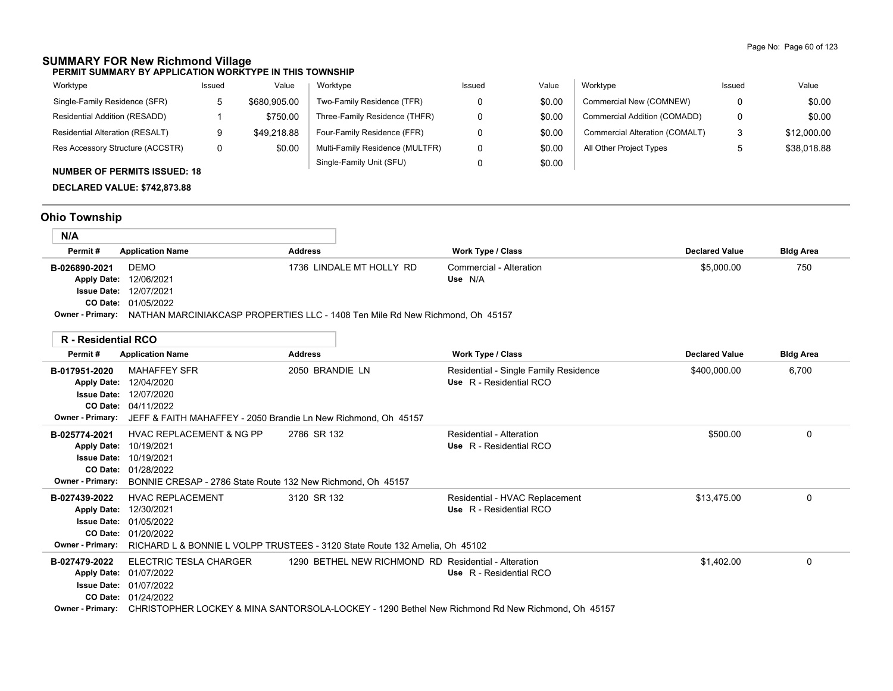## SUMMARY FOR New Richmond Village

**PERMIT SUMMARY BY APPLICATION WORKTYPE IN THIS TOWNSHIP**

| Worktype | Issued | Value | Worktype | Issued | Value | Worktype | Issued | Value |
|---|---|---|---|---|---|---|---|---|
| Single-Family Residence (SFR) | 5 | $680,905.00 | Two-Family Residence (TFR) | 0 | $0.00 | Commercial New (COMNEW) | 0 | $0.00 |
| Residential Addition (RESADD) | 1 | $750.00 | Three-Family Residence (THFR) | 0 | $0.00 | Commercial Addition (COMADD) | 0 | $0.00 |
| Residential Alteration (RESALT) | 9 | $49,218.88 | Four-Family Residence (FFR) | 0 | $0.00 | Commercial Alteration (COMALT) | 3 | $12,000.00 |
| Res Accessory Structure (ACCSTR) | 0 | $0.00 | Multi-Family Residence (MULTFR) | 0 | $0.00 | All Other Project Types | 5 | $38,018.88 |
| | | | Single-Family Unit (SFU) | 0 | $0.00 | | | |

**NUMBER OF PERMITS ISSUED: 18**

**DECLARED VALUE: $742,873.88**

## Ohio Township

### N/A

| Permit # | Application Name | Address | Work Type / Class | Declared Value | Bldg Area |
|---|---|---|---|---|---|
| B-026890-2021 | DEMO | 1736 LINDALE MT HOLLY RD | Commercial - Alteration | $5,000.00 | 750 |
| Apply Date: | 12/06/2021 | | Use N/A | | |
| Issue Date: | 12/07/2021 | | | | |
| CO Date: | 01/05/2022 | | | | |
| Owner - Primary: | NATHAN MARCINIAKCASP PROPERTIES LLC - 1408 Ten Mile Rd New Richmond, Oh 45157 | | | | |

### R - Residential RCO

| Permit # | Application Name | Address | Work Type / Class | Declared Value | Bldg Area |
|---|---|---|---|---|---|
| B-017951-2020 | MAHAFFEY SFR | 2050 BRANDIE LN | Residential - Single Family Residence | $400,000.00 | 6,700 |
| Apply Date: | 12/04/2020 | | Use R - Residential RCO | | |
| Issue Date: | 12/07/2020 | | | | |
| CO Date: | 04/11/2022 | | | | |
| Owner - Primary: | JEFF & FAITH MAHAFFEY - 2050 Brandie Ln New Richmond, Oh 45157 | | | | |
| B-025774-2021 | HVAC REPLACEMENT & NG PP | 2786 SR 132 | Residential - Alteration | $500.00 | 0 |
| Apply Date: | 10/19/2021 | | Use R - Residential RCO | | |
| Issue Date: | 10/19/2021 | | | | |
| CO Date: | 01/28/2022 | | | | |
| Owner - Primary: | BONNIE CRESAP - 2786 State Route 132 New Richmond, Oh 45157 | | | | |
| B-027439-2022 | HVAC REPLACEMENT | 3120 SR 132 | Residential - HVAC Replacement | $13,475.00 | 0 |
| Apply Date: | 12/30/2021 | | Use R - Residential RCO | | |
| Issue Date: | 01/05/2022 | | | | |
| CO Date: | 01/20/2022 | | | | |
| Owner - Primary: | RICHARD L & BONNIE L VOLPP TRUSTEES - 3120 State Route 132 Amelia, Oh 45102 | | | | |
| B-027479-2022 | ELECTRIC TESLA CHARGER | 1290 BETHEL NEW RICHMOND RD | Residential - Alteration | $1,402.00 | 0 |
| Apply Date: | 01/07/2022 | | Use R - Residential RCO | | |
| Issue Date: | 01/07/2022 | | | | |
| CO Date: | 01/24/2022 | | | | |
| Owner - Primary: | CHRISTOPHER LOCKEY & MINA SANTORSOLA-LOCKEY - 1290 Bethel New Richmond Rd New Richmond, Oh 45157 | | | | |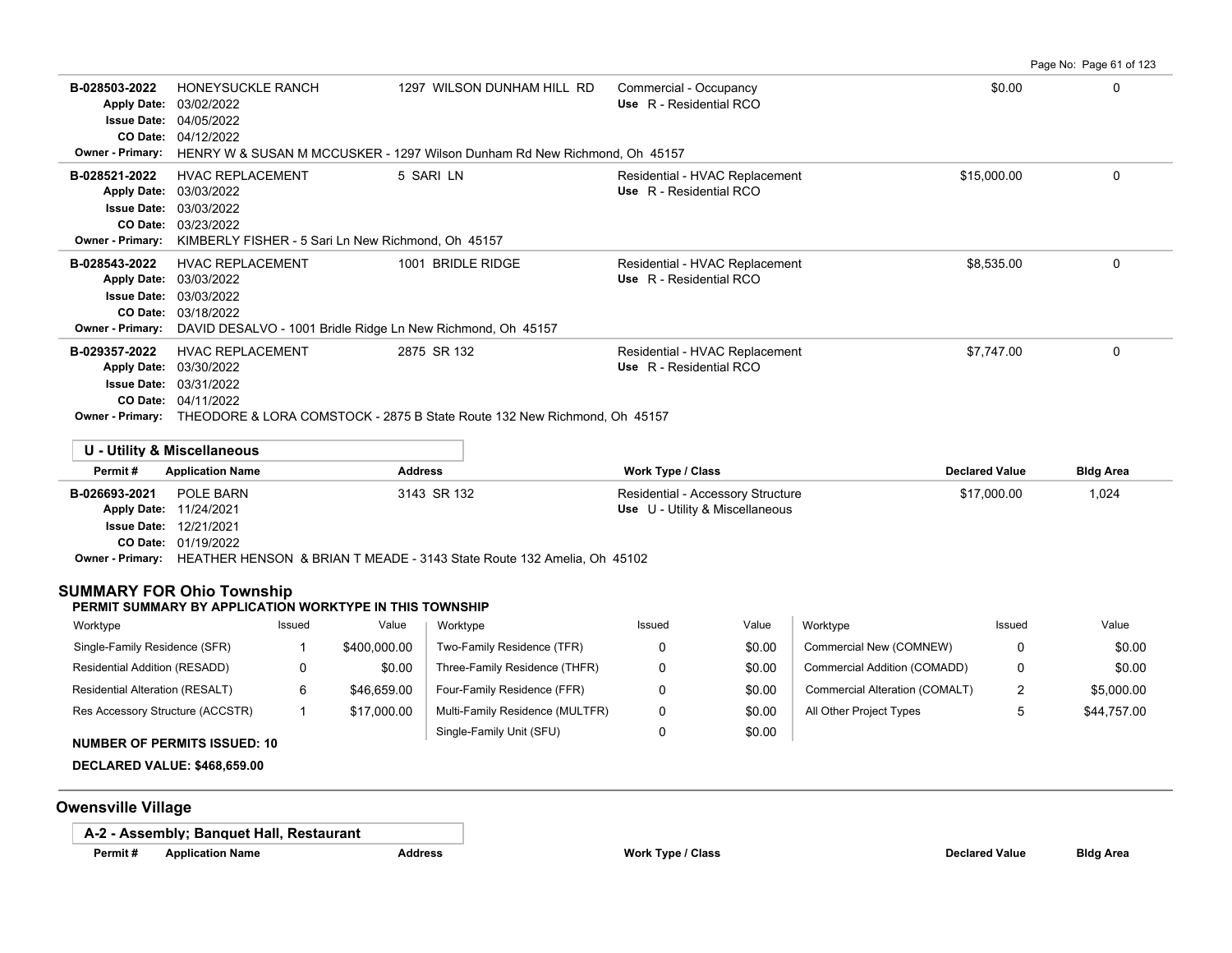| Permit # | Application Name | Address | Work Type / Class | Declared Value | Bldg Area |
|---|---|---|---|---|---|
| B-028503-2022 | HONEYSUCKLE RANCH | 1297 WILSON DUNHAM HILL RD | Commercial - Occupancy<br>Use R - Residential RCO | $0.00 | 0 |
| Apply Date: 03/02/2022<br>Issue Date: 04/05/2022<br>CO Date: 04/12/2022 | | | | | |
| Owner - Primary: HENRY W & SUSAN M MCCUSKER - 1297 Wilson Dunham Rd New Richmond, Oh 45157 | | | | | |
| B-028521-2022 | HVAC REPLACEMENT | 5 SARI LN | Residential - HVAC Replacement<br>Use R - Residential RCO | $15,000.00 | 0 |
| Apply Date: 03/03/2022<br>Issue Date: 03/03/2022<br>CO Date: 03/23/2022 | | | | | |
| Owner - Primary: KIMBERLY FISHER - 5 Sari Ln New Richmond, Oh 45157 | | | | | |
| B-028543-2022 | HVAC REPLACEMENT | 1001 BRIDLE RIDGE | Residential - HVAC Replacement<br>Use R - Residential RCO | $8,535.00 | 0 |
| Apply Date: 03/03/2022<br>Issue Date: 03/03/2022<br>CO Date: 03/18/2022 | | | | | |
| Owner - Primary: DAVID DESALVO - 1001 Bridle Ridge Ln New Richmond, Oh 45157 | | | | | |
| B-029357-2022 | HVAC REPLACEMENT | 2875 SR 132 | Residential - HVAC Replacement<br>Use R - Residential RCO | $7,747.00 | 0 |
| Apply Date: 03/30/2022<br>Issue Date: 03/31/2022<br>CO Date: 04/11/2022 | | | | | |
| Owner - Primary: THEODORE & LORA COMSTOCK - 2875 B State Route 132 New Richmond, Oh 45157 | | | | | |

### U - Utility & Miscellaneous

| Permit # | Application Name | Address | Work Type / Class | Declared Value | Bldg Area |
|---|---|---|---|---|---|
| B-026693-2021 | POLE BARN | 3143 SR 132 | Residential - Accessory Structure<br>Use U - Utility & Miscellaneous | $17,000.00 | 1,024 |
| Apply Date: 11/24/2021<br>Issue Date: 12/21/2021<br>CO Date: 01/19/2022 | | | | | |
| Owner - Primary: HEATHER HENSON & BRIAN T MEADE - 3143 State Route 132 Amelia, Oh 45102 | | | | | |

## SUMMARY FOR Ohio Township

**PERMIT SUMMARY BY APPLICATION WORKTYPE IN THIS TOWNSHIP**

| Worktype | Issued | Value | Worktype | Issued | Value | Worktype | Issued | Value |
|---|---|---|---|---|---|---|---|---|
| Single-Family Residence (SFR) | 1 | $400,000.00 | Two-Family Residence (TFR) | 0 | $0.00 | Commercial New (COMNEW) | 0 | $0.00 |
| Residential Addition (RESADD) | 0 | $0.00 | Three-Family Residence (THFR) | 0 | $0.00 | Commercial Addition (COMADD) | 0 | $0.00 |
| Residential Alteration (RESALT) | 6 | $46,659.00 | Four-Family Residence (FFR) | 0 | $0.00 | Commercial Alteration (COMALT) | 2 | $5,000.00 |
| Res Accessory Structure (ACCSTR) | 1 | $17,000.00 | Multi-Family Residence (MULTFR) | 0 | $0.00 | All Other Project Types | 5 | $44,757.00 |
| | | | Single-Family Unit (SFU) | 0 | $0.00 | | | |

**NUMBER OF PERMITS ISSUED: 10**

**DECLARED VALUE: $468,659.00**

## Owensville Village

### A-2 - Assembly; Banquet Hall, Restaurant

| Permit # | Application Name | Address | Work Type / Class | Declared Value | Bldg Area |
|---|---|---|---|---|---|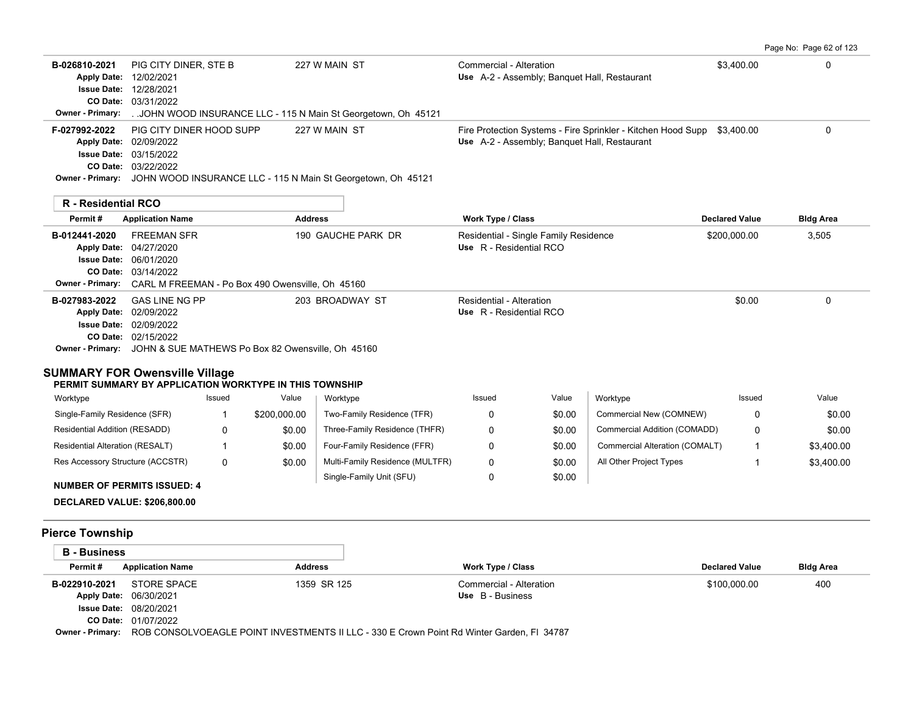| Permit # | Application Name | Address | Work Type / Class | Declared Value | Bldg Area |
|---|---|---|---|---|---|
| B-026810-2021 | PIG CITY DINER, STE B | 227 W MAIN ST | Commercial - Alteration | $3,400.00 | 0 |
| Apply Date: | 12/02/2021 | | Use A-2 - Assembly; Banquet Hall, Restaurant | | |
| Issue Date: | 12/28/2021 | | | | |
| CO Date: | 03/31/2022 | | | | |
| Owner - Primary: | . .JOHN WOOD INSURANCE LLC - 115 N Main St Georgetown, Oh 45121 | | | | |
| F-027992-2022 | PIG CITY DINER HOOD SUPP | 227 W MAIN ST | Fire Protection Systems - Fire Sprinkler - Kitchen Hood Supp | $3,400.00 | 0 |
| Apply Date: | 02/09/2022 | | Use A-2 - Assembly; Banquet Hall, Restaurant | | |
| Issue Date: | 03/15/2022 | | | | |
| CO Date: | 03/22/2022 | | | | |
| Owner - Primary: | JOHN WOOD INSURANCE LLC - 115 N Main St Georgetown, Oh 45121 | | | | |

**R - Residential RCO**

| Permit # | Application Name | Address | Work Type / Class | Declared Value | Bldg Area |
|---|---|---|---|---|---|
| B-012441-2020 | FREEMAN SFR | 190 GAUCHE PARK DR | Residential - Single Family Residence | $200,000.00 | 3,505 |
| Apply Date: | 04/27/2020 | | Use R - Residential RCO | | |
| Issue Date: | 06/01/2020 | | | | |
| CO Date: | 03/14/2022 | | | | |
| Owner - Primary: | CARL M FREEMAN - Po Box 490 Owensville, Oh 45160 | | | | |
| B-027983-2022 | GAS LINE NG PP | 203 BROADWAY ST | Residential - Alteration | $0.00 | 0 |
| Apply Date: | 02/09/2022 | | Use R - Residential RCO | | |
| Issue Date: | 02/09/2022 | | | | |
| CO Date: | 02/15/2022 | | | | |
| Owner - Primary: | JOHN & SUE MATHEWS Po Box 82 Owensville, Oh 45160 | | | | |

## SUMMARY FOR Owensville Village

**PERMIT SUMMARY BY APPLICATION WORKTYPE IN THIS TOWNSHIP**

| Worktype | Issued | Value | Worktype | Issued | Value | Worktype | Issued | Value |
|---|---|---|---|---|---|---|---|---|
| Single-Family Residence (SFR) | 1 | $200,000.00 | Two-Family Residence (TFR) | 0 | $0.00 | Commercial New (COMNEW) | 0 | $0.00 |
| Residential Addition (RESADD) | 0 | $0.00 | Three-Family Residence (THFR) | 0 | $0.00 | Commercial Addition (COMADD) | 0 | $0.00 |
| Residential Alteration (RESALT) | 1 | $0.00 | Four-Family Residence (FFR) | 0 | $0.00 | Commercial Alteration (COMALT) | 1 | $3,400.00 |
| Res Accessory Structure (ACCSTR) | 0 | $0.00 | Multi-Family Residence (MULTFR) | 0 | $0.00 | All Other Project Types | 1 | $3,400.00 |
| | | | Single-Family Unit (SFU) | 0 | $0.00 | | | |

**NUMBER OF PERMITS ISSUED: 4**

**DECLARED VALUE: $206,800.00**

## Pierce Township

**B - Business**

| Permit # | Application Name | Address | Work Type / Class | Declared Value | Bldg Area |
|---|---|---|---|---|---|
| B-022910-2021 | STORE SPACE | 1359 SR 125 | Commercial - Alteration | $100,000.00 | 400 |
| Apply Date: | 06/30/2021 | | Use B - Business | | |
| Issue Date: | 08/20/2021 | | | | |
| CO Date: | 01/07/2022 | | | | |
| Owner - Primary: | ROB CONSOLVOEAGLE POINT INVESTMENTS II LLC - 330 E Crown Point Rd Winter Garden, Fl 34787 | | | | |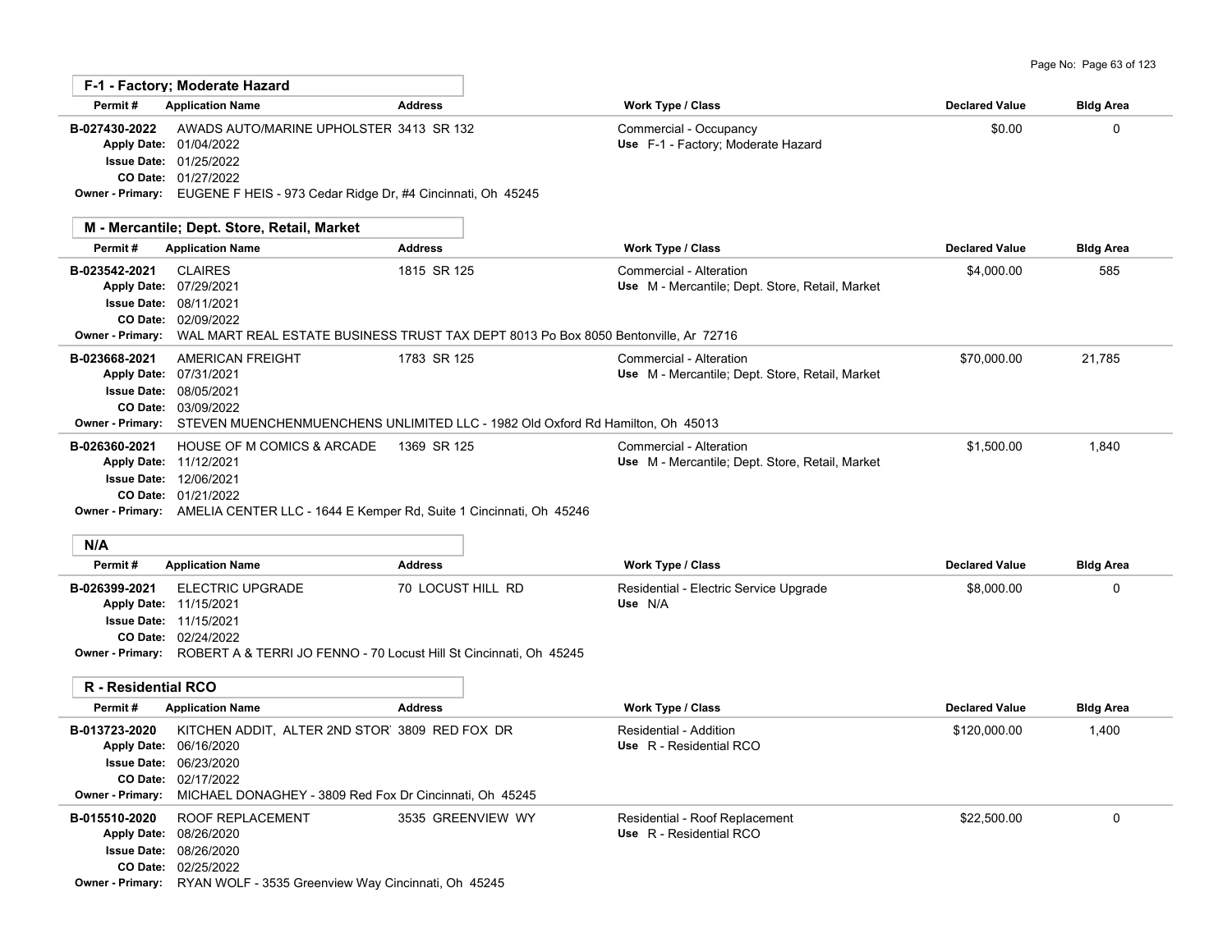## F-1 - Factory; Moderate Hazard

| Permit # | Application Name | Address | Work Type / Class | Declared Value | Bldg Area |
|---|---|---|---|---|---|
| B-027430-2022 | AWADS AUTO/MARINE UPHOLSTER | 3413 SR 132 | Commercial - Occupancy<br>Use F-1 - Factory; Moderate Hazard | $0.00 | 0 |
| Apply Date: 01/04/2022<br>Issue Date: 01/25/2022<br>CO Date: 01/27/2022 | | | | | |
| Owner - Primary: EUGENE F HEIS - 973 Cedar Ridge Dr, #4 Cincinnati, Oh 45245 | | | | | |

## M - Mercantile; Dept. Store, Retail, Market

| Permit # | Application Name | Address | Work Type / Class | Declared Value | Bldg Area |
|---|---|---|---|---|---|
| B-023542-2021 | CLAIRES | 1815 SR 125 | Commercial - Alteration<br>Use M - Mercantile; Dept. Store, Retail, Market | $4,000.00 | 585 |
| Apply Date: 07/29/2021<br>Issue Date: 08/11/2021<br>CO Date: 02/09/2022 | | | | | |
| Owner - Primary: WAL MART REAL ESTATE BUSINESS TRUST TAX DEPT 8013 Po Box 8050 Bentonville, Ar 72716 | | | | | |
| B-023668-2021 | AMERICAN FREIGHT | 1783 SR 125 | Commercial - Alteration<br>Use M - Mercantile; Dept. Store, Retail, Market | $70,000.00 | 21,785 |
| Apply Date: 07/31/2021<br>Issue Date: 08/05/2021<br>CO Date: 03/09/2022 | | | | | |
| Owner - Primary: STEVEN MUENCHENMUENCHENS UNLIMITED LLC - 1982 Old Oxford Rd Hamilton, Oh 45013 | | | | | |
| B-026360-2021 | HOUSE OF M COMICS & ARCADE | 1369 SR 125 | Commercial - Alteration<br>Use M - Mercantile; Dept. Store, Retail, Market | $1,500.00 | 1,840 |
| Apply Date: 11/12/2021<br>Issue Date: 12/06/2021<br>CO Date: 01/21/2022 | | | | | |
| Owner - Primary: AMELIA CENTER LLC - 1644 E Kemper Rd, Suite 1 Cincinnati, Oh 45246 | | | | | |

## N/A

| Permit # | Application Name | Address | Work Type / Class | Declared Value | Bldg Area |
|---|---|---|---|---|---|
| B-026399-2021 | ELECTRIC UPGRADE | 70 LOCUST HILL RD | Residential - Electric Service Upgrade<br>Use N/A | $8,000.00 | 0 |
| Apply Date: 11/15/2021<br>Issue Date: 11/15/2021<br>CO Date: 02/24/2022 | | | | | |
| Owner - Primary: ROBERT A & TERRI JO FENNO - 70 Locust Hill St Cincinnati, Oh 45245 | | | | | |

## R - Residential RCO

| Permit # | Application Name | Address | Work Type / Class | Declared Value | Bldg Area |
|---|---|---|---|---|---|
| B-013723-2020 | KITCHEN ADDIT, ALTER 2ND STOR' | 3809 RED FOX DR | Residential - Addition<br>Use R - Residential RCO | $120,000.00 | 1,400 |
| Apply Date: 06/16/2020<br>Issue Date: 06/23/2020<br>CO Date: 02/17/2022 | | | | | |
| Owner - Primary: MICHAEL DONAGHEY - 3809 Red Fox Dr Cincinnati, Oh 45245 | | | | | |
| B-015510-2020 | ROOF REPLACEMENT | 3535 GREENVIEW WY | Residential - Roof Replacement<br>Use R - Residential RCO | $22,500.00 | 0 |
| Apply Date: 08/26/2020<br>Issue Date: 08/26/2020<br>CO Date: 02/25/2022 | | | | | |
| Owner - Primary: RYAN WOLF - 3535 Greenview Way Cincinnati, Oh 45245 | | | | | |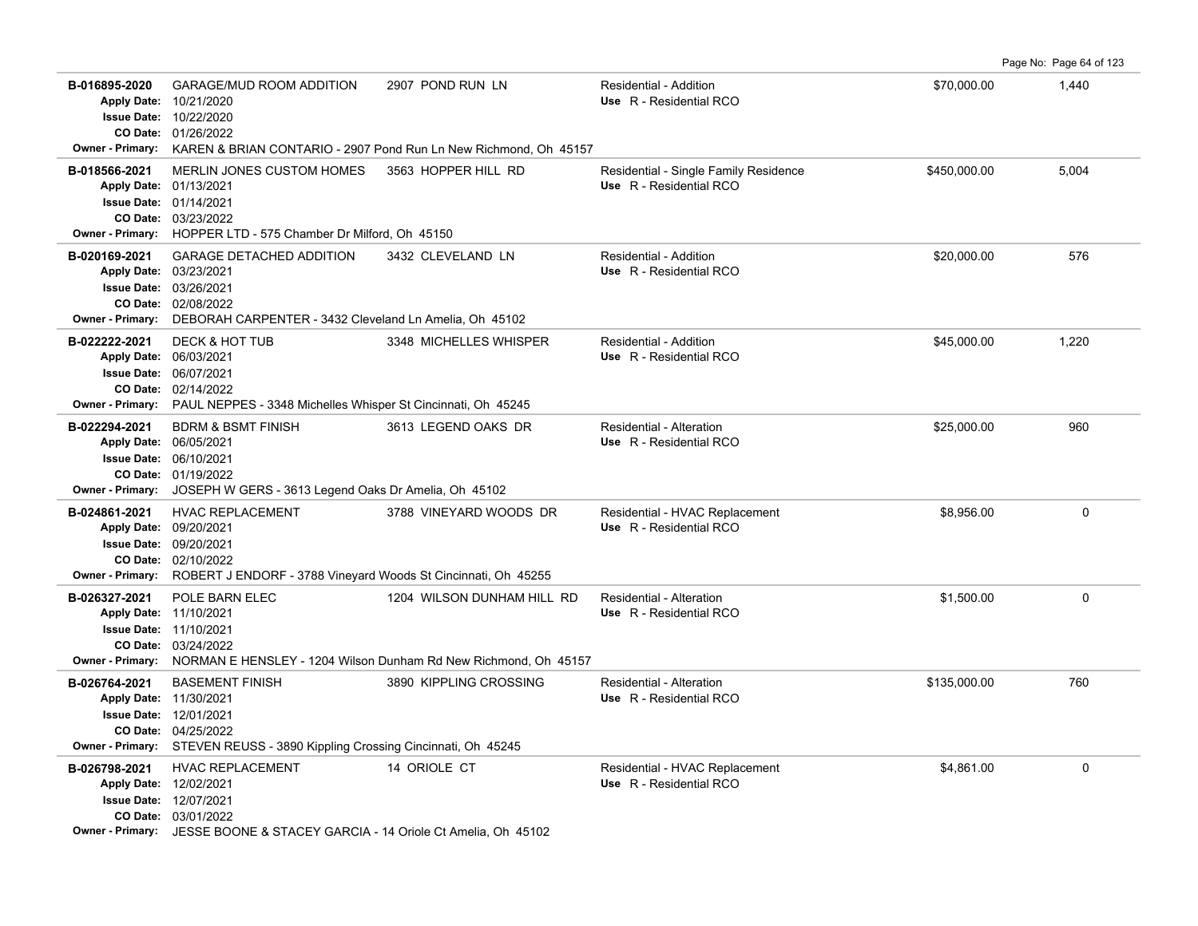| Permit | Description | Address | Type | Valuation | Sq Ft |
|---|---|---|---|---|---|
| **B-016895-2020**<br>**Apply Date:** 10/21/2020<br>**Issue Date:** 10/22/2020<br>**CO Date:** 01/26/2022<br>**Owner - Primary:** KAREN & BRIAN CONTARIO - 2907 Pond Run Ln New Richmond, Oh 45157 | GARAGE/MUD ROOM ADDITION | 2907 POND RUN LN | Residential - Addition<br>**Use** R - Residential RCO | $70,000.00 | 1,440 |
| **B-018566-2021**<br>**Apply Date:** 01/13/2021<br>**Issue Date:** 01/14/2021<br>**CO Date:** 03/23/2022<br>**Owner - Primary:** HOPPER LTD - 575 Chamber Dr Milford, Oh 45150 | MERLIN JONES CUSTOM HOMES | 3563 HOPPER HILL RD | Residential - Single Family Residence<br>**Use** R - Residential RCO | $450,000.00 | 5,004 |
| **B-020169-2021**<br>**Apply Date:** 03/23/2021<br>**Issue Date:** 03/26/2021<br>**CO Date:** 02/08/2022<br>**Owner - Primary:** DEBORAH CARPENTER - 3432 Cleveland Ln Amelia, Oh 45102 | GARAGE DETACHED ADDITION | 3432 CLEVELAND LN | Residential - Addition<br>**Use** R - Residential RCO | $20,000.00 | 576 |
| **B-022222-2021**<br>**Apply Date:** 06/03/2021<br>**Issue Date:** 06/07/2021<br>**CO Date:** 02/14/2022<br>**Owner - Primary:** PAUL NEPPES - 3348 Michelles Whisper St Cincinnati, Oh 45245 | DECK & HOT TUB | 3348 MICHELLES WHISPER | Residential - Addition<br>**Use** R - Residential RCO | $45,000.00 | 1,220 |
| **B-022294-2021**<br>**Apply Date:** 06/05/2021<br>**Issue Date:** 06/10/2021<br>**CO Date:** 01/19/2022<br>**Owner - Primary:** JOSEPH W GERS - 3613 Legend Oaks Dr Amelia, Oh 45102 | BDRM & BSMT FINISH | 3613 LEGEND OAKS DR | Residential - Alteration<br>**Use** R - Residential RCO | $25,000.00 | 960 |
| **B-024861-2021**<br>**Apply Date:** 09/20/2021<br>**Issue Date:** 09/20/2021<br>**CO Date:** 02/10/2022<br>**Owner - Primary:** ROBERT J ENDORF - 3788 Vineyard Woods St Cincinnati, Oh 45255 | HVAC REPLACEMENT | 3788 VINEYARD WOODS DR | Residential - HVAC Replacement<br>**Use** R - Residential RCO | $8,956.00 | 0 |
| **B-026327-2021**<br>**Apply Date:** 11/10/2021<br>**Issue Date:** 11/10/2021<br>**CO Date:** 03/24/2022<br>**Owner - Primary:** NORMAN E HENSLEY - 1204 Wilson Dunham Rd New Richmond, Oh 45157 | POLE BARN ELEC | 1204 WILSON DUNHAM HILL RD | Residential - Alteration<br>**Use** R - Residential RCO | $1,500.00 | 0 |
| **B-026764-2021**<br>**Apply Date:** 11/30/2021<br>**Issue Date:** 12/01/2021<br>**CO Date:** 04/25/2022<br>**Owner - Primary:** STEVEN REUSS - 3890 Kippling Crossing Cincinnati, Oh 45245 | BASEMENT FINISH | 3890 KIPPLING CROSSING | Residential - Alteration<br>**Use** R - Residential RCO | $135,000.00 | 760 |
| **B-026798-2021**<br>**Apply Date:** 12/02/2021<br>**Issue Date:** 12/07/2021<br>**CO Date:** 03/01/2022<br>**Owner - Primary:** JESSE BOONE & STACEY GARCIA - 14 Oriole Ct Amelia, Oh 45102 | HVAC REPLACEMENT | 14 ORIOLE CT | Residential - HVAC Replacement<br>**Use** R - Residential RCO | $4,861.00 | 0 |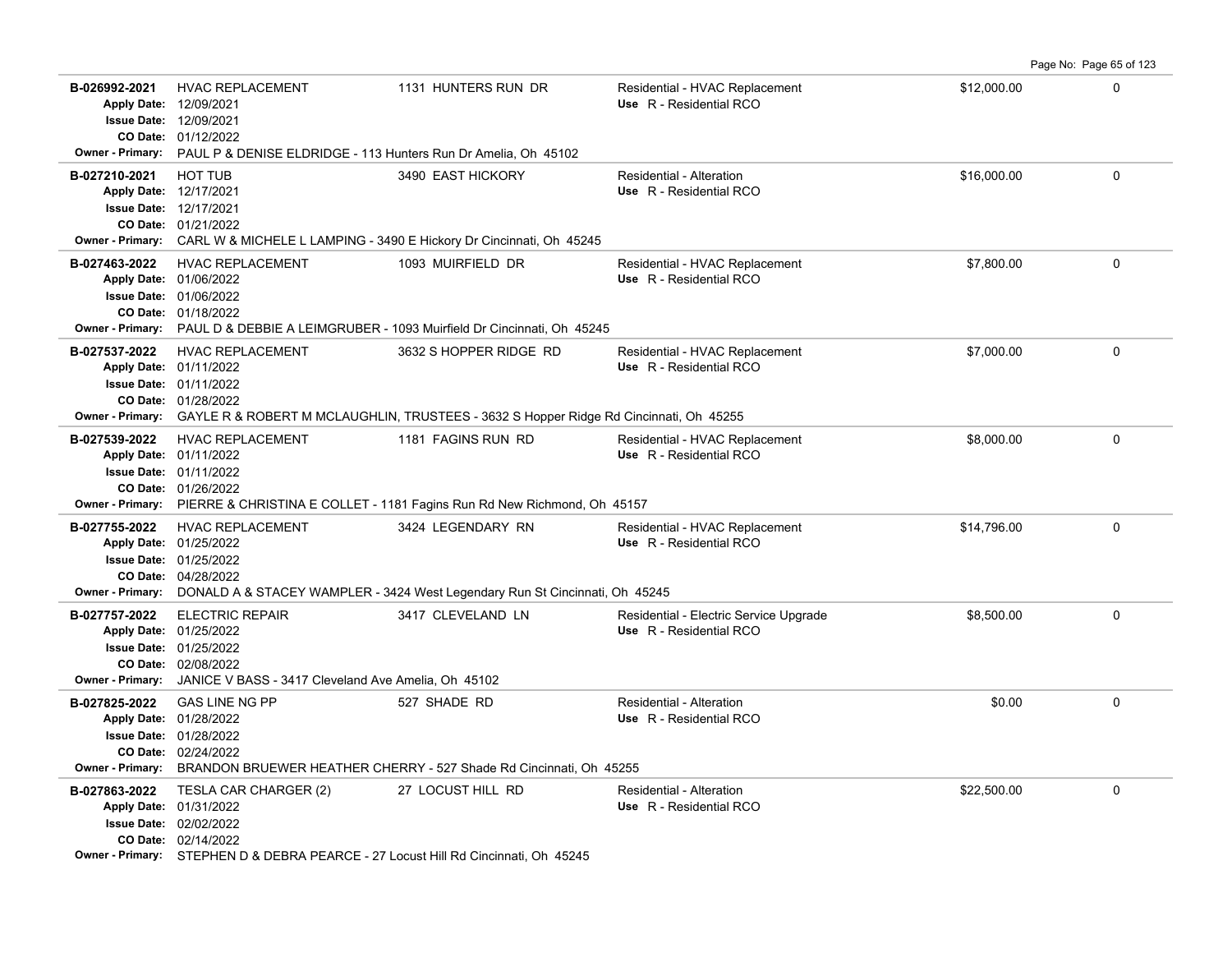| Permit # | Description | Address | Type / Use | Valuation | |
|---|---|---|---|---|---|
| B-026992-2021<br>Apply Date: 12/09/2021<br>Issue Date: 12/09/2021<br>CO Date: 01/12/2022 | HVAC REPLACEMENT | 1131 HUNTERS RUN DR | Residential - HVAC Replacement<br>Use R - Residential RCO | $12,000.00 | 0 |
| Owner - Primary: PAUL P & DENISE ELDRIDGE - 113 Hunters Run Dr Amelia, Oh 45102 | | | | | |
| B-027210-2021<br>Apply Date: 12/17/2021<br>Issue Date: 12/17/2021<br>CO Date: 01/21/2022 | HOT TUB | 3490 EAST HICKORY | Residential - Alteration<br>Use R - Residential RCO | $16,000.00 | 0 |
| Owner - Primary: CARL W & MICHELE L LAMPING - 3490 E Hickory Dr Cincinnati, Oh 45245 | | | | | |
| B-027463-2022<br>Apply Date: 01/06/2022<br>Issue Date: 01/06/2022<br>CO Date: 01/18/2022 | HVAC REPLACEMENT | 1093 MUIRFIELD DR | Residential - HVAC Replacement<br>Use R - Residential RCO | $7,800.00 | 0 |
| Owner - Primary: PAUL D & DEBBIE A LEIMGRUBER - 1093 Muirfield Dr Cincinnati, Oh 45245 | | | | | |
| B-027537-2022<br>Apply Date: 01/11/2022<br>Issue Date: 01/11/2022<br>CO Date: 01/28/2022 | HVAC REPLACEMENT | 3632 S HOPPER RIDGE RD | Residential - HVAC Replacement<br>Use R - Residential RCO | $7,000.00 | 0 |
| Owner - Primary: GAYLE R & ROBERT M MCLAUGHLIN, TRUSTEES - 3632 S Hopper Ridge Rd Cincinnati, Oh 45255 | | | | | |
| B-027539-2022<br>Apply Date: 01/11/2022<br>Issue Date: 01/11/2022<br>CO Date: 01/26/2022 | HVAC REPLACEMENT | 1181 FAGINS RUN RD | Residential - HVAC Replacement<br>Use R - Residential RCO | $8,000.00 | 0 |
| Owner - Primary: PIERRE & CHRISTINA E COLLET - 1181 Fagins Run Rd New Richmond, Oh 45157 | | | | | |
| B-027755-2022<br>Apply Date: 01/25/2022<br>Issue Date: 01/25/2022<br>CO Date: 04/28/2022 | HVAC REPLACEMENT | 3424 LEGENDARY RN | Residential - HVAC Replacement<br>Use R - Residential RCO | $14,796.00 | 0 |
| Owner - Primary: DONALD A & STACEY WAMPLER - 3424 West Legendary Run St Cincinnati, Oh 45245 | | | | | |
| B-027757-2022<br>Apply Date: 01/25/2022<br>Issue Date: 01/25/2022<br>CO Date: 02/08/2022 | ELECTRIC REPAIR | 3417 CLEVELAND LN | Residential - Electric Service Upgrade<br>Use R - Residential RCO | $8,500.00 | 0 |
| Owner - Primary: JANICE V BASS - 3417 Cleveland Ave Amelia, Oh 45102 | | | | | |
| B-027825-2022<br>Apply Date: 01/28/2022<br>Issue Date: 01/28/2022<br>CO Date: 02/24/2022 | GAS LINE NG PP | 527 SHADE RD | Residential - Alteration<br>Use R - Residential RCO | $0.00 | 0 |
| Owner - Primary: BRANDON BRUEWER HEATHER CHERRY - 527 Shade Rd Cincinnati, Oh 45255 | | | | | |
| B-027863-2022<br>Apply Date: 01/31/2022<br>Issue Date: 02/02/2022<br>CO Date: 02/14/2022 | TESLA CAR CHARGER (2) | 27 LOCUST HILL RD | Residential - Alteration<br>Use R - Residential RCO | $22,500.00 | 0 |
| Owner - Primary: STEPHEN D & DEBRA PEARCE - 27 Locust Hill Rd Cincinnati, Oh 45245 | | | | | |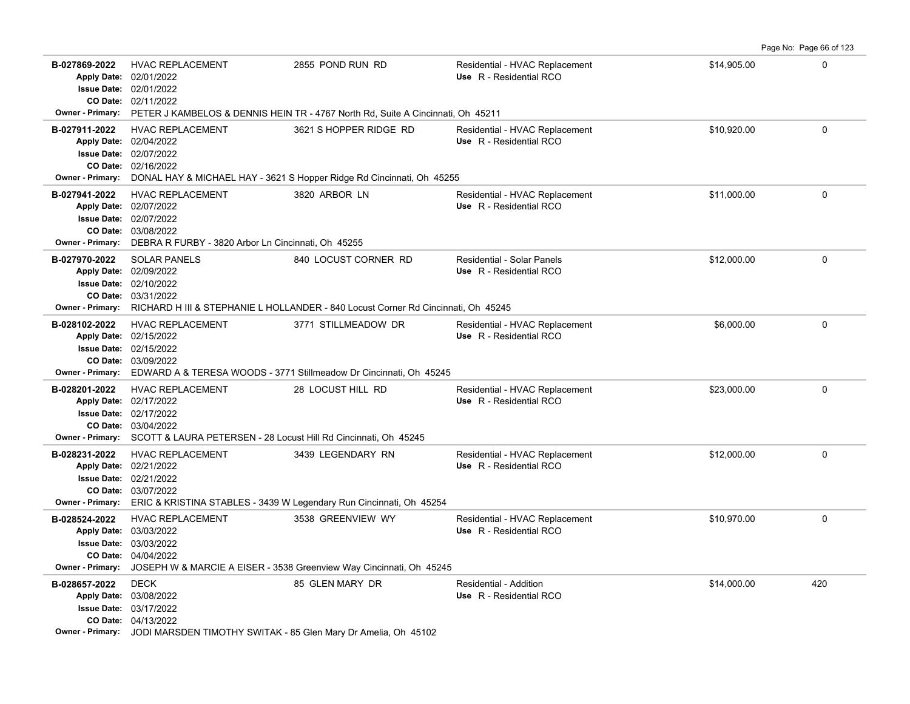| Permit | Type | Address | Description | Valuation | Sq Ft |
|---|---|---|---|---|---|
| **B-027869-2022**<br>Apply Date: 02/01/2022<br>Issue Date: 02/01/2022<br>CO Date: 02/11/2022<br>Owner - Primary: PETER J KAMBELOS & DENNIS HEIN TR - 4767 North Rd, Suite A Cincinnati, Oh 45211 | HVAC REPLACEMENT | 2855 POND RUN RD | Residential - HVAC Replacement<br>Use R - Residential RCO | $14,905.00 | 0 |
| **B-027911-2022**<br>Apply Date: 02/04/2022<br>Issue Date: 02/07/2022<br>CO Date: 02/16/2022<br>Owner - Primary: DONAL HAY & MICHAEL HAY - 3621 S Hopper Ridge Rd Cincinnati, Oh 45255 | HVAC REPLACEMENT | 3621 S HOPPER RIDGE RD | Residential - HVAC Replacement<br>Use R - Residential RCO | $10,920.00 | 0 |
| **B-027941-2022**<br>Apply Date: 02/07/2022<br>Issue Date: 02/07/2022<br>CO Date: 03/08/2022<br>Owner - Primary: DEBRA R FURBY - 3820 Arbor Ln Cincinnati, Oh 45255 | HVAC REPLACEMENT | 3820 ARBOR LN | Residential - HVAC Replacement<br>Use R - Residential RCO | $11,000.00 | 0 |
| **B-027970-2022**<br>Apply Date: 02/09/2022<br>Issue Date: 02/10/2022<br>CO Date: 03/31/2022<br>Owner - Primary: RICHARD H III & STEPHANIE L HOLLANDER - 840 Locust Corner Rd Cincinnati, Oh 45245 | SOLAR PANELS | 840 LOCUST CORNER RD | Residential - Solar Panels<br>Use R - Residential RCO | $12,000.00 | 0 |
| **B-028102-2022**<br>Apply Date: 02/15/2022<br>Issue Date: 02/15/2022<br>CO Date: 03/09/2022<br>Owner - Primary: EDWARD A & TERESA WOODS - 3771 Stillmeadow Dr Cincinnati, Oh 45245 | HVAC REPLACEMENT | 3771 STILLMEADOW DR | Residential - HVAC Replacement<br>Use R - Residential RCO | $6,000.00 | 0 |
| **B-028201-2022**<br>Apply Date: 02/17/2022<br>Issue Date: 02/17/2022<br>CO Date: 03/04/2022<br>Owner - Primary: SCOTT & LAURA PETERSEN - 28 Locust Hill Rd Cincinnati, Oh 45245 | HVAC REPLACEMENT | 28 LOCUST HILL RD | Residential - HVAC Replacement<br>Use R - Residential RCO | $23,000.00 | 0 |
| **B-028231-2022**<br>Apply Date: 02/21/2022<br>Issue Date: 02/21/2022<br>CO Date: 03/07/2022<br>Owner - Primary: ERIC & KRISTINA STABLES - 3439 W Legendary Run Cincinnati, Oh 45254 | HVAC REPLACEMENT | 3439 LEGENDARY RN | Residential - HVAC Replacement<br>Use R - Residential RCO | $12,000.00 | 0 |
| **B-028524-2022**<br>Apply Date: 03/03/2022<br>Issue Date: 03/03/2022<br>CO Date: 04/04/2022<br>Owner - Primary: JOSEPH W & MARCIE A EISER - 3538 Greenview Way Cincinnati, Oh 45245 | HVAC REPLACEMENT | 3538 GREENVIEW WY | Residential - HVAC Replacement<br>Use R - Residential RCO | $10,970.00 | 0 |
| **B-028657-2022**<br>Apply Date: 03/08/2022<br>Issue Date: 03/17/2022<br>CO Date: 04/13/2022<br>Owner - Primary: JODI MARSDEN TIMOTHY SWITAK - 85 Glen Mary Dr Amelia, Oh 45102 | DECK | 85 GLEN MARY DR | Residential - Addition<br>Use R - Residential RCO | $14,000.00 | 420 |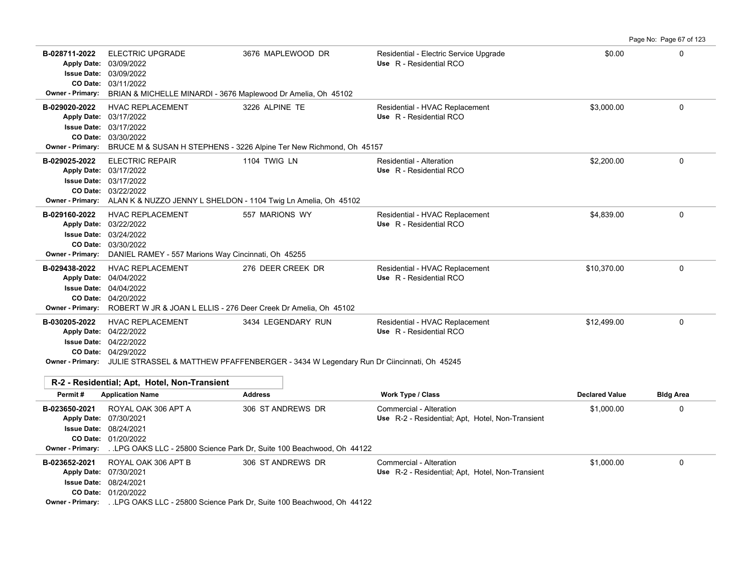| Permit # | Application Name | Address | Work Type / Class | Declared Value | Bldg Area |
|---|---|---|---|---|---|
| B-028711-2022 | ELECTRIC UPGRADE | 3676 MAPLEWOOD DR | Residential - Electric Service Upgrade | $0.00 | 0 |
| | Apply Date: 03/09/2022<br>Issue Date: 03/09/2022<br>CO Date: 03/11/2022 | | Use R - Residential RCO | | |
| | Owner - Primary: BRIAN & MICHELLE MINARDI - 3676 Maplewood Dr Amelia, Oh 45102 | | | | |
| B-029020-2022 | HVAC REPLACEMENT | 3226 ALPINE TE | Residential - HVAC Replacement | $3,000.00 | 0 |
| | Apply Date: 03/17/2022<br>Issue Date: 03/17/2022<br>CO Date: 03/30/2022 | | Use R - Residential RCO | | |
| | Owner - Primary: BRUCE M & SUSAN H STEPHENS - 3226 Alpine Ter New Richmond, Oh 45157 | | | | |
| B-029025-2022 | ELECTRIC REPAIR | 1104 TWIG LN | Residential - Alteration | $2,200.00 | 0 |
| | Apply Date: 03/17/2022<br>Issue Date: 03/17/2022<br>CO Date: 03/22/2022 | | Use R - Residential RCO | | |
| | Owner - Primary: ALAN K & NUZZO JENNY L SHELDON - 1104 Twig Ln Amelia, Oh 45102 | | | | |
| B-029160-2022 | HVAC REPLACEMENT | 557 MARIONS WY | Residential - HVAC Replacement | $4,839.00 | 0 |
| | Apply Date: 03/22/2022<br>Issue Date: 03/24/2022<br>CO Date: 03/30/2022 | | Use R - Residential RCO | | |
| | Owner - Primary: DANIEL RAMEY - 557 Marions Way Cincinnati, Oh 45255 | | | | |
| B-029438-2022 | HVAC REPLACEMENT | 276 DEER CREEK DR | Residential - HVAC Replacement | $10,370.00 | 0 |
| | Apply Date: 04/04/2022<br>Issue Date: 04/04/2022<br>CO Date: 04/20/2022 | | Use R - Residential RCO | | |
| | Owner - Primary: ROBERT W JR & JOAN L ELLIS - 276 Deer Creek Dr Amelia, Oh 45102 | | | | |
| B-030205-2022 | HVAC REPLACEMENT | 3434 LEGENDARY RUN | Residential - HVAC Replacement | $12,499.00 | 0 |
| | Apply Date: 04/22/2022<br>Issue Date: 04/22/2022<br>CO Date: 04/29/2022 | | Use R - Residential RCO | | |
| | Owner - Primary: JULIE STRASSEL & MATTHEW PFAFFENBERGER - 3434 W Legendary Run Dr Ciincinnati, Oh 45245 | | | | |

## R-2 - Residential; Apt, Hotel, Non-Transient

| Permit # | Application Name | Address | Work Type / Class | Declared Value | Bldg Area |
|---|---|---|---|---|---|
| B-023650-2021 | ROYAL OAK 306 APT A | 306 ST ANDREWS DR | Commercial - Alteration | $1,000.00 | 0 |
| | Apply Date: 07/30/2021<br>Issue Date: 08/24/2021<br>CO Date: 01/20/2022 | | Use R-2 - Residential; Apt, Hotel, Non-Transient | | |
| | Owner - Primary: . .LPG OAKS LLC - 25800 Science Park Dr, Suite 100 Beachwood, Oh 44122 | | | | |
| B-023652-2021 | ROYAL OAK 306 APT B | 306 ST ANDREWS DR | Commercial - Alteration | $1,000.00 | 0 |
| | Apply Date: 07/30/2021<br>Issue Date: 08/24/2021<br>CO Date: 01/20/2022 | | Use R-2 - Residential; Apt, Hotel, Non-Transient | | |
| | Owner - Primary: . .LPG OAKS LLC - 25800 Science Park Dr, Suite 100 Beachwood, Oh 44122 | | | | |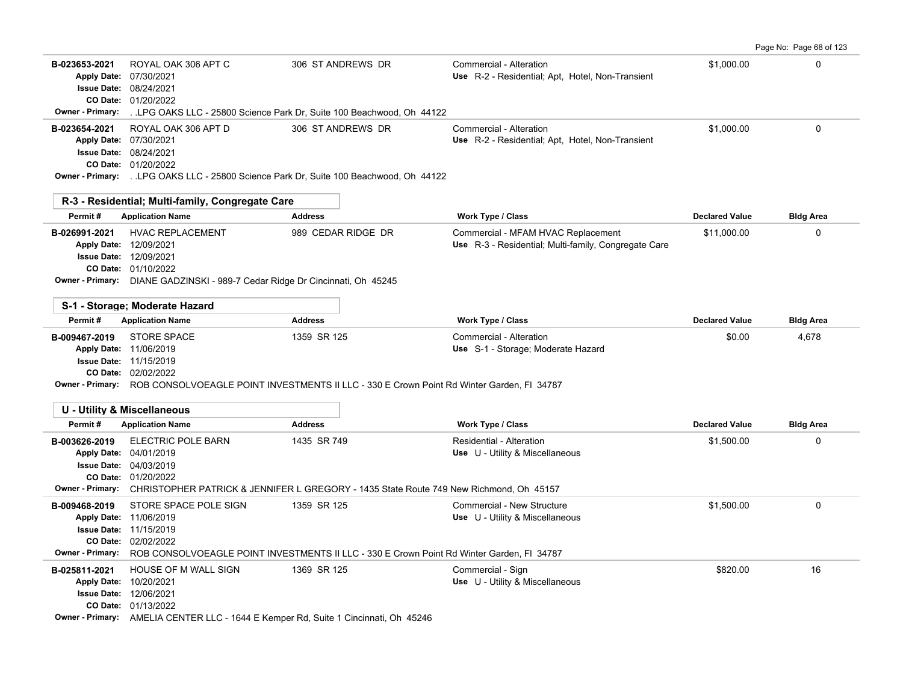| Permit # | Application Name | Address | Work Type / Class | Declared Value | Bldg Area |
|---|---|---|---|---|---|
| B-023653-2021 | ROYAL OAK 306 APT C | 306 ST ANDREWS DR | Commercial - Alteration | $1,000.00 | 0 |
| Apply Date: 07/30/2021 | | | Use R-2 - Residential; Apt, Hotel, Non-Transient | | |
| Issue Date: 08/24/2021 | | | | | |
| CO Date: 01/20/2022 | | | | | |
| Owner - Primary: . .LPG OAKS LLC - 25800 Science Park Dr, Suite 100 Beachwood, Oh 44122 | | | | | |
| B-023654-2021 | ROYAL OAK 306 APT D | 306 ST ANDREWS DR | Commercial - Alteration | $1,000.00 | 0 |
| Apply Date: 07/30/2021 | | | Use R-2 - Residential; Apt, Hotel, Non-Transient | | |
| Issue Date: 08/24/2021 | | | | | |
| CO Date: 01/20/2022 | | | | | |
| Owner - Primary: . .LPG OAKS LLC - 25800 Science Park Dr, Suite 100 Beachwood, Oh 44122 | | | | | |

**R-3 - Residential; Multi-family, Congregate Care**

| Permit # | Application Name | Address | Work Type / Class | Declared Value | Bldg Area |
|---|---|---|---|---|---|
| B-026991-2021 | HVAC REPLACEMENT | 989 CEDAR RIDGE DR | Commercial - MFAM HVAC Replacement | $11,000.00 | 0 |
| Apply Date: 12/09/2021 | | | Use R-3 - Residential; Multi-family, Congregate Care | | |
| Issue Date: 12/09/2021 | | | | | |
| CO Date: 01/10/2022 | | | | | |
| Owner - Primary: DIANE GADZINSKI - 989-7 Cedar Ridge Dr Cincinnati, Oh 45245 | | | | | |

**S-1 - Storage; Moderate Hazard**

| Permit # | Application Name | Address | Work Type / Class | Declared Value | Bldg Area |
|---|---|---|---|---|---|
| B-009467-2019 | STORE SPACE | 1359 SR 125 | Commercial - Alteration | $0.00 | 4,678 |
| Apply Date: 11/06/2019 | | | Use S-1 - Storage; Moderate Hazard | | |
| Issue Date: 11/15/2019 | | | | | |
| CO Date: 02/02/2022 | | | | | |
| Owner - Primary: ROB CONSOLVOEAGLE POINT INVESTMENTS II LLC - 330 E Crown Point Rd Winter Garden, Fl 34787 | | | | | |

**U - Utility & Miscellaneous**

| Permit # | Application Name | Address | Work Type / Class | Declared Value | Bldg Area |
|---|---|---|---|---|---|
| B-003626-2019 | ELECTRIC POLE BARN | 1435 SR 749 | Residential - Alteration | $1,500.00 | 0 |
| Apply Date: 04/01/2019 | | | Use U - Utility & Miscellaneous | | |
| Issue Date: 04/03/2019 | | | | | |
| CO Date: 01/20/2022 | | | | | |
| Owner - Primary: CHRISTOPHER PATRICK & JENNIFER L GREGORY - 1435 State Route 749 New Richmond, Oh 45157 | | | | | |
| B-009468-2019 | STORE SPACE POLE SIGN | 1359 SR 125 | Commercial - New Structure | $1,500.00 | 0 |
| Apply Date: 11/06/2019 | | | Use U - Utility & Miscellaneous | | |
| Issue Date: 11/15/2019 | | | | | |
| CO Date: 02/02/2022 | | | | | |
| Owner - Primary: ROB CONSOLVOEAGLE POINT INVESTMENTS II LLC - 330 E Crown Point Rd Winter Garden, Fl 34787 | | | | | |
| B-025811-2021 | HOUSE OF M WALL SIGN | 1369 SR 125 | Commercial - Sign | $820.00 | 16 |
| Apply Date: 10/20/2021 | | | Use U - Utility & Miscellaneous | | |
| Issue Date: 12/06/2021 | | | | | |
| CO Date: 01/13/2022 | | | | | |
| Owner - Primary: AMELIA CENTER LLC - 1644 E Kemper Rd, Suite 1 Cincinnati, Oh 45246 | | | | | |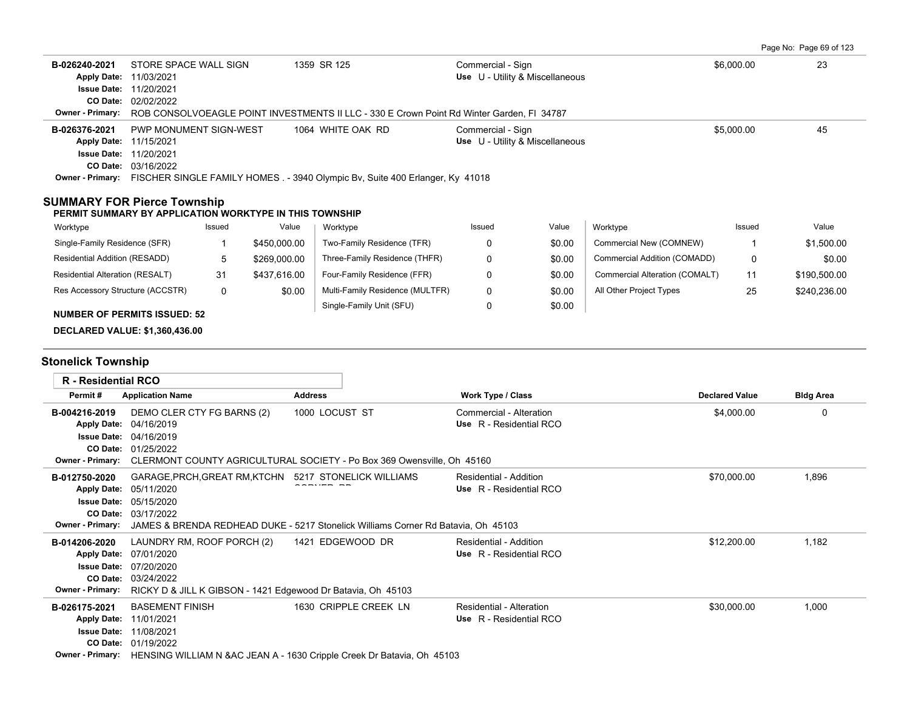| Permit # | Application Name | Address | Work Type / Class | Declared Value | Bldg Area |
|---|---|---|---|---|---|
| B-026240-2021 | STORE SPACE WALL SIGN | 1359 SR 125 | Commercial - Sign | $6,000.00 | 23 |
| Apply Date: 11/03/2021 | | | Use U - Utility & Miscellaneous | | |
| Issue Date: 11/20/2021 | | | | | |
| CO Date: 02/02/2022 | | | | | |
| Owner - Primary: ROB CONSOLVOEAGLE POINT INVESTMENTS II LLC - 330 E Crown Point Rd Winter Garden, Fl 34787 | | | | | |
| B-026376-2021 | PWP MONUMENT SIGN-WEST | 1064 WHITE OAK RD | Commercial - Sign | $5,000.00 | 45 |
| Apply Date: 11/15/2021 | | | Use U - Utility & Miscellaneous | | |
| Issue Date: 11/20/2021 | | | | | |
| CO Date: 03/16/2022 | | | | | |
| Owner - Primary: FISCHER SINGLE FAMILY HOMES . - 3940 Olympic Bv, Suite 400 Erlanger, Ky 41018 | | | | | |

## SUMMARY FOR Pierce Township

**PERMIT SUMMARY BY APPLICATION WORKTYPE IN THIS TOWNSHIP**

| Worktype | Issued | Value | Worktype | Issued | Value | Worktype | Issued | Value |
|---|---|---|---|---|---|---|---|---|
| Single-Family Residence (SFR) | 1 | $450,000.00 | Two-Family Residence (TFR) | 0 | $0.00 | Commercial New (COMNEW) | 1 | $1,500.00 |
| Residential Addition (RESADD) | 5 | $269,000.00 | Three-Family Residence (THFR) | 0 | $0.00 | Commercial Addition (COMADD) | 0 | $0.00 |
| Residential Alteration (RESALT) | 31 | $437,616.00 | Four-Family Residence (FFR) | 0 | $0.00 | Commercial Alteration (COMALT) | 11 | $190,500.00 |
| Res Accessory Structure (ACCSTR) | 0 | $0.00 | Multi-Family Residence (MULTFR) | 0 | $0.00 | All Other Project Types | 25 | $240,236.00 |
| | | | Single-Family Unit (SFU) | 0 | $0.00 | | | |

**NUMBER OF PERMITS ISSUED: 52**

**DECLARED VALUE: $1,360,436.00**

## Stonelick Township

**R - Residential RCO**

| Permit # | Application Name | Address | Work Type / Class | Declared Value | Bldg Area |
|---|---|---|---|---|---|
| B-004216-2019 | DEMO CLER CTY FG BARNS (2) | 1000 LOCUST ST | Commercial - Alteration | $4,000.00 | 0 |
| Apply Date: 04/16/2019 | | | Use R - Residential RCO | | |
| Issue Date: 04/16/2019 | | | | | |
| CO Date: 01/25/2022 | | | | | |
| Owner - Primary: CLERMONT COUNTY AGRICULTURAL SOCIETY - Po Box 369 Owensville, Oh 45160 | | | | | |
| B-012750-2020 | GARAGE,PRCH,GREAT RM,KTCHN | 5217 STONELICK WILLIAMS CORNER RD | Residential - Addition | $70,000.00 | 1,896 |
| Apply Date: 05/11/2020 | | | Use R - Residential RCO | | |
| Issue Date: 05/15/2020 | | | | | |
| CO Date: 03/17/2022 | | | | | |
| Owner - Primary: JAMES & BRENDA REDHEAD DUKE - 5217 Stonelick Williams Corner Rd Batavia, Oh 45103 | | | | | |
| B-014206-2020 | LAUNDRY RM, ROOF PORCH (2) | 1421 EDGEWOOD DR | Residential - Addition | $12,200.00 | 1,182 |
| Apply Date: 07/01/2020 | | | Use R - Residential RCO | | |
| Issue Date: 07/20/2020 | | | | | |
| CO Date: 03/24/2022 | | | | | |
| Owner - Primary: RICKY D & JILL K GIBSON - 1421 Edgewood Dr Batavia, Oh 45103 | | | | | |
| B-026175-2021 | BASEMENT FINISH | 1630 CRIPPLE CREEK LN | Residential - Alteration | $30,000.00 | 1,000 |
| Apply Date: 11/01/2021 | | | Use R - Residential RCO | | |
| Issue Date: 11/08/2021 | | | | | |
| CO Date: 01/19/2022 | | | | | |
| Owner - Primary: HENSING WILLIAM N &AC JEAN A - 1630 Cripple Creek Dr Batavia, Oh 45103 | | | | | |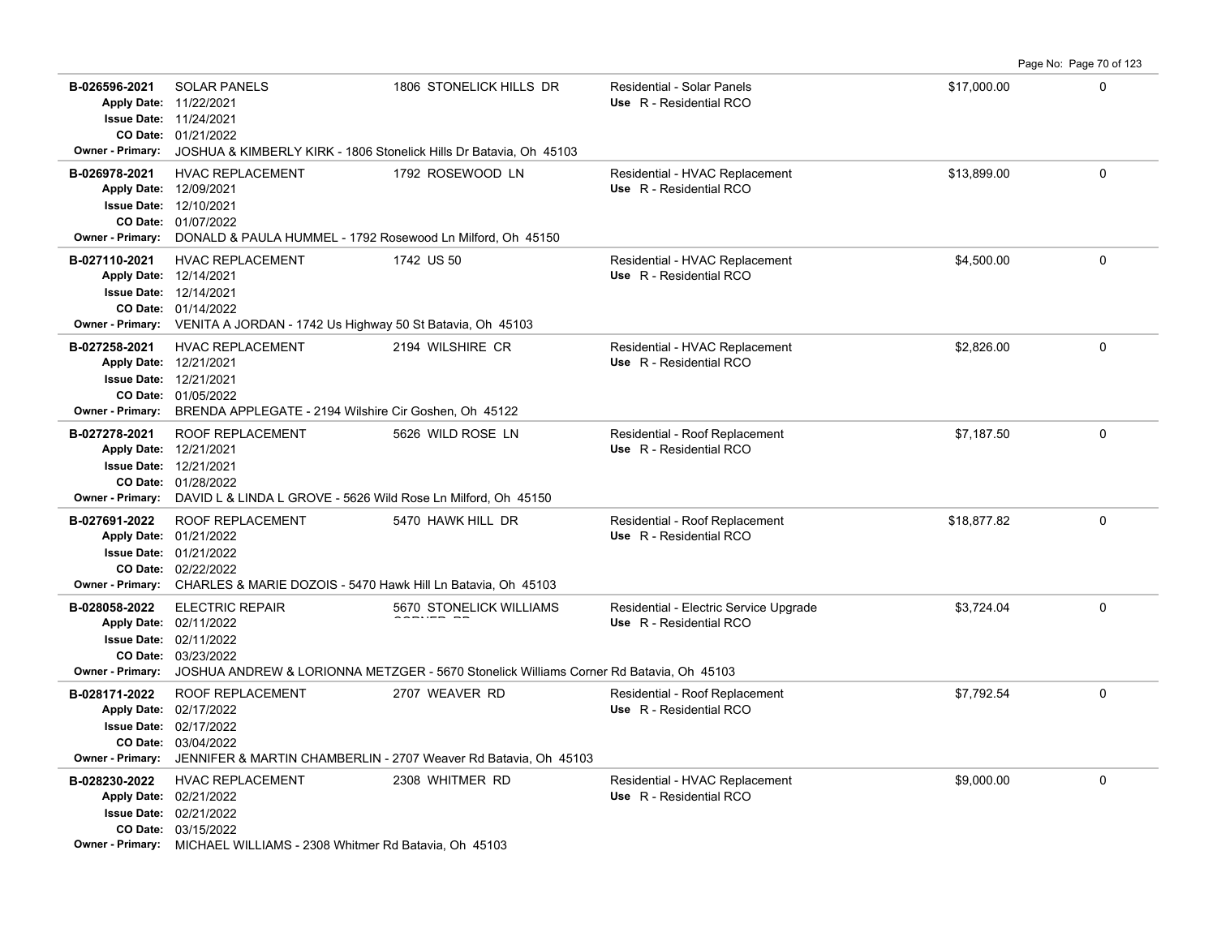| Permit | Description | Address | Type / Use | Valuation | |
|---|---|---|---|---|---|
| **B-026596-2021**<br>**Apply Date:** 11/22/2021<br>**Issue Date:** 11/24/2021<br>**CO Date:** 01/21/2022<br>**Owner - Primary:** JOSHUA & KIMBERLY KIRK - 1806 Stonelick Hills Dr Batavia, Oh 45103 | SOLAR PANELS | 1806 STONELICK HILLS DR | Residential - Solar Panels<br>**Use** R - Residential RCO | $17,000.00 | 0 |
| **B-026978-2021**<br>**Apply Date:** 12/09/2021<br>**Issue Date:** 12/10/2021<br>**CO Date:** 01/07/2022<br>**Owner - Primary:** DONALD & PAULA HUMMEL - 1792 Rosewood Ln Milford, Oh 45150 | HVAC REPLACEMENT | 1792 ROSEWOOD LN | Residential - HVAC Replacement<br>**Use** R - Residential RCO | $13,899.00 | 0 |
| **B-027110-2021**<br>**Apply Date:** 12/14/2021<br>**Issue Date:** 12/14/2021<br>**CO Date:** 01/14/2022<br>**Owner - Primary:** VENITA A JORDAN - 1742 Us Highway 50 St Batavia, Oh 45103 | HVAC REPLACEMENT | 1742 US 50 | Residential - HVAC Replacement<br>**Use** R - Residential RCO | $4,500.00 | 0 |
| **B-027258-2021**<br>**Apply Date:** 12/21/2021<br>**Issue Date:** 12/21/2021<br>**CO Date:** 01/05/2022<br>**Owner - Primary:** BRENDA APPLEGATE - 2194 Wilshire Cir Goshen, Oh 45122 | HVAC REPLACEMENT | 2194 WILSHIRE CR | Residential - HVAC Replacement<br>**Use** R - Residential RCO | $2,826.00 | 0 |
| **B-027278-2021**<br>**Apply Date:** 12/21/2021<br>**Issue Date:** 12/21/2021<br>**CO Date:** 01/28/2022<br>**Owner - Primary:** DAVID L & LINDA L GROVE - 5626 Wild Rose Ln Milford, Oh 45150 | ROOF REPLACEMENT | 5626 WILD ROSE LN | Residential - Roof Replacement<br>**Use** R - Residential RCO | $7,187.50 | 0 |
| **B-027691-2022**<br>**Apply Date:** 01/21/2022<br>**Issue Date:** 01/21/2022<br>**CO Date:** 02/22/2022<br>**Owner - Primary:** CHARLES & MARIE DOZOIS - 5470 Hawk Hill Ln Batavia, Oh 45103 | ROOF REPLACEMENT | 5470 HAWK HILL DR | Residential - Roof Replacement<br>**Use** R - Residential RCO | $18,877.82 | 0 |
| **B-028058-2022**<br>**Apply Date:** 02/11/2022<br>**Issue Date:** 02/11/2022<br>**CO Date:** 03/23/2022<br>**Owner - Primary:** JOSHUA ANDREW & LORIONNA METZGER - 5670 Stonelick Williams Corner Rd Batavia, Oh 45103 | ELECTRIC REPAIR | 5670 STONELICK WILLIAMS CORNER RD | Residential - Electric Service Upgrade<br>**Use** R - Residential RCO | $3,724.04 | 0 |
| **B-028171-2022**<br>**Apply Date:** 02/17/2022<br>**Issue Date:** 02/17/2022<br>**CO Date:** 03/04/2022<br>**Owner - Primary:** JENNIFER & MARTIN CHAMBERLIN - 2707 Weaver Rd Batavia, Oh 45103 | ROOF REPLACEMENT | 2707 WEAVER RD | Residential - Roof Replacement<br>**Use** R - Residential RCO | $7,792.54 | 0 |
| **B-028230-2022**<br>**Apply Date:** 02/21/2022<br>**Issue Date:** 02/21/2022<br>**CO Date:** 03/15/2022<br>**Owner - Primary:** MICHAEL WILLIAMS - 2308 Whitmer Rd Batavia, Oh 45103 | HVAC REPLACEMENT | 2308 WHITMER RD | Residential - HVAC Replacement<br>**Use** R - Residential RCO | $9,000.00 | 0 |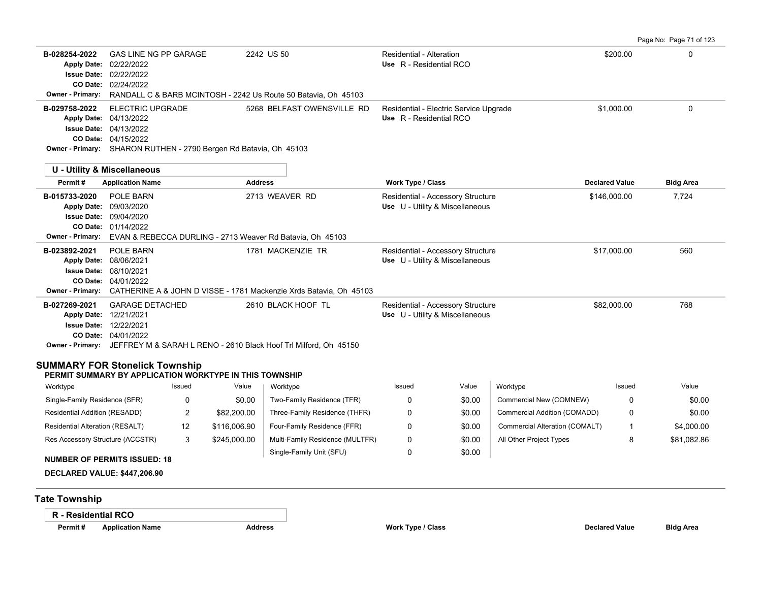| Permit # | Application Name | Address | Work Type / Class | Declared Value | Bldg Area |
|---|---|---|---|---|---|
| B-028254-2022 | GAS LINE NG PP GARAGE | 2242 US 50 | Residential - Alteration | $200.00 | 0 |
| Apply Date: 02/22/2022 | | | Use R - Residential RCO | | |
| Issue Date: 02/22/2022 | | | | | |
| CO Date: 02/24/2022 | | | | | |
| Owner - Primary: RANDALL C & BARB MCINTOSH - 2242 Us Route 50 Batavia, Oh 45103 | | | | | |
| B-029758-2022 | ELECTRIC UPGRADE | 5268 BELFAST OWENSVILLE RD | Residential - Electric Service Upgrade | $1,000.00 | 0 |
| Apply Date: 04/13/2022 | | | Use R - Residential RCO | | |
| Issue Date: 04/13/2022 | | | | | |
| CO Date: 04/15/2022 | | | | | |
| Owner - Primary: SHARON RUTHEN - 2790 Bergen Rd Batavia, Oh 45103 | | | | | |

**U - Utility & Miscellaneous**

| Permit # | Application Name | Address | Work Type / Class | Declared Value | Bldg Area |
|---|---|---|---|---|---|
| B-015733-2020 | POLE BARN | 2713 WEAVER RD | Residential - Accessory Structure | $146,000.00 | 7,724 |
| Apply Date: 09/03/2020 | | | Use U - Utility & Miscellaneous | | |
| Issue Date: 09/04/2020 | | | | | |
| CO Date: 01/14/2022 | | | | | |
| Owner - Primary: EVAN & REBECCA DURLING - 2713 Weaver Rd Batavia, Oh 45103 | | | | | |
| B-023892-2021 | POLE BARN | 1781 MACKENZIE TR | Residential - Accessory Structure | $17,000.00 | 560 |
| Apply Date: 08/06/2021 | | | Use U - Utility & Miscellaneous | | |
| Issue Date: 08/10/2021 | | | | | |
| CO Date: 04/01/2022 | | | | | |
| Owner - Primary: CATHERINE A & JOHN D VISSE - 1781 Mackenzie Xrds Batavia, Oh 45103 | | | | | |
| B-027269-2021 | GARAGE DETACHED | 2610 BLACK HOOF TL | Residential - Accessory Structure | $82,000.00 | 768 |
| Apply Date: 12/21/2021 | | | Use U - Utility & Miscellaneous | | |
| Issue Date: 12/22/2021 | | | | | |
| CO Date: 04/01/2022 | | | | | |
| Owner - Primary: JEFFREY M & SARAH L RENO - 2610 Black Hoof Trl Milford, Oh 45150 | | | | | |

## SUMMARY FOR Stonelick Township

**PERMIT SUMMARY BY APPLICATION WORKTYPE IN THIS TOWNSHIP**

| Worktype | Issued | Value | Worktype | Issued | Value | Worktype | Issued | Value |
|---|---|---|---|---|---|---|---|---|
| Single-Family Residence (SFR) | 0 | $0.00 | Two-Family Residence (TFR) | 0 | $0.00 | Commercial New (COMNEW) | 0 | $0.00 |
| Residential Addition (RESADD) | 2 | $82,200.00 | Three-Family Residence (THFR) | 0 | $0.00 | Commercial Addition (COMADD) | 0 | $0.00 |
| Residential Alteration (RESALT) | 12 | $116,006.90 | Four-Family Residence (FFR) | 0 | $0.00 | Commercial Alteration (COMALT) | 1 | $4,000.00 |
| Res Accessory Structure (ACCSTR) | 3 | $245,000.00 | Multi-Family Residence (MULTFR) | 0 | $0.00 | All Other Project Types | 8 | $81,082.86 |
| | | | Single-Family Unit (SFU) | 0 | $0.00 | | | |

**NUMBER OF PERMITS ISSUED: 18**

**DECLARED VALUE: $447,206.90**

## Tate Township

**R - Residential RCO**

| Permit # | Application Name | Address | Work Type / Class | Declared Value | Bldg Area |
|---|---|---|---|---|---|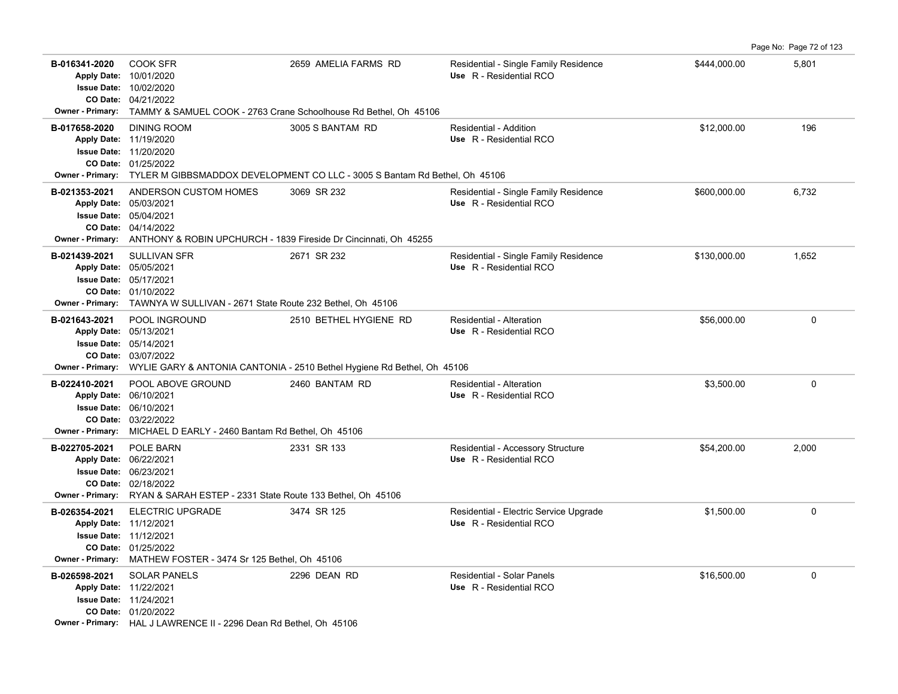| Permit # | Description | Address | Type | Valuation | Sq Ft |
|---|---|---|---|---|---|
| **B-016341-2020**<br>Apply Date: 10/01/2020<br>Issue Date: 10/02/2020<br>CO Date: 04/21/2022<br>Owner - Primary: TAMMY & SAMUEL COOK - 2763 Crane Schoolhouse Rd Bethel, Oh 45106 | COOK SFR | 2659 AMELIA FARMS RD | Residential - Single Family Residence<br>Use R - Residential RCO | $444,000.00 | 5,801 |
| **B-017658-2020**<br>Apply Date: 11/19/2020<br>Issue Date: 11/20/2020<br>CO Date: 01/25/2022<br>Owner - Primary: TYLER M GIBBSMADDOX DEVELOPMENT CO LLC - 3005 S Bantam Rd Bethel, Oh 45106 | DINING ROOM | 3005 S BANTAM RD | Residential - Addition<br>Use R - Residential RCO | $12,000.00 | 196 |
| **B-021353-2021**<br>Apply Date: 05/03/2021<br>Issue Date: 05/04/2021<br>CO Date: 04/14/2022<br>Owner - Primary: ANTHONY & ROBIN UPCHURCH - 1839 Fireside Dr Cincinnati, Oh 45255 | ANDERSON CUSTOM HOMES | 3069 SR 232 | Residential - Single Family Residence<br>Use R - Residential RCO | $600,000.00 | 6,732 |
| **B-021439-2021**<br>Apply Date: 05/05/2021<br>Issue Date: 05/17/2021<br>CO Date: 01/10/2022<br>Owner - Primary: TAWNYA W SULLIVAN - 2671 State Route 232 Bethel, Oh 45106 | SULLIVAN SFR | 2671 SR 232 | Residential - Single Family Residence<br>Use R - Residential RCO | $130,000.00 | 1,652 |
| **B-021643-2021**<br>Apply Date: 05/13/2021<br>Issue Date: 05/14/2021<br>CO Date: 03/07/2022<br>Owner - Primary: WYLIE GARY & ANTONIA CANTONIA - 2510 Bethel Hygiene Rd Bethel, Oh 45106 | POOL INGROUND | 2510 BETHEL HYGIENE RD | Residential - Alteration<br>Use R - Residential RCO | $56,000.00 | 0 |
| **B-022410-2021**<br>Apply Date: 06/10/2021<br>Issue Date: 06/10/2021<br>CO Date: 03/22/2022<br>Owner - Primary: MICHAEL D EARLY - 2460 Bantam Rd Bethel, Oh 45106 | POOL ABOVE GROUND | 2460 BANTAM RD | Residential - Alteration<br>Use R - Residential RCO | $3,500.00 | 0 |
| **B-022705-2021**<br>Apply Date: 06/22/2021<br>Issue Date: 06/23/2021<br>CO Date: 02/18/2022<br>Owner - Primary: RYAN & SARAH ESTEP - 2331 State Route 133 Bethel, Oh 45106 | POLE BARN | 2331 SR 133 | Residential - Accessory Structure<br>Use R - Residential RCO | $54,200.00 | 2,000 |
| **B-026354-2021**<br>Apply Date: 11/12/2021<br>Issue Date: 11/12/2021<br>CO Date: 01/25/2022<br>Owner - Primary: MATHEW FOSTER - 3474 Sr 125 Bethel, Oh 45106 | ELECTRIC UPGRADE | 3474 SR 125 | Residential - Electric Service Upgrade<br>Use R - Residential RCO | $1,500.00 | 0 |
| **B-026598-2021**<br>Apply Date: 11/22/2021<br>Issue Date: 11/24/2021<br>CO Date: 01/20/2022<br>Owner - Primary: HAL J LAWRENCE II - 2296 Dean Rd Bethel, Oh 45106 | SOLAR PANELS | 2296 DEAN RD | Residential - Solar Panels<br>Use R - Residential RCO | $16,500.00 | 0 |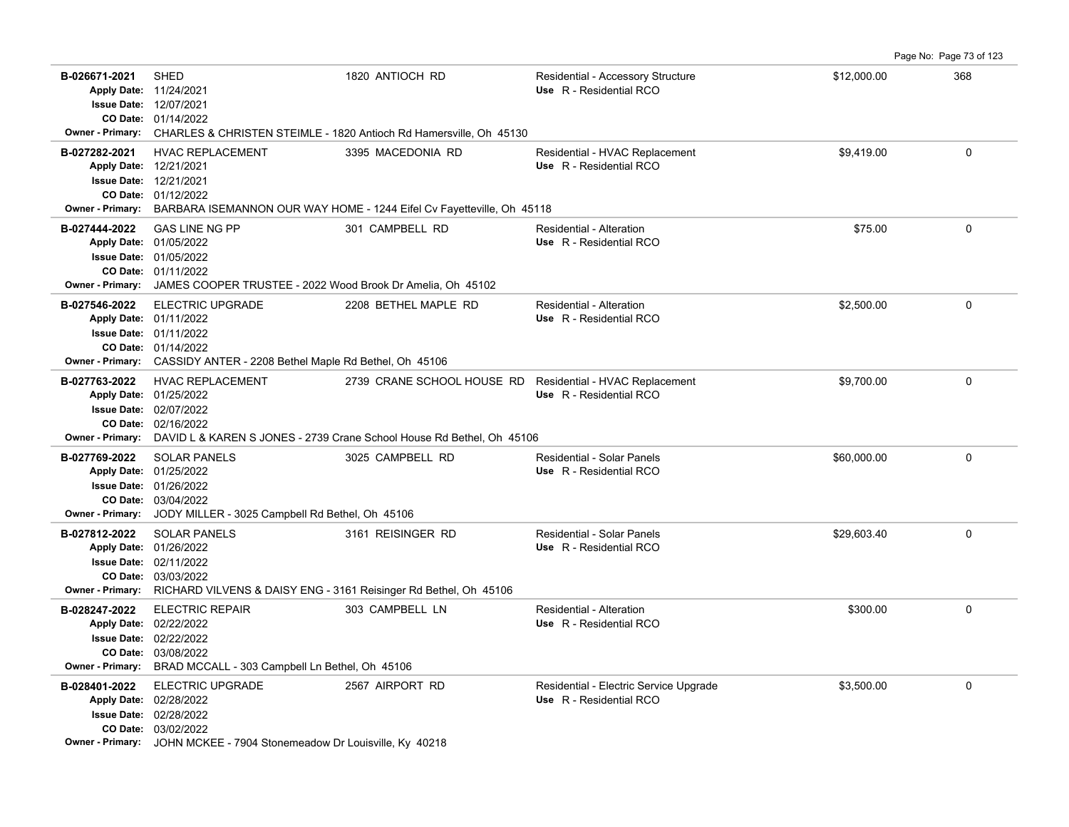| Permit | Description | Address | Type / Use | Valuation | |
|---|---|---|---|---|---|
| **B-026671-2021**<br>Apply Date: 11/24/2021<br>Issue Date: 12/07/2021<br>CO Date: 01/14/2022 | SHED | 1820 ANTIOCH RD | Residential - Accessory Structure<br>Use R - Residential RCO | $12,000.00 | 368 |
| Owner - Primary: CHARLES & CHRISTEN STEIMLE - 1820 Antioch Rd Hamersville, Oh 45130 | | | | | |
| **B-027282-2021**<br>Apply Date: 12/21/2021<br>Issue Date: 12/21/2021<br>CO Date: 01/12/2022 | HVAC REPLACEMENT | 3395 MACEDONIA RD | Residential - HVAC Replacement<br>Use R - Residential RCO | $9,419.00 | 0 |
| Owner - Primary: BARBARA ISEMANNON OUR WAY HOME - 1244 Eifel Cv Fayetteville, Oh 45118 | | | | | |
| **B-027444-2022**<br>Apply Date: 01/05/2022<br>Issue Date: 01/05/2022<br>CO Date: 01/11/2022 | GAS LINE NG PP | 301 CAMPBELL RD | Residential - Alteration<br>Use R - Residential RCO | $75.00 | 0 |
| Owner - Primary: JAMES COOPER TRUSTEE - 2022 Wood Brook Dr Amelia, Oh 45102 | | | | | |
| **B-027546-2022**<br>Apply Date: 01/11/2022<br>Issue Date: 01/11/2022<br>CO Date: 01/14/2022 | ELECTRIC UPGRADE | 2208 BETHEL MAPLE RD | Residential - Alteration<br>Use R - Residential RCO | $2,500.00 | 0 |
| Owner - Primary: CASSIDY ANTER - 2208 Bethel Maple Rd Bethel, Oh 45106 | | | | | |
| **B-027763-2022**<br>Apply Date: 01/25/2022<br>Issue Date: 02/07/2022<br>CO Date: 02/16/2022 | HVAC REPLACEMENT | 2739 CRANE SCHOOL HOUSE RD | Residential - HVAC Replacement<br>Use R - Residential RCO | $9,700.00 | 0 |
| Owner - Primary: DAVID L & KAREN S JONES - 2739 Crane School House Rd Bethel, Oh 45106 | | | | | |
| **B-027769-2022**<br>Apply Date: 01/25/2022<br>Issue Date: 01/26/2022<br>CO Date: 03/04/2022 | SOLAR PANELS | 3025 CAMPBELL RD | Residential - Solar Panels<br>Use R - Residential RCO | $60,000.00 | 0 |
| Owner - Primary: JODY MILLER - 3025 Campbell Rd Bethel, Oh 45106 | | | | | |
| **B-027812-2022**<br>Apply Date: 01/26/2022<br>Issue Date: 02/11/2022<br>CO Date: 03/03/2022 | SOLAR PANELS | 3161 REISINGER RD | Residential - Solar Panels<br>Use R - Residential RCO | $29,603.40 | 0 |
| Owner - Primary: RICHARD VILVENS & DAISY ENG - 3161 Reisinger Rd Bethel, Oh 45106 | | | | | |
| **B-028247-2022**<br>Apply Date: 02/22/2022<br>Issue Date: 02/22/2022<br>CO Date: 03/08/2022 | ELECTRIC REPAIR | 303 CAMPBELL LN | Residential - Alteration<br>Use R - Residential RCO | $300.00 | 0 |
| Owner - Primary: BRAD MCCALL - 303 Campbell Ln Bethel, Oh 45106 | | | | | |
| **B-028401-2022**<br>Apply Date: 02/28/2022<br>Issue Date: 02/28/2022<br>CO Date: 03/02/2022 | ELECTRIC UPGRADE | 2567 AIRPORT RD | Residential - Electric Service Upgrade<br>Use R - Residential RCO | $3,500.00 | 0 |
| Owner - Primary: JOHN MCKEE - 7904 Stonemeadow Dr Louisville, Ky 40218 | | | | | |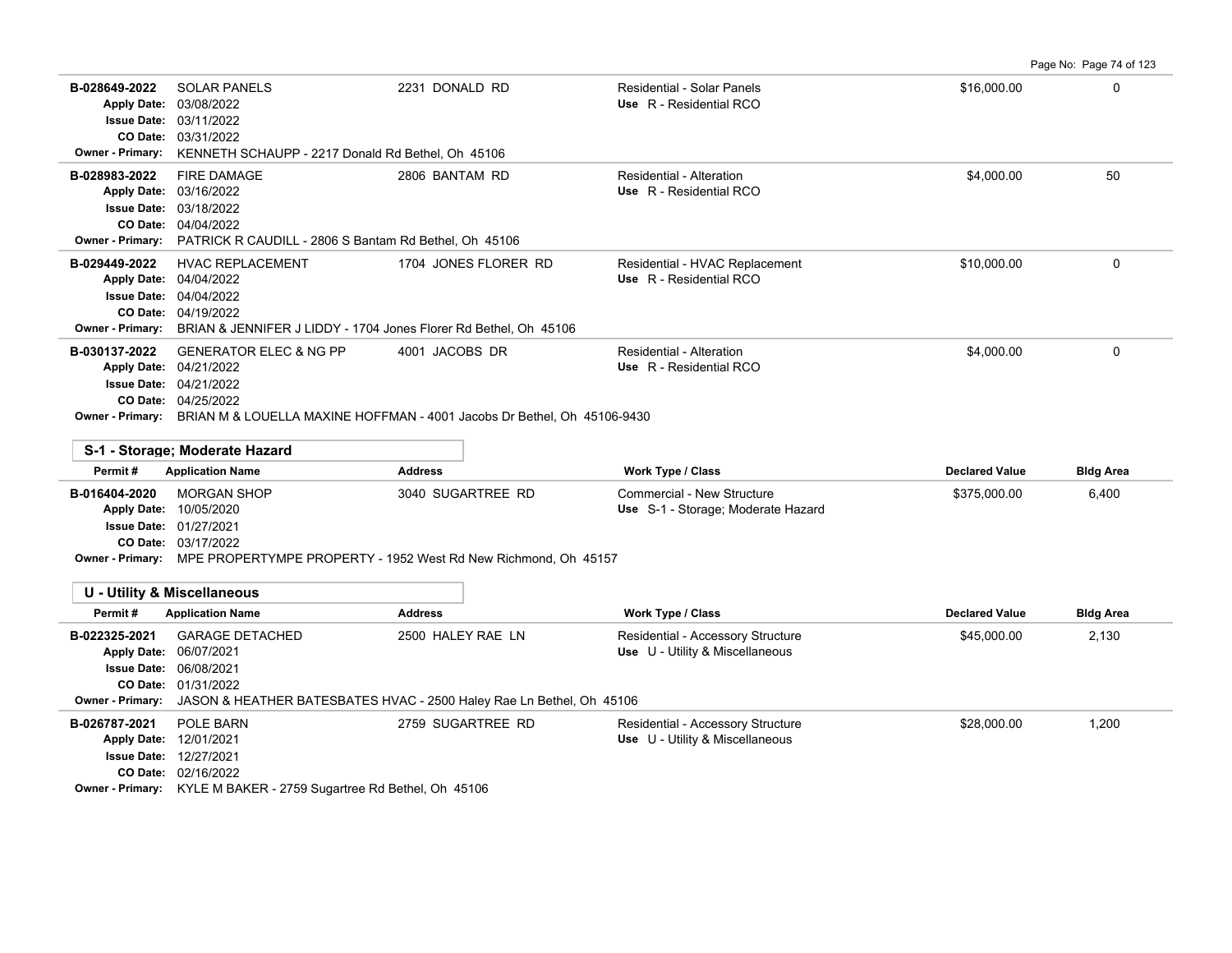| Permit # | Application Name | Address | Work Type / Class | Declared Value | Bldg Area |
|---|---|---|---|---|---|
| B-028649-2022 | SOLAR PANELS | 2231 DONALD RD | Residential - Solar Panels | $16,000.00 | 0 |
| Apply Date: 03/08/2022 | | | Use R - Residential RCO | | |
| Issue Date: 03/11/2022 | | | | | |
| CO Date: 03/31/2022 | | | | | |
| Owner - Primary: KENNETH SCHAUPP - 2217 Donald Rd Bethel, Oh 45106 | | | | | |
| B-028983-2022 | FIRE DAMAGE | 2806 BANTAM RD | Residential - Alteration | $4,000.00 | 50 |
| Apply Date: 03/16/2022 | | | Use R - Residential RCO | | |
| Issue Date: 03/18/2022 | | | | | |
| CO Date: 04/04/2022 | | | | | |
| Owner - Primary: PATRICK R CAUDILL - 2806 S Bantam Rd Bethel, Oh 45106 | | | | | |
| B-029449-2022 | HVAC REPLACEMENT | 1704 JONES FLORER RD | Residential - HVAC Replacement | $10,000.00 | 0 |
| Apply Date: 04/04/2022 | | | Use R - Residential RCO | | |
| Issue Date: 04/04/2022 | | | | | |
| CO Date: 04/19/2022 | | | | | |
| Owner - Primary: BRIAN & JENNIFER J LIDDY - 1704 Jones Florer Rd Bethel, Oh 45106 | | | | | |
| B-030137-2022 | GENERATOR ELEC & NG PP | 4001 JACOBS DR | Residential - Alteration | $4,000.00 | 0 |
| Apply Date: 04/21/2022 | | | Use R - Residential RCO | | |
| Issue Date: 04/21/2022 | | | | | |
| CO Date: 04/25/2022 | | | | | |
| Owner - Primary: BRIAN M & LOUELLA MAXINE HOFFMAN - 4001 Jacobs Dr Bethel, Oh 45106-9430 | | | | | |

## S-1 - Storage; Moderate Hazard

| Permit # | Application Name | Address | Work Type / Class | Declared Value | Bldg Area |
|---|---|---|---|---|---|
| B-016404-2020 | MORGAN SHOP | 3040 SUGARTREE RD | Commercial - New Structure | $375,000.00 | 6,400 |
| Apply Date: 10/05/2020 | | | Use S-1 - Storage; Moderate Hazard | | |
| Issue Date: 01/27/2021 | | | | | |
| CO Date: 03/17/2022 | | | | | |
| Owner - Primary: MPE PROPERTYMPE PROPERTY - 1952 West Rd New Richmond, Oh 45157 | | | | | |

## U - Utility & Miscellaneous

| Permit # | Application Name | Address | Work Type / Class | Declared Value | Bldg Area |
|---|---|---|---|---|---|
| B-022325-2021 | GARAGE DETACHED | 2500 HALEY RAE LN | Residential - Accessory Structure | $45,000.00 | 2,130 |
| Apply Date: 06/07/2021 | | | Use U - Utility & Miscellaneous | | |
| Issue Date: 06/08/2021 | | | | | |
| CO Date: 01/31/2022 | | | | | |
| Owner - Primary: JASON & HEATHER BATESBATES HVAC - 2500 Haley Rae Ln Bethel, Oh 45106 | | | | | |
| B-026787-2021 | POLE BARN | 2759 SUGARTREE RD | Residential - Accessory Structure | $28,000.00 | 1,200 |
| Apply Date: 12/01/2021 | | | Use U - Utility & Miscellaneous | | |
| Issue Date: 12/27/2021 | | | | | |
| CO Date: 02/16/2022 | | | | | |
| Owner - Primary: KYLE M BAKER - 2759 Sugartree Rd Bethel, Oh 45106 | | | | | |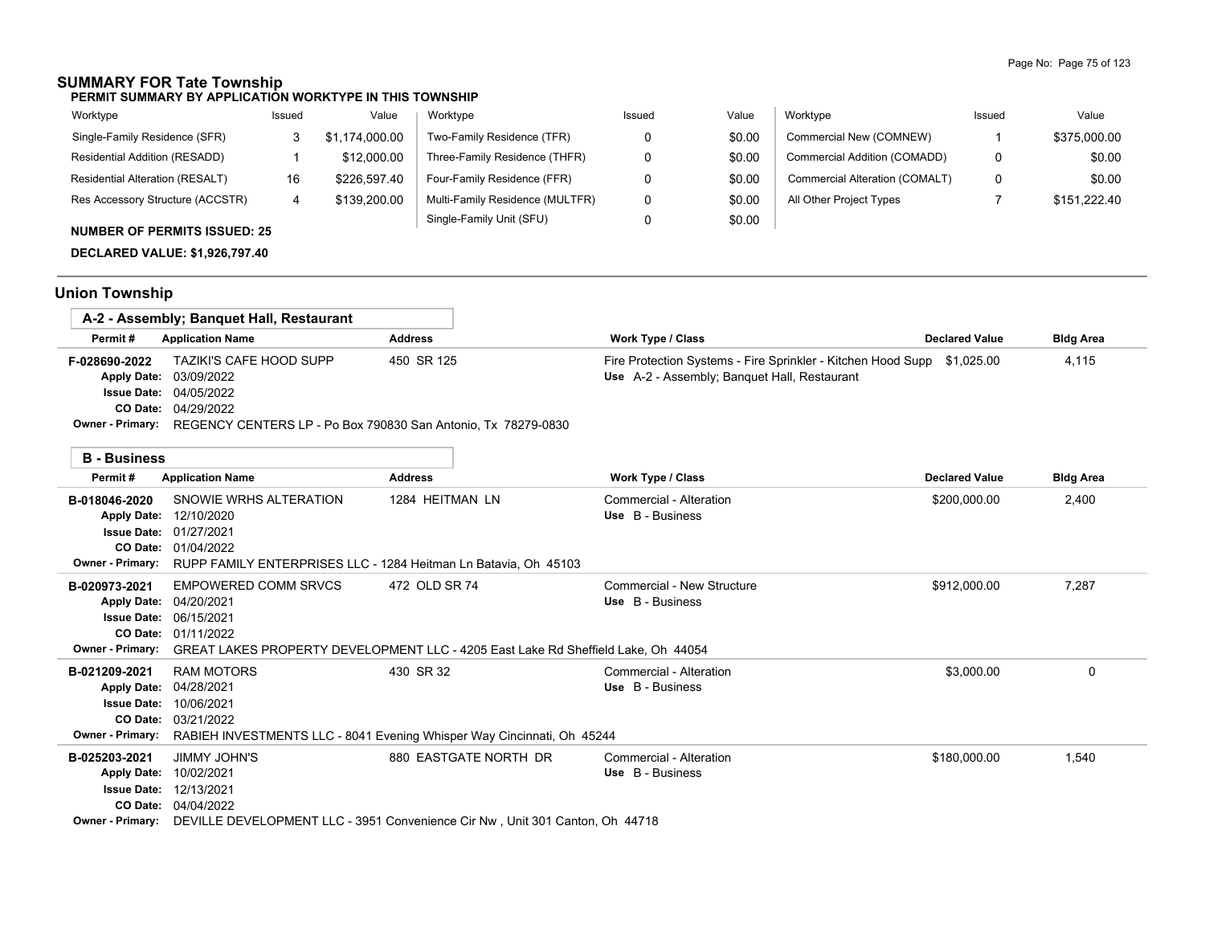## SUMMARY FOR Tate Township

### PERMIT SUMMARY BY APPLICATION WORKTYPE IN THIS TOWNSHIP

| Worktype | Issued | Value | Worktype | Issued | Value | Worktype | Issued | Value |
|---|---|---|---|---|---|---|---|---|
| Single-Family Residence (SFR) | 3 | $1,174,000.00 | Two-Family Residence (TFR) | 0 | $0.00 | Commercial New (COMNEW) | 1 | $375,000.00 |
| Residential Addition (RESADD) | 1 | $12,000.00 | Three-Family Residence (THFR) | 0 | $0.00 | Commercial Addition (COMADD) | 0 | $0.00 |
| Residential Alteration (RESALT) | 16 | $226,597.40 | Four-Family Residence (FFR) | 0 | $0.00 | Commercial Alteration (COMALT) | 0 | $0.00 |
| Res Accessory Structure (ACCSTR) | 4 | $139,200.00 | Multi-Family Residence (MULTFR) | 0 | $0.00 | All Other Project Types | 7 | $151,222.40 |
| | | | Single-Family Unit (SFU) | 0 | $0.00 | | | |

**NUMBER OF PERMITS ISSUED: 25**

**DECLARED VALUE: $1,926,797.40**

## Union Township

### A-2 - Assembly; Banquet Hall, Restaurant

| Permit # | Application Name | Address | Work Type / Class | Declared Value | Bldg Area |
|---|---|---|---|---|---|
| F-028690-2022 | TAZIKI'S CAFE HOOD SUPP | 450 SR 125 | Fire Protection Systems - Fire Sprinkler - Kitchen Hood Supp<br>Use A-2 - Assembly; Banquet Hall, Restaurant | $1,025.00 | 4,115 |

Apply Date: 03/09/2022
Issue Date: 04/05/2022
CO Date: 04/29/2022
Owner - Primary: REGENCY CENTERS LP - Po Box 790830 San Antonio, Tx 78279-0830

### B - Business

| Permit # | Application Name | Address | Work Type / Class | Declared Value | Bldg Area |
|---|---|---|---|---|---|
| B-018046-2020 | SNOWIE WRHS ALTERATION | 1284 HEITMAN LN | Commercial - Alteration<br>Use B - Business | $200,000.00 | 2,400 |

Apply Date: 12/10/2020
Issue Date: 01/27/2021
CO Date: 01/04/2022
Owner - Primary: RUPP FAMILY ENTERPRISES LLC - 1284 Heitman Ln Batavia, Oh 45103

| Permit # | Application Name | Address | Work Type / Class | Declared Value | Bldg Area |
|---|---|---|---|---|---|
| B-020973-2021 | EMPOWERED COMM SRVCS | 472 OLD SR 74 | Commercial - New Structure<br>Use B - Business | $912,000.00 | 7,287 |

Apply Date: 04/20/2021
Issue Date: 06/15/2021
CO Date: 01/11/2022
Owner - Primary: GREAT LAKES PROPERTY DEVELOPMENT LLC - 4205 East Lake Rd Sheffield Lake, Oh 44054

| Permit # | Application Name | Address | Work Type / Class | Declared Value | Bldg Area |
|---|---|---|---|---|---|
| B-021209-2021 | RAM MOTORS | 430 SR 32 | Commercial - Alteration<br>Use B - Business | $3,000.00 | 0 |

Apply Date: 04/28/2021
Issue Date: 10/06/2021
CO Date: 03/21/2022
Owner - Primary: RABIEH INVESTMENTS LLC - 8041 Evening Whisper Way Cincinnati, Oh 45244

| Permit # | Application Name | Address | Work Type / Class | Declared Value | Bldg Area |
|---|---|---|---|---|---|
| B-025203-2021 | JIMMY JOHN'S | 880 EASTGATE NORTH DR | Commercial - Alteration<br>Use B - Business | $180,000.00 | 1,540 |

Apply Date: 10/02/2021
Issue Date: 12/13/2021
CO Date: 04/04/2022
Owner - Primary: DEVILLE DEVELOPMENT LLC - 3951 Convenience Cir Nw , Unit 301 Canton, Oh 44718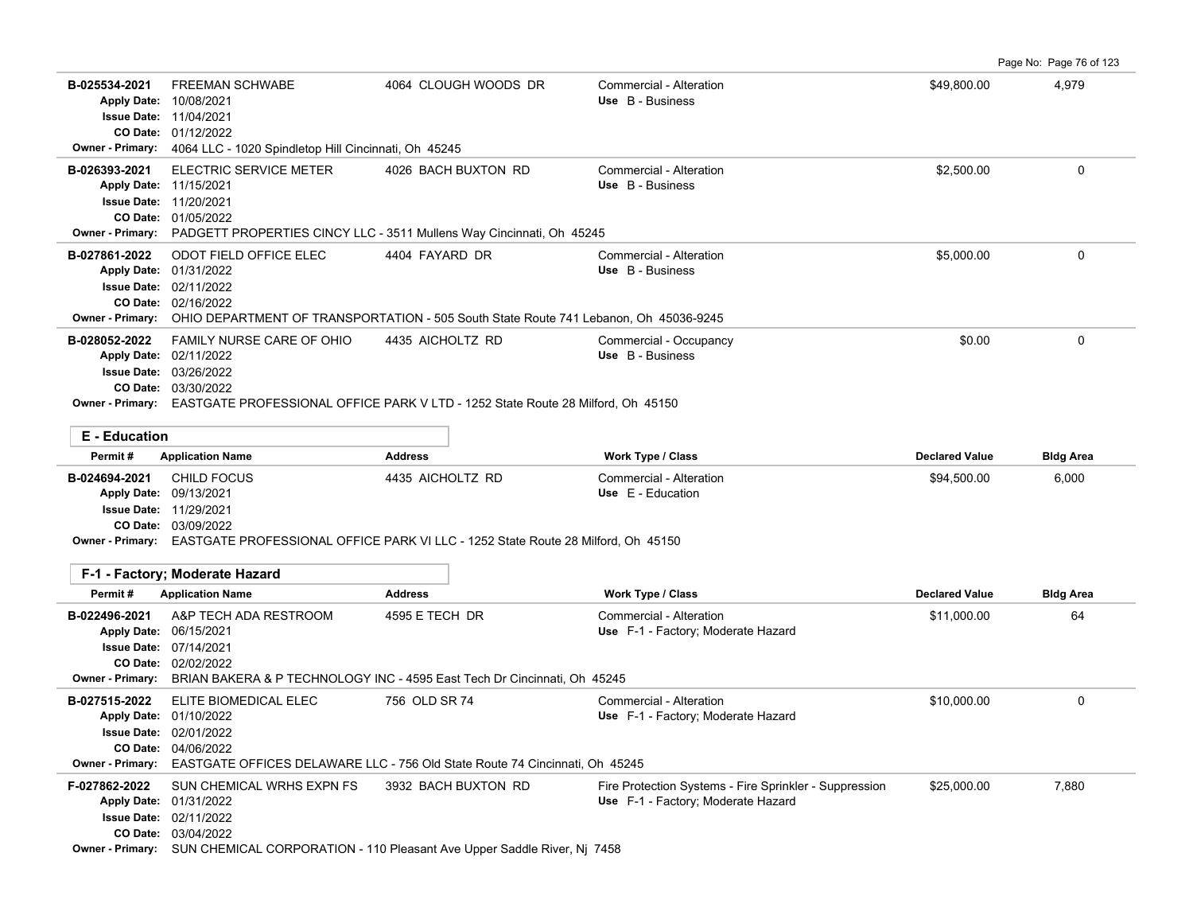| Permit # | Application Name | Address | Work Type / Class | Declared Value | Bldg Area |
|---|---|---|---|---|---|
| B-025534-2021 | FREEMAN SCHWABE | 4064 CLOUGH WOODS DR | Commercial - Alteration | $49,800.00 | 4,979 |
| Apply Date: 10/08/2021 | | | Use B - Business | | |
| Issue Date: 11/04/2021 | | | | | |
| CO Date: 01/12/2022 | | | | | |
| Owner - Primary: 4064 LLC - 1020 Spindletop Hill Cincinnati, Oh 45245 | | | | | |
| B-026393-2021 | ELECTRIC SERVICE METER | 4026 BACH BUXTON RD | Commercial - Alteration | $2,500.00 | 0 |
| Apply Date: 11/15/2021 | | | Use B - Business | | |
| Issue Date: 11/20/2021 | | | | | |
| CO Date: 01/05/2022 | | | | | |
| Owner - Primary: PADGETT PROPERTIES CINCY LLC - 3511 Mullens Way Cincinnati, Oh 45245 | | | | | |
| B-027861-2022 | ODOT FIELD OFFICE ELEC | 4404 FAYARD DR | Commercial - Alteration | $5,000.00 | 0 |
| Apply Date: 01/31/2022 | | | Use B - Business | | |
| Issue Date: 02/11/2022 | | | | | |
| CO Date: 02/16/2022 | | | | | |
| Owner - Primary: OHIO DEPARTMENT OF TRANSPORTATION - 505 South State Route 741 Lebanon, Oh 45036-9245 | | | | | |
| B-028052-2022 | FAMILY NURSE CARE OF OHIO | 4435 AICHOLTZ RD | Commercial - Occupancy | $0.00 | 0 |
| Apply Date: 02/11/2022 | | | Use B - Business | | |
| Issue Date: 03/26/2022 | | | | | |
| CO Date: 03/30/2022 | | | | | |
| Owner - Primary: EASTGATE PROFESSIONAL OFFICE PARK V LTD - 1252 State Route 28 Milford, Oh 45150 | | | | | |

## E - Education

| Permit # | Application Name | Address | Work Type / Class | Declared Value | Bldg Area |
|---|---|---|---|---|---|
| B-024694-2021 | CHILD FOCUS | 4435 AICHOLTZ RD | Commercial - Alteration | $94,500.00 | 6,000 |
| Apply Date: 09/13/2021 | | | Use E - Education | | |
| Issue Date: 11/29/2021 | | | | | |
| CO Date: 03/09/2022 | | | | | |
| Owner - Primary: EASTGATE PROFESSIONAL OFFICE PARK VI LLC - 1252 State Route 28 Milford, Oh 45150 | | | | | |

## F-1 - Factory; Moderate Hazard

| Permit # | Application Name | Address | Work Type / Class | Declared Value | Bldg Area |
|---|---|---|---|---|---|
| B-022496-2021 | A&P TECH ADA RESTROOM | 4595 E TECH DR | Commercial - Alteration | $11,000.00 | 64 |
| Apply Date: 06/15/2021 | | | Use F-1 - Factory; Moderate Hazard | | |
| Issue Date: 07/14/2021 | | | | | |
| CO Date: 02/02/2022 | | | | | |
| Owner - Primary: BRIAN BAKERA & P TECHNOLOGY INC - 4595 East Tech Dr Cincinnati, Oh 45245 | | | | | |
| B-027515-2022 | ELITE BIOMEDICAL ELEC | 756 OLD SR 74 | Commercial - Alteration | $10,000.00 | 0 |
| Apply Date: 01/10/2022 | | | Use F-1 - Factory; Moderate Hazard | | |
| Issue Date: 02/01/2022 | | | | | |
| CO Date: 04/06/2022 | | | | | |
| Owner - Primary: EASTGATE OFFICES DELAWARE LLC - 756 Old State Route 74 Cincinnati, Oh 45245 | | | | | |
| F-027862-2022 | SUN CHEMICAL WRHS EXPN FS | 3932 BACH BUXTON RD | Fire Protection Systems - Fire Sprinkler - Suppression | $25,000.00 | 7,880 |
| Apply Date: 01/31/2022 | | | Use F-1 - Factory; Moderate Hazard | | |
| Issue Date: 02/11/2022 | | | | | |
| CO Date: 03/04/2022 | | | | | |
| Owner - Primary: SUN CHEMICAL CORPORATION - 110 Pleasant Ave Upper Saddle River, Nj 7458 | | | | | |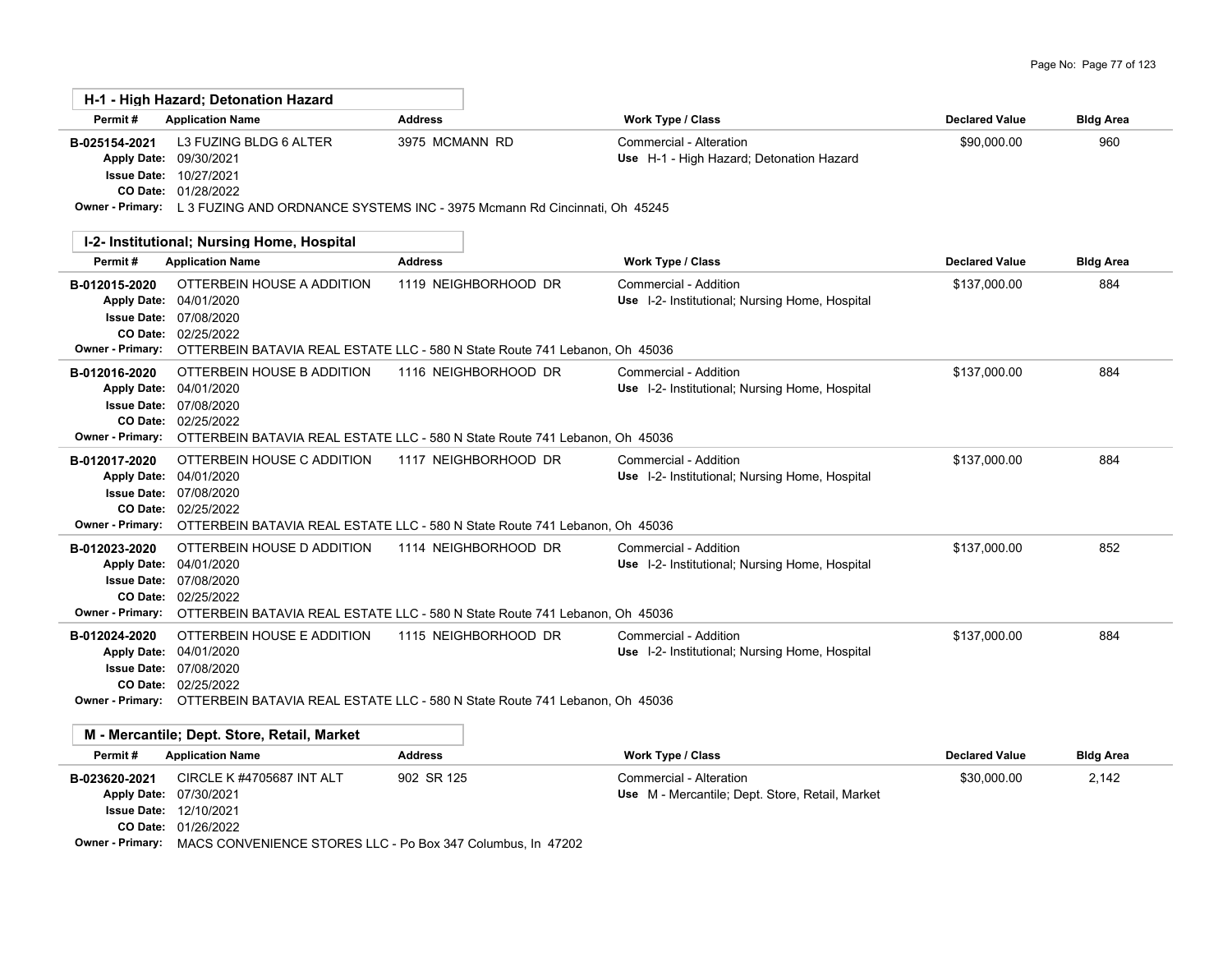## H-1 - High Hazard; Detonation Hazard

| Permit # | Application Name | Address | Work Type / Class | Declared Value | Bldg Area |
|---|---|---|---|---|---|
| B-025154-2021 | L3 FUZING BLDG 6 ALTER | 3975 MCMANN RD | Commercial - Alteration | $90,000.00 | 960 |
| Apply Date: 09/30/2021 | | | Use H-1 - High Hazard; Detonation Hazard | | |
| Issue Date: 10/27/2021 | | | | | |
| CO Date: 01/28/2022 | | | | | |
| Owner - Primary: | L 3 FUZING AND ORDNANCE SYSTEMS INC - 3975 Mcmann Rd Cincinnati, Oh 45245 | | | | |

## I-2- Institutional; Nursing Home, Hospital

| Permit # | Application Name | Address | Work Type / Class | Declared Value | Bldg Area |
|---|---|---|---|---|---|
| B-012015-2020 | OTTERBEIN HOUSE A ADDITION | 1119 NEIGHBORHOOD DR | Commercial - Addition | $137,000.00 | 884 |
| Apply Date: 04/01/2020 | | | Use I-2- Institutional; Nursing Home, Hospital | | |
| Issue Date: 07/08/2020 | | | | | |
| CO Date: 02/25/2022 | | | | | |
| Owner - Primary: | OTTERBEIN BATAVIA REAL ESTATE LLC - 580 N State Route 741 Lebanon, Oh 45036 | | | | |
| B-012016-2020 | OTTERBEIN HOUSE B ADDITION | 1116 NEIGHBORHOOD DR | Commercial - Addition | $137,000.00 | 884 |
| Apply Date: 04/01/2020 | | | Use I-2- Institutional; Nursing Home, Hospital | | |
| Issue Date: 07/08/2020 | | | | | |
| CO Date: 02/25/2022 | | | | | |
| Owner - Primary: | OTTERBEIN BATAVIA REAL ESTATE LLC - 580 N State Route 741 Lebanon, Oh 45036 | | | | |
| B-012017-2020 | OTTERBEIN HOUSE C ADDITION | 1117 NEIGHBORHOOD DR | Commercial - Addition | $137,000.00 | 884 |
| Apply Date: 04/01/2020 | | | Use I-2- Institutional; Nursing Home, Hospital | | |
| Issue Date: 07/08/2020 | | | | | |
| CO Date: 02/25/2022 | | | | | |
| Owner - Primary: | OTTERBEIN BATAVIA REAL ESTATE LLC - 580 N State Route 741 Lebanon, Oh 45036 | | | | |
| B-012023-2020 | OTTERBEIN HOUSE D ADDITION | 1114 NEIGHBORHOOD DR | Commercial - Addition | $137,000.00 | 852 |
| Apply Date: 04/01/2020 | | | Use I-2- Institutional; Nursing Home, Hospital | | |
| Issue Date: 07/08/2020 | | | | | |
| CO Date: 02/25/2022 | | | | | |
| Owner - Primary: | OTTERBEIN BATAVIA REAL ESTATE LLC - 580 N State Route 741 Lebanon, Oh 45036 | | | | |
| B-012024-2020 | OTTERBEIN HOUSE E ADDITION | 1115 NEIGHBORHOOD DR | Commercial - Addition | $137,000.00 | 884 |
| Apply Date: 04/01/2020 | | | Use I-2- Institutional; Nursing Home, Hospital | | |
| Issue Date: 07/08/2020 | | | | | |
| CO Date: 02/25/2022 | | | | | |
| Owner - Primary: | OTTERBEIN BATAVIA REAL ESTATE LLC - 580 N State Route 741 Lebanon, Oh 45036 | | | | |

## M - Mercantile; Dept. Store, Retail, Market

| Permit # | Application Name | Address | Work Type / Class | Declared Value | Bldg Area |
|---|---|---|---|---|---|
| B-023620-2021 | CIRCLE K #4705687 INT ALT | 902 SR 125 | Commercial - Alteration | $30,000.00 | 2,142 |
| Apply Date: 07/30/2021 | | | Use M - Mercantile; Dept. Store, Retail, Market | | |
| Issue Date: 12/10/2021 | | | | | |
| CO Date: 01/26/2022 | | | | | |
| Owner - Primary: | MACS CONVENIENCE STORES LLC - Po Box 347 Columbus, In 47202 | | | | |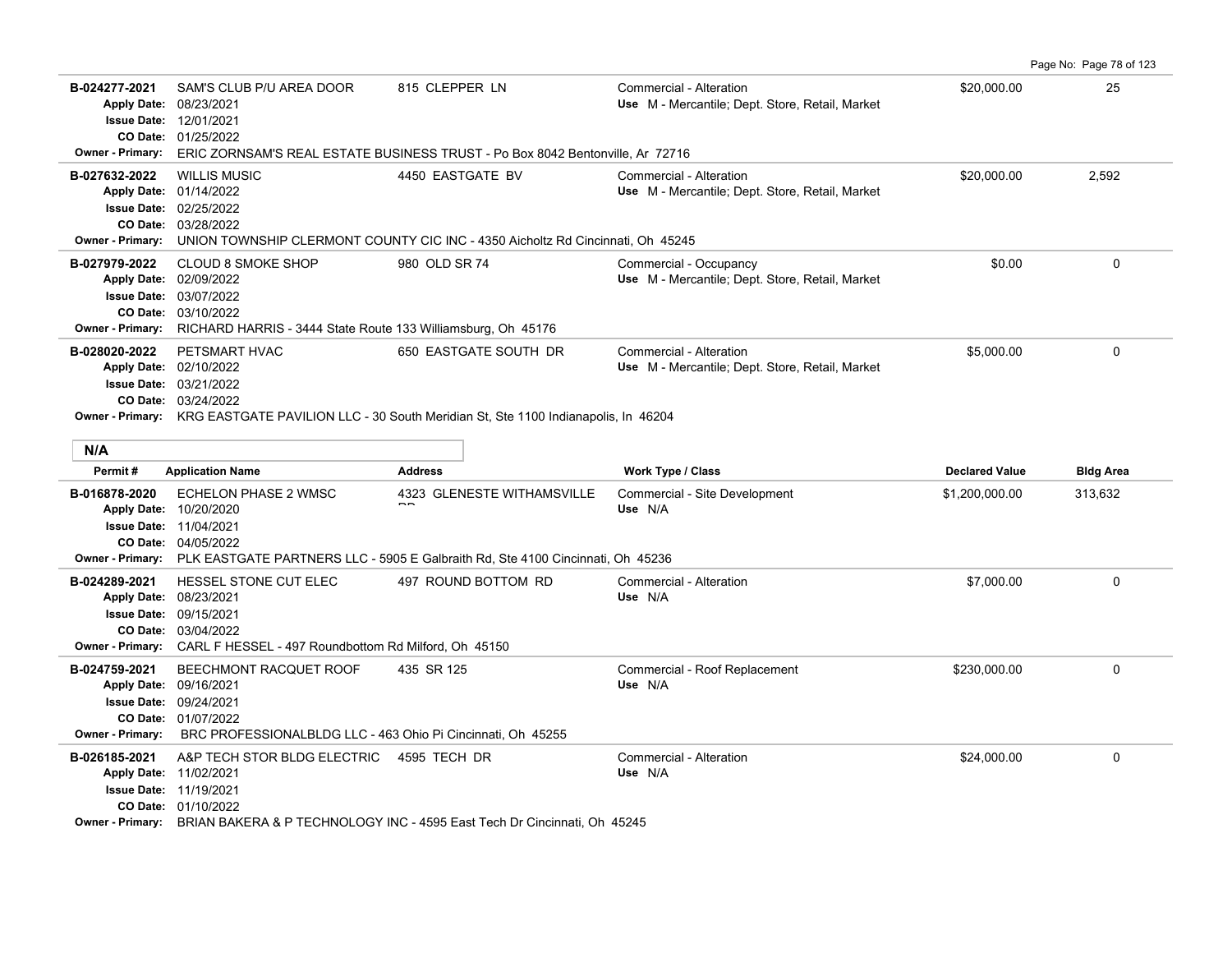| Permit # | Application Name | Address | Work Type / Class | Declared Value | Bldg Area |
|---|---|---|---|---|---|
| B-024277-2021<br>Apply Date: 08/23/2021<br>Issue Date: 12/01/2021<br>CO Date: 01/25/2022 | SAM'S CLUB P/U AREA DOOR | 815 CLEPPER LN | Commercial - Alteration<br>Use M - Mercantile; Dept. Store, Retail, Market | $20,000.00 | 25 |
| Owner - Primary: | ERIC ZORNSAM'S REAL ESTATE BUSINESS TRUST - Po Box 8042 Bentonville, Ar 72716 | | | | |
| B-027632-2022<br>Apply Date: 01/14/2022<br>Issue Date: 02/25/2022<br>CO Date: 03/28/2022 | WILLIS MUSIC | 4450 EASTGATE BV | Commercial - Alteration<br>Use M - Mercantile; Dept. Store, Retail, Market | $20,000.00 | 2,592 |
| Owner - Primary: | UNION TOWNSHIP CLERMONT COUNTY CIC INC - 4350 Aicholtz Rd Cincinnati, Oh 45245 | | | | |
| B-027979-2022<br>Apply Date: 02/09/2022<br>Issue Date: 03/07/2022<br>CO Date: 03/10/2022 | CLOUD 8 SMOKE SHOP | 980 OLD SR 74 | Commercial - Occupancy<br>Use M - Mercantile; Dept. Store, Retail, Market | $0.00 | 0 |
| Owner - Primary: | RICHARD HARRIS - 3444 State Route 133 Williamsburg, Oh 45176 | | | | |
| B-028020-2022<br>Apply Date: 02/10/2022<br>Issue Date: 03/21/2022<br>CO Date: 03/24/2022 | PETSMART HVAC | 650 EASTGATE SOUTH DR | Commercial - Alteration<br>Use M - Mercantile; Dept. Store, Retail, Market | $5,000.00 | 0 |
| Owner - Primary: | KRG EASTGATE PAVILION LLC - 30 South Meridian St, Ste 1100 Indianapolis, In 46204 | | | | |

**N/A**

| Permit # | Application Name | Address | Work Type / Class | Declared Value | Bldg Area |
|---|---|---|---|---|---|
| B-016878-2020<br>Apply Date: 10/20/2020<br>Issue Date: 11/04/2021<br>CO Date: 04/05/2022 | ECHELON PHASE 2 WMSC | 4323 GLENESTE WITHAMSVILLE RD | Commercial - Site Development<br>Use N/A | $1,200,000.00 | 313,632 |
| Owner - Primary: | PLK EASTGATE PARTNERS LLC - 5905 E Galbraith Rd, Ste 4100 Cincinnati, Oh 45236 | | | | |
| B-024289-2021<br>Apply Date: 08/23/2021<br>Issue Date: 09/15/2021<br>CO Date: 03/04/2022 | HESSEL STONE CUT ELEC | 497 ROUND BOTTOM RD | Commercial - Alteration<br>Use N/A | $7,000.00 | 0 |
| Owner - Primary: | CARL F HESSEL - 497 Roundbottom Rd Milford, Oh 45150 | | | | |
| B-024759-2021<br>Apply Date: 09/16/2021<br>Issue Date: 09/24/2021<br>CO Date: 01/07/2022 | BEECHMONT RACQUET ROOF | 435 SR 125 | Commercial - Roof Replacement<br>Use N/A | $230,000.00 | 0 |
| Owner - Primary: | BRC PROFESSIONALBLDG LLC - 463 Ohio Pi Cincinnati, Oh 45255 | | | | |
| B-026185-2021<br>Apply Date: 11/02/2021<br>Issue Date: 11/19/2021<br>CO Date: 01/10/2022 | A&P TECH STOR BLDG ELECTRIC | 4595 TECH DR | Commercial - Alteration<br>Use N/A | $24,000.00 | 0 |
| Owner - Primary: | BRIAN BAKERA & P TECHNOLOGY INC - 4595 East Tech Dr Cincinnati, Oh 45245 | | | | |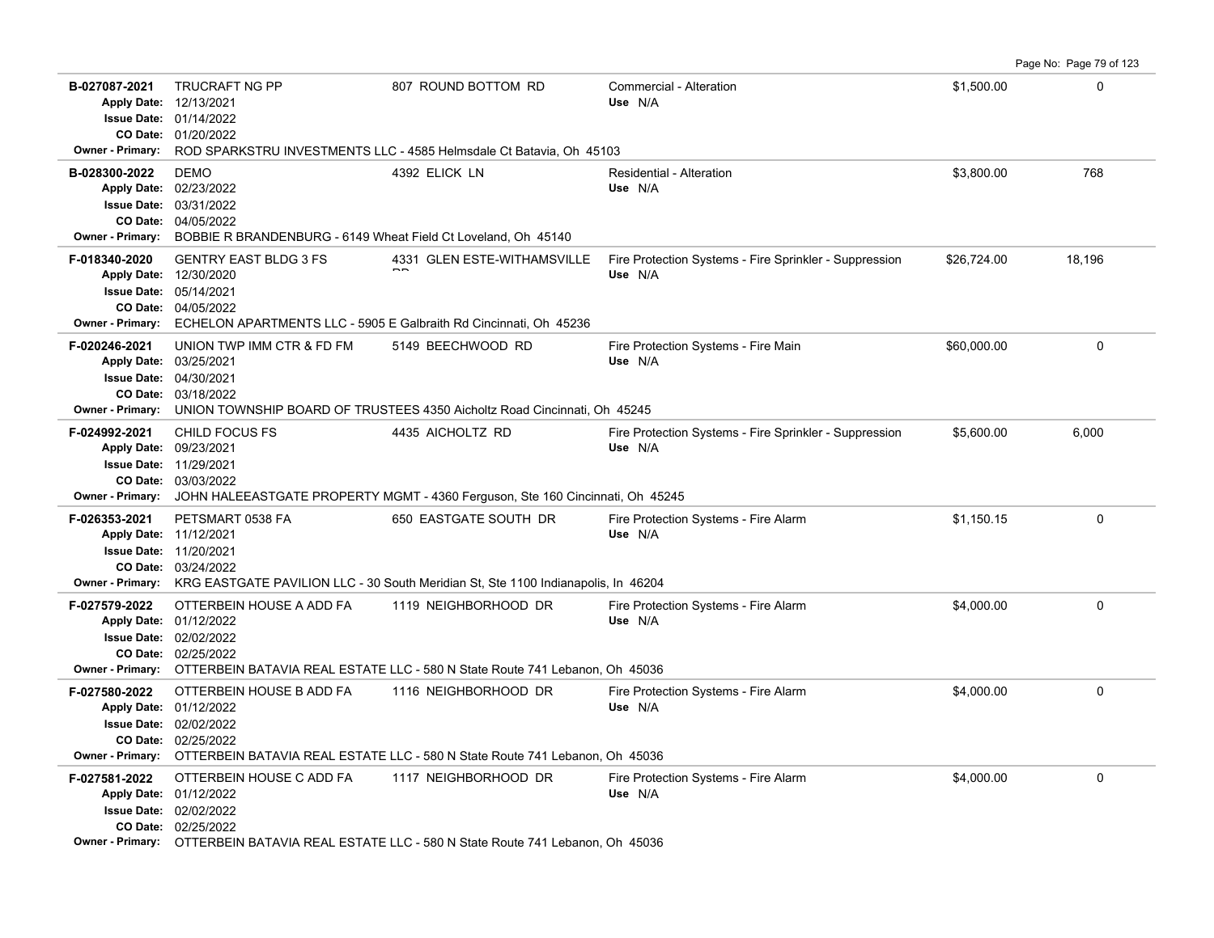| Permit # | Description | Address | Type | Valuation | Sq Ft |
|---|---|---|---|---|---|
| **B-027087-2021**<br>Apply Date: 12/13/2021<br>Issue Date: 01/14/2022<br>CO Date: 01/20/2022<br>Owner - Primary: ROD SPARKSTRU INVESTMENTS LLC - 4585 Helmsdale Ct Batavia, Oh 45103 | TRUCRAFT NG PP | 807 ROUND BOTTOM RD | Commercial - Alteration<br>Use N/A | $1,500.00 | 0 |
| **B-028300-2022**<br>Apply Date: 02/23/2022<br>Issue Date: 03/31/2022<br>CO Date: 04/05/2022<br>Owner - Primary: BOBBIE R BRANDENBURG - 6149 Wheat Field Ct Loveland, Oh 45140 | DEMO | 4392 ELICK LN | Residential - Alteration<br>Use N/A | $3,800.00 | 768 |
| **F-018340-2020**<br>Apply Date: 12/30/2020<br>Issue Date: 05/14/2021<br>CO Date: 04/05/2022<br>Owner - Primary: ECHELON APARTMENTS LLC - 5905 E Galbraith Rd Cincinnati, Oh 45236 | GENTRY EAST BLDG 3 FS | 4331 GLEN ESTE-WITHAMSVILLE RD | Fire Protection Systems - Fire Sprinkler - Suppression<br>Use N/A | $26,724.00 | 18,196 |
| **F-020246-2021**<br>Apply Date: 03/25/2021<br>Issue Date: 04/30/2021<br>CO Date: 03/18/2022<br>Owner - Primary: UNION TOWNSHIP BOARD OF TRUSTEES 4350 Aicholtz Road Cincinnati, Oh 45245 | UNION TWP IMM CTR & FD FM | 5149 BEECHWOOD RD | Fire Protection Systems - Fire Main<br>Use N/A | $60,000.00 | 0 |
| **F-024992-2021**<br>Apply Date: 09/23/2021<br>Issue Date: 11/29/2021<br>CO Date: 03/03/2022<br>Owner - Primary: JOHN HALEEASTGATE PROPERTY MGMT - 4360 Ferguson, Ste 160 Cincinnati, Oh 45245 | CHILD FOCUS FS | 4435 AICHOLTZ RD | Fire Protection Systems - Fire Sprinkler - Suppression<br>Use N/A | $5,600.00 | 6,000 |
| **F-026353-2021**<br>Apply Date: 11/12/2021<br>Issue Date: 11/20/2021<br>CO Date: 03/24/2022<br>Owner - Primary: KRG EASTGATE PAVILION LLC - 30 South Meridian St, Ste 1100 Indianapolis, In 46204 | PETSMART 0538 FA | 650 EASTGATE SOUTH DR | Fire Protection Systems - Fire Alarm<br>Use N/A | $1,150.15 | 0 |
| **F-027579-2022**<br>Apply Date: 01/12/2022<br>Issue Date: 02/02/2022<br>CO Date: 02/25/2022<br>Owner - Primary: OTTERBEIN BATAVIA REAL ESTATE LLC - 580 N State Route 741 Lebanon, Oh 45036 | OTTERBEIN HOUSE A ADD FA | 1119 NEIGHBORHOOD DR | Fire Protection Systems - Fire Alarm<br>Use N/A | $4,000.00 | 0 |
| **F-027580-2022**<br>Apply Date: 01/12/2022<br>Issue Date: 02/02/2022<br>CO Date: 02/25/2022<br>Owner - Primary: OTTERBEIN BATAVIA REAL ESTATE LLC - 580 N State Route 741 Lebanon, Oh 45036 | OTTERBEIN HOUSE B ADD FA | 1116 NEIGHBORHOOD DR | Fire Protection Systems - Fire Alarm<br>Use N/A | $4,000.00 | 0 |
| **F-027581-2022**<br>Apply Date: 01/12/2022<br>Issue Date: 02/02/2022<br>CO Date: 02/25/2022<br>Owner - Primary: OTTERBEIN BATAVIA REAL ESTATE LLC - 580 N State Route 741 Lebanon, Oh 45036 | OTTERBEIN HOUSE C ADD FA | 1117 NEIGHBORHOOD DR | Fire Protection Systems - Fire Alarm<br>Use N/A | $4,000.00 | 0 |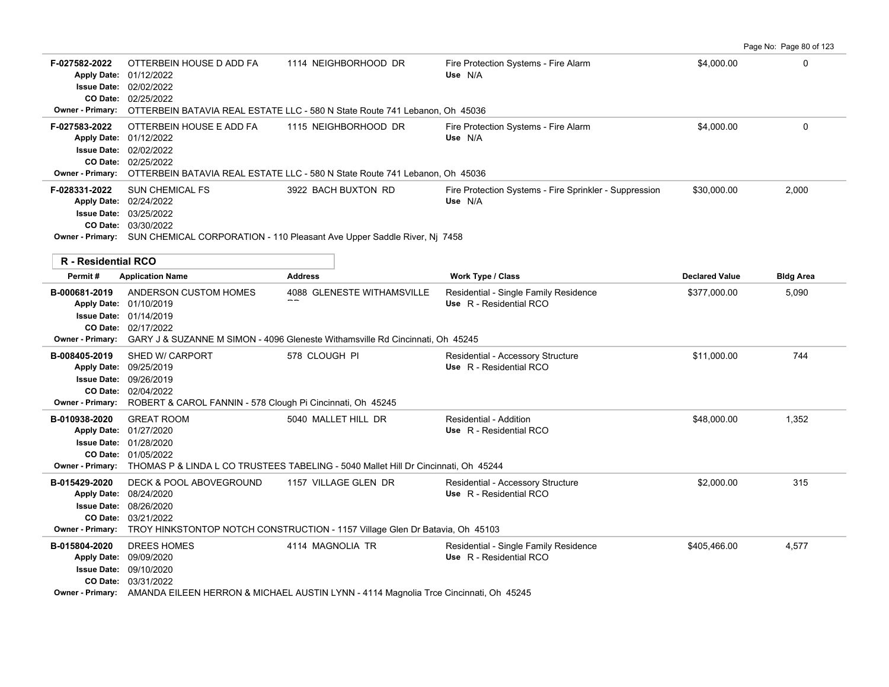| Permit # | Application Name | Address | Work Type / Class | Declared Value | Bldg Area |
|---|---|---|---|---|---|
| F-027582-2022 | OTTERBEIN HOUSE D ADD FA | 1114 NEIGHBORHOOD DR | Fire Protection Systems - Fire Alarm | $4,000.00 | 0 |
| | Apply Date: 01/12/2022 | | Use N/A | | |
| | Issue Date: 02/02/2022 | | | | |
| | CO Date: 02/25/2022 | | | | |
| | Owner - Primary: OTTERBEIN BATAVIA REAL ESTATE LLC - 580 N State Route 741 Lebanon, Oh 45036 | | | | |
| F-027583-2022 | OTTERBEIN HOUSE E ADD FA | 1115 NEIGHBORHOOD DR | Fire Protection Systems - Fire Alarm | $4,000.00 | 0 |
| | Apply Date: 01/12/2022 | | Use N/A | | |
| | Issue Date: 02/02/2022 | | | | |
| | CO Date: 02/25/2022 | | | | |
| | Owner - Primary: OTTERBEIN BATAVIA REAL ESTATE LLC - 580 N State Route 741 Lebanon, Oh 45036 | | | | |
| F-028331-2022 | SUN CHEMICAL FS | 3922 BACH BUXTON RD | Fire Protection Systems - Fire Sprinkler - Suppression | $30,000.00 | 2,000 |
| | Apply Date: 02/24/2022 | | Use N/A | | |
| | Issue Date: 03/25/2022 | | | | |
| | CO Date: 03/30/2022 | | | | |
| | Owner - Primary: SUN CHEMICAL CORPORATION - 110 Pleasant Ave Upper Saddle River, Nj 7458 | | | | |

## R - Residential RCO

| Permit # | Application Name | Address | Work Type / Class | Declared Value | Bldg Area |
|---|---|---|---|---|---|
| B-000681-2019 | ANDERSON CUSTOM HOMES | 4088 GLENESTE WITHAMSVILLE RD | Residential - Single Family Residence | $377,000.00 | 5,090 |
| | Apply Date: 01/10/2019 | | Use R - Residential RCO | | |
| | Issue Date: 01/14/2019 | | | | |
| | CO Date: 02/17/2022 | | | | |
| | Owner - Primary: GARY J & SUZANNE M SIMON - 4096 Gleneste Withamsville Rd Cincinnati, Oh 45245 | | | | |
| B-008405-2019 | SHED W/ CARPORT | 578 CLOUGH PI | Residential - Accessory Structure | $11,000.00 | 744 |
| | Apply Date: 09/25/2019 | | Use R - Residential RCO | | |
| | Issue Date: 09/26/2019 | | | | |
| | CO Date: 02/04/2022 | | | | |
| | Owner - Primary: ROBERT & CAROL FANNIN - 578 Clough Pi Cincinnati, Oh 45245 | | | | |
| B-010938-2020 | GREAT ROOM | 5040 MALLET HILL DR | Residential - Addition | $48,000.00 | 1,352 |
| | Apply Date: 01/27/2020 | | Use R - Residential RCO | | |
| | Issue Date: 01/28/2020 | | | | |
| | CO Date: 01/05/2022 | | | | |
| | Owner - Primary: THOMAS P & LINDA L CO TRUSTEES TABELING - 5040 Mallet Hill Dr Cincinnati, Oh 45244 | | | | |
| B-015429-2020 | DECK & POOL ABOVEGROUND | 1157 VILLAGE GLEN DR | Residential - Accessory Structure | $2,000.00 | 315 |
| | Apply Date: 08/24/2020 | | Use R - Residential RCO | | |
| | Issue Date: 08/26/2020 | | | | |
| | CO Date: 03/21/2022 | | | | |
| | Owner - Primary: TROY HINKSTONTOP NOTCH CONSTRUCTION - 1157 Village Glen Dr Batavia, Oh 45103 | | | | |
| B-015804-2020 | DREES HOMES | 4114 MAGNOLIA TR | Residential - Single Family Residence | $405,466.00 | 4,577 |
| | Apply Date: 09/09/2020 | | Use R - Residential RCO | | |
| | Issue Date: 09/10/2020 | | | | |
| | CO Date: 03/31/2022 | | | | |
| | Owner - Primary: AMANDA EILEEN HERRON & MICHAEL AUSTIN LYNN - 4114 Magnolia Trce Cincinnati, Oh 45245 | | | | |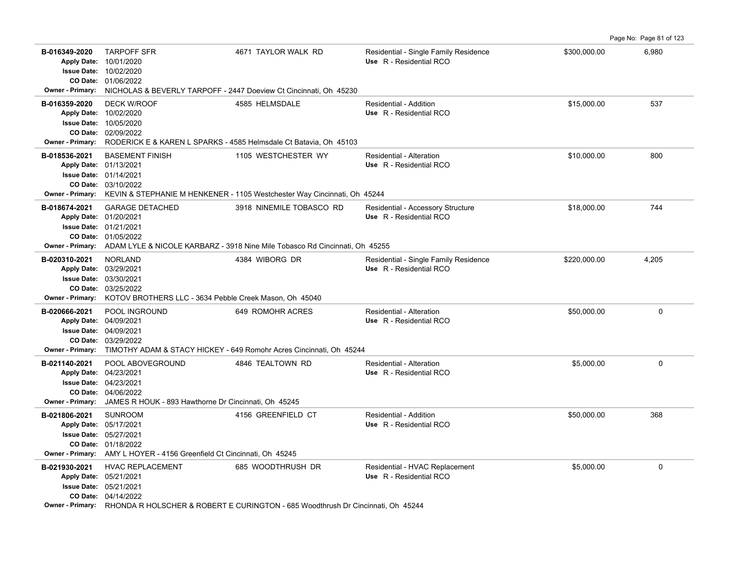| Permit | Description | Address | Type | Value | Sq Ft |
|---|---|---|---|---|---|
| **B-016349-2020**<br>Apply Date: 10/01/2020<br>Issue Date: 10/02/2020<br>CO Date: 01/06/2022<br>Owner - Primary: NICHOLAS & BEVERLY TARPOFF - 2447 Doeview Ct Cincinnati, Oh 45230 | TARPOFF SFR | 4671 TAYLOR WALK RD | Residential - Single Family Residence<br>Use R - Residential RCO | $300,000.00 | 6,980 |
| **B-016359-2020**<br>Apply Date: 10/02/2020<br>Issue Date: 10/05/2020<br>CO Date: 02/09/2022<br>Owner - Primary: RODERICK E & KAREN L SPARKS - 4585 Helmsdale Ct Batavia, Oh 45103 | DECK W/ROOF | 4585 HELMSDALE | Residential - Addition<br>Use R - Residential RCO | $15,000.00 | 537 |
| **B-018536-2021**<br>Apply Date: 01/13/2021<br>Issue Date: 01/14/2021<br>CO Date: 03/10/2022<br>Owner - Primary: KEVIN & STEPHANIE M HENKENER - 1105 Westchester Way Cincinnati, Oh 45244 | BASEMENT FINISH | 1105 WESTCHESTER WY | Residential - Alteration<br>Use R - Residential RCO | $10,000.00 | 800 |
| **B-018674-2021**<br>Apply Date: 01/20/2021<br>Issue Date: 01/21/2021<br>CO Date: 01/05/2022<br>Owner - Primary: ADAM LYLE & NICOLE KARBARZ - 3918 Nine Mile Tobasco Rd Cincinnati, Oh 45255 | GARAGE DETACHED | 3918 NINEMILE TOBASCO RD | Residential - Accessory Structure<br>Use R - Residential RCO | $18,000.00 | 744 |
| **B-020310-2021**<br>Apply Date: 03/29/2021<br>Issue Date: 03/30/2021<br>CO Date: 03/25/2022<br>Owner - Primary: KOTOV BROTHERS LLC - 3634 Pebble Creek Mason, Oh 45040 | NORLAND | 4384 WIBORG DR | Residential - Single Family Residence<br>Use R - Residential RCO | $220,000.00 | 4,205 |
| **B-020666-2021**<br>Apply Date: 04/09/2021<br>Issue Date: 04/09/2021<br>CO Date: 03/29/2022<br>Owner - Primary: TIMOTHY ADAM & STACY HICKEY - 649 Romohr Acres Cincinnati, Oh 45244 | POOL INGROUND | 649 ROMOHR ACRES | Residential - Alteration<br>Use R - Residential RCO | $50,000.00 | 0 |
| **B-021140-2021**<br>Apply Date: 04/23/2021<br>Issue Date: 04/23/2021<br>CO Date: 04/06/2022<br>Owner - Primary: JAMES R HOUK - 893 Hawthorne Dr Cincinnati, Oh 45245 | POOL ABOVEGROUND | 4846 TEALTOWN RD | Residential - Alteration<br>Use R - Residential RCO | $5,000.00 | 0 |
| **B-021806-2021**<br>Apply Date: 05/17/2021<br>Issue Date: 05/27/2021<br>CO Date: 01/18/2022<br>Owner - Primary: AMY L HOYER - 4156 Greenfield Ct Cincinnati, Oh 45245 | SUNROOM | 4156 GREENFIELD CT | Residential - Addition<br>Use R - Residential RCO | $50,000.00 | 368 |
| **B-021930-2021**<br>Apply Date: 05/21/2021<br>Issue Date: 05/21/2021<br>CO Date: 04/14/2022<br>Owner - Primary: RHONDA R HOLSCHER & ROBERT E CURINGTON - 685 Woodthrush Dr Cincinnati, Oh 45244 | HVAC REPLACEMENT | 685 WOODTHRUSH DR | Residential - HVAC Replacement<br>Use R - Residential RCO | $5,000.00 | 0 |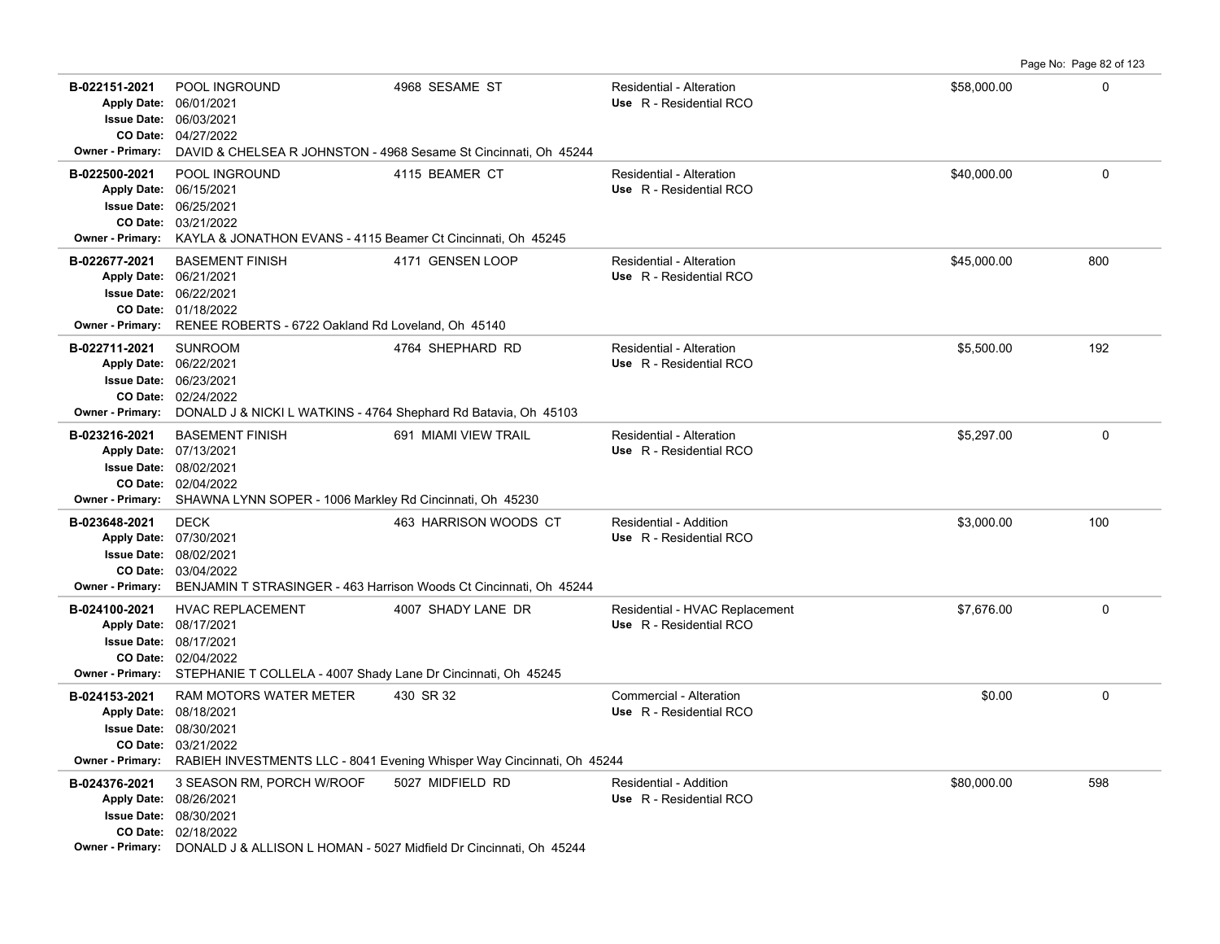| Permit | Description | Address | Type / Use | Valuation | Sq Ft |
|---|---|---|---|---|---|
| B-022151-2021<br>Apply Date: 06/01/2021<br>Issue Date: 06/03/2021<br>CO Date: 04/27/2022<br>Owner - Primary: DAVID & CHELSEA R JOHNSTON - 4968 Sesame St Cincinnati, Oh 45244 | POOL INGROUND | 4968 SESAME ST | Residential - Alteration<br>Use R - Residential RCO | $58,000.00 | 0 |
| B-022500-2021<br>Apply Date: 06/15/2021<br>Issue Date: 06/25/2021<br>CO Date: 03/21/2022<br>Owner - Primary: KAYLA & JONATHON EVANS - 4115 Beamer Ct Cincinnati, Oh 45245 | POOL INGROUND | 4115 BEAMER CT | Residential - Alteration<br>Use R - Residential RCO | $40,000.00 | 0 |
| B-022677-2021<br>Apply Date: 06/21/2021<br>Issue Date: 06/22/2021<br>CO Date: 01/18/2022<br>Owner - Primary: RENEE ROBERTS - 6722 Oakland Rd Loveland, Oh 45140 | BASEMENT FINISH | 4171 GENSEN LOOP | Residential - Alteration<br>Use R - Residential RCO | $45,000.00 | 800 |
| B-022711-2021<br>Apply Date: 06/22/2021<br>Issue Date: 06/23/2021<br>CO Date: 02/24/2022<br>Owner - Primary: DONALD J & NICKI L WATKINS - 4764 Shephard Rd Batavia, Oh 45103 | SUNROOM | 4764 SHEPHARD RD | Residential - Alteration<br>Use R - Residential RCO | $5,500.00 | 192 |
| B-023216-2021<br>Apply Date: 07/13/2021<br>Issue Date: 08/02/2021<br>CO Date: 02/04/2022<br>Owner - Primary: SHAWNA LYNN SOPER - 1006 Markley Rd Cincinnati, Oh 45230 | BASEMENT FINISH | 691 MIAMI VIEW TRAIL | Residential - Alteration<br>Use R - Residential RCO | $5,297.00 | 0 |
| B-023648-2021<br>Apply Date: 07/30/2021<br>Issue Date: 08/02/2021<br>CO Date: 03/04/2022<br>Owner - Primary: BENJAMIN T STRASINGER - 463 Harrison Woods Ct Cincinnati, Oh 45244 | DECK | 463 HARRISON WOODS CT | Residential - Addition<br>Use R - Residential RCO | $3,000.00 | 100 |
| B-024100-2021<br>Apply Date: 08/17/2021<br>Issue Date: 08/17/2021<br>CO Date: 02/04/2022<br>Owner - Primary: STEPHANIE T COLLELA - 4007 Shady Lane Dr Cincinnati, Oh 45245 | HVAC REPLACEMENT | 4007 SHADY LANE DR | Residential - HVAC Replacement<br>Use R - Residential RCO | $7,676.00 | 0 |
| B-024153-2021<br>Apply Date: 08/18/2021<br>Issue Date: 08/30/2021<br>CO Date: 03/21/2022<br>Owner - Primary: RABIEH INVESTMENTS LLC - 8041 Evening Whisper Way Cincinnati, Oh 45244 | RAM MOTORS WATER METER | 430 SR 32 | Commercial - Alteration<br>Use R - Residential RCO | $0.00 | 0 |
| B-024376-2021<br>Apply Date: 08/26/2021<br>Issue Date: 08/30/2021<br>CO Date: 02/18/2022<br>Owner - Primary: DONALD J & ALLISON L HOMAN - 5027 Midfield Dr Cincinnati, Oh 45244 | 3 SEASON RM, PORCH W/ROOF | 5027 MIDFIELD RD | Residential - Addition<br>Use R - Residential RCO | $80,000.00 | 598 |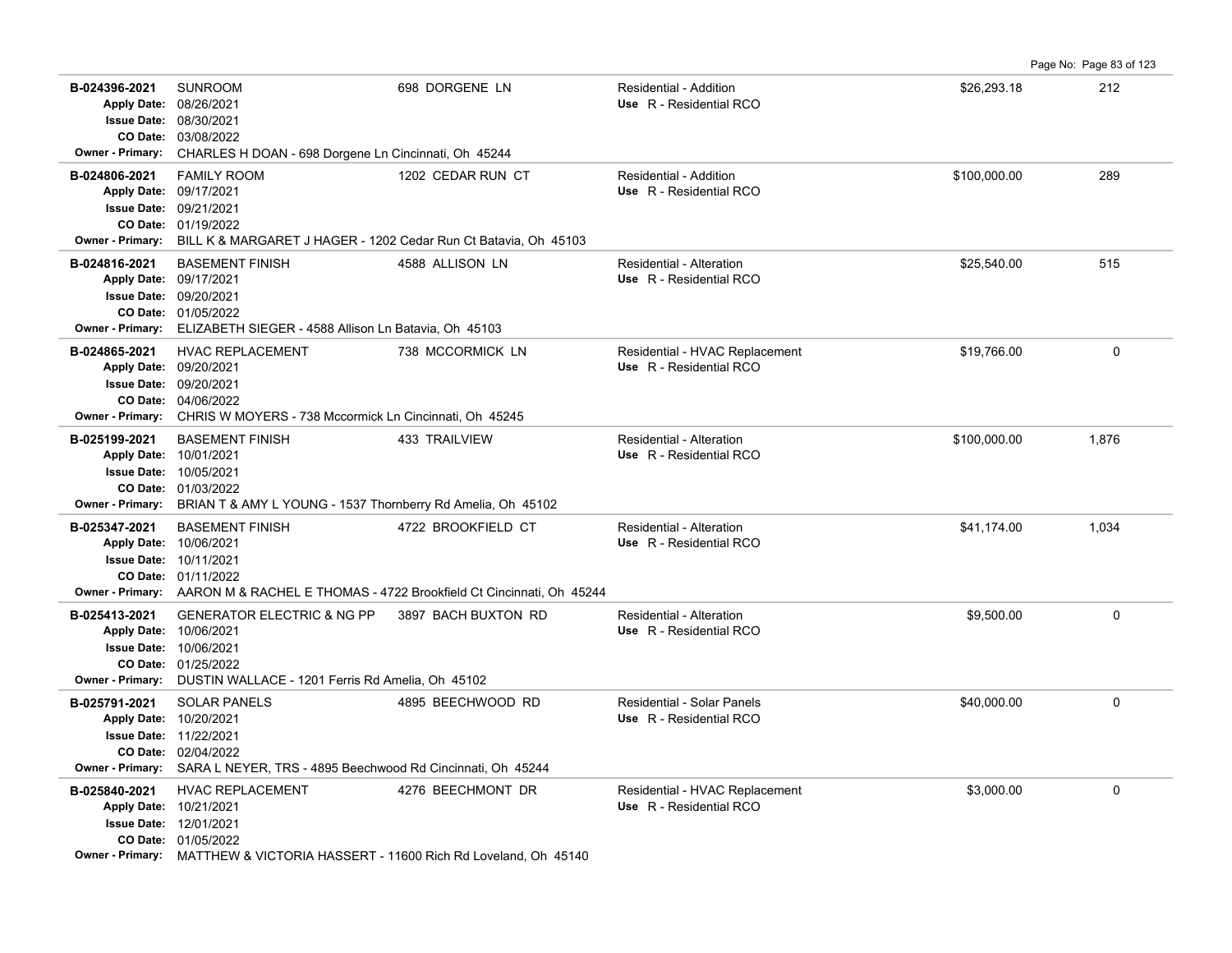| Permit # | Description | Address | Type / Use | Valuation | Sq Ft |
|---|---|---|---|---|---|
| B-024396-2021 | SUNROOM | 698 DORGENE LN | Residential - Addition | $26,293.18 | 212 |
| Apply Date: 08/26/2021 | | | Use R - Residential RCO | | |
| Issue Date: 08/30/2021 | | | | | |
| CO Date: 03/08/2022 | | | | | |
| Owner - Primary: CHARLES H DOAN - 698 Dorgene Ln Cincinnati, Oh 45244 | | | | | |
| B-024806-2021 | FAMILY ROOM | 1202 CEDAR RUN CT | Residential - Addition | $100,000.00 | 289 |
| Apply Date: 09/17/2021 | | | Use R - Residential RCO | | |
| Issue Date: 09/21/2021 | | | | | |
| CO Date: 01/19/2022 | | | | | |
| Owner - Primary: BILL K & MARGARET J HAGER - 1202 Cedar Run Ct Batavia, Oh 45103 | | | | | |
| B-024816-2021 | BASEMENT FINISH | 4588 ALLISON LN | Residential - Alteration | $25,540.00 | 515 |
| Apply Date: 09/17/2021 | | | Use R - Residential RCO | | |
| Issue Date: 09/20/2021 | | | | | |
| CO Date: 01/05/2022 | | | | | |
| Owner - Primary: ELIZABETH SIEGER - 4588 Allison Ln Batavia, Oh 45103 | | | | | |
| B-024865-2021 | HVAC REPLACEMENT | 738 MCCORMICK LN | Residential - HVAC Replacement | $19,766.00 | 0 |
| Apply Date: 09/20/2021 | | | Use R - Residential RCO | | |
| Issue Date: 09/20/2021 | | | | | |
| CO Date: 04/06/2022 | | | | | |
| Owner - Primary: CHRIS W MOYERS - 738 Mccormick Ln Cincinnati, Oh 45245 | | | | | |
| B-025199-2021 | BASEMENT FINISH | 433 TRAILVIEW | Residential - Alteration | $100,000.00 | 1,876 |
| Apply Date: 10/01/2021 | | | Use R - Residential RCO | | |
| Issue Date: 10/05/2021 | | | | | |
| CO Date: 01/03/2022 | | | | | |
| Owner - Primary: BRIAN T & AMY L YOUNG - 1537 Thornberry Rd Amelia, Oh 45102 | | | | | |
| B-025347-2021 | BASEMENT FINISH | 4722 BROOKFIELD CT | Residential - Alteration | $41,174.00 | 1,034 |
| Apply Date: 10/06/2021 | | | Use R - Residential RCO | | |
| Issue Date: 10/11/2021 | | | | | |
| CO Date: 01/11/2022 | | | | | |
| Owner - Primary: AARON M & RACHEL E THOMAS - 4722 Brookfield Ct Cincinnati, Oh 45244 | | | | | |
| B-025413-2021 | GENERATOR ELECTRIC & NG PP | 3897 BACH BUXTON RD | Residential - Alteration | $9,500.00 | 0 |
| Apply Date: 10/06/2021 | | | Use R - Residential RCO | | |
| Issue Date: 10/06/2021 | | | | | |
| CO Date: 01/25/2022 | | | | | |
| Owner - Primary: DUSTIN WALLACE - 1201 Ferris Rd Amelia, Oh 45102 | | | | | |
| B-025791-2021 | SOLAR PANELS | 4895 BEECHWOOD RD | Residential - Solar Panels | $40,000.00 | 0 |
| Apply Date: 10/20/2021 | | | Use R - Residential RCO | | |
| Issue Date: 11/22/2021 | | | | | |
| CO Date: 02/04/2022 | | | | | |
| Owner - Primary: SARA L NEYER, TRS - 4895 Beechwood Rd Cincinnati, Oh 45244 | | | | | |
| B-025840-2021 | HVAC REPLACEMENT | 4276 BEECHMONT DR | Residential - HVAC Replacement | $3,000.00 | 0 |
| Apply Date: 10/21/2021 | | | Use R - Residential RCO | | |
| Issue Date: 12/01/2021 | | | | | |
| CO Date: 01/05/2022 | | | | | |
| Owner - Primary: MATTHEW & VICTORIA HASSERT - 11600 Rich Rd Loveland, Oh 45140 | | | | | |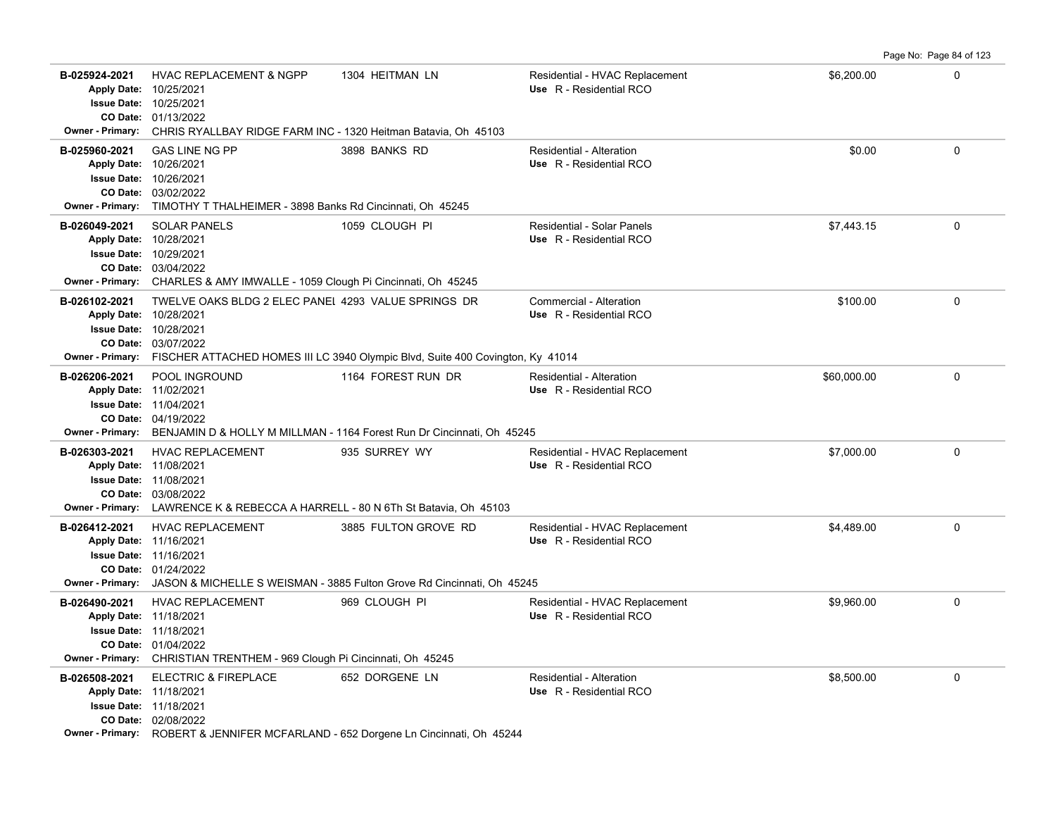| Permit # | Description | Address | Type / Use | Valuation | |
|---|---|---|---|---|---|
| B-025924-2021<br>Apply Date: 10/25/2021<br>Issue Date: 10/25/2021<br>CO Date: 01/13/2022 | HVAC REPLACEMENT & NGPP | 1304 HEITMAN LN | Residential - HVAC Replacement<br>Use R - Residential RCO | $6,200.00 | 0 |
| Owner - Primary: CHRIS RYALLBAY RIDGE FARM INC - 1320 Heitman Batavia, Oh 45103 | | | | | |
| B-025960-2021<br>Apply Date: 10/26/2021<br>Issue Date: 10/26/2021<br>CO Date: 03/02/2022 | GAS LINE NG PP | 3898 BANKS RD | Residential - Alteration<br>Use R - Residential RCO | $0.00 | 0 |
| Owner - Primary: TIMOTHY T THALHEIMER - 3898 Banks Rd Cincinnati, Oh 45245 | | | | | |
| B-026049-2021<br>Apply Date: 10/28/2021<br>Issue Date: 10/29/2021<br>CO Date: 03/04/2022 | SOLAR PANELS | 1059 CLOUGH PI | Residential - Solar Panels<br>Use R - Residential RCO | $7,443.15 | 0 |
| Owner - Primary: CHARLES & AMY IMWALLE - 1059 Clough Pi Cincinnati, Oh 45245 | | | | | |
| B-026102-2021<br>Apply Date: 10/28/2021<br>Issue Date: 10/28/2021<br>CO Date: 03/07/2022 | TWELVE OAKS BLDG 2 ELEC PANEL | 4293 VALUE SPRINGS DR | Commercial - Alteration<br>Use R - Residential RCO | $100.00 | 0 |
| Owner - Primary: FISCHER ATTACHED HOMES III LC 3940 Olympic Blvd, Suite 400 Covington, Ky 41014 | | | | | |
| B-026206-2021<br>Apply Date: 11/02/2021<br>Issue Date: 11/04/2021<br>CO Date: 04/19/2022 | POOL INGROUND | 1164 FOREST RUN DR | Residential - Alteration<br>Use R - Residential RCO | $60,000.00 | 0 |
| Owner - Primary: BENJAMIN D & HOLLY M MILLMAN - 1164 Forest Run Dr Cincinnati, Oh 45245 | | | | | |
| B-026303-2021<br>Apply Date: 11/08/2021<br>Issue Date: 11/08/2021<br>CO Date: 03/08/2022 | HVAC REPLACEMENT | 935 SURREY WY | Residential - HVAC Replacement<br>Use R - Residential RCO | $7,000.00 | 0 |
| Owner - Primary: LAWRENCE K & REBECCA A HARRELL - 80 N 6Th St Batavia, Oh 45103 | | | | | |
| B-026412-2021<br>Apply Date: 11/16/2021<br>Issue Date: 11/16/2021<br>CO Date: 01/24/2022 | HVAC REPLACEMENT | 3885 FULTON GROVE RD | Residential - HVAC Replacement<br>Use R - Residential RCO | $4,489.00 | 0 |
| Owner - Primary: JASON & MICHELLE S WEISMAN - 3885 Fulton Grove Rd Cincinnati, Oh 45245 | | | | | |
| B-026490-2021<br>Apply Date: 11/18/2021<br>Issue Date: 11/18/2021<br>CO Date: 01/04/2022 | HVAC REPLACEMENT | 969 CLOUGH PI | Residential - HVAC Replacement<br>Use R - Residential RCO | $9,960.00 | 0 |
| Owner - Primary: CHRISTIAN TRENTHEM - 969 Clough Pi Cincinnati, Oh 45245 | | | | | |
| B-026508-2021<br>Apply Date: 11/18/2021<br>Issue Date: 11/18/2021<br>CO Date: 02/08/2022 | ELECTRIC & FIREPLACE | 652 DORGENE LN | Residential - Alteration<br>Use R - Residential RCO | $8,500.00 | 0 |
| Owner - Primary: ROBERT & JENNIFER MCFARLAND - 652 Dorgene Ln Cincinnati, Oh 45244 | | | | | |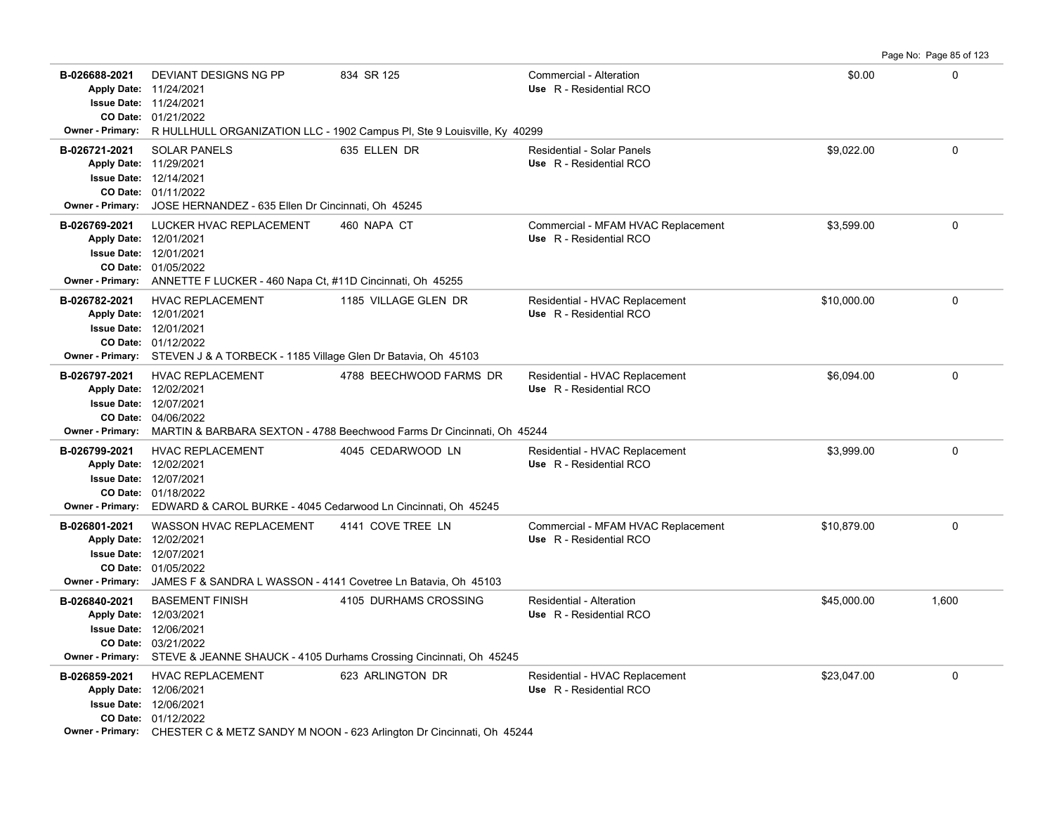| Permit | Description | Address | Type / Use | Valuation | Sq Ft |
|---|---|---|---|---|---|
| **B-026688-2021**<br>Apply Date: 11/24/2021<br>Issue Date: 11/24/2021<br>CO Date: 01/21/2022<br>Owner - Primary: R HULLHULL ORGANIZATION LLC - 1902 Campus Pl, Ste 9 Louisville, Ky 40299 | DEVIANT DESIGNS NG PP | 834 SR 125 | Commercial - Alteration<br>Use R - Residential RCO | $0.00 | 0 |
| **B-026721-2021**<br>Apply Date: 11/29/2021<br>Issue Date: 12/14/2021<br>CO Date: 01/11/2022<br>Owner - Primary: JOSE HERNANDEZ - 635 Ellen Dr Cincinnati, Oh 45245 | SOLAR PANELS | 635 ELLEN DR | Residential - Solar Panels<br>Use R - Residential RCO | $9,022.00 | 0 |
| **B-026769-2021**<br>Apply Date: 12/01/2021<br>Issue Date: 12/01/2021<br>CO Date: 01/05/2022<br>Owner - Primary: ANNETTE F LUCKER - 460 Napa Ct, #11D Cincinnati, Oh 45255 | LUCKER HVAC REPLACEMENT | 460 NAPA CT | Commercial - MFAM HVAC Replacement<br>Use R - Residential RCO | $3,599.00 | 0 |
| **B-026782-2021**<br>Apply Date: 12/01/2021<br>Issue Date: 12/01/2021<br>CO Date: 01/12/2022<br>Owner - Primary: STEVEN J & A TORBECK - 1185 Village Glen Dr Batavia, Oh 45103 | HVAC REPLACEMENT | 1185 VILLAGE GLEN DR | Residential - HVAC Replacement<br>Use R - Residential RCO | $10,000.00 | 0 |
| **B-026797-2021**<br>Apply Date: 12/02/2021<br>Issue Date: 12/07/2021<br>CO Date: 04/06/2022<br>Owner - Primary: MARTIN & BARBARA SEXTON - 4788 Beechwood Farms Dr Cincinnati, Oh 45244 | HVAC REPLACEMENT | 4788 BEECHWOOD FARMS DR | Residential - HVAC Replacement<br>Use R - Residential RCO | $6,094.00 | 0 |
| **B-026799-2021**<br>Apply Date: 12/02/2021<br>Issue Date: 12/07/2021<br>CO Date: 01/18/2022<br>Owner - Primary: EDWARD & CAROL BURKE - 4045 Cedarwood Ln Cincinnati, Oh 45245 | HVAC REPLACEMENT | 4045 CEDARWOOD LN | Residential - HVAC Replacement<br>Use R - Residential RCO | $3,999.00 | 0 |
| **B-026801-2021**<br>Apply Date: 12/02/2021<br>Issue Date: 12/07/2021<br>CO Date: 01/05/2022<br>Owner - Primary: JAMES F & SANDRA L WASSON - 4141 Covetree Ln Batavia, Oh 45103 | WASSON HVAC REPLACEMENT | 4141 COVE TREE LN | Commercial - MFAM HVAC Replacement<br>Use R - Residential RCO | $10,879.00 | 0 |
| **B-026840-2021**<br>Apply Date: 12/03/2021<br>Issue Date: 12/06/2021<br>CO Date: 03/21/2022<br>Owner - Primary: STEVE & JEANNE SHAUCK - 4105 Durhams Crossing Cincinnati, Oh 45245 | BASEMENT FINISH | 4105 DURHAMS CROSSING | Residential - Alteration<br>Use R - Residential RCO | $45,000.00 | 1,600 |
| **B-026859-2021**<br>Apply Date: 12/06/2021<br>Issue Date: 12/06/2021<br>CO Date: 01/12/2022<br>Owner - Primary: CHESTER C & METZ SANDY M NOON - 623 Arlington Dr Cincinnati, Oh 45244 | HVAC REPLACEMENT | 623 ARLINGTON DR | Residential - HVAC Replacement<br>Use R - Residential RCO | $23,047.00 | 0 |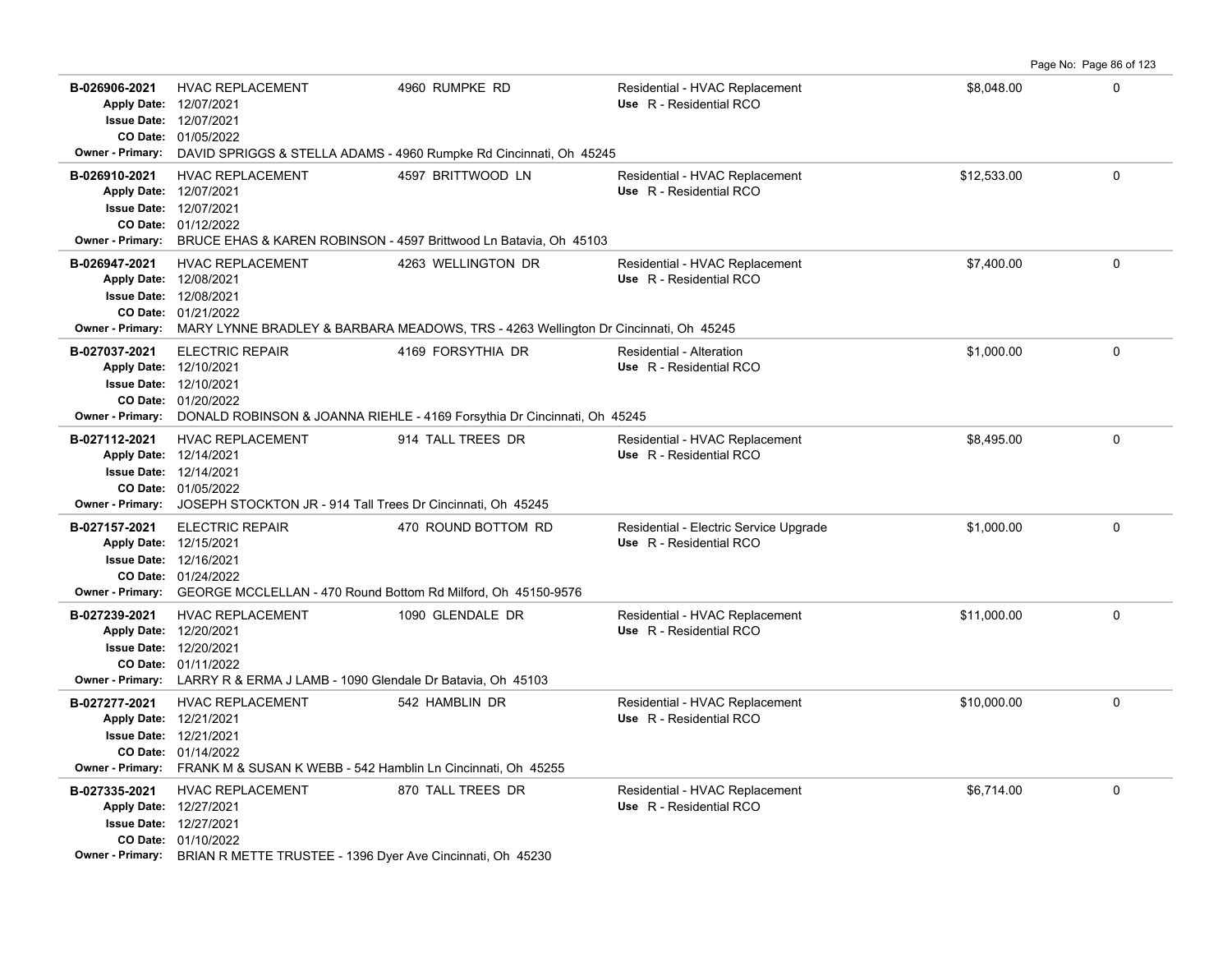| Permit | Type | Address | Description | Value | |
|---|---|---|---|---|---|
| **B-026906-2021**<br>**Apply Date:** 12/07/2021<br>**Issue Date:** 12/07/2021<br>**CO Date:** 01/05/2022 | HVAC REPLACEMENT | 4960 RUMPKE RD | Residential - HVAC Replacement<br>Use R - Residential RCO | $8,048.00 | 0 |
| **Owner - Primary:** DAVID SPRIGGS & STELLA ADAMS - 4960 Rumpke Rd Cincinnati, Oh 45245 | | | | | |
| **B-026910-2021**<br>**Apply Date:** 12/07/2021<br>**Issue Date:** 12/07/2021<br>**CO Date:** 01/12/2022 | HVAC REPLACEMENT | 4597 BRITTWOOD LN | Residential - HVAC Replacement<br>Use R - Residential RCO | $12,533.00 | 0 |
| **Owner - Primary:** BRUCE EHAS & KAREN ROBINSON - 4597 Brittwood Ln Batavia, Oh 45103 | | | | | |
| **B-026947-2021**<br>**Apply Date:** 12/08/2021<br>**Issue Date:** 12/08/2021<br>**CO Date:** 01/21/2022 | HVAC REPLACEMENT | 4263 WELLINGTON DR | Residential - HVAC Replacement<br>Use R - Residential RCO | $7,400.00 | 0 |
| **Owner - Primary:** MARY LYNNE BRADLEY & BARBARA MEADOWS, TRS - 4263 Wellington Dr Cincinnati, Oh 45245 | | | | | |
| **B-027037-2021**<br>**Apply Date:** 12/10/2021<br>**Issue Date:** 12/10/2021<br>**CO Date:** 01/20/2022 | ELECTRIC REPAIR | 4169 FORSYTHIA DR | Residential - Alteration<br>Use R - Residential RCO | $1,000.00 | 0 |
| **Owner - Primary:** DONALD ROBINSON & JOANNA RIEHLE - 4169 Forsythia Dr Cincinnati, Oh 45245 | | | | | |
| **B-027112-2021**<br>**Apply Date:** 12/14/2021<br>**Issue Date:** 12/14/2021<br>**CO Date:** 01/05/2022 | HVAC REPLACEMENT | 914 TALL TREES DR | Residential - HVAC Replacement<br>Use R - Residential RCO | $8,495.00 | 0 |
| **Owner - Primary:** JOSEPH STOCKTON JR - 914 Tall Trees Dr Cincinnati, Oh 45245 | | | | | |
| **B-027157-2021**<br>**Apply Date:** 12/15/2021<br>**Issue Date:** 12/16/2021<br>**CO Date:** 01/24/2022 | ELECTRIC REPAIR | 470 ROUND BOTTOM RD | Residential - Electric Service Upgrade<br>Use R - Residential RCO | $1,000.00 | 0 |
| **Owner - Primary:** GEORGE MCCLELLAN - 470 Round Bottom Rd Milford, Oh 45150-9576 | | | | | |
| **B-027239-2021**<br>**Apply Date:** 12/20/2021<br>**Issue Date:** 12/20/2021<br>**CO Date:** 01/11/2022 | HVAC REPLACEMENT | 1090 GLENDALE DR | Residential - HVAC Replacement<br>Use R - Residential RCO | $11,000.00 | 0 |
| **Owner - Primary:** LARRY R & ERMA J LAMB - 1090 Glendale Dr Batavia, Oh 45103 | | | | | |
| **B-027277-2021**<br>**Apply Date:** 12/21/2021<br>**Issue Date:** 12/21/2021<br>**CO Date:** 01/14/2022 | HVAC REPLACEMENT | 542 HAMBLIN DR | Residential - HVAC Replacement<br>Use R - Residential RCO | $10,000.00 | 0 |
| **Owner - Primary:** FRANK M & SUSAN K WEBB - 542 Hamblin Ln Cincinnati, Oh 45255 | | | | | |
| **B-027335-2021**<br>**Apply Date:** 12/27/2021<br>**Issue Date:** 12/27/2021<br>**CO Date:** 01/10/2022 | HVAC REPLACEMENT | 870 TALL TREES DR | Residential - HVAC Replacement<br>Use R - Residential RCO | $6,714.00 | 0 |
| **Owner - Primary:** BRIAN R METTE TRUSTEE - 1396 Dyer Ave Cincinnati, Oh 45230 | | | | | |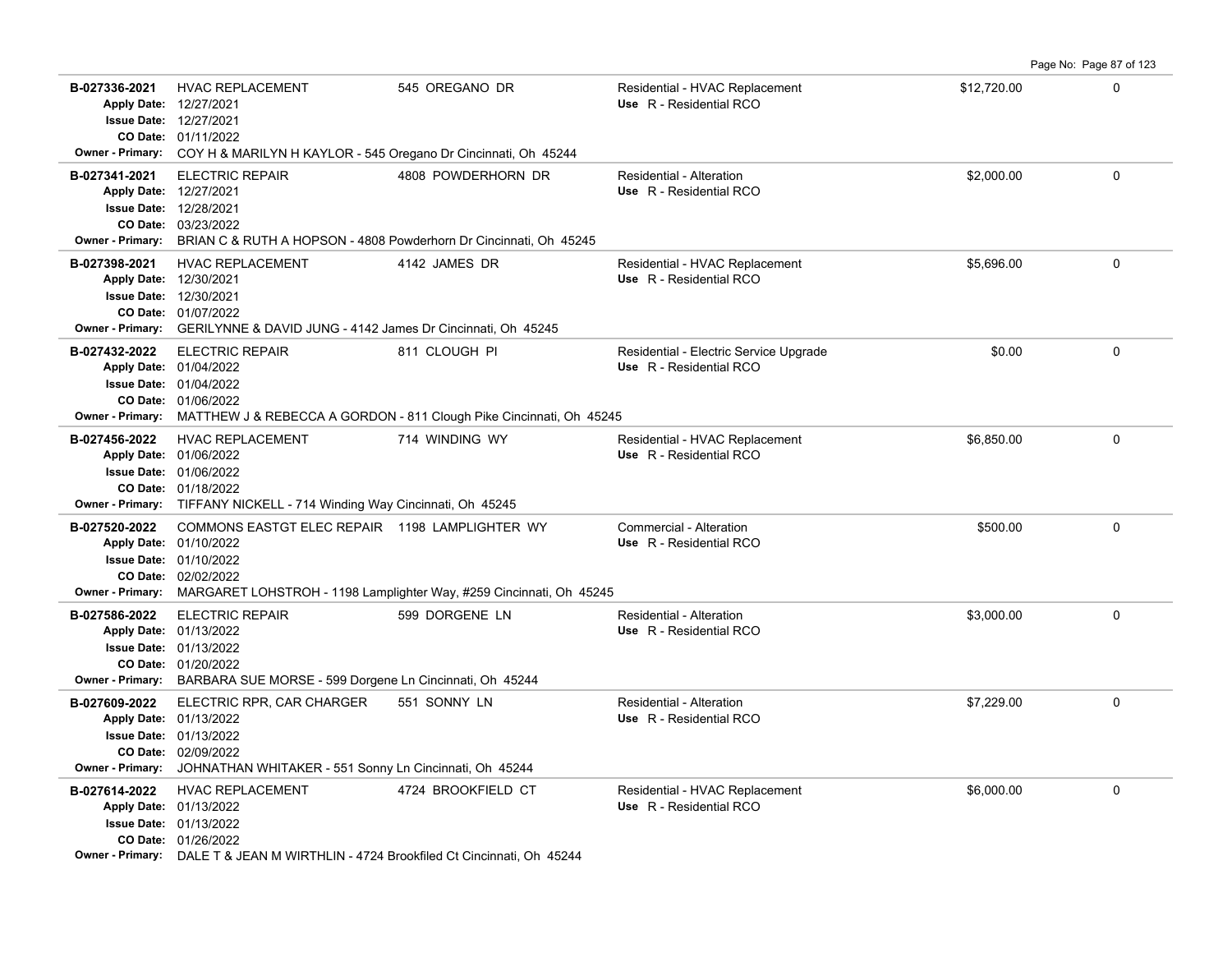| Permit # | Description | Address | Type / Use | Valuation | |
|---|---|---|---|---|---|
| **B-027336-2021**<br>**Apply Date:** 12/27/2021<br>**Issue Date:** 12/27/2021<br>**CO Date:** 01/11/2022<br>**Owner - Primary:** COY H & MARILYN H KAYLOR - 545 Oregano Dr Cincinnati, Oh 45244 | HVAC REPLACEMENT | 545 OREGANO DR | Residential - HVAC Replacement<br>**Use** R - Residential RCO | $12,720.00 | 0 |
| **B-027341-2021**<br>**Apply Date:** 12/27/2021<br>**Issue Date:** 12/28/2021<br>**CO Date:** 03/23/2022<br>**Owner - Primary:** BRIAN C & RUTH A HOPSON - 4808 Powderhorn Dr Cincinnati, Oh 45245 | ELECTRIC REPAIR | 4808 POWDERHORN DR | Residential - Alteration<br>**Use** R - Residential RCO | $2,000.00 | 0 |
| **B-027398-2021**<br>**Apply Date:** 12/30/2021<br>**Issue Date:** 12/30/2021<br>**CO Date:** 01/07/2022<br>**Owner - Primary:** GERILYNNE & DAVID JUNG - 4142 James Dr Cincinnati, Oh 45245 | HVAC REPLACEMENT | 4142 JAMES DR | Residential - HVAC Replacement<br>**Use** R - Residential RCO | $5,696.00 | 0 |
| **B-027432-2022**<br>**Apply Date:** 01/04/2022<br>**Issue Date:** 01/04/2022<br>**CO Date:** 01/06/2022<br>**Owner - Primary:** MATTHEW J & REBECCA A GORDON - 811 Clough Pike Cincinnati, Oh 45245 | ELECTRIC REPAIR | 811 CLOUGH PI | Residential - Electric Service Upgrade<br>**Use** R - Residential RCO | $0.00 | 0 |
| **B-027456-2022**<br>**Apply Date:** 01/06/2022<br>**Issue Date:** 01/06/2022<br>**CO Date:** 01/18/2022<br>**Owner - Primary:** TIFFANY NICKELL - 714 Winding Way Cincinnati, Oh 45245 | HVAC REPLACEMENT | 714 WINDING WY | Residential - HVAC Replacement<br>**Use** R - Residential RCO | $6,850.00 | 0 |
| **B-027520-2022**<br>**Apply Date:** 01/10/2022<br>**Issue Date:** 01/10/2022<br>**CO Date:** 02/02/2022<br>**Owner - Primary:** MARGARET LOHSTROH - 1198 Lamplighter Way, #259 Cincinnati, Oh 45245 | COMMONS EASTGT ELEC REPAIR | 1198 LAMPLIGHTER WY | Commercial - Alteration<br>**Use** R - Residential RCO | $500.00 | 0 |
| **B-027586-2022**<br>**Apply Date:** 01/13/2022<br>**Issue Date:** 01/13/2022<br>**CO Date:** 01/20/2022<br>**Owner - Primary:** BARBARA SUE MORSE - 599 Dorgene Ln Cincinnati, Oh 45244 | ELECTRIC REPAIR | 599 DORGENE LN | Residential - Alteration<br>**Use** R - Residential RCO | $3,000.00 | 0 |
| **B-027609-2022**<br>**Apply Date:** 01/13/2022<br>**Issue Date:** 01/13/2022<br>**CO Date:** 02/09/2022<br>**Owner - Primary:** JOHNATHAN WHITAKER - 551 Sonny Ln Cincinnati, Oh 45244 | ELECTRIC RPR, CAR CHARGER | 551 SONNY LN | Residential - Alteration<br>**Use** R - Residential RCO | $7,229.00 | 0 |
| **B-027614-2022**<br>**Apply Date:** 01/13/2022<br>**Issue Date:** 01/13/2022<br>**CO Date:** 01/26/2022<br>**Owner - Primary:** DALE T & JEAN M WIRTHLIN - 4724 Brookfiled Ct Cincinnati, Oh 45244 | HVAC REPLACEMENT | 4724 BROOKFIELD CT | Residential - HVAC Replacement<br>**Use** R - Residential RCO | $6,000.00 | 0 |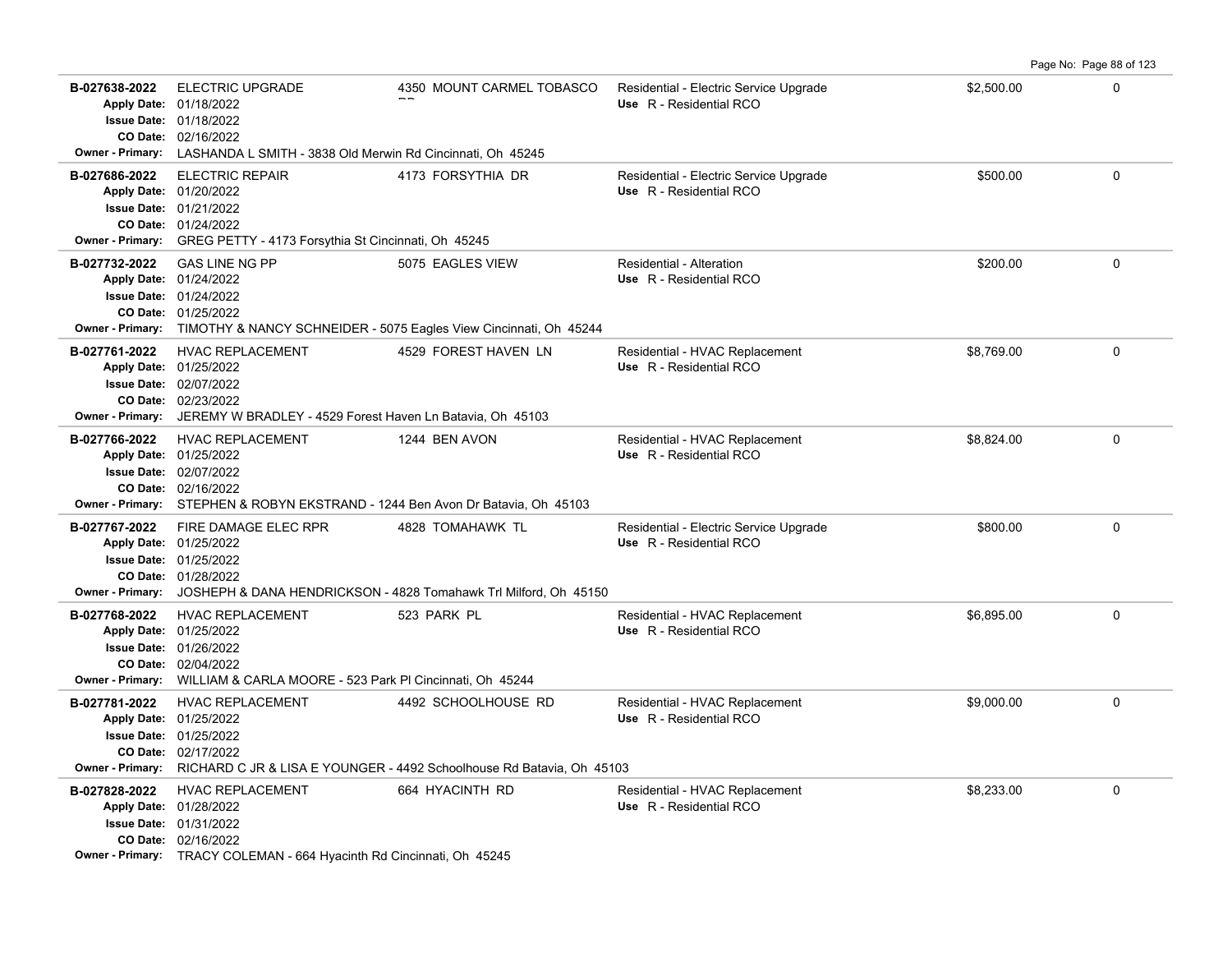| Permit | Description | Address | Type / Use | Valuation | |
|---|---|---|---|---|---|
| **B-027638-2022** | ELECTRIC UPGRADE | 4350 MOUNT CARMEL TOBASCO RD | Residential - Electric Service Upgrade<br>Use R - Residential RCO | $2,500.00 | 0 |
| Apply Date: 01/18/2022<br>Issue Date: 01/18/2022<br>CO Date: 02/16/2022 | | | | | |
| Owner - Primary: LASHANDA L SMITH - 3838 Old Merwin Rd Cincinnati, Oh 45245 | | | | | |
| **B-027686-2022** | ELECTRIC REPAIR | 4173 FORSYTHIA DR | Residential - Electric Service Upgrade<br>Use R - Residential RCO | $500.00 | 0 |
| Apply Date: 01/20/2022<br>Issue Date: 01/21/2022<br>CO Date: 01/24/2022 | | | | | |
| Owner - Primary: GREG PETTY - 4173 Forsythia St Cincinnati, Oh 45245 | | | | | |
| **B-027732-2022** | GAS LINE NG PP | 5075 EAGLES VIEW | Residential - Alteration<br>Use R - Residential RCO | $200.00 | 0 |
| Apply Date: 01/24/2022<br>Issue Date: 01/24/2022<br>CO Date: 01/25/2022 | | | | | |
| Owner - Primary: TIMOTHY & NANCY SCHNEIDER - 5075 Eagles View Cincinnati, Oh 45244 | | | | | |
| **B-027761-2022** | HVAC REPLACEMENT | 4529 FOREST HAVEN LN | Residential - HVAC Replacement<br>Use R - Residential RCO | $8,769.00 | 0 |
| Apply Date: 01/25/2022<br>Issue Date: 02/07/2022<br>CO Date: 02/23/2022 | | | | | |
| Owner - Primary: JEREMY W BRADLEY - 4529 Forest Haven Ln Batavia, Oh 45103 | | | | | |
| **B-027766-2022** | HVAC REPLACEMENT | 1244 BEN AVON | Residential - HVAC Replacement<br>Use R - Residential RCO | $8,824.00 | 0 |
| Apply Date: 01/25/2022<br>Issue Date: 02/07/2022<br>CO Date: 02/16/2022 | | | | | |
| Owner - Primary: STEPHEN & ROBYN EKSTRAND - 1244 Ben Avon Dr Batavia, Oh 45103 | | | | | |
| **B-027767-2022** | FIRE DAMAGE ELEC RPR | 4828 TOMAHAWK TL | Residential - Electric Service Upgrade<br>Use R - Residential RCO | $800.00 | 0 |
| Apply Date: 01/25/2022<br>Issue Date: 01/25/2022<br>CO Date: 01/28/2022 | | | | | |
| Owner - Primary: JOSHEPH & DANA HENDRICKSON - 4828 Tomahawk Trl Milford, Oh 45150 | | | | | |
| **B-027768-2022** | HVAC REPLACEMENT | 523 PARK PL | Residential - HVAC Replacement<br>Use R - Residential RCO | $6,895.00 | 0 |
| Apply Date: 01/25/2022<br>Issue Date: 01/26/2022<br>CO Date: 02/04/2022 | | | | | |
| Owner - Primary: WILLIAM & CARLA MOORE - 523 Park Pl Cincinnati, Oh 45244 | | | | | |
| **B-027781-2022** | HVAC REPLACEMENT | 4492 SCHOOLHOUSE RD | Residential - HVAC Replacement<br>Use R - Residential RCO | $9,000.00 | 0 |
| Apply Date: 01/25/2022<br>Issue Date: 01/25/2022<br>CO Date: 02/17/2022 | | | | | |
| Owner - Primary: RICHARD C JR & LISA E YOUNGER - 4492 Schoolhouse Rd Batavia, Oh 45103 | | | | | |
| **B-027828-2022** | HVAC REPLACEMENT | 664 HYACINTH RD | Residential - HVAC Replacement<br>Use R - Residential RCO | $8,233.00 | 0 |
| Apply Date: 01/28/2022<br>Issue Date: 01/31/2022<br>CO Date: 02/16/2022 | | | | | |
| Owner - Primary: TRACY COLEMAN - 664 Hyacinth Rd Cincinnati, Oh 45245 | | | | | |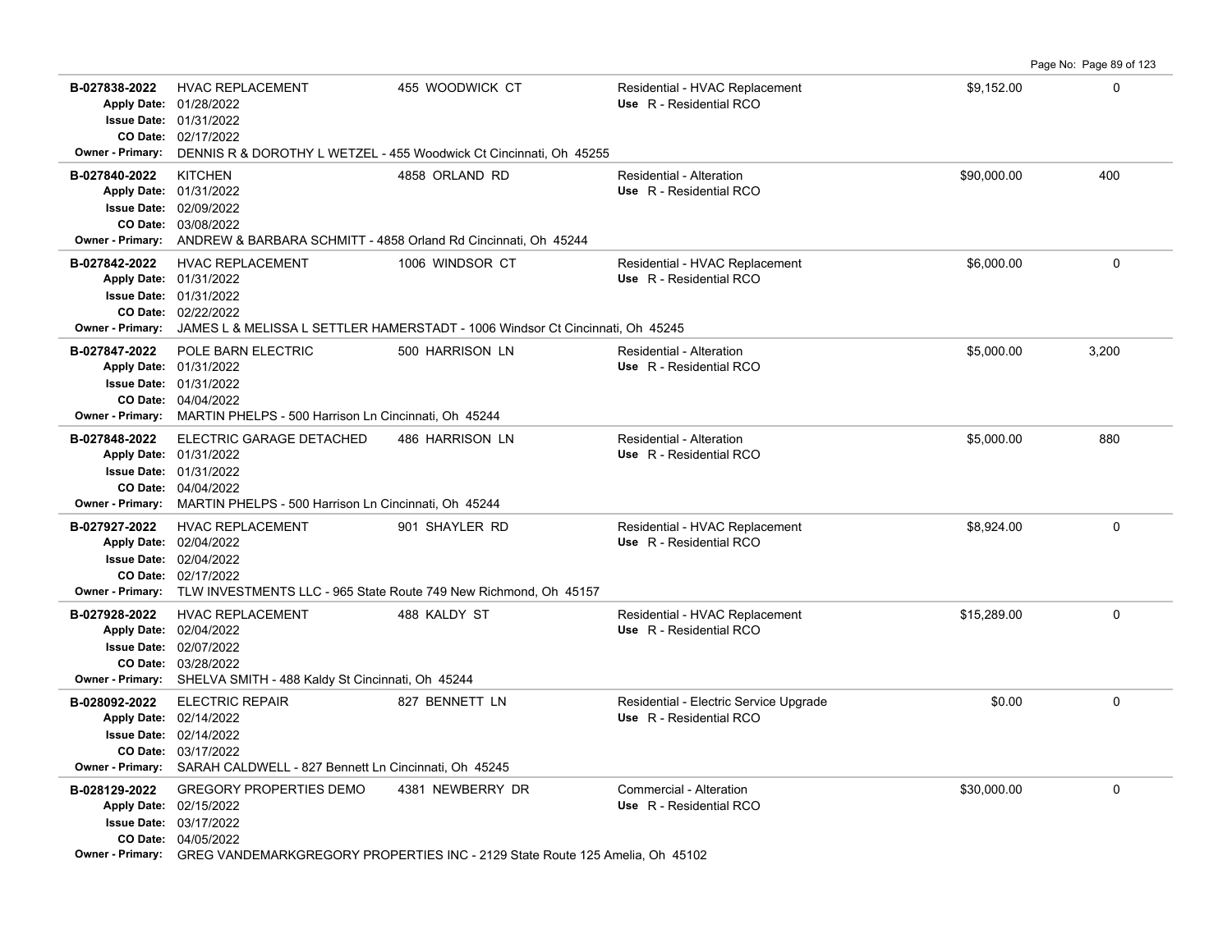| Permit # | Description | Address | Type / Use | Valuation | Sq Ft |
|---|---|---|---|---|---|
| **B-027838-2022** | HVAC REPLACEMENT | 455 WOODWICK CT | Residential - HVAC Replacement | $9,152.00 | 0 |
| **Apply Date:** 01/28/2022 | | | **Use** R - Residential RCO | | |
| **Issue Date:** 01/31/2022 | | | | | |
| **CO Date:** 02/17/2022 | | | | | |
| **Owner - Primary:** DENNIS R & DOROTHY L WETZEL - 455 Woodwick Ct Cincinnati, Oh 45255 | | | | | |
| **B-027840-2022** | KITCHEN | 4858 ORLAND RD | Residential - Alteration | $90,000.00 | 400 |
| **Apply Date:** 01/31/2022 | | | **Use** R - Residential RCO | | |
| **Issue Date:** 02/09/2022 | | | | | |
| **CO Date:** 03/08/2022 | | | | | |
| **Owner - Primary:** ANDREW & BARBARA SCHMITT - 4858 Orland Rd Cincinnati, Oh 45244 | | | | | |
| **B-027842-2022** | HVAC REPLACEMENT | 1006 WINDSOR CT | Residential - HVAC Replacement | $6,000.00 | 0 |
| **Apply Date:** 01/31/2022 | | | **Use** R - Residential RCO | | |
| **Issue Date:** 01/31/2022 | | | | | |
| **CO Date:** 02/22/2022 | | | | | |
| **Owner - Primary:** JAMES L & MELISSA L SETTLER HAMERSTADT - 1006 Windsor Ct Cincinnati, Oh 45245 | | | | | |
| **B-027847-2022** | POLE BARN ELECTRIC | 500 HARRISON LN | Residential - Alteration | $5,000.00 | 3,200 |
| **Apply Date:** 01/31/2022 | | | **Use** R - Residential RCO | | |
| **Issue Date:** 01/31/2022 | | | | | |
| **CO Date:** 04/04/2022 | | | | | |
| **Owner - Primary:** MARTIN PHELPS - 500 Harrison Ln Cincinnati, Oh 45244 | | | | | |
| **B-027848-2022** | ELECTRIC GARAGE DETACHED | 486 HARRISON LN | Residential - Alteration | $5,000.00 | 880 |
| **Apply Date:** 01/31/2022 | | | **Use** R - Residential RCO | | |
| **Issue Date:** 01/31/2022 | | | | | |
| **CO Date:** 04/04/2022 | | | | | |
| **Owner - Primary:** MARTIN PHELPS - 500 Harrison Ln Cincinnati, Oh 45244 | | | | | |
| **B-027927-2022** | HVAC REPLACEMENT | 901 SHAYLER RD | Residential - HVAC Replacement | $8,924.00 | 0 |
| **Apply Date:** 02/04/2022 | | | **Use** R - Residential RCO | | |
| **Issue Date:** 02/04/2022 | | | | | |
| **CO Date:** 02/17/2022 | | | | | |
| **Owner - Primary:** TLW INVESTMENTS LLC - 965 State Route 749 New Richmond, Oh 45157 | | | | | |
| **B-027928-2022** | HVAC REPLACEMENT | 488 KALDY ST | Residential - HVAC Replacement | $15,289.00 | 0 |
| **Apply Date:** 02/04/2022 | | | **Use** R - Residential RCO | | |
| **Issue Date:** 02/07/2022 | | | | | |
| **CO Date:** 03/28/2022 | | | | | |
| **Owner - Primary:** SHELVA SMITH - 488 Kaldy St Cincinnati, Oh 45244 | | | | | |
| **B-028092-2022** | ELECTRIC REPAIR | 827 BENNETT LN | Residential - Electric Service Upgrade | $0.00 | 0 |
| **Apply Date:** 02/14/2022 | | | **Use** R - Residential RCO | | |
| **Issue Date:** 02/14/2022 | | | | | |
| **CO Date:** 03/17/2022 | | | | | |
| **Owner - Primary:** SARAH CALDWELL - 827 Bennett Ln Cincinnati, Oh 45245 | | | | | |
| **B-028129-2022** | GREGORY PROPERTIES DEMO | 4381 NEWBERRY DR | Commercial - Alteration | $30,000.00 | 0 |
| **Apply Date:** 02/15/2022 | | | **Use** R - Residential RCO | | |
| **Issue Date:** 03/17/2022 | | | | | |
| **CO Date:** 04/05/2022 | | | | | |
| **Owner - Primary:** GREG VANDEMARKGREGORY PROPERTIES INC - 2129 State Route 125 Amelia, Oh 45102 | | | | | |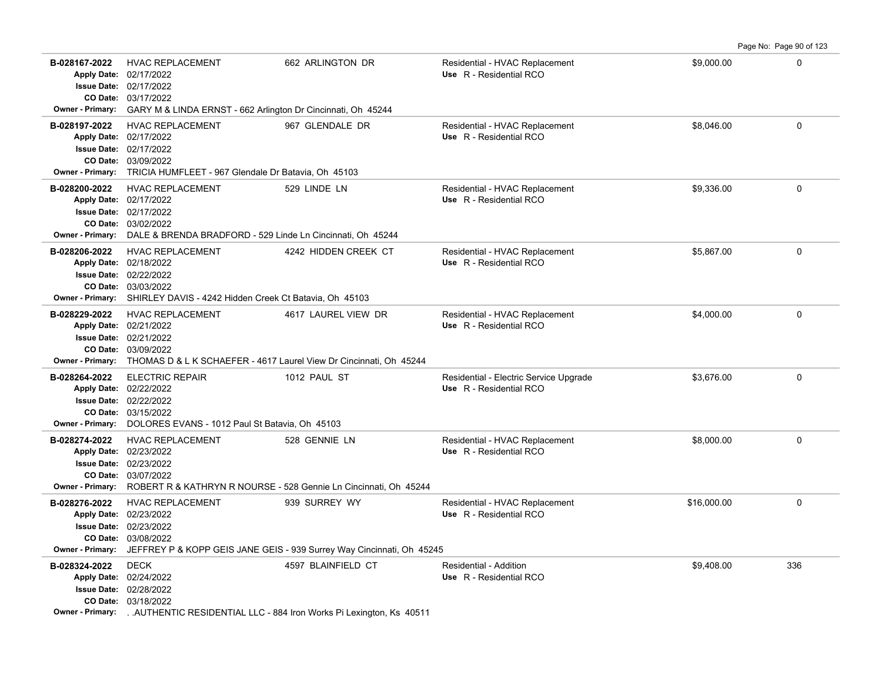| Permit # | Description | Address | Type / Use | Valuation | Sq Ft |
|---|---|---|---|---|---|
| **B-028167-2022** | HVAC REPLACEMENT | 662 ARLINGTON DR | Residential - HVAC Replacement | $9,000.00 | 0 |
| **Apply Date:** 02/17/2022 | | | **Use** R - Residential RCO | | |
| **Issue Date:** 02/17/2022 | | | | | |
| **CO Date:** 03/17/2022 | | | | | |
| **Owner - Primary:** GARY M & LINDA ERNST - 662 Arlington Dr Cincinnati, Oh 45244 | | | | | |
| **B-028197-2022** | HVAC REPLACEMENT | 967 GLENDALE DR | Residential - HVAC Replacement | $8,046.00 | 0 |
| **Apply Date:** 02/17/2022 | | | **Use** R - Residential RCO | | |
| **Issue Date:** 02/17/2022 | | | | | |
| **CO Date:** 03/09/2022 | | | | | |
| **Owner - Primary:** TRICIA HUMFLEET - 967 Glendale Dr Batavia, Oh 45103 | | | | | |
| **B-028200-2022** | HVAC REPLACEMENT | 529 LINDE LN | Residential - HVAC Replacement | $9,336.00 | 0 |
| **Apply Date:** 02/17/2022 | | | **Use** R - Residential RCO | | |
| **Issue Date:** 02/17/2022 | | | | | |
| **CO Date:** 03/02/2022 | | | | | |
| **Owner - Primary:** DALE & BRENDA BRADFORD - 529 Linde Ln Cincinnati, Oh 45244 | | | | | |
| **B-028206-2022** | HVAC REPLACEMENT | 4242 HIDDEN CREEK CT | Residential - HVAC Replacement | $5,867.00 | 0 |
| **Apply Date:** 02/18/2022 | | | **Use** R - Residential RCO | | |
| **Issue Date:** 02/22/2022 | | | | | |
| **CO Date:** 03/03/2022 | | | | | |
| **Owner - Primary:** SHIRLEY DAVIS - 4242 Hidden Creek Ct Batavia, Oh 45103 | | | | | |
| **B-028229-2022** | HVAC REPLACEMENT | 4617 LAUREL VIEW DR | Residential - HVAC Replacement | $4,000.00 | 0 |
| **Apply Date:** 02/21/2022 | | | **Use** R - Residential RCO | | |
| **Issue Date:** 02/21/2022 | | | | | |
| **CO Date:** 03/09/2022 | | | | | |
| **Owner - Primary:** THOMAS D & L K SCHAEFER - 4617 Laurel View Dr Cincinnati, Oh 45244 | | | | | |
| **B-028264-2022** | ELECTRIC REPAIR | 1012 PAUL ST | Residential - Electric Service Upgrade | $3,676.00 | 0 |
| **Apply Date:** 02/22/2022 | | | **Use** R - Residential RCO | | |
| **Issue Date:** 02/22/2022 | | | | | |
| **CO Date:** 03/15/2022 | | | | | |
| **Owner - Primary:** DOLORES EVANS - 1012 Paul St Batavia, Oh 45103 | | | | | |
| **B-028274-2022** | HVAC REPLACEMENT | 528 GENNIE LN | Residential - HVAC Replacement | $8,000.00 | 0 |
| **Apply Date:** 02/23/2022 | | | **Use** R - Residential RCO | | |
| **Issue Date:** 02/23/2022 | | | | | |
| **CO Date:** 03/07/2022 | | | | | |
| **Owner - Primary:** ROBERT R & KATHRYN R NOURSE - 528 Gennie Ln Cincinnati, Oh 45244 | | | | | |
| **B-028276-2022** | HVAC REPLACEMENT | 939 SURREY WY | Residential - HVAC Replacement | $16,000.00 | 0 |
| **Apply Date:** 02/23/2022 | | | **Use** R - Residential RCO | | |
| **Issue Date:** 02/23/2022 | | | | | |
| **CO Date:** 03/08/2022 | | | | | |
| **Owner - Primary:** JEFFREY P & KOPP GEIS JANE GEIS - 939 Surrey Way Cincinnati, Oh 45245 | | | | | |
| **B-028324-2022** | DECK | 4597 BLAINFIELD CT | Residential - Addition | $9,408.00 | 336 |
| **Apply Date:** 02/24/2022 | | | **Use** R - Residential RCO | | |
| **Issue Date:** 02/28/2022 | | | | | |
| **CO Date:** 03/18/2022 | | | | | |
| **Owner - Primary:** . .AUTHENTIC RESIDENTIAL LLC - 884 Iron Works Pi Lexington, Ks 40511 | | | | | |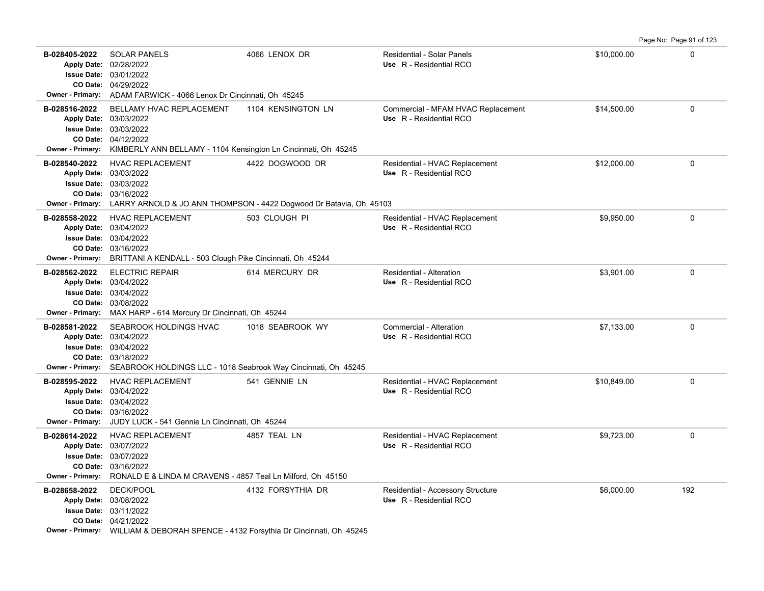| Permit # | Description | Address | Type / Use | Valuation | Sq Ft |
|---|---|---|---|---|---|
| **B-028405-2022**<br>Apply Date: 02/28/2022<br>Issue Date: 03/01/2022<br>CO Date: 04/29/2022<br>Owner - Primary: ADAM FARWICK - 4066 Lenox Dr Cincinnati, Oh 45245 | SOLAR PANELS | 4066 LENOX DR | Residential - Solar Panels<br>Use R - Residential RCO | $10,000.00 | 0 |
| **B-028516-2022**<br>Apply Date: 03/03/2022<br>Issue Date: 03/03/2022<br>CO Date: 04/12/2022<br>Owner - Primary: KIMBERLY ANN BELLAMY - 1104 Kensington Ln Cincinnati, Oh 45245 | BELLAMY HVAC REPLACEMENT | 1104 KENSINGTON LN | Commercial - MFAM HVAC Replacement<br>Use R - Residential RCO | $14,500.00 | 0 |
| **B-028540-2022**<br>Apply Date: 03/03/2022<br>Issue Date: 03/03/2022<br>CO Date: 03/16/2022<br>Owner - Primary: LARRY ARNOLD & JO ANN THOMPSON - 4422 Dogwood Dr Batavia, Oh 45103 | HVAC REPLACEMENT | 4422 DOGWOOD DR | Residential - HVAC Replacement<br>Use R - Residential RCO | $12,000.00 | 0 |
| **B-028558-2022**<br>Apply Date: 03/04/2022<br>Issue Date: 03/04/2022<br>CO Date: 03/16/2022<br>Owner - Primary: BRITTANI A KENDALL - 503 Clough Pike Cincinnati, Oh 45244 | HVAC REPLACEMENT | 503 CLOUGH PI | Residential - HVAC Replacement<br>Use R - Residential RCO | $9,950.00 | 0 |
| **B-028562-2022**<br>Apply Date: 03/04/2022<br>Issue Date: 03/04/2022<br>CO Date: 03/08/2022<br>Owner - Primary: MAX HARP - 614 Mercury Dr Cincinnati, Oh 45244 | ELECTRIC REPAIR | 614 MERCURY DR | Residential - Alteration<br>Use R - Residential RCO | $3,901.00 | 0 |
| **B-028581-2022**<br>Apply Date: 03/04/2022<br>Issue Date: 03/04/2022<br>CO Date: 03/18/2022<br>Owner - Primary: SEABROOK HOLDINGS LLC - 1018 Seabrook Way Cincinnati, Oh 45245 | SEABROOK HOLDINGS HVAC | 1018 SEABROOK WY | Commercial - Alteration<br>Use R - Residential RCO | $7,133.00 | 0 |
| **B-028595-2022**<br>Apply Date: 03/04/2022<br>Issue Date: 03/04/2022<br>CO Date: 03/16/2022<br>Owner - Primary: JUDY LUCK - 541 Gennie Ln Cincinnati, Oh 45244 | HVAC REPLACEMENT | 541 GENNIE LN | Residential - HVAC Replacement<br>Use R - Residential RCO | $10,849.00 | 0 |
| **B-028614-2022**<br>Apply Date: 03/07/2022<br>Issue Date: 03/07/2022<br>CO Date: 03/16/2022<br>Owner - Primary: RONALD E & LINDA M CRAVENS - 4857 Teal Ln Milford, Oh 45150 | HVAC REPLACEMENT | 4857 TEAL LN | Residential - HVAC Replacement<br>Use R - Residential RCO | $9,723.00 | 0 |
| **B-028658-2022**<br>Apply Date: 03/08/2022<br>Issue Date: 03/11/2022<br>CO Date: 04/21/2022<br>Owner - Primary: WILLIAM & DEBORAH SPENCE - 4132 Forsythia Dr Cincinnati, Oh 45245 | DECK/POOL | 4132 FORSYTHIA DR | Residential - Accessory Structure<br>Use R - Residential RCO | $6,000.00 | 192 |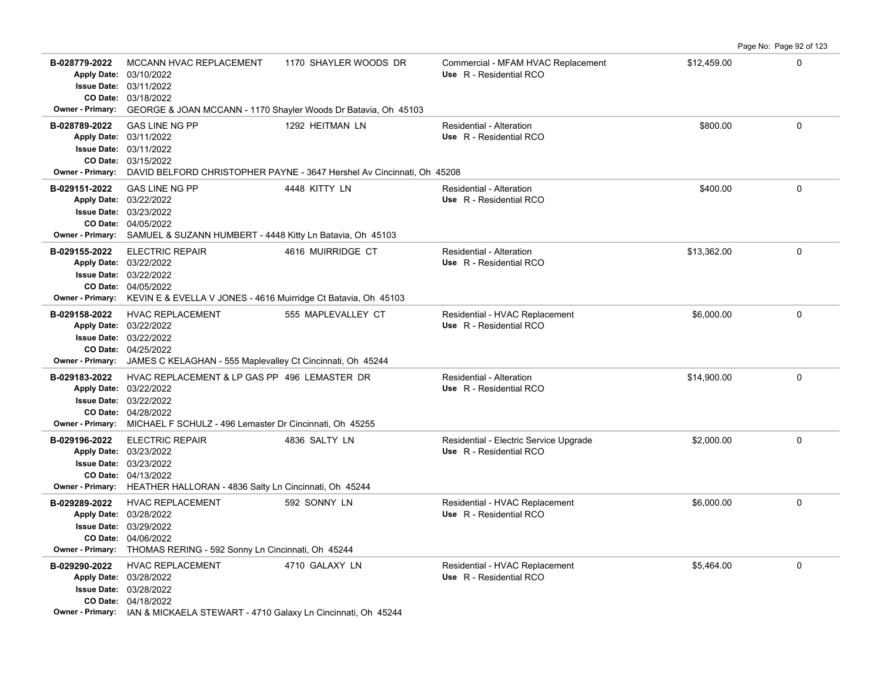| Permit No. | Description / Dates | Address | Type / Use | Valuation | |
|---|---|---|---|---|---|
| B-028779-2022 | MCCANN HVAC REPLACEMENT<br>Apply Date: 03/10/2022<br>Issue Date: 03/11/2022<br>CO Date: 03/18/2022 | 1170 SHAYLER WOODS DR | Commercial - MFAM HVAC Replacement<br>Use R - Residential RCO | $12,459.00 | 0 |
| Owner - Primary: | GEORGE & JOAN MCCANN - 1170 Shayler Woods Dr Batavia, Oh 45103 | | | | |
| B-028789-2022 | GAS LINE NG PP<br>Apply Date: 03/11/2022<br>Issue Date: 03/11/2022<br>CO Date: 03/15/2022 | 1292 HEITMAN LN | Residential - Alteration<br>Use R - Residential RCO | $800.00 | 0 |
| Owner - Primary: | DAVID BELFORD CHRISTOPHER PAYNE - 3647 Hershel Av Cincinnati, Oh 45208 | | | | |
| B-029151-2022 | GAS LINE NG PP<br>Apply Date: 03/22/2022<br>Issue Date: 03/23/2022<br>CO Date: 04/05/2022 | 4448 KITTY LN | Residential - Alteration<br>Use R - Residential RCO | $400.00 | 0 |
| Owner - Primary: | SAMUEL & SUZANN HUMBERT - 4448 Kitty Ln Batavia, Oh 45103 | | | | |
| B-029155-2022 | ELECTRIC REPAIR<br>Apply Date: 03/22/2022<br>Issue Date: 03/22/2022<br>CO Date: 04/05/2022 | 4616 MUIRRIDGE CT | Residential - Alteration<br>Use R - Residential RCO | $13,362.00 | 0 |
| Owner - Primary: | KEVIN E & EVELLA V JONES - 4616 Muirridge Ct Batavia, Oh 45103 | | | | |
| B-029158-2022 | HVAC REPLACEMENT<br>Apply Date: 03/22/2022<br>Issue Date: 03/22/2022<br>CO Date: 04/25/2022 | 555 MAPLEVALLEY CT | Residential - HVAC Replacement<br>Use R - Residential RCO | $6,000.00 | 0 |
| Owner - Primary: | JAMES C KELAGHAN - 555 Maplevalley Ct Cincinnati, Oh 45244 | | | | |
| B-029183-2022 | HVAC REPLACEMENT & LP GAS PP<br>Apply Date: 03/22/2022<br>Issue Date: 03/22/2022<br>CO Date: 04/28/2022 | 496 LEMASTER DR | Residential - Alteration<br>Use R - Residential RCO | $14,900.00 | 0 |
| Owner - Primary: | MICHAEL F SCHULZ - 496 Lemaster Dr Cincinnati, Oh 45255 | | | | |
| B-029196-2022 | ELECTRIC REPAIR<br>Apply Date: 03/23/2022<br>Issue Date: 03/23/2022<br>CO Date: 04/13/2022 | 4836 SALTY LN | Residential - Electric Service Upgrade<br>Use R - Residential RCO | $2,000.00 | 0 |
| Owner - Primary: | HEATHER HALLORAN - 4836 Salty Ln Cincinnati, Oh 45244 | | | | |
| B-029289-2022 | HVAC REPLACEMENT<br>Apply Date: 03/28/2022<br>Issue Date: 03/29/2022<br>CO Date: 04/06/2022 | 592 SONNY LN | Residential - HVAC Replacement<br>Use R - Residential RCO | $6,000.00 | 0 |
| Owner - Primary: | THOMAS RERING - 592 Sonny Ln Cincinnati, Oh 45244 | | | | |
| B-029290-2022 | HVAC REPLACEMENT<br>Apply Date: 03/28/2022<br>Issue Date: 03/28/2022<br>CO Date: 04/18/2022 | 4710 GALAXY LN | Residential - HVAC Replacement<br>Use R - Residential RCO | $5,464.00 | 0 |
| Owner - Primary: | IAN & MICKAELA STEWART - 4710 Galaxy Ln Cincinnati, Oh 45244 | | | | |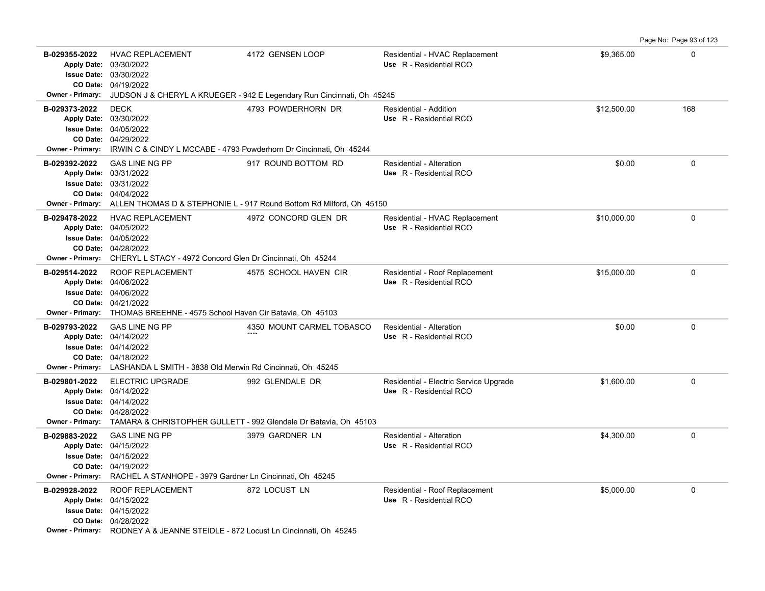| Permit # | Description | Address | Type / Use | Valuation | Sq Ft |
|---|---|---|---|---|---|
| **B-029355-2022**<br>Apply Date: 03/30/2022<br>Issue Date: 03/30/2022<br>CO Date: 04/19/2022<br>Owner - Primary: JUDSON J & CHERYL A KRUEGER - 942 E Legendary Run Cincinnati, Oh 45245 | HVAC REPLACEMENT | 4172 GENSEN LOOP | Residential - HVAC Replacement<br>Use R - Residential RCO | $9,365.00 | 0 |
| **B-029373-2022**<br>Apply Date: 03/30/2022<br>Issue Date: 04/05/2022<br>CO Date: 04/29/2022<br>Owner - Primary: IRWIN C & CINDY L MCCABE - 4793 Powderhorn Dr Cincinnati, Oh 45244 | DECK | 4793 POWDERHORN DR | Residential - Addition<br>Use R - Residential RCO | $12,500.00 | 168 |
| **B-029392-2022**<br>Apply Date: 03/31/2022<br>Issue Date: 03/31/2022<br>CO Date: 04/04/2022<br>Owner - Primary: ALLEN THOMAS D & STEPHONIE L - 917 Round Bottom Rd Milford, Oh 45150 | GAS LINE NG PP | 917 ROUND BOTTOM RD | Residential - Alteration<br>Use R - Residential RCO | $0.00 | 0 |
| **B-029478-2022**<br>Apply Date: 04/05/2022<br>Issue Date: 04/05/2022<br>CO Date: 04/28/2022<br>Owner - Primary: CHERYL L STACY - 4972 Concord Glen Dr Cincinnati, Oh 45244 | HVAC REPLACEMENT | 4972 CONCORD GLEN DR | Residential - HVAC Replacement<br>Use R - Residential RCO | $10,000.00 | 0 |
| **B-029514-2022**<br>Apply Date: 04/06/2022<br>Issue Date: 04/06/2022<br>CO Date: 04/21/2022<br>Owner - Primary: THOMAS BREEHNE - 4575 School Haven Cir Batavia, Oh 45103 | ROOF REPLACEMENT | 4575 SCHOOL HAVEN CIR | Residential - Roof Replacement<br>Use R - Residential RCO | $15,000.00 | 0 |
| **B-029793-2022**<br>Apply Date: 04/14/2022<br>Issue Date: 04/14/2022<br>CO Date: 04/18/2022<br>Owner - Primary: LASHANDA L SMITH - 3838 Old Merwin Rd Cincinnati, Oh 45245 | GAS LINE NG PP | 4350 MOUNT CARMEL TOBASCO RD | Residential - Alteration<br>Use R - Residential RCO | $0.00 | 0 |
| **B-029801-2022**<br>Apply Date: 04/14/2022<br>Issue Date: 04/14/2022<br>CO Date: 04/28/2022<br>Owner - Primary: TAMARA & CHRISTOPHER GULLETT - 992 Glendale Dr Batavia, Oh 45103 | ELECTRIC UPGRADE | 992 GLENDALE DR | Residential - Electric Service Upgrade<br>Use R - Residential RCO | $1,600.00 | 0 |
| **B-029883-2022**<br>Apply Date: 04/15/2022<br>Issue Date: 04/15/2022<br>CO Date: 04/19/2022<br>Owner - Primary: RACHEL A STANHOPE - 3979 Gardner Ln Cincinnati, Oh 45245 | GAS LINE NG PP | 3979 GARDNER LN | Residential - Alteration<br>Use R - Residential RCO | $4,300.00 | 0 |
| **B-029928-2022**<br>Apply Date: 04/15/2022<br>Issue Date: 04/15/2022<br>CO Date: 04/28/2022<br>Owner - Primary: RODNEY A & JEANNE STEIDLE - 872 Locust Ln Cincinnati, Oh 45245 | ROOF REPLACEMENT | 872 LOCUST LN | Residential - Roof Replacement<br>Use R - Residential RCO | $5,000.00 | 0 |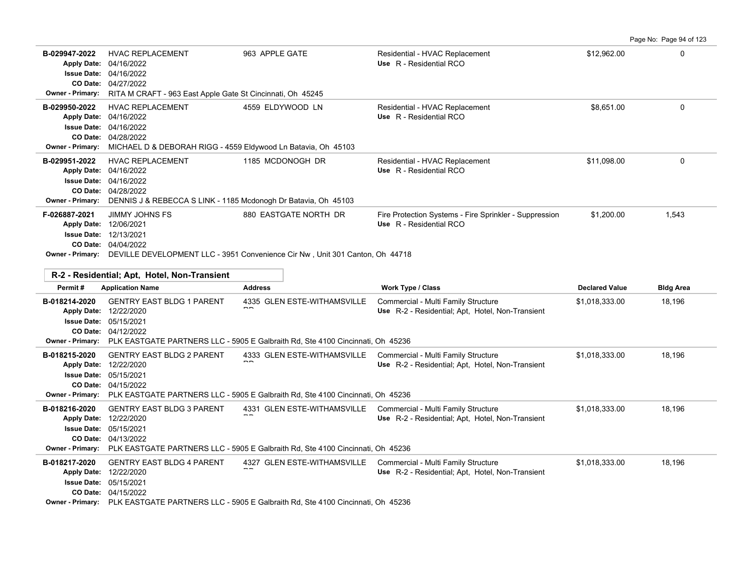| Permit # | Application Name | Address | Work Type / Class | Declared Value | Bldg Area |
|---|---|---|---|---|---|
| B-029947-2022<br>Apply Date: 04/16/2022<br>Issue Date: 04/16/2022<br>CO Date: 04/27/2022<br>Owner - Primary: RITA M CRAFT - 963 East Apple Gate St Cincinnati, Oh 45245 | HVAC REPLACEMENT | 963 APPLE GATE | Residential - HVAC Replacement<br>Use R - Residential RCO | $12,962.00 | 0 |
| B-029950-2022<br>Apply Date: 04/16/2022<br>Issue Date: 04/16/2022<br>CO Date: 04/28/2022<br>Owner - Primary: MICHAEL D & DEBORAH RIGG - 4559 Eldywood Ln Batavia, Oh 45103 | HVAC REPLACEMENT | 4559 ELDYWOOD LN | Residential - HVAC Replacement<br>Use R - Residential RCO | $8,651.00 | 0 |
| B-029951-2022<br>Apply Date: 04/16/2022<br>Issue Date: 04/16/2022<br>CO Date: 04/28/2022<br>Owner - Primary: DENNIS J & REBECCA S LINK - 1185 Mcdonogh Dr Batavia, Oh 45103 | HVAC REPLACEMENT | 1185 MCDONOGH DR | Residential - HVAC Replacement<br>Use R - Residential RCO | $11,098.00 | 0 |
| F-026887-2021<br>Apply Date: 12/06/2021<br>Issue Date: 12/13/2021<br>CO Date: 04/04/2022<br>Owner - Primary: DEVILLE DEVELOPMENT LLC - 3951 Convenience Cir Nw , Unit 301 Canton, Oh 44718 | JIMMY JOHNS FS | 880 EASTGATE NORTH DR | Fire Protection Systems - Fire Sprinkler - Suppression<br>Use R - Residential RCO | $1,200.00 | 1,543 |

## R-2 - Residential; Apt, Hotel, Non-Transient

| Permit # | Application Name | Address | Work Type / Class | Declared Value | Bldg Area |
|---|---|---|---|---|---|
| B-018214-2020<br>Apply Date: 12/22/2020<br>Issue Date: 05/15/2021<br>CO Date: 04/12/2022<br>Owner - Primary: PLK EASTGATE PARTNERS LLC - 5905 E Galbraith Rd, Ste 4100 Cincinnati, Oh 45236 | GENTRY EAST BLDG 1 PARENT | 4335 GLEN ESTE-WITHAMSVILLE RD | Commercial - Multi Family Structure<br>Use R-2 - Residential; Apt, Hotel, Non-Transient | $1,018,333.00 | 18,196 |
| B-018215-2020<br>Apply Date: 12/22/2020<br>Issue Date: 05/15/2021<br>CO Date: 04/15/2022<br>Owner - Primary: PLK EASTGATE PARTNERS LLC - 5905 E Galbraith Rd, Ste 4100 Cincinnati, Oh 45236 | GENTRY EAST BLDG 2 PARENT | 4333 GLEN ESTE-WITHAMSVILLE RD | Commercial - Multi Family Structure<br>Use R-2 - Residential; Apt, Hotel, Non-Transient | $1,018,333.00 | 18,196 |
| B-018216-2020<br>Apply Date: 12/22/2020<br>Issue Date: 05/15/2021<br>CO Date: 04/13/2022<br>Owner - Primary: PLK EASTGATE PARTNERS LLC - 5905 E Galbraith Rd, Ste 4100 Cincinnati, Oh 45236 | GENTRY EAST BLDG 3 PARENT | 4331 GLEN ESTE-WITHAMSVILLE RD | Commercial - Multi Family Structure<br>Use R-2 - Residential; Apt, Hotel, Non-Transient | $1,018,333.00 | 18,196 |
| B-018217-2020<br>Apply Date: 12/22/2020<br>Issue Date: 05/15/2021<br>CO Date: 04/15/2022<br>Owner - Primary: PLK EASTGATE PARTNERS LLC - 5905 E Galbraith Rd, Ste 4100 Cincinnati, Oh 45236 | GENTRY EAST BLDG 4 PARENT | 4327 GLEN ESTE-WITHAMSVILLE RD | Commercial - Multi Family Structure<br>Use R-2 - Residential; Apt, Hotel, Non-Transient | $1,018,333.00 | 18,196 |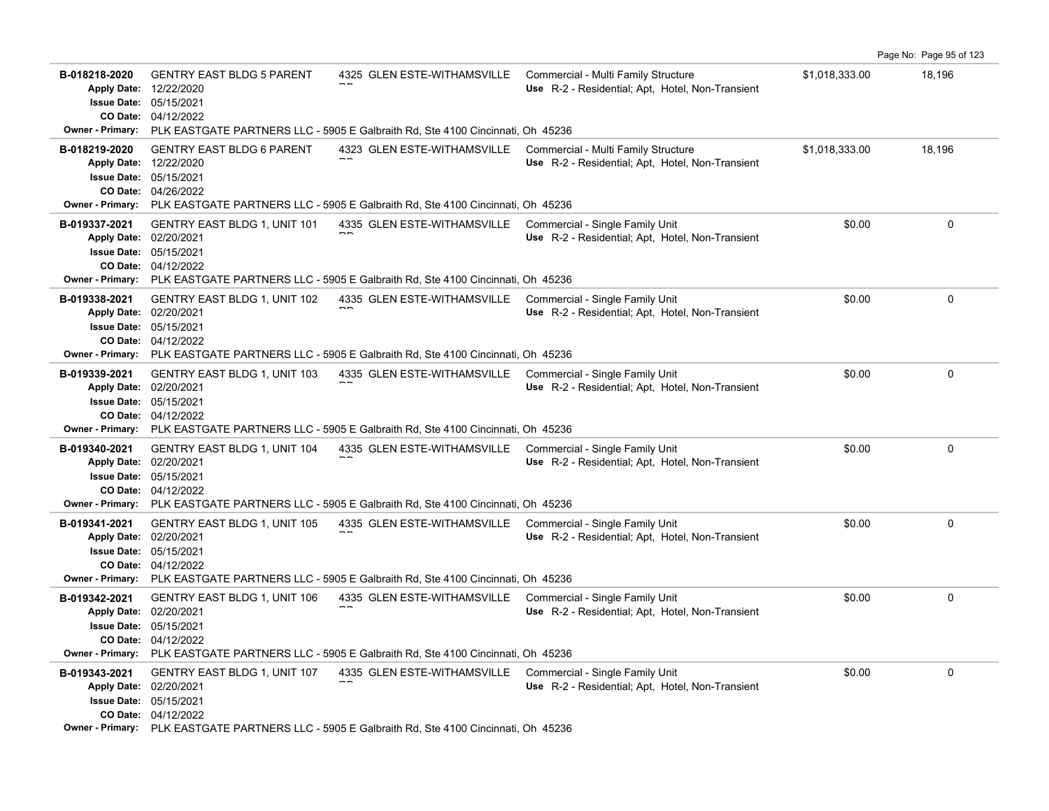| Permit | Description | Address | Type / Use | Valuation | Sq Ft |
|---|---|---|---|---|---|
| **B-018218-2020**<br>Apply Date: 12/22/2020<br>Issue Date: 05/15/2021<br>CO Date: 04/12/2022 | GENTRY EAST BLDG 5 PARENT | 4325 GLEN ESTE-WITHAMSVILLE RD | Commercial - Multi Family Structure<br>Use R-2 - Residential; Apt, Hotel, Non-Transient | $1,018,333.00 | 18,196 |
| Owner - Primary: PLK EASTGATE PARTNERS LLC - 5905 E Galbraith Rd, Ste 4100 Cincinnati, Oh 45236 | | | | | |
| **B-018219-2020**<br>Apply Date: 12/22/2020<br>Issue Date: 05/15/2021<br>CO Date: 04/26/2022 | GENTRY EAST BLDG 6 PARENT | 4323 GLEN ESTE-WITHAMSVILLE RD | Commercial - Multi Family Structure<br>Use R-2 - Residential; Apt, Hotel, Non-Transient | $1,018,333.00 | 18,196 |
| Owner - Primary: PLK EASTGATE PARTNERS LLC - 5905 E Galbraith Rd, Ste 4100 Cincinnati, Oh 45236 | | | | | |
| **B-019337-2021**<br>Apply Date: 02/20/2021<br>Issue Date: 05/15/2021<br>CO Date: 04/12/2022 | GENTRY EAST BLDG 1, UNIT 101 | 4335 GLEN ESTE-WITHAMSVILLE RD | Commercial - Single Family Unit<br>Use R-2 - Residential; Apt, Hotel, Non-Transient | $0.00 | 0 |
| Owner - Primary: PLK EASTGATE PARTNERS LLC - 5905 E Galbraith Rd, Ste 4100 Cincinnati, Oh 45236 | | | | | |
| **B-019338-2021**<br>Apply Date: 02/20/2021<br>Issue Date: 05/15/2021<br>CO Date: 04/12/2022 | GENTRY EAST BLDG 1, UNIT 102 | 4335 GLEN ESTE-WITHAMSVILLE RD | Commercial - Single Family Unit<br>Use R-2 - Residential; Apt, Hotel, Non-Transient | $0.00 | 0 |
| Owner - Primary: PLK EASTGATE PARTNERS LLC - 5905 E Galbraith Rd, Ste 4100 Cincinnati, Oh 45236 | | | | | |
| **B-019339-2021**<br>Apply Date: 02/20/2021<br>Issue Date: 05/15/2021<br>CO Date: 04/12/2022 | GENTRY EAST BLDG 1, UNIT 103 | 4335 GLEN ESTE-WITHAMSVILLE RD | Commercial - Single Family Unit<br>Use R-2 - Residential; Apt, Hotel, Non-Transient | $0.00 | 0 |
| Owner - Primary: PLK EASTGATE PARTNERS LLC - 5905 E Galbraith Rd, Ste 4100 Cincinnati, Oh 45236 | | | | | |
| **B-019340-2021**<br>Apply Date: 02/20/2021<br>Issue Date: 05/15/2021<br>CO Date: 04/12/2022 | GENTRY EAST BLDG 1, UNIT 104 | 4335 GLEN ESTE-WITHAMSVILLE RD | Commercial - Single Family Unit<br>Use R-2 - Residential; Apt, Hotel, Non-Transient | $0.00 | 0 |
| Owner - Primary: PLK EASTGATE PARTNERS LLC - 5905 E Galbraith Rd, Ste 4100 Cincinnati, Oh 45236 | | | | | |
| **B-019341-2021**<br>Apply Date: 02/20/2021<br>Issue Date: 05/15/2021<br>CO Date: 04/12/2022 | GENTRY EAST BLDG 1, UNIT 105 | 4335 GLEN ESTE-WITHAMSVILLE RD | Commercial - Single Family Unit<br>Use R-2 - Residential; Apt, Hotel, Non-Transient | $0.00 | 0 |
| Owner - Primary: PLK EASTGATE PARTNERS LLC - 5905 E Galbraith Rd, Ste 4100 Cincinnati, Oh 45236 | | | | | |
| **B-019342-2021**<br>Apply Date: 02/20/2021<br>Issue Date: 05/15/2021<br>CO Date: 04/12/2022 | GENTRY EAST BLDG 1, UNIT 106 | 4335 GLEN ESTE-WITHAMSVILLE RD | Commercial - Single Family Unit<br>Use R-2 - Residential; Apt, Hotel, Non-Transient | $0.00 | 0 |
| Owner - Primary: PLK EASTGATE PARTNERS LLC - 5905 E Galbraith Rd, Ste 4100 Cincinnati, Oh 45236 | | | | | |
| **B-019343-2021**<br>Apply Date: 02/20/2021<br>Issue Date: 05/15/2021<br>CO Date: 04/12/2022 | GENTRY EAST BLDG 1, UNIT 107 | 4335 GLEN ESTE-WITHAMSVILLE RD | Commercial - Single Family Unit<br>Use R-2 - Residential; Apt, Hotel, Non-Transient | $0.00 | 0 |
| Owner - Primary: PLK EASTGATE PARTNERS LLC - 5905 E Galbraith Rd, Ste 4100 Cincinnati, Oh 45236 | | | | | |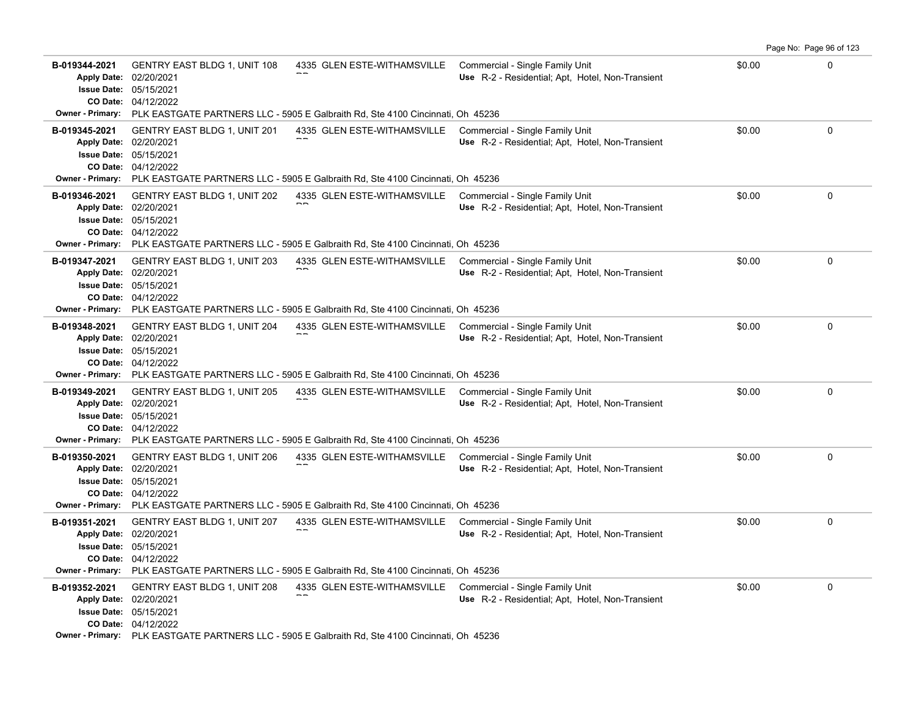| Permit | Description | Address | Type / Use | Valuation | Units |
|---|---|---|---|---|---|
| **B-019344-2021**<br>**Apply Date:** 02/20/2021<br>**Issue Date:** 05/15/2021<br>**CO Date:** 04/12/2022<br>**Owner - Primary:** PLK EASTGATE PARTNERS LLC - 5905 E Galbraith Rd, Ste 4100 Cincinnati, Oh 45236 | GENTRY EAST BLDG 1, UNIT 108 | 4335 GLEN ESTE-WITHAMSVILLE RD | Commercial - Single Family Unit<br>**Use** R-2 - Residential; Apt, Hotel, Non-Transient | $0.00 | 0 |
| **B-019345-2021**<br>**Apply Date:** 02/20/2021<br>**Issue Date:** 05/15/2021<br>**CO Date:** 04/12/2022<br>**Owner - Primary:** PLK EASTGATE PARTNERS LLC - 5905 E Galbraith Rd, Ste 4100 Cincinnati, Oh 45236 | GENTRY EAST BLDG 1, UNIT 201 | 4335 GLEN ESTE-WITHAMSVILLE RD | Commercial - Single Family Unit<br>**Use** R-2 - Residential; Apt, Hotel, Non-Transient | $0.00 | 0 |
| **B-019346-2021**<br>**Apply Date:** 02/20/2021<br>**Issue Date:** 05/15/2021<br>**CO Date:** 04/12/2022<br>**Owner - Primary:** PLK EASTGATE PARTNERS LLC - 5905 E Galbraith Rd, Ste 4100 Cincinnati, Oh 45236 | GENTRY EAST BLDG 1, UNIT 202 | 4335 GLEN ESTE-WITHAMSVILLE RD | Commercial - Single Family Unit<br>**Use** R-2 - Residential; Apt, Hotel, Non-Transient | $0.00 | 0 |
| **B-019347-2021**<br>**Apply Date:** 02/20/2021<br>**Issue Date:** 05/15/2021<br>**CO Date:** 04/12/2022<br>**Owner - Primary:** PLK EASTGATE PARTNERS LLC - 5905 E Galbraith Rd, Ste 4100 Cincinnati, Oh 45236 | GENTRY EAST BLDG 1, UNIT 203 | 4335 GLEN ESTE-WITHAMSVILLE RD | Commercial - Single Family Unit<br>**Use** R-2 - Residential; Apt, Hotel, Non-Transient | $0.00 | 0 |
| **B-019348-2021**<br>**Apply Date:** 02/20/2021<br>**Issue Date:** 05/15/2021<br>**CO Date:** 04/12/2022<br>**Owner - Primary:** PLK EASTGATE PARTNERS LLC - 5905 E Galbraith Rd, Ste 4100 Cincinnati, Oh 45236 | GENTRY EAST BLDG 1, UNIT 204 | 4335 GLEN ESTE-WITHAMSVILLE RD | Commercial - Single Family Unit<br>**Use** R-2 - Residential; Apt, Hotel, Non-Transient | $0.00 | 0 |
| **B-019349-2021**<br>**Apply Date:** 02/20/2021<br>**Issue Date:** 05/15/2021<br>**CO Date:** 04/12/2022<br>**Owner - Primary:** PLK EASTGATE PARTNERS LLC - 5905 E Galbraith Rd, Ste 4100 Cincinnati, Oh 45236 | GENTRY EAST BLDG 1, UNIT 205 | 4335 GLEN ESTE-WITHAMSVILLE RD | Commercial - Single Family Unit<br>**Use** R-2 - Residential; Apt, Hotel, Non-Transient | $0.00 | 0 |
| **B-019350-2021**<br>**Apply Date:** 02/20/2021<br>**Issue Date:** 05/15/2021<br>**CO Date:** 04/12/2022<br>**Owner - Primary:** PLK EASTGATE PARTNERS LLC - 5905 E Galbraith Rd, Ste 4100 Cincinnati, Oh 45236 | GENTRY EAST BLDG 1, UNIT 206 | 4335 GLEN ESTE-WITHAMSVILLE RD | Commercial - Single Family Unit<br>**Use** R-2 - Residential; Apt, Hotel, Non-Transient | $0.00 | 0 |
| **B-019351-2021**<br>**Apply Date:** 02/20/2021<br>**Issue Date:** 05/15/2021<br>**CO Date:** 04/12/2022<br>**Owner - Primary:** PLK EASTGATE PARTNERS LLC - 5905 E Galbraith Rd, Ste 4100 Cincinnati, Oh 45236 | GENTRY EAST BLDG 1, UNIT 207 | 4335 GLEN ESTE-WITHAMSVILLE RD | Commercial - Single Family Unit<br>**Use** R-2 - Residential; Apt, Hotel, Non-Transient | $0.00 | 0 |
| **B-019352-2021**<br>**Apply Date:** 02/20/2021<br>**Issue Date:** 05/15/2021<br>**CO Date:** 04/12/2022<br>**Owner - Primary:** PLK EASTGATE PARTNERS LLC - 5905 E Galbraith Rd, Ste 4100 Cincinnati, Oh 45236 | GENTRY EAST BLDG 1, UNIT 208 | 4335 GLEN ESTE-WITHAMSVILLE RD | Commercial - Single Family Unit<br>**Use** R-2 - Residential; Apt, Hotel, Non-Transient | $0.00 | 0 |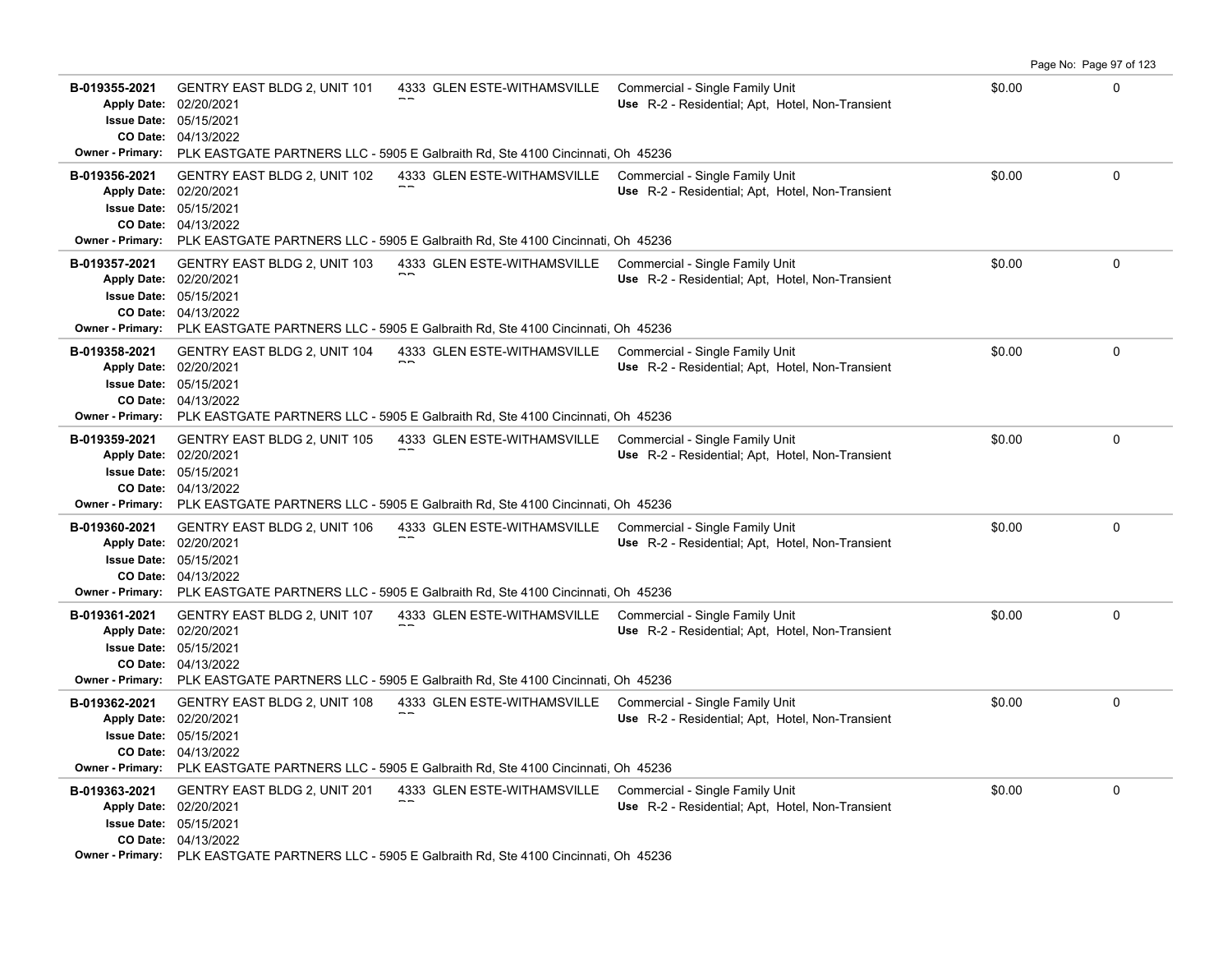| Permit | Description | Address | Type / Use | Valuation | |
|---|---|---|---|---|---|
| **B-019355-2021**<br>**Apply Date:** 02/20/2021<br>**Issue Date:** 05/15/2021<br>**CO Date:** 04/13/2022 | GENTRY EAST BLDG 2, UNIT 101 | 4333 GLEN ESTE-WITHAMSVILLE RD | Commercial - Single Family Unit<br>**Use** R-2 - Residential; Apt, Hotel, Non-Transient | $0.00 | 0 |
| **Owner - Primary:** PLK EASTGATE PARTNERS LLC - 5905 E Galbraith Rd, Ste 4100 Cincinnati, Oh 45236 | | | | | |
| **B-019356-2021**<br>**Apply Date:** 02/20/2021<br>**Issue Date:** 05/15/2021<br>**CO Date:** 04/13/2022 | GENTRY EAST BLDG 2, UNIT 102 | 4333 GLEN ESTE-WITHAMSVILLE RD | Commercial - Single Family Unit<br>**Use** R-2 - Residential; Apt, Hotel, Non-Transient | $0.00 | 0 |
| **Owner - Primary:** PLK EASTGATE PARTNERS LLC - 5905 E Galbraith Rd, Ste 4100 Cincinnati, Oh 45236 | | | | | |
| **B-019357-2021**<br>**Apply Date:** 02/20/2021<br>**Issue Date:** 05/15/2021<br>**CO Date:** 04/13/2022 | GENTRY EAST BLDG 2, UNIT 103 | 4333 GLEN ESTE-WITHAMSVILLE RD | Commercial - Single Family Unit<br>**Use** R-2 - Residential; Apt, Hotel, Non-Transient | $0.00 | 0 |
| **Owner - Primary:** PLK EASTGATE PARTNERS LLC - 5905 E Galbraith Rd, Ste 4100 Cincinnati, Oh 45236 | | | | | |
| **B-019358-2021**<br>**Apply Date:** 02/20/2021<br>**Issue Date:** 05/15/2021<br>**CO Date:** 04/13/2022 | GENTRY EAST BLDG 2, UNIT 104 | 4333 GLEN ESTE-WITHAMSVILLE RD | Commercial - Single Family Unit<br>**Use** R-2 - Residential; Apt, Hotel, Non-Transient | $0.00 | 0 |
| **Owner - Primary:** PLK EASTGATE PARTNERS LLC - 5905 E Galbraith Rd, Ste 4100 Cincinnati, Oh 45236 | | | | | |
| **B-019359-2021**<br>**Apply Date:** 02/20/2021<br>**Issue Date:** 05/15/2021<br>**CO Date:** 04/13/2022 | GENTRY EAST BLDG 2, UNIT 105 | 4333 GLEN ESTE-WITHAMSVILLE RD | Commercial - Single Family Unit<br>**Use** R-2 - Residential; Apt, Hotel, Non-Transient | $0.00 | 0 |
| **Owner - Primary:** PLK EASTGATE PARTNERS LLC - 5905 E Galbraith Rd, Ste 4100 Cincinnati, Oh 45236 | | | | | |
| **B-019360-2021**<br>**Apply Date:** 02/20/2021<br>**Issue Date:** 05/15/2021<br>**CO Date:** 04/13/2022 | GENTRY EAST BLDG 2, UNIT 106 | 4333 GLEN ESTE-WITHAMSVILLE RD | Commercial - Single Family Unit<br>**Use** R-2 - Residential; Apt, Hotel, Non-Transient | $0.00 | 0 |
| **Owner - Primary:** PLK EASTGATE PARTNERS LLC - 5905 E Galbraith Rd, Ste 4100 Cincinnati, Oh 45236 | | | | | |
| **B-019361-2021**<br>**Apply Date:** 02/20/2021<br>**Issue Date:** 05/15/2021<br>**CO Date:** 04/13/2022 | GENTRY EAST BLDG 2, UNIT 107 | 4333 GLEN ESTE-WITHAMSVILLE RD | Commercial - Single Family Unit<br>**Use** R-2 - Residential; Apt, Hotel, Non-Transient | $0.00 | 0 |
| **Owner - Primary:** PLK EASTGATE PARTNERS LLC - 5905 E Galbraith Rd, Ste 4100 Cincinnati, Oh 45236 | | | | | |
| **B-019362-2021**<br>**Apply Date:** 02/20/2021<br>**Issue Date:** 05/15/2021<br>**CO Date:** 04/13/2022 | GENTRY EAST BLDG 2, UNIT 108 | 4333 GLEN ESTE-WITHAMSVILLE RD | Commercial - Single Family Unit<br>**Use** R-2 - Residential; Apt, Hotel, Non-Transient | $0.00 | 0 |
| **Owner - Primary:** PLK EASTGATE PARTNERS LLC - 5905 E Galbraith Rd, Ste 4100 Cincinnati, Oh 45236 | | | | | |
| **B-019363-2021**<br>**Apply Date:** 02/20/2021<br>**Issue Date:** 05/15/2021<br>**CO Date:** 04/13/2022 | GENTRY EAST BLDG 2, UNIT 201 | 4333 GLEN ESTE-WITHAMSVILLE RD | Commercial - Single Family Unit<br>**Use** R-2 - Residential; Apt, Hotel, Non-Transient | $0.00 | 0 |
| **Owner - Primary:** PLK EASTGATE PARTNERS LLC - 5905 E Galbraith Rd, Ste 4100 Cincinnati, Oh 45236 | | | | | |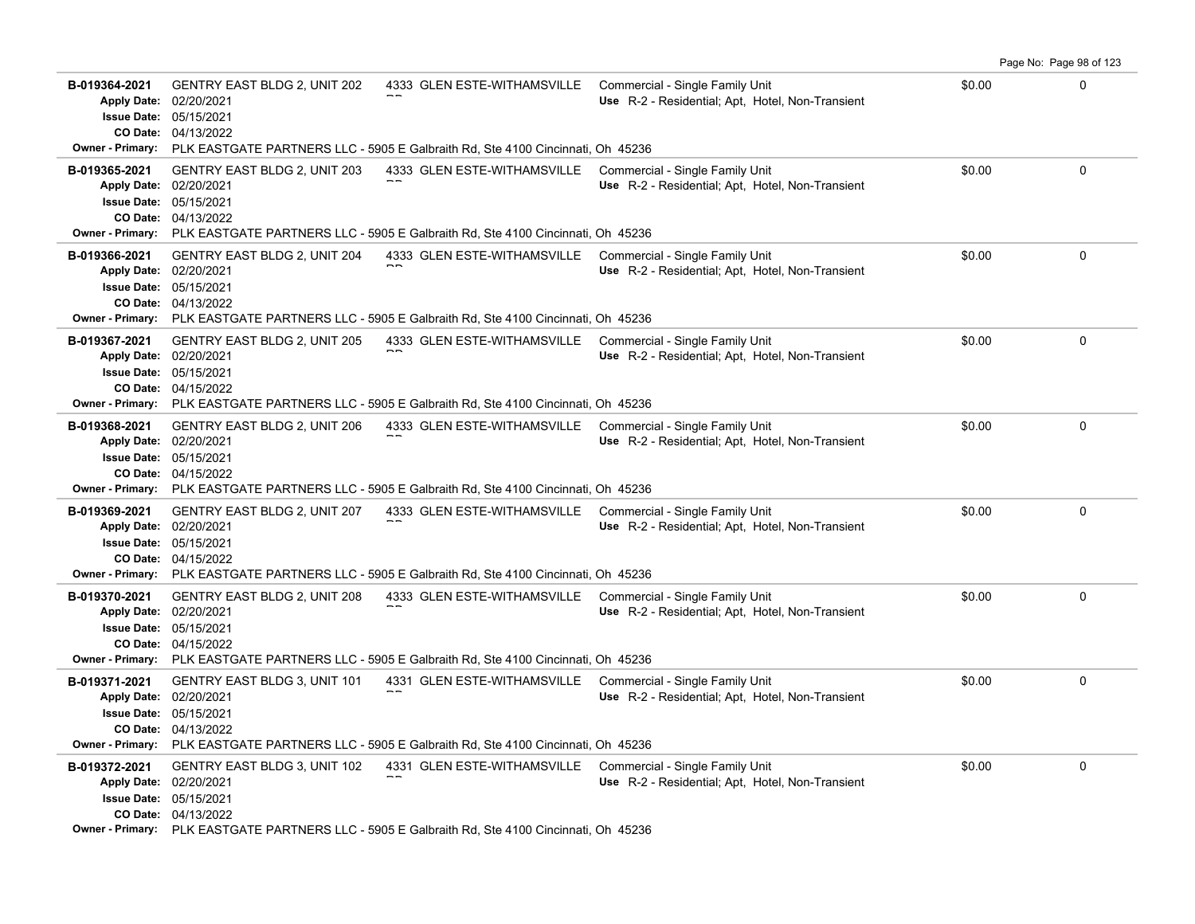| Permit | Description | Address | Type / Use | Value | |
|---|---|---|---|---|---|
| **B-019364-2021**<br>**Apply Date:** 02/20/2021<br>**Issue Date:** 05/15/2021<br>**CO Date:** 04/13/2022 | GENTRY EAST BLDG 2, UNIT 202 | 4333 GLEN ESTE-WITHAMSVILLE RD | Commercial - Single Family Unit<br>**Use** R-2 - Residential; Apt, Hotel, Non-Transient | $0.00 | 0 |
| **Owner - Primary:** PLK EASTGATE PARTNERS LLC - 5905 E Galbraith Rd, Ste 4100 Cincinnati, Oh 45236 | | | | | |
| **B-019365-2021**<br>**Apply Date:** 02/20/2021<br>**Issue Date:** 05/15/2021<br>**CO Date:** 04/13/2022 | GENTRY EAST BLDG 2, UNIT 203 | 4333 GLEN ESTE-WITHAMSVILLE RD | Commercial - Single Family Unit<br>**Use** R-2 - Residential; Apt, Hotel, Non-Transient | $0.00 | 0 |
| **Owner - Primary:** PLK EASTGATE PARTNERS LLC - 5905 E Galbraith Rd, Ste 4100 Cincinnati, Oh 45236 | | | | | |
| **B-019366-2021**<br>**Apply Date:** 02/20/2021<br>**Issue Date:** 05/15/2021<br>**CO Date:** 04/13/2022 | GENTRY EAST BLDG 2, UNIT 204 | 4333 GLEN ESTE-WITHAMSVILLE RD | Commercial - Single Family Unit<br>**Use** R-2 - Residential; Apt, Hotel, Non-Transient | $0.00 | 0 |
| **Owner - Primary:** PLK EASTGATE PARTNERS LLC - 5905 E Galbraith Rd, Ste 4100 Cincinnati, Oh 45236 | | | | | |
| **B-019367-2021**<br>**Apply Date:** 02/20/2021<br>**Issue Date:** 05/15/2021<br>**CO Date:** 04/15/2022 | GENTRY EAST BLDG 2, UNIT 205 | 4333 GLEN ESTE-WITHAMSVILLE RD | Commercial - Single Family Unit<br>**Use** R-2 - Residential; Apt, Hotel, Non-Transient | $0.00 | 0 |
| **Owner - Primary:** PLK EASTGATE PARTNERS LLC - 5905 E Galbraith Rd, Ste 4100 Cincinnati, Oh 45236 | | | | | |
| **B-019368-2021**<br>**Apply Date:** 02/20/2021<br>**Issue Date:** 05/15/2021<br>**CO Date:** 04/15/2022 | GENTRY EAST BLDG 2, UNIT 206 | 4333 GLEN ESTE-WITHAMSVILLE RD | Commercial - Single Family Unit<br>**Use** R-2 - Residential; Apt, Hotel, Non-Transient | $0.00 | 0 |
| **Owner - Primary:** PLK EASTGATE PARTNERS LLC - 5905 E Galbraith Rd, Ste 4100 Cincinnati, Oh 45236 | | | | | |
| **B-019369-2021**<br>**Apply Date:** 02/20/2021<br>**Issue Date:** 05/15/2021<br>**CO Date:** 04/15/2022 | GENTRY EAST BLDG 2, UNIT 207 | 4333 GLEN ESTE-WITHAMSVILLE RD | Commercial - Single Family Unit<br>**Use** R-2 - Residential; Apt, Hotel, Non-Transient | $0.00 | 0 |
| **Owner - Primary:** PLK EASTGATE PARTNERS LLC - 5905 E Galbraith Rd, Ste 4100 Cincinnati, Oh 45236 | | | | | |
| **B-019370-2021**<br>**Apply Date:** 02/20/2021<br>**Issue Date:** 05/15/2021<br>**CO Date:** 04/15/2022 | GENTRY EAST BLDG 2, UNIT 208 | 4333 GLEN ESTE-WITHAMSVILLE RD | Commercial - Single Family Unit<br>**Use** R-2 - Residential; Apt, Hotel, Non-Transient | $0.00 | 0 |
| **Owner - Primary:** PLK EASTGATE PARTNERS LLC - 5905 E Galbraith Rd, Ste 4100 Cincinnati, Oh 45236 | | | | | |
| **B-019371-2021**<br>**Apply Date:** 02/20/2021<br>**Issue Date:** 05/15/2021<br>**CO Date:** 04/13/2022 | GENTRY EAST BLDG 3, UNIT 101 | 4331 GLEN ESTE-WITHAMSVILLE RD | Commercial - Single Family Unit<br>**Use** R-2 - Residential; Apt, Hotel, Non-Transient | $0.00 | 0 |
| **Owner - Primary:** PLK EASTGATE PARTNERS LLC - 5905 E Galbraith Rd, Ste 4100 Cincinnati, Oh 45236 | | | | | |
| **B-019372-2021**<br>**Apply Date:** 02/20/2021<br>**Issue Date:** 05/15/2021<br>**CO Date:** 04/13/2022 | GENTRY EAST BLDG 3, UNIT 102 | 4331 GLEN ESTE-WITHAMSVILLE RD | Commercial - Single Family Unit<br>**Use** R-2 - Residential; Apt, Hotel, Non-Transient | $0.00 | 0 |
| **Owner - Primary:** PLK EASTGATE PARTNERS LLC - 5905 E Galbraith Rd, Ste 4100 Cincinnati, Oh 45236 | | | | | |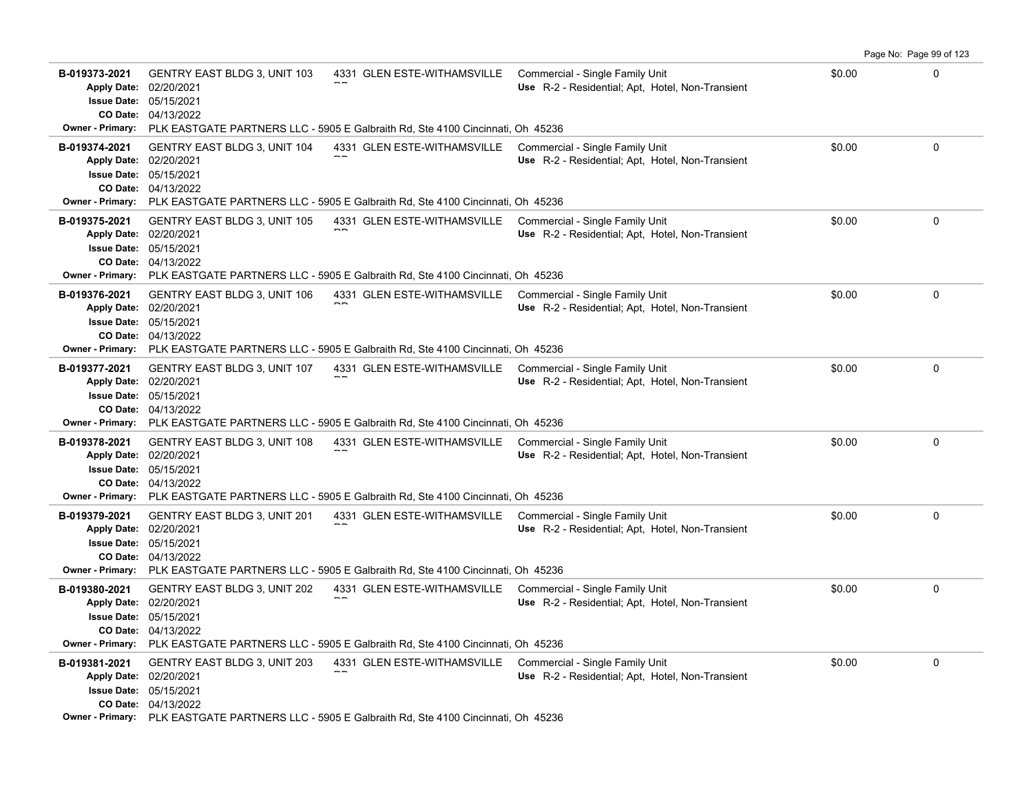| Permit | Description | Address | Type / Use | Valuation | |
|---|---|---|---|---|---|
| **B-019373-2021**<br>**Apply Date:** 02/20/2021<br>**Issue Date:** 05/15/2021<br>**CO Date:** 04/13/2022 | GENTRY EAST BLDG 3, UNIT 103 | 4331 GLEN ESTE-WITHAMSVILLE RD | Commercial - Single Family Unit<br>**Use** R-2 - Residential; Apt, Hotel, Non-Transient | $0.00 | 0 |
| **Owner - Primary:** PLK EASTGATE PARTNERS LLC - 5905 E Galbraith Rd, Ste 4100 Cincinnati, Oh 45236 | | | | | |
| **B-019374-2021**<br>**Apply Date:** 02/20/2021<br>**Issue Date:** 05/15/2021<br>**CO Date:** 04/13/2022 | GENTRY EAST BLDG 3, UNIT 104 | 4331 GLEN ESTE-WITHAMSVILLE RD | Commercial - Single Family Unit<br>**Use** R-2 - Residential; Apt, Hotel, Non-Transient | $0.00 | 0 |
| **Owner - Primary:** PLK EASTGATE PARTNERS LLC - 5905 E Galbraith Rd, Ste 4100 Cincinnati, Oh 45236 | | | | | |
| **B-019375-2021**<br>**Apply Date:** 02/20/2021<br>**Issue Date:** 05/15/2021<br>**CO Date:** 04/13/2022 | GENTRY EAST BLDG 3, UNIT 105 | 4331 GLEN ESTE-WITHAMSVILLE RD | Commercial - Single Family Unit<br>**Use** R-2 - Residential; Apt, Hotel, Non-Transient | $0.00 | 0 |
| **Owner - Primary:** PLK EASTGATE PARTNERS LLC - 5905 E Galbraith Rd, Ste 4100 Cincinnati, Oh 45236 | | | | | |
| **B-019376-2021**<br>**Apply Date:** 02/20/2021<br>**Issue Date:** 05/15/2021<br>**CO Date:** 04/13/2022 | GENTRY EAST BLDG 3, UNIT 106 | 4331 GLEN ESTE-WITHAMSVILLE RD | Commercial - Single Family Unit<br>**Use** R-2 - Residential; Apt, Hotel, Non-Transient | $0.00 | 0 |
| **Owner - Primary:** PLK EASTGATE PARTNERS LLC - 5905 E Galbraith Rd, Ste 4100 Cincinnati, Oh 45236 | | | | | |
| **B-019377-2021**<br>**Apply Date:** 02/20/2021<br>**Issue Date:** 05/15/2021<br>**CO Date:** 04/13/2022 | GENTRY EAST BLDG 3, UNIT 107 | 4331 GLEN ESTE-WITHAMSVILLE RD | Commercial - Single Family Unit<br>**Use** R-2 - Residential; Apt, Hotel, Non-Transient | $0.00 | 0 |
| **Owner - Primary:** PLK EASTGATE PARTNERS LLC - 5905 E Galbraith Rd, Ste 4100 Cincinnati, Oh 45236 | | | | | |
| **B-019378-2021**<br>**Apply Date:** 02/20/2021<br>**Issue Date:** 05/15/2021<br>**CO Date:** 04/13/2022 | GENTRY EAST BLDG 3, UNIT 108 | 4331 GLEN ESTE-WITHAMSVILLE RD | Commercial - Single Family Unit<br>**Use** R-2 - Residential; Apt, Hotel, Non-Transient | $0.00 | 0 |
| **Owner - Primary:** PLK EASTGATE PARTNERS LLC - 5905 E Galbraith Rd, Ste 4100 Cincinnati, Oh 45236 | | | | | |
| **B-019379-2021**<br>**Apply Date:** 02/20/2021<br>**Issue Date:** 05/15/2021<br>**CO Date:** 04/13/2022 | GENTRY EAST BLDG 3, UNIT 201 | 4331 GLEN ESTE-WITHAMSVILLE RD | Commercial - Single Family Unit<br>**Use** R-2 - Residential; Apt, Hotel, Non-Transient | $0.00 | 0 |
| **Owner - Primary:** PLK EASTGATE PARTNERS LLC - 5905 E Galbraith Rd, Ste 4100 Cincinnati, Oh 45236 | | | | | |
| **B-019380-2021**<br>**Apply Date:** 02/20/2021<br>**Issue Date:** 05/15/2021<br>**CO Date:** 04/13/2022 | GENTRY EAST BLDG 3, UNIT 202 | 4331 GLEN ESTE-WITHAMSVILLE RD | Commercial - Single Family Unit<br>**Use** R-2 - Residential; Apt, Hotel, Non-Transient | $0.00 | 0 |
| **Owner - Primary:** PLK EASTGATE PARTNERS LLC - 5905 E Galbraith Rd, Ste 4100 Cincinnati, Oh 45236 | | | | | |
| **B-019381-2021**<br>**Apply Date:** 02/20/2021<br>**Issue Date:** 05/15/2021<br>**CO Date:** 04/13/2022 | GENTRY EAST BLDG 3, UNIT 203 | 4331 GLEN ESTE-WITHAMSVILLE RD | Commercial - Single Family Unit<br>**Use** R-2 - Residential; Apt, Hotel, Non-Transient | $0.00 | 0 |
| **Owner - Primary:** PLK EASTGATE PARTNERS LLC - 5905 E Galbraith Rd, Ste 4100 Cincinnati, Oh 45236 | | | | | |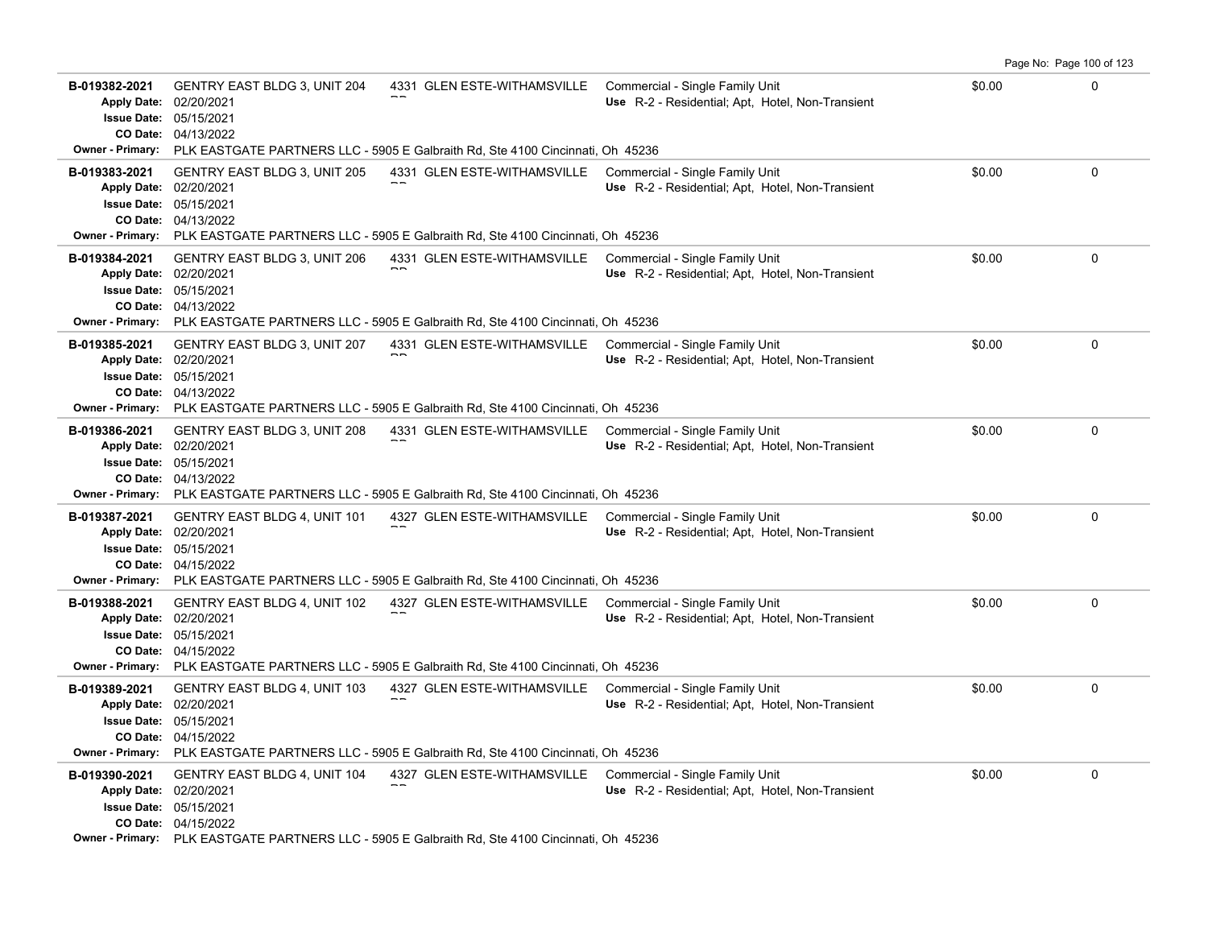| Permit | Description | Address | Type / Use | Valuation | |
|---|---|---|---|---|---|
| **B-019382-2021**<br>**Apply Date:** 02/20/2021<br>**Issue Date:** 05/15/2021<br>**CO Date:** 04/13/2022 | GENTRY EAST BLDG 3, UNIT 204 | 4331 GLEN ESTE-WITHAMSVILLE RD | Commercial - Single Family Unit<br>**Use** R-2 - Residential; Apt, Hotel, Non-Transient | $0.00 | 0 |
| **Owner - Primary:** PLK EASTGATE PARTNERS LLC - 5905 E Galbraith Rd, Ste 4100 Cincinnati, Oh 45236 | | | | | |
| **B-019383-2021**<br>**Apply Date:** 02/20/2021<br>**Issue Date:** 05/15/2021<br>**CO Date:** 04/13/2022 | GENTRY EAST BLDG 3, UNIT 205 | 4331 GLEN ESTE-WITHAMSVILLE RD | Commercial - Single Family Unit<br>**Use** R-2 - Residential; Apt, Hotel, Non-Transient | $0.00 | 0 |
| **Owner - Primary:** PLK EASTGATE PARTNERS LLC - 5905 E Galbraith Rd, Ste 4100 Cincinnati, Oh 45236 | | | | | |
| **B-019384-2021**<br>**Apply Date:** 02/20/2021<br>**Issue Date:** 05/15/2021<br>**CO Date:** 04/13/2022 | GENTRY EAST BLDG 3, UNIT 206 | 4331 GLEN ESTE-WITHAMSVILLE RD | Commercial - Single Family Unit<br>**Use** R-2 - Residential; Apt, Hotel, Non-Transient | $0.00 | 0 |
| **Owner - Primary:** PLK EASTGATE PARTNERS LLC - 5905 E Galbraith Rd, Ste 4100 Cincinnati, Oh 45236 | | | | | |
| **B-019385-2021**<br>**Apply Date:** 02/20/2021<br>**Issue Date:** 05/15/2021<br>**CO Date:** 04/13/2022 | GENTRY EAST BLDG 3, UNIT 207 | 4331 GLEN ESTE-WITHAMSVILLE RD | Commercial - Single Family Unit<br>**Use** R-2 - Residential; Apt, Hotel, Non-Transient | $0.00 | 0 |
| **Owner - Primary:** PLK EASTGATE PARTNERS LLC - 5905 E Galbraith Rd, Ste 4100 Cincinnati, Oh 45236 | | | | | |
| **B-019386-2021**<br>**Apply Date:** 02/20/2021<br>**Issue Date:** 05/15/2021<br>**CO Date:** 04/13/2022 | GENTRY EAST BLDG 3, UNIT 208 | 4331 GLEN ESTE-WITHAMSVILLE RD | Commercial - Single Family Unit<br>**Use** R-2 - Residential; Apt, Hotel, Non-Transient | $0.00 | 0 |
| **Owner - Primary:** PLK EASTGATE PARTNERS LLC - 5905 E Galbraith Rd, Ste 4100 Cincinnati, Oh 45236 | | | | | |
| **B-019387-2021**<br>**Apply Date:** 02/20/2021<br>**Issue Date:** 05/15/2021<br>**CO Date:** 04/15/2022 | GENTRY EAST BLDG 4, UNIT 101 | 4327 GLEN ESTE-WITHAMSVILLE RD | Commercial - Single Family Unit<br>**Use** R-2 - Residential; Apt, Hotel, Non-Transient | $0.00 | 0 |
| **Owner - Primary:** PLK EASTGATE PARTNERS LLC - 5905 E Galbraith Rd, Ste 4100 Cincinnati, Oh 45236 | | | | | |
| **B-019388-2021**<br>**Apply Date:** 02/20/2021<br>**Issue Date:** 05/15/2021<br>**CO Date:** 04/15/2022 | GENTRY EAST BLDG 4, UNIT 102 | 4327 GLEN ESTE-WITHAMSVILLE RD | Commercial - Single Family Unit<br>**Use** R-2 - Residential; Apt, Hotel, Non-Transient | $0.00 | 0 |
| **Owner - Primary:** PLK EASTGATE PARTNERS LLC - 5905 E Galbraith Rd, Ste 4100 Cincinnati, Oh 45236 | | | | | |
| **B-019389-2021**<br>**Apply Date:** 02/20/2021<br>**Issue Date:** 05/15/2021<br>**CO Date:** 04/15/2022 | GENTRY EAST BLDG 4, UNIT 103 | 4327 GLEN ESTE-WITHAMSVILLE RD | Commercial - Single Family Unit<br>**Use** R-2 - Residential; Apt, Hotel, Non-Transient | $0.00 | 0 |
| **Owner - Primary:** PLK EASTGATE PARTNERS LLC - 5905 E Galbraith Rd, Ste 4100 Cincinnati, Oh 45236 | | | | | |
| **B-019390-2021**<br>**Apply Date:** 02/20/2021<br>**Issue Date:** 05/15/2021<br>**CO Date:** 04/15/2022 | GENTRY EAST BLDG 4, UNIT 104 | 4327 GLEN ESTE-WITHAMSVILLE RD | Commercial - Single Family Unit<br>**Use** R-2 - Residential; Apt, Hotel, Non-Transient | $0.00 | 0 |
| **Owner - Primary:** PLK EASTGATE PARTNERS LLC - 5905 E Galbraith Rd, Ste 4100 Cincinnati, Oh 45236 | | | | | |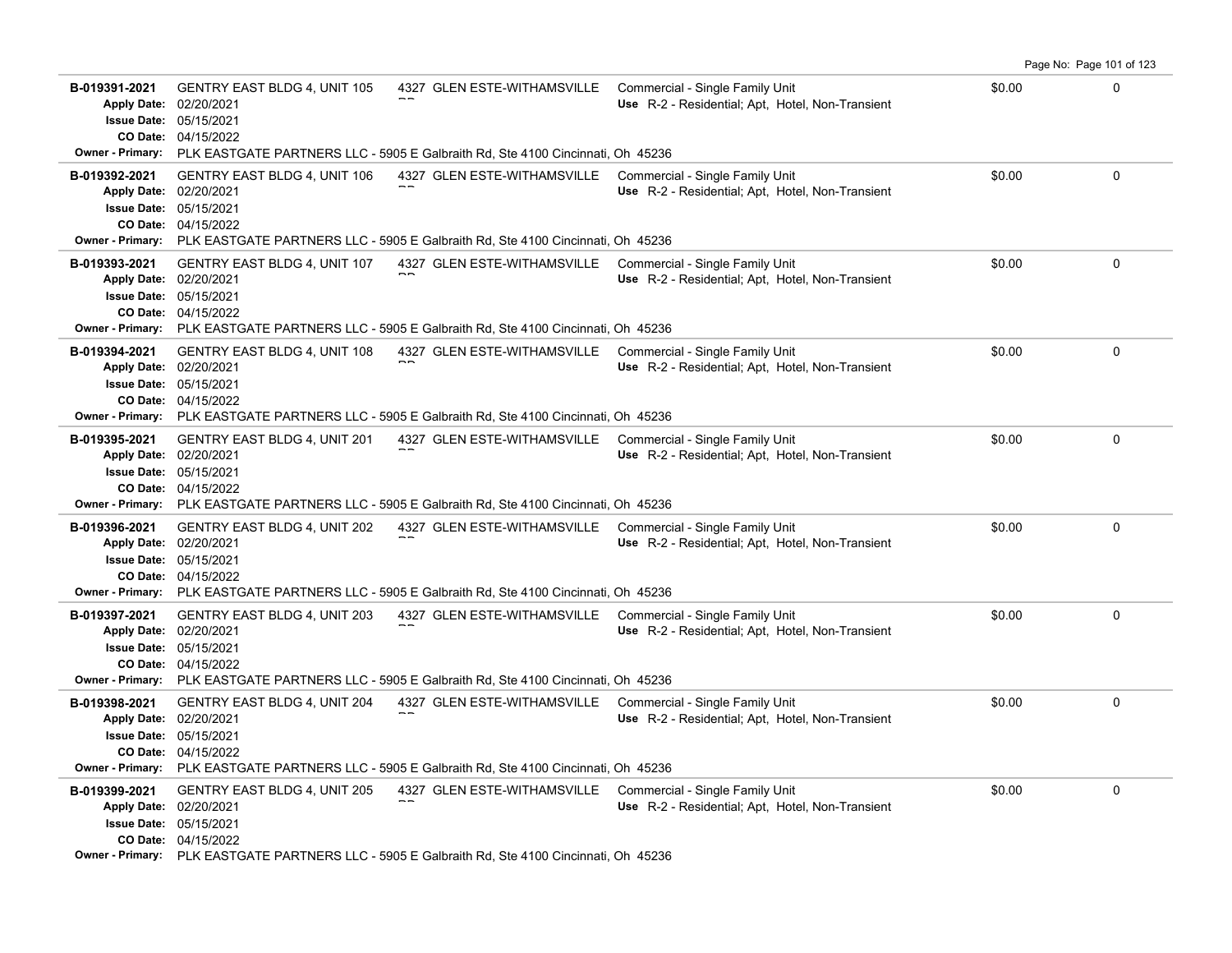| Permit | Description | Address | Type / Use | Valuation | |
|---|---|---|---|---|---|
| B-019391-2021<br>Apply Date: 02/20/2021<br>Issue Date: 05/15/2021<br>CO Date: 04/15/2022 | GENTRY EAST BLDG 4, UNIT 105 | 4327 GLEN ESTE-WITHAMSVILLE RD | Commercial - Single Family Unit<br>Use R-2 - Residential; Apt, Hotel, Non-Transient | $0.00 | 0 |
| Owner - Primary: PLK EASTGATE PARTNERS LLC - 5905 E Galbraith Rd, Ste 4100 Cincinnati, Oh 45236 | | | | | |
| B-019392-2021<br>Apply Date: 02/20/2021<br>Issue Date: 05/15/2021<br>CO Date: 04/15/2022 | GENTRY EAST BLDG 4, UNIT 106 | 4327 GLEN ESTE-WITHAMSVILLE RD | Commercial - Single Family Unit<br>Use R-2 - Residential; Apt, Hotel, Non-Transient | $0.00 | 0 |
| Owner - Primary: PLK EASTGATE PARTNERS LLC - 5905 E Galbraith Rd, Ste 4100 Cincinnati, Oh 45236 | | | | | |
| B-019393-2021<br>Apply Date: 02/20/2021<br>Issue Date: 05/15/2021<br>CO Date: 04/15/2022 | GENTRY EAST BLDG 4, UNIT 107 | 4327 GLEN ESTE-WITHAMSVILLE RD | Commercial - Single Family Unit<br>Use R-2 - Residential; Apt, Hotel, Non-Transient | $0.00 | 0 |
| Owner - Primary: PLK EASTGATE PARTNERS LLC - 5905 E Galbraith Rd, Ste 4100 Cincinnati, Oh 45236 | | | | | |
| B-019394-2021<br>Apply Date: 02/20/2021<br>Issue Date: 05/15/2021<br>CO Date: 04/15/2022 | GENTRY EAST BLDG 4, UNIT 108 | 4327 GLEN ESTE-WITHAMSVILLE RD | Commercial - Single Family Unit<br>Use R-2 - Residential; Apt, Hotel, Non-Transient | $0.00 | 0 |
| Owner - Primary: PLK EASTGATE PARTNERS LLC - 5905 E Galbraith Rd, Ste 4100 Cincinnati, Oh 45236 | | | | | |
| B-019395-2021<br>Apply Date: 02/20/2021<br>Issue Date: 05/15/2021<br>CO Date: 04/15/2022 | GENTRY EAST BLDG 4, UNIT 201 | 4327 GLEN ESTE-WITHAMSVILLE RD | Commercial - Single Family Unit<br>Use R-2 - Residential; Apt, Hotel, Non-Transient | $0.00 | 0 |
| Owner - Primary: PLK EASTGATE PARTNERS LLC - 5905 E Galbraith Rd, Ste 4100 Cincinnati, Oh 45236 | | | | | |
| B-019396-2021<br>Apply Date: 02/20/2021<br>Issue Date: 05/15/2021<br>CO Date: 04/15/2022 | GENTRY EAST BLDG 4, UNIT 202 | 4327 GLEN ESTE-WITHAMSVILLE RD | Commercial - Single Family Unit<br>Use R-2 - Residential; Apt, Hotel, Non-Transient | $0.00 | 0 |
| Owner - Primary: PLK EASTGATE PARTNERS LLC - 5905 E Galbraith Rd, Ste 4100 Cincinnati, Oh 45236 | | | | | |
| B-019397-2021<br>Apply Date: 02/20/2021<br>Issue Date: 05/15/2021<br>CO Date: 04/15/2022 | GENTRY EAST BLDG 4, UNIT 203 | 4327 GLEN ESTE-WITHAMSVILLE RD | Commercial - Single Family Unit<br>Use R-2 - Residential; Apt, Hotel, Non-Transient | $0.00 | 0 |
| Owner - Primary: PLK EASTGATE PARTNERS LLC - 5905 E Galbraith Rd, Ste 4100 Cincinnati, Oh 45236 | | | | | |
| B-019398-2021<br>Apply Date: 02/20/2021<br>Issue Date: 05/15/2021<br>CO Date: 04/15/2022 | GENTRY EAST BLDG 4, UNIT 204 | 4327 GLEN ESTE-WITHAMSVILLE RD | Commercial - Single Family Unit<br>Use R-2 - Residential; Apt, Hotel, Non-Transient | $0.00 | 0 |
| Owner - Primary: PLK EASTGATE PARTNERS LLC - 5905 E Galbraith Rd, Ste 4100 Cincinnati, Oh 45236 | | | | | |
| B-019399-2021<br>Apply Date: 02/20/2021<br>Issue Date: 05/15/2021<br>CO Date: 04/15/2022 | GENTRY EAST BLDG 4, UNIT 205 | 4327 GLEN ESTE-WITHAMSVILLE RD | Commercial - Single Family Unit<br>Use R-2 - Residential; Apt, Hotel, Non-Transient | $0.00 | 0 |
| Owner - Primary: PLK EASTGATE PARTNERS LLC - 5905 E Galbraith Rd, Ste 4100 Cincinnati, Oh 45236 | | | | | |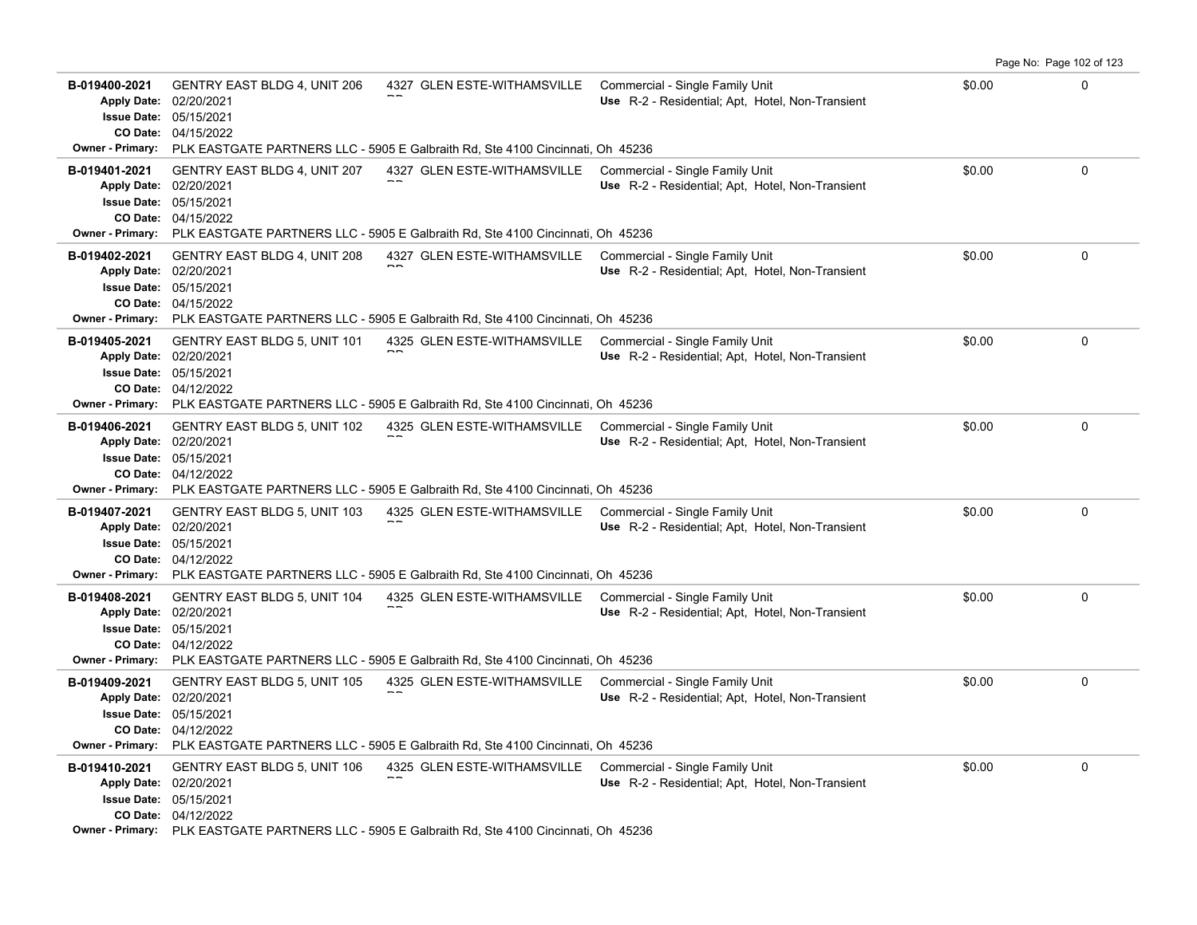| Permit | Description | Address | Type / Use | Value | |
|---|---|---|---|---|---|
| **B-019400-2021**<br>**Apply Date:** 02/20/2021<br>**Issue Date:** 05/15/2021<br>**CO Date:** 04/15/2022 | GENTRY EAST BLDG 4, UNIT 206 | 4327 GLEN ESTE-WITHAMSVILLE RD | Commercial - Single Family Unit<br>**Use** R-2 - Residential; Apt, Hotel, Non-Transient | $0.00 | 0 |
| **Owner - Primary:** PLK EASTGATE PARTNERS LLC - 5905 E Galbraith Rd, Ste 4100 Cincinnati, Oh 45236 | | | | | |
| **B-019401-2021**<br>**Apply Date:** 02/20/2021<br>**Issue Date:** 05/15/2021<br>**CO Date:** 04/15/2022 | GENTRY EAST BLDG 4, UNIT 207 | 4327 GLEN ESTE-WITHAMSVILLE RD | Commercial - Single Family Unit<br>**Use** R-2 - Residential; Apt, Hotel, Non-Transient | $0.00 | 0 |
| **Owner - Primary:** PLK EASTGATE PARTNERS LLC - 5905 E Galbraith Rd, Ste 4100 Cincinnati, Oh 45236 | | | | | |
| **B-019402-2021**<br>**Apply Date:** 02/20/2021<br>**Issue Date:** 05/15/2021<br>**CO Date:** 04/15/2022 | GENTRY EAST BLDG 4, UNIT 208 | 4327 GLEN ESTE-WITHAMSVILLE RD | Commercial - Single Family Unit<br>**Use** R-2 - Residential; Apt, Hotel, Non-Transient | $0.00 | 0 |
| **Owner - Primary:** PLK EASTGATE PARTNERS LLC - 5905 E Galbraith Rd, Ste 4100 Cincinnati, Oh 45236 | | | | | |
| **B-019405-2021**<br>**Apply Date:** 02/20/2021<br>**Issue Date:** 05/15/2021<br>**CO Date:** 04/12/2022 | GENTRY EAST BLDG 5, UNIT 101 | 4325 GLEN ESTE-WITHAMSVILLE RD | Commercial - Single Family Unit<br>**Use** R-2 - Residential; Apt, Hotel, Non-Transient | $0.00 | 0 |
| **Owner - Primary:** PLK EASTGATE PARTNERS LLC - 5905 E Galbraith Rd, Ste 4100 Cincinnati, Oh 45236 | | | | | |
| **B-019406-2021**<br>**Apply Date:** 02/20/2021<br>**Issue Date:** 05/15/2021<br>**CO Date:** 04/12/2022 | GENTRY EAST BLDG 5, UNIT 102 | 4325 GLEN ESTE-WITHAMSVILLE RD | Commercial - Single Family Unit<br>**Use** R-2 - Residential; Apt, Hotel, Non-Transient | $0.00 | 0 |
| **Owner - Primary:** PLK EASTGATE PARTNERS LLC - 5905 E Galbraith Rd, Ste 4100 Cincinnati, Oh 45236 | | | | | |
| **B-019407-2021**<br>**Apply Date:** 02/20/2021<br>**Issue Date:** 05/15/2021<br>**CO Date:** 04/12/2022 | GENTRY EAST BLDG 5, UNIT 103 | 4325 GLEN ESTE-WITHAMSVILLE RD | Commercial - Single Family Unit<br>**Use** R-2 - Residential; Apt, Hotel, Non-Transient | $0.00 | 0 |
| **Owner - Primary:** PLK EASTGATE PARTNERS LLC - 5905 E Galbraith Rd, Ste 4100 Cincinnati, Oh 45236 | | | | | |
| **B-019408-2021**<br>**Apply Date:** 02/20/2021<br>**Issue Date:** 05/15/2021<br>**CO Date:** 04/12/2022 | GENTRY EAST BLDG 5, UNIT 104 | 4325 GLEN ESTE-WITHAMSVILLE RD | Commercial - Single Family Unit<br>**Use** R-2 - Residential; Apt, Hotel, Non-Transient | $0.00 | 0 |
| **Owner - Primary:** PLK EASTGATE PARTNERS LLC - 5905 E Galbraith Rd, Ste 4100 Cincinnati, Oh 45236 | | | | | |
| **B-019409-2021**<br>**Apply Date:** 02/20/2021<br>**Issue Date:** 05/15/2021<br>**CO Date:** 04/12/2022 | GENTRY EAST BLDG 5, UNIT 105 | 4325 GLEN ESTE-WITHAMSVILLE RD | Commercial - Single Family Unit<br>**Use** R-2 - Residential; Apt, Hotel, Non-Transient | $0.00 | 0 |
| **Owner - Primary:** PLK EASTGATE PARTNERS LLC - 5905 E Galbraith Rd, Ste 4100 Cincinnati, Oh 45236 | | | | | |
| **B-019410-2021**<br>**Apply Date:** 02/20/2021<br>**Issue Date:** 05/15/2021<br>**CO Date:** 04/12/2022 | GENTRY EAST BLDG 5, UNIT 106 | 4325 GLEN ESTE-WITHAMSVILLE RD | Commercial - Single Family Unit<br>**Use** R-2 - Residential; Apt, Hotel, Non-Transient | $0.00 | 0 |
| **Owner - Primary:** PLK EASTGATE PARTNERS LLC - 5905 E Galbraith Rd, Ste 4100 Cincinnati, Oh 45236 | | | | | |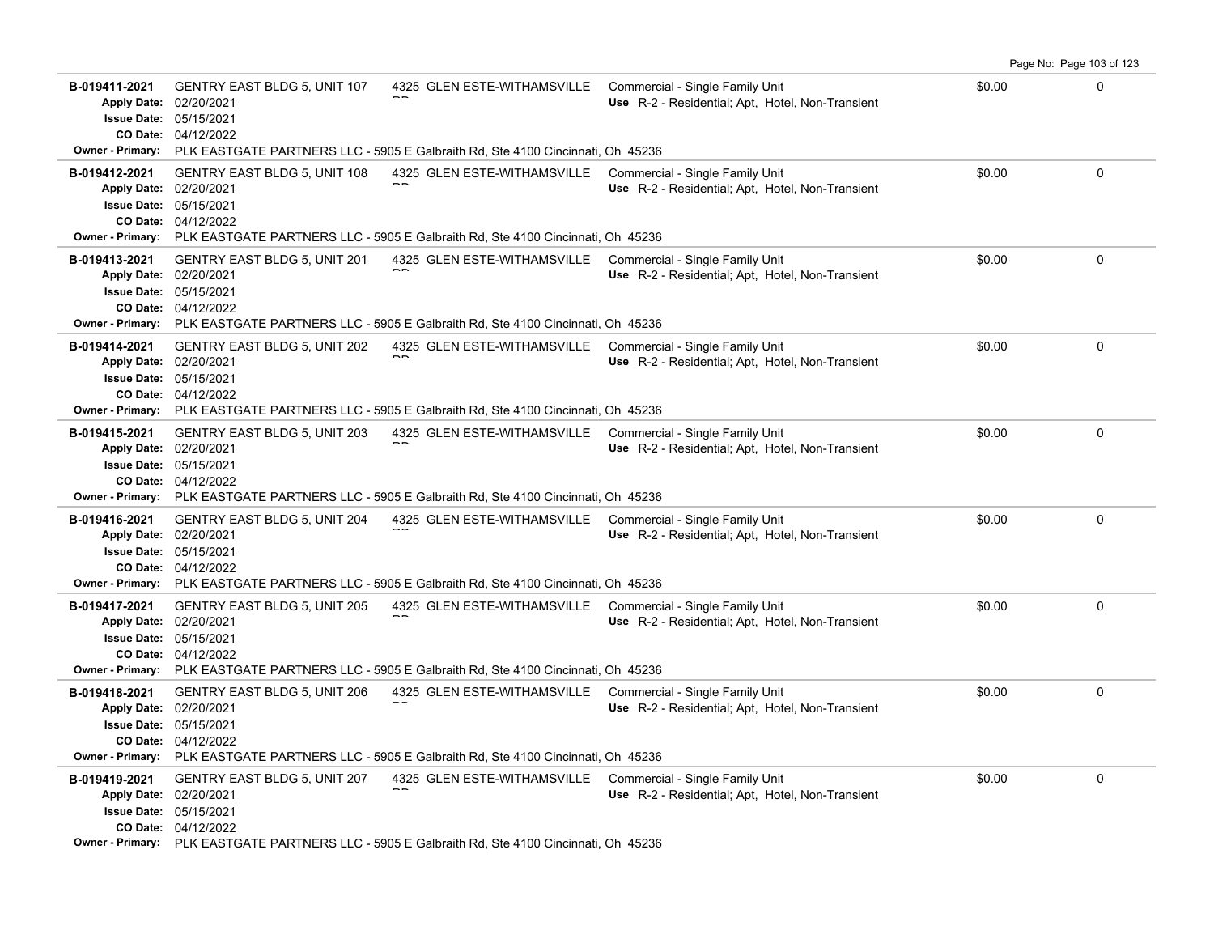| Permit # | Description | Address | Type | Value | |
| --- | --- | --- | --- | --- | --- |
| B-019411-2021<br>Apply Date: 02/20/2021<br>Issue Date: 05/15/2021<br>CO Date: 04/12/2022<br>Owner - Primary: PLK EASTGATE PARTNERS LLC - 5905 E Galbraith Rd, Ste 4100 Cincinnati, Oh 45236 | GENTRY EAST BLDG 5, UNIT 107 | 4325 GLEN ESTE-WITHAMSVILLE RD | Commercial - Single Family Unit<br>Use R-2 - Residential; Apt, Hotel, Non-Transient | $0.00 | 0 |
| B-019412-2021<br>Apply Date: 02/20/2021<br>Issue Date: 05/15/2021<br>CO Date: 04/12/2022<br>Owner - Primary: PLK EASTGATE PARTNERS LLC - 5905 E Galbraith Rd, Ste 4100 Cincinnati, Oh 45236 | GENTRY EAST BLDG 5, UNIT 108 | 4325 GLEN ESTE-WITHAMSVILLE RD | Commercial - Single Family Unit<br>Use R-2 - Residential; Apt, Hotel, Non-Transient | $0.00 | 0 |
| B-019413-2021<br>Apply Date: 02/20/2021<br>Issue Date: 05/15/2021<br>CO Date: 04/12/2022<br>Owner - Primary: PLK EASTGATE PARTNERS LLC - 5905 E Galbraith Rd, Ste 4100 Cincinnati, Oh 45236 | GENTRY EAST BLDG 5, UNIT 201 | 4325 GLEN ESTE-WITHAMSVILLE RD | Commercial - Single Family Unit<br>Use R-2 - Residential; Apt, Hotel, Non-Transient | $0.00 | 0 |
| B-019414-2021<br>Apply Date: 02/20/2021<br>Issue Date: 05/15/2021<br>CO Date: 04/12/2022<br>Owner - Primary: PLK EASTGATE PARTNERS LLC - 5905 E Galbraith Rd, Ste 4100 Cincinnati, Oh 45236 | GENTRY EAST BLDG 5, UNIT 202 | 4325 GLEN ESTE-WITHAMSVILLE RD | Commercial - Single Family Unit<br>Use R-2 - Residential; Apt, Hotel, Non-Transient | $0.00 | 0 |
| B-019415-2021<br>Apply Date: 02/20/2021<br>Issue Date: 05/15/2021<br>CO Date: 04/12/2022<br>Owner - Primary: PLK EASTGATE PARTNERS LLC - 5905 E Galbraith Rd, Ste 4100 Cincinnati, Oh 45236 | GENTRY EAST BLDG 5, UNIT 203 | 4325 GLEN ESTE-WITHAMSVILLE RD | Commercial - Single Family Unit<br>Use R-2 - Residential; Apt, Hotel, Non-Transient | $0.00 | 0 |
| B-019416-2021<br>Apply Date: 02/20/2021<br>Issue Date: 05/15/2021<br>CO Date: 04/12/2022<br>Owner - Primary: PLK EASTGATE PARTNERS LLC - 5905 E Galbraith Rd, Ste 4100 Cincinnati, Oh 45236 | GENTRY EAST BLDG 5, UNIT 204 | 4325 GLEN ESTE-WITHAMSVILLE RD | Commercial - Single Family Unit<br>Use R-2 - Residential; Apt, Hotel, Non-Transient | $0.00 | 0 |
| B-019417-2021<br>Apply Date: 02/20/2021<br>Issue Date: 05/15/2021<br>CO Date: 04/12/2022<br>Owner - Primary: PLK EASTGATE PARTNERS LLC - 5905 E Galbraith Rd, Ste 4100 Cincinnati, Oh 45236 | GENTRY EAST BLDG 5, UNIT 205 | 4325 GLEN ESTE-WITHAMSVILLE RD | Commercial - Single Family Unit<br>Use R-2 - Residential; Apt, Hotel, Non-Transient | $0.00 | 0 |
| B-019418-2021<br>Apply Date: 02/20/2021<br>Issue Date: 05/15/2021<br>CO Date: 04/12/2022<br>Owner - Primary: PLK EASTGATE PARTNERS LLC - 5905 E Galbraith Rd, Ste 4100 Cincinnati, Oh 45236 | GENTRY EAST BLDG 5, UNIT 206 | 4325 GLEN ESTE-WITHAMSVILLE RD | Commercial - Single Family Unit<br>Use R-2 - Residential; Apt, Hotel, Non-Transient | $0.00 | 0 |
| B-019419-2021<br>Apply Date: 02/20/2021<br>Issue Date: 05/15/2021<br>CO Date: 04/12/2022<br>Owner - Primary: PLK EASTGATE PARTNERS LLC - 5905 E Galbraith Rd, Ste 4100 Cincinnati, Oh 45236 | GENTRY EAST BLDG 5, UNIT 207 | 4325 GLEN ESTE-WITHAMSVILLE RD | Commercial - Single Family Unit<br>Use R-2 - Residential; Apt, Hotel, Non-Transient | $0.00 | 0 |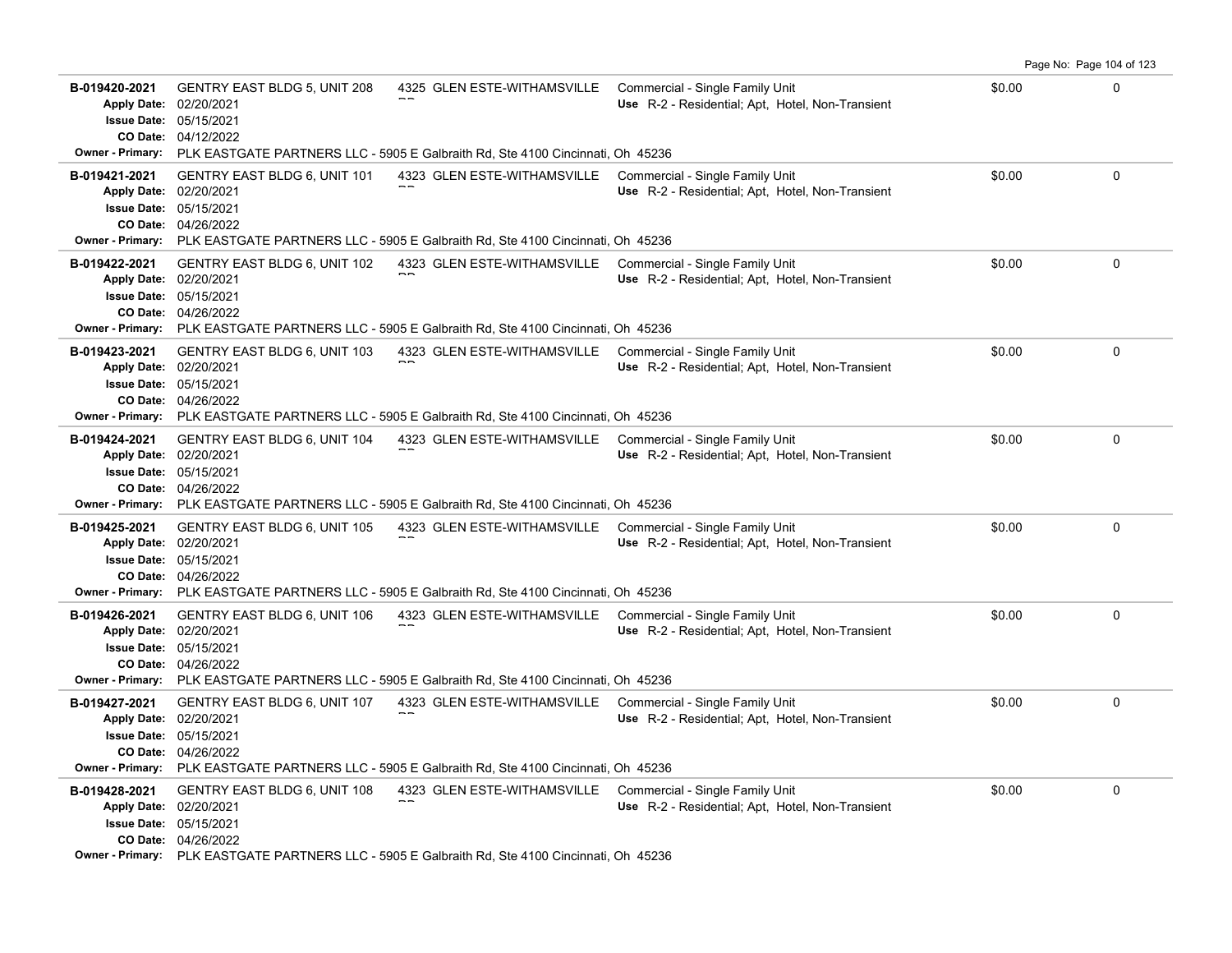| Permit | Description | Address | Type | Valuation | |
|---|---|---|---|---|---|
| **B-019420-2021** | GENTRY EAST BLDG 5, UNIT 208 | 4325 GLEN ESTE-WITHAMSVILLE RD | Commercial - Single Family Unit | $0.00 | 0 |
| **Apply Date:** 02/20/2021 | | | **Use** R-2 - Residential; Apt, Hotel, Non-Transient | | |
| **Issue Date:** 05/15/2021 | | | | | |
| **CO Date:** 04/12/2022 | | | | | |
| **Owner - Primary:** | PLK EASTGATE PARTNERS LLC - 5905 E Galbraith Rd, Ste 4100 Cincinnati, Oh 45236 | | | | |
| **B-019421-2021** | GENTRY EAST BLDG 6, UNIT 101 | 4323 GLEN ESTE-WITHAMSVILLE RD | Commercial - Single Family Unit | $0.00 | 0 |
| **Apply Date:** 02/20/2021 | | | **Use** R-2 - Residential; Apt, Hotel, Non-Transient | | |
| **Issue Date:** 05/15/2021 | | | | | |
| **CO Date:** 04/26/2022 | | | | | |
| **Owner - Primary:** | PLK EASTGATE PARTNERS LLC - 5905 E Galbraith Rd, Ste 4100 Cincinnati, Oh 45236 | | | | |
| **B-019422-2021** | GENTRY EAST BLDG 6, UNIT 102 | 4323 GLEN ESTE-WITHAMSVILLE RD | Commercial - Single Family Unit | $0.00 | 0 |
| **Apply Date:** 02/20/2021 | | | **Use** R-2 - Residential; Apt, Hotel, Non-Transient | | |
| **Issue Date:** 05/15/2021 | | | | | |
| **CO Date:** 04/26/2022 | | | | | |
| **Owner - Primary:** | PLK EASTGATE PARTNERS LLC - 5905 E Galbraith Rd, Ste 4100 Cincinnati, Oh 45236 | | | | |
| **B-019423-2021** | GENTRY EAST BLDG 6, UNIT 103 | 4323 GLEN ESTE-WITHAMSVILLE RD | Commercial - Single Family Unit | $0.00 | 0 |
| **Apply Date:** 02/20/2021 | | | **Use** R-2 - Residential; Apt, Hotel, Non-Transient | | |
| **Issue Date:** 05/15/2021 | | | | | |
| **CO Date:** 04/26/2022 | | | | | |
| **Owner - Primary:** | PLK EASTGATE PARTNERS LLC - 5905 E Galbraith Rd, Ste 4100 Cincinnati, Oh 45236 | | | | |
| **B-019424-2021** | GENTRY EAST BLDG 6, UNIT 104 | 4323 GLEN ESTE-WITHAMSVILLE RD | Commercial - Single Family Unit | $0.00 | 0 |
| **Apply Date:** 02/20/2021 | | | **Use** R-2 - Residential; Apt, Hotel, Non-Transient | | |
| **Issue Date:** 05/15/2021 | | | | | |
| **CO Date:** 04/26/2022 | | | | | |
| **Owner - Primary:** | PLK EASTGATE PARTNERS LLC - 5905 E Galbraith Rd, Ste 4100 Cincinnati, Oh 45236 | | | | |
| **B-019425-2021** | GENTRY EAST BLDG 6, UNIT 105 | 4323 GLEN ESTE-WITHAMSVILLE RD | Commercial - Single Family Unit | $0.00 | 0 |
| **Apply Date:** 02/20/2021 | | | **Use** R-2 - Residential; Apt, Hotel, Non-Transient | | |
| **Issue Date:** 05/15/2021 | | | | | |
| **CO Date:** 04/26/2022 | | | | | |
| **Owner - Primary:** | PLK EASTGATE PARTNERS LLC - 5905 E Galbraith Rd, Ste 4100 Cincinnati, Oh 45236 | | | | |
| **B-019426-2021** | GENTRY EAST BLDG 6, UNIT 106 | 4323 GLEN ESTE-WITHAMSVILLE RD | Commercial - Single Family Unit | $0.00 | 0 |
| **Apply Date:** 02/20/2021 | | | **Use** R-2 - Residential; Apt, Hotel, Non-Transient | | |
| **Issue Date:** 05/15/2021 | | | | | |
| **CO Date:** 04/26/2022 | | | | | |
| **Owner - Primary:** | PLK EASTGATE PARTNERS LLC - 5905 E Galbraith Rd, Ste 4100 Cincinnati, Oh 45236 | | | | |
| **B-019427-2021** | GENTRY EAST BLDG 6, UNIT 107 | 4323 GLEN ESTE-WITHAMSVILLE RD | Commercial - Single Family Unit | $0.00 | 0 |
| **Apply Date:** 02/20/2021 | | | **Use** R-2 - Residential; Apt, Hotel, Non-Transient | | |
| **Issue Date:** 05/15/2021 | | | | | |
| **CO Date:** 04/26/2022 | | | | | |
| **Owner - Primary:** | PLK EASTGATE PARTNERS LLC - 5905 E Galbraith Rd, Ste 4100 Cincinnati, Oh 45236 | | | | |
| **B-019428-2021** | GENTRY EAST BLDG 6, UNIT 108 | 4323 GLEN ESTE-WITHAMSVILLE RD | Commercial - Single Family Unit | $0.00 | 0 |
| **Apply Date:** 02/20/2021 | | | **Use** R-2 - Residential; Apt, Hotel, Non-Transient | | |
| **Issue Date:** 05/15/2021 | | | | | |
| **CO Date:** 04/26/2022 | | | | | |
| **Owner - Primary:** | PLK EASTGATE PARTNERS LLC - 5905 E Galbraith Rd, Ste 4100 Cincinnati, Oh 45236 | | | | |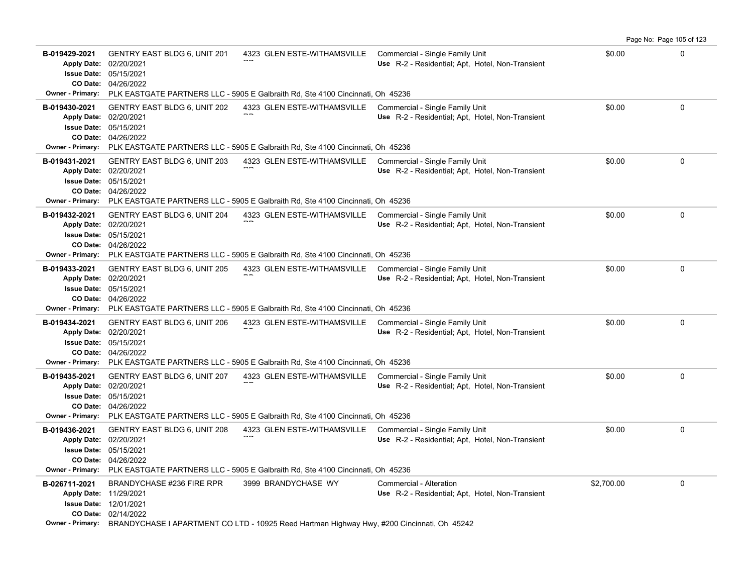| Permit # | Description | Address | Type / Use | Value | |
|---|---|---|---|---|---|
| **B-019429-2021**<br>**Apply Date:** 02/20/2021<br>**Issue Date:** 05/15/2021<br>**CO Date:** 04/26/2022 | GENTRY EAST BLDG 6, UNIT 201 | 4323 GLEN ESTE-WITHAMSVILLE RD | Commercial - Single Family Unit<br>**Use** R-2 - Residential; Apt, Hotel, Non-Transient | $0.00 | 0 |
| **Owner - Primary:** PLK EASTGATE PARTNERS LLC - 5905 E Galbraith Rd, Ste 4100 Cincinnati, Oh 45236 | | | | | |
| **B-019430-2021**<br>**Apply Date:** 02/20/2021<br>**Issue Date:** 05/15/2021<br>**CO Date:** 04/26/2022 | GENTRY EAST BLDG 6, UNIT 202 | 4323 GLEN ESTE-WITHAMSVILLE RD | Commercial - Single Family Unit<br>**Use** R-2 - Residential; Apt, Hotel, Non-Transient | $0.00 | 0 |
| **Owner - Primary:** PLK EASTGATE PARTNERS LLC - 5905 E Galbraith Rd, Ste 4100 Cincinnati, Oh 45236 | | | | | |
| **B-019431-2021**<br>**Apply Date:** 02/20/2021<br>**Issue Date:** 05/15/2021<br>**CO Date:** 04/26/2022 | GENTRY EAST BLDG 6, UNIT 203 | 4323 GLEN ESTE-WITHAMSVILLE RD | Commercial - Single Family Unit<br>**Use** R-2 - Residential; Apt, Hotel, Non-Transient | $0.00 | 0 |
| **Owner - Primary:** PLK EASTGATE PARTNERS LLC - 5905 E Galbraith Rd, Ste 4100 Cincinnati, Oh 45236 | | | | | |
| **B-019432-2021**<br>**Apply Date:** 02/20/2021<br>**Issue Date:** 05/15/2021<br>**CO Date:** 04/26/2022 | GENTRY EAST BLDG 6, UNIT 204 | 4323 GLEN ESTE-WITHAMSVILLE RD | Commercial - Single Family Unit<br>**Use** R-2 - Residential; Apt, Hotel, Non-Transient | $0.00 | 0 |
| **Owner - Primary:** PLK EASTGATE PARTNERS LLC - 5905 E Galbraith Rd, Ste 4100 Cincinnati, Oh 45236 | | | | | |
| **B-019433-2021**<br>**Apply Date:** 02/20/2021<br>**Issue Date:** 05/15/2021<br>**CO Date:** 04/26/2022 | GENTRY EAST BLDG 6, UNIT 205 | 4323 GLEN ESTE-WITHAMSVILLE RD | Commercial - Single Family Unit<br>**Use** R-2 - Residential; Apt, Hotel, Non-Transient | $0.00 | 0 |
| **Owner - Primary:** PLK EASTGATE PARTNERS LLC - 5905 E Galbraith Rd, Ste 4100 Cincinnati, Oh 45236 | | | | | |
| **B-019434-2021**<br>**Apply Date:** 02/20/2021<br>**Issue Date:** 05/15/2021<br>**CO Date:** 04/26/2022 | GENTRY EAST BLDG 6, UNIT 206 | 4323 GLEN ESTE-WITHAMSVILLE RD | Commercial - Single Family Unit<br>**Use** R-2 - Residential; Apt, Hotel, Non-Transient | $0.00 | 0 |
| **Owner - Primary:** PLK EASTGATE PARTNERS LLC - 5905 E Galbraith Rd, Ste 4100 Cincinnati, Oh 45236 | | | | | |
| **B-019435-2021**<br>**Apply Date:** 02/20/2021<br>**Issue Date:** 05/15/2021<br>**CO Date:** 04/26/2022 | GENTRY EAST BLDG 6, UNIT 207 | 4323 GLEN ESTE-WITHAMSVILLE RD | Commercial - Single Family Unit<br>**Use** R-2 - Residential; Apt, Hotel, Non-Transient | $0.00 | 0 |
| **Owner - Primary:** PLK EASTGATE PARTNERS LLC - 5905 E Galbraith Rd, Ste 4100 Cincinnati, Oh 45236 | | | | | |
| **B-019436-2021**<br>**Apply Date:** 02/20/2021<br>**Issue Date:** 05/15/2021<br>**CO Date:** 04/26/2022 | GENTRY EAST BLDG 6, UNIT 208 | 4323 GLEN ESTE-WITHAMSVILLE RD | Commercial - Single Family Unit<br>**Use** R-2 - Residential; Apt, Hotel, Non-Transient | $0.00 | 0 |
| **Owner - Primary:** PLK EASTGATE PARTNERS LLC - 5905 E Galbraith Rd, Ste 4100 Cincinnati, Oh 45236 | | | | | |
| **B-026711-2021**<br>**Apply Date:** 11/29/2021<br>**Issue Date:** 12/01/2021<br>**CO Date:** 02/14/2022 | BRANDYCHASE #236 FIRE RPR | 3999 BRANDYCHASE WY | Commercial - Alteration<br>**Use** R-2 - Residential; Apt, Hotel, Non-Transient | $2,700.00 | 0 |
| **Owner - Primary:** BRANDYCHASE I APARTMENT CO LTD - 10925 Reed Hartman Highway Hwy, #200 Cincinnati, Oh 45242 | | | | | |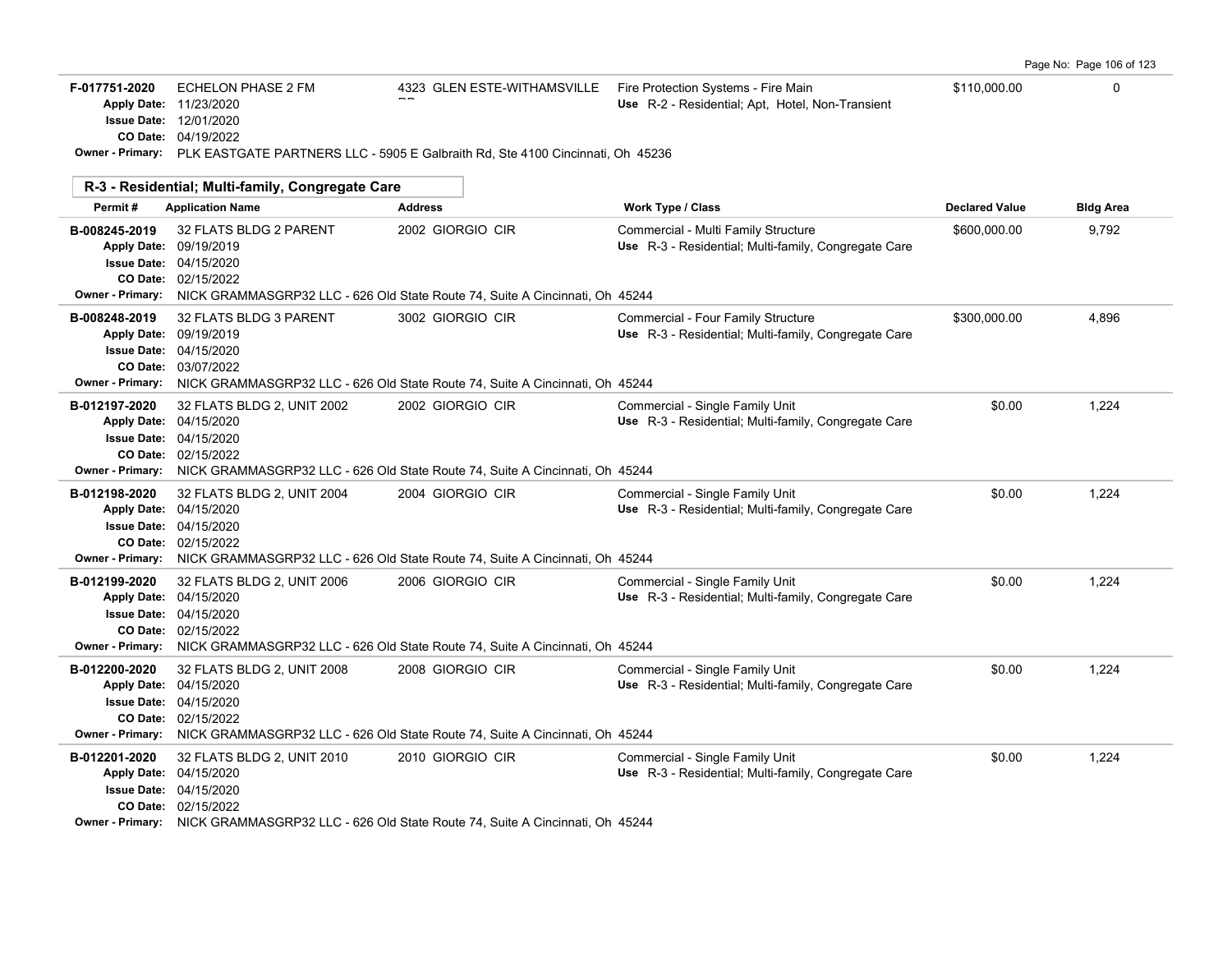| Permit # | Application Name | Address | Work Type / Class | Declared Value | Bldg Area |
|---|---|---|---|---|---|
| F-017751-2020 | ECHELON PHASE 2 FM | 4323 GLEN ESTE-WITHAMSVILLE RD | Fire Protection Systems - Fire Main | $110,000.00 | 0 |
| Apply Date: 11/23/2020 | | | Use R-2 - Residential; Apt, Hotel, Non-Transient | | |
| Issue Date: 12/01/2020 | | | | | |
| CO Date: 04/19/2022 | | | | | |
| Owner - Primary: PLK EASTGATE PARTNERS LLC - 5905 E Galbraith Rd, Ste 4100 Cincinnati, Oh 45236 | | | | | |

## R-3 - Residential; Multi-family, Congregate Care

| Permit # | Application Name | Address | Work Type / Class | Declared Value | Bldg Area |
|---|---|---|---|---|---|
| B-008245-2019 | 32 FLATS BLDG 2 PARENT | 2002 GIORGIO CIR | Commercial - Multi Family Structure | $600,000.00 | 9,792 |
| Apply Date: 09/19/2019 | | | Use R-3 - Residential; Multi-family, Congregate Care | | |
| Issue Date: 04/15/2020 | | | | | |
| CO Date: 02/15/2022 | | | | | |
| Owner - Primary: NICK GRAMMASGRP32 LLC - 626 Old State Route 74, Suite A Cincinnati, Oh 45244 | | | | | |
| B-008248-2019 | 32 FLATS BLDG 3 PARENT | 3002 GIORGIO CIR | Commercial - Four Family Structure | $300,000.00 | 4,896 |
| Apply Date: 09/19/2019 | | | Use R-3 - Residential; Multi-family, Congregate Care | | |
| Issue Date: 04/15/2020 | | | | | |
| CO Date: 03/07/2022 | | | | | |
| Owner - Primary: NICK GRAMMASGRP32 LLC - 626 Old State Route 74, Suite A Cincinnati, Oh 45244 | | | | | |
| B-012197-2020 | 32 FLATS BLDG 2, UNIT 2002 | 2002 GIORGIO CIR | Commercial - Single Family Unit | $0.00 | 1,224 |
| Apply Date: 04/15/2020 | | | Use R-3 - Residential; Multi-family, Congregate Care | | |
| Issue Date: 04/15/2020 | | | | | |
| CO Date: 02/15/2022 | | | | | |
| Owner - Primary: NICK GRAMMASGRP32 LLC - 626 Old State Route 74, Suite A Cincinnati, Oh 45244 | | | | | |
| B-012198-2020 | 32 FLATS BLDG 2, UNIT 2004 | 2004 GIORGIO CIR | Commercial - Single Family Unit | $0.00 | 1,224 |
| Apply Date: 04/15/2020 | | | Use R-3 - Residential; Multi-family, Congregate Care | | |
| Issue Date: 04/15/2020 | | | | | |
| CO Date: 02/15/2022 | | | | | |
| Owner - Primary: NICK GRAMMASGRP32 LLC - 626 Old State Route 74, Suite A Cincinnati, Oh 45244 | | | | | |
| B-012199-2020 | 32 FLATS BLDG 2, UNIT 2006 | 2006 GIORGIO CIR | Commercial - Single Family Unit | $0.00 | 1,224 |
| Apply Date: 04/15/2020 | | | Use R-3 - Residential; Multi-family, Congregate Care | | |
| Issue Date: 04/15/2020 | | | | | |
| CO Date: 02/15/2022 | | | | | |
| Owner - Primary: NICK GRAMMASGRP32 LLC - 626 Old State Route 74, Suite A Cincinnati, Oh 45244 | | | | | |
| B-012200-2020 | 32 FLATS BLDG 2, UNIT 2008 | 2008 GIORGIO CIR | Commercial - Single Family Unit | $0.00 | 1,224 |
| Apply Date: 04/15/2020 | | | Use R-3 - Residential; Multi-family, Congregate Care | | |
| Issue Date: 04/15/2020 | | | | | |
| CO Date: 02/15/2022 | | | | | |
| Owner - Primary: NICK GRAMMASGRP32 LLC - 626 Old State Route 74, Suite A Cincinnati, Oh 45244 | | | | | |
| B-012201-2020 | 32 FLATS BLDG 2, UNIT 2010 | 2010 GIORGIO CIR | Commercial - Single Family Unit | $0.00 | 1,224 |
| Apply Date: 04/15/2020 | | | Use R-3 - Residential; Multi-family, Congregate Care | | |
| Issue Date: 04/15/2020 | | | | | |
| CO Date: 02/15/2022 | | | | | |
| Owner - Primary: NICK GRAMMASGRP32 LLC - 626 Old State Route 74, Suite A Cincinnati, Oh 45244 | | | | | |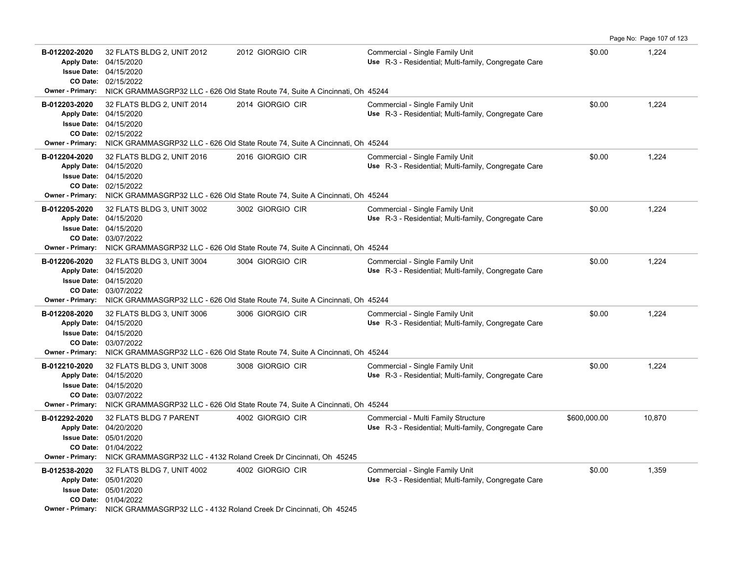| Permit | Description | Address | Type / Use | Valuation | Sq Ft |
|---|---|---|---|---|---|
| **B-012202-2020** | 32 FLATS BLDG 2, UNIT 2012 | 2012 GIORGIO CIR | Commercial - Single Family Unit | $0.00 | 1,224 |
| Apply Date: 04/15/2020<br>Issue Date: 04/15/2020<br>CO Date: 02/15/2022 | | | Use R-3 - Residential; Multi-family, Congregate Care | | |
| Owner - Primary: NICK GRAMMASGRP32 LLC - 626 Old State Route 74, Suite A Cincinnati, Oh 45244 | | | | | |
| **B-012203-2020** | 32 FLATS BLDG 2, UNIT 2014 | 2014 GIORGIO CIR | Commercial - Single Family Unit | $0.00 | 1,224 |
| Apply Date: 04/15/2020<br>Issue Date: 04/15/2020<br>CO Date: 02/15/2022 | | | Use R-3 - Residential; Multi-family, Congregate Care | | |
| Owner - Primary: NICK GRAMMASGRP32 LLC - 626 Old State Route 74, Suite A Cincinnati, Oh 45244 | | | | | |
| **B-012204-2020** | 32 FLATS BLDG 2, UNIT 2016 | 2016 GIORGIO CIR | Commercial - Single Family Unit | $0.00 | 1,224 |
| Apply Date: 04/15/2020<br>Issue Date: 04/15/2020<br>CO Date: 02/15/2022 | | | Use R-3 - Residential; Multi-family, Congregate Care | | |
| Owner - Primary: NICK GRAMMASGRP32 LLC - 626 Old State Route 74, Suite A Cincinnati, Oh 45244 | | | | | |
| **B-012205-2020** | 32 FLATS BLDG 3, UNIT 3002 | 3002 GIORGIO CIR | Commercial - Single Family Unit | $0.00 | 1,224 |
| Apply Date: 04/15/2020<br>Issue Date: 04/15/2020<br>CO Date: 03/07/2022 | | | Use R-3 - Residential; Multi-family, Congregate Care | | |
| Owner - Primary: NICK GRAMMASGRP32 LLC - 626 Old State Route 74, Suite A Cincinnati, Oh 45244 | | | | | |
| **B-012206-2020** | 32 FLATS BLDG 3, UNIT 3004 | 3004 GIORGIO CIR | Commercial - Single Family Unit | $0.00 | 1,224 |
| Apply Date: 04/15/2020<br>Issue Date: 04/15/2020<br>CO Date: 03/07/2022 | | | Use R-3 - Residential; Multi-family, Congregate Care | | |
| Owner - Primary: NICK GRAMMASGRP32 LLC - 626 Old State Route 74, Suite A Cincinnati, Oh 45244 | | | | | |
| **B-012208-2020** | 32 FLATS BLDG 3, UNIT 3006 | 3006 GIORGIO CIR | Commercial - Single Family Unit | $0.00 | 1,224 |
| Apply Date: 04/15/2020<br>Issue Date: 04/15/2020<br>CO Date: 03/07/2022 | | | Use R-3 - Residential; Multi-family, Congregate Care | | |
| Owner - Primary: NICK GRAMMASGRP32 LLC - 626 Old State Route 74, Suite A Cincinnati, Oh 45244 | | | | | |
| **B-012210-2020** | 32 FLATS BLDG 3, UNIT 3008 | 3008 GIORGIO CIR | Commercial - Single Family Unit | $0.00 | 1,224 |
| Apply Date: 04/15/2020<br>Issue Date: 04/15/2020<br>CO Date: 03/07/2022 | | | Use R-3 - Residential; Multi-family, Congregate Care | | |
| Owner - Primary: NICK GRAMMASGRP32 LLC - 626 Old State Route 74, Suite A Cincinnati, Oh 45244 | | | | | |
| **B-012292-2020** | 32 FLATS BLDG 7 PARENT | 4002 GIORGIO CIR | Commercial - Multi Family Structure | $600,000.00 | 10,870 |
| Apply Date: 04/20/2020<br>Issue Date: 05/01/2020<br>CO Date: 01/04/2022 | | | Use R-3 - Residential; Multi-family, Congregate Care | | |
| Owner - Primary: NICK GRAMMASGRP32 LLC - 4132 Roland Creek Dr Cincinnati, Oh 45245 | | | | | |
| **B-012538-2020** | 32 FLATS BLDG 7, UNIT 4002 | 4002 GIORGIO CIR | Commercial - Single Family Unit | $0.00 | 1,359 |
| Apply Date: 05/01/2020<br>Issue Date: 05/01/2020<br>CO Date: 01/04/2022 | | | Use R-3 - Residential; Multi-family, Congregate Care | | |
| Owner - Primary: NICK GRAMMASGRP32 LLC - 4132 Roland Creek Dr Cincinnati, Oh 45245 | | | | | |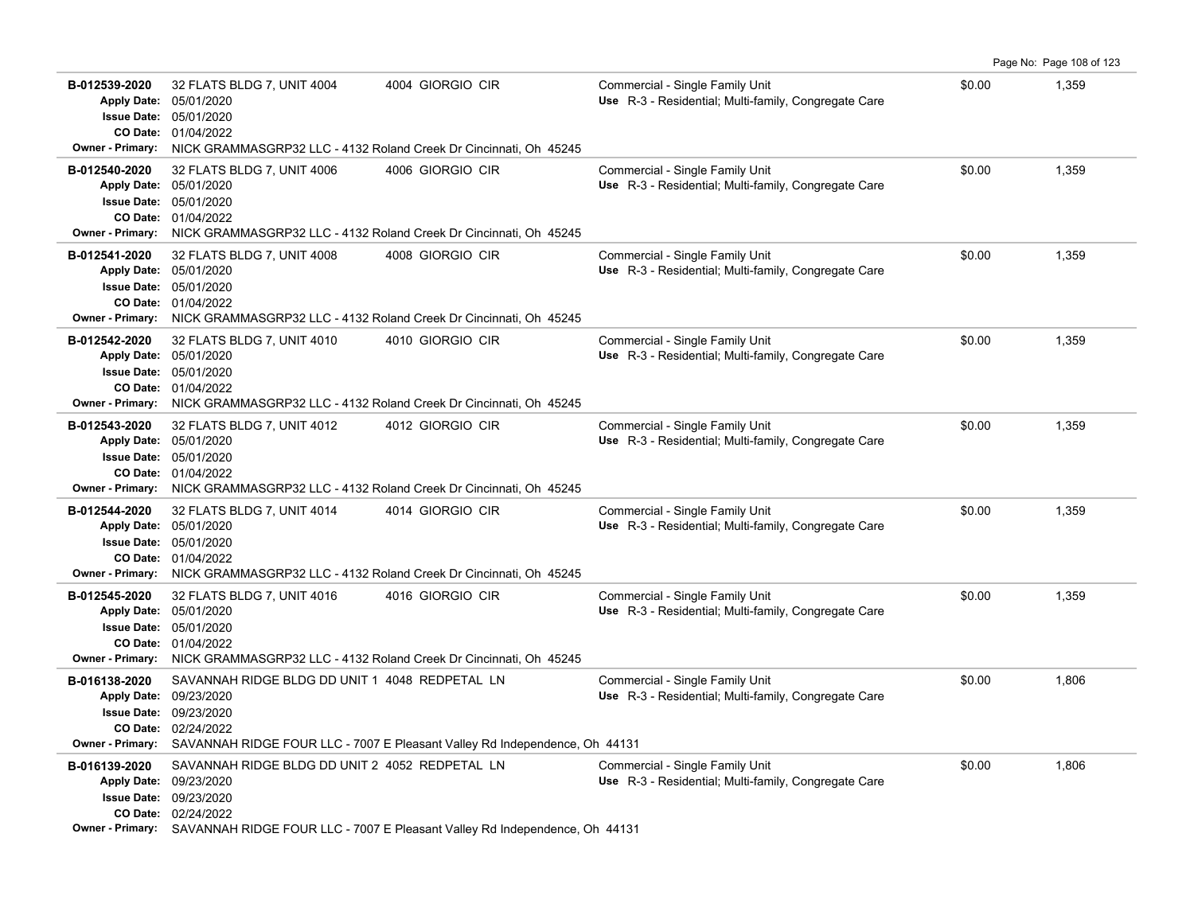| Permit | Description | Address | Type / Use | Value | Sq Ft |
|---|---|---|---|---|---|
| **B-012539-2020** | 32 FLATS BLDG 7, UNIT 4004 | 4004 GIORGIO CIR | Commercial - Single Family Unit | $0.00 | 1,359 |
| Apply Date: 05/01/2020 | | | Use R-3 - Residential; Multi-family, Congregate Care | | |
| Issue Date: 05/01/2020 | | | | | |
| CO Date: 01/04/2022 | | | | | |
| Owner - Primary: | NICK GRAMMASGRP32 LLC - 4132 Roland Creek Dr Cincinnati, Oh 45245 | | | | |
| **B-012540-2020** | 32 FLATS BLDG 7, UNIT 4006 | 4006 GIORGIO CIR | Commercial - Single Family Unit | $0.00 | 1,359 |
| Apply Date: 05/01/2020 | | | Use R-3 - Residential; Multi-family, Congregate Care | | |
| Issue Date: 05/01/2020 | | | | | |
| CO Date: 01/04/2022 | | | | | |
| Owner - Primary: | NICK GRAMMASGRP32 LLC - 4132 Roland Creek Dr Cincinnati, Oh 45245 | | | | |
| **B-012541-2020** | 32 FLATS BLDG 7, UNIT 4008 | 4008 GIORGIO CIR | Commercial - Single Family Unit | $0.00 | 1,359 |
| Apply Date: 05/01/2020 | | | Use R-3 - Residential; Multi-family, Congregate Care | | |
| Issue Date: 05/01/2020 | | | | | |
| CO Date: 01/04/2022 | | | | | |
| Owner - Primary: | NICK GRAMMASGRP32 LLC - 4132 Roland Creek Dr Cincinnati, Oh 45245 | | | | |
| **B-012542-2020** | 32 FLATS BLDG 7, UNIT 4010 | 4010 GIORGIO CIR | Commercial - Single Family Unit | $0.00 | 1,359 |
| Apply Date: 05/01/2020 | | | Use R-3 - Residential; Multi-family, Congregate Care | | |
| Issue Date: 05/01/2020 | | | | | |
| CO Date: 01/04/2022 | | | | | |
| Owner - Primary: | NICK GRAMMASGRP32 LLC - 4132 Roland Creek Dr Cincinnati, Oh 45245 | | | | |
| **B-012543-2020** | 32 FLATS BLDG 7, UNIT 4012 | 4012 GIORGIO CIR | Commercial - Single Family Unit | $0.00 | 1,359 |
| Apply Date: 05/01/2020 | | | Use R-3 - Residential; Multi-family, Congregate Care | | |
| Issue Date: 05/01/2020 | | | | | |
| CO Date: 01/04/2022 | | | | | |
| Owner - Primary: | NICK GRAMMASGRP32 LLC - 4132 Roland Creek Dr Cincinnati, Oh 45245 | | | | |
| **B-012544-2020** | 32 FLATS BLDG 7, UNIT 4014 | 4014 GIORGIO CIR | Commercial - Single Family Unit | $0.00 | 1,359 |
| Apply Date: 05/01/2020 | | | Use R-3 - Residential; Multi-family, Congregate Care | | |
| Issue Date: 05/01/2020 | | | | | |
| CO Date: 01/04/2022 | | | | | |
| Owner - Primary: | NICK GRAMMASGRP32 LLC - 4132 Roland Creek Dr Cincinnati, Oh 45245 | | | | |
| **B-012545-2020** | 32 FLATS BLDG 7, UNIT 4016 | 4016 GIORGIO CIR | Commercial - Single Family Unit | $0.00 | 1,359 |
| Apply Date: 05/01/2020 | | | Use R-3 - Residential; Multi-family, Congregate Care | | |
| Issue Date: 05/01/2020 | | | | | |
| CO Date: 01/04/2022 | | | | | |
| Owner - Primary: | NICK GRAMMASGRP32 LLC - 4132 Roland Creek Dr Cincinnati, Oh 45245 | | | | |
| **B-016138-2020** | SAVANNAH RIDGE BLDG DD UNIT 1 | 4048 REDPETAL LN | Commercial - Single Family Unit | $0.00 | 1,806 |
| Apply Date: 09/23/2020 | | | Use R-3 - Residential; Multi-family, Congregate Care | | |
| Issue Date: 09/23/2020 | | | | | |
| CO Date: 02/24/2022 | | | | | |
| Owner - Primary: | SAVANNAH RIDGE FOUR LLC - 7007 E Pleasant Valley Rd Independence, Oh 44131 | | | | |
| **B-016139-2020** | SAVANNAH RIDGE BLDG DD UNIT 2 | 4052 REDPETAL LN | Commercial - Single Family Unit | $0.00 | 1,806 |
| Apply Date: 09/23/2020 | | | Use R-3 - Residential; Multi-family, Congregate Care | | |
| Issue Date: 09/23/2020 | | | | | |
| CO Date: 02/24/2022 | | | | | |
| Owner - Primary: | SAVANNAH RIDGE FOUR LLC - 7007 E Pleasant Valley Rd Independence, Oh 44131 | | | | |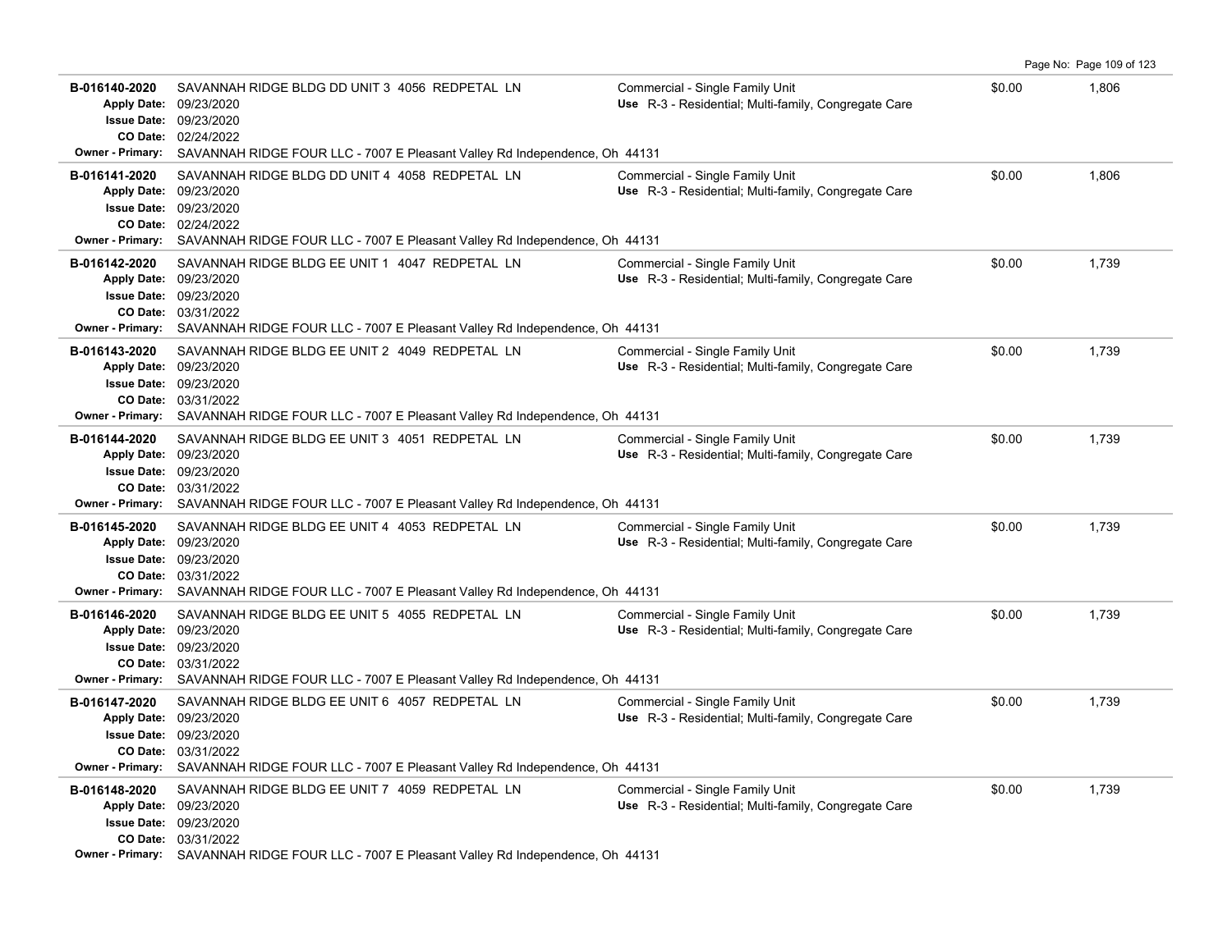**B-016140-2020** SAVANNAH RIDGE BLDG DD UNIT 3 4056 REDPETAL LN
**Apply Date:** 09/23/2020
**Issue Date:** 09/23/2020
**CO Date:** 02/24/2022
**Owner - Primary:** SAVANNAH RIDGE FOUR LLC - 7007 E Pleasant Valley Rd Independence, Oh 44131
Commercial - Single Family Unit
**Use** R-3 - Residential; Multi-family, Congregate Care
$0.00 1,806

---

**B-016141-2020** SAVANNAH RIDGE BLDG DD UNIT 4 4058 REDPETAL LN
**Apply Date:** 09/23/2020
**Issue Date:** 09/23/2020
**CO Date:** 02/24/2022
**Owner - Primary:** SAVANNAH RIDGE FOUR LLC - 7007 E Pleasant Valley Rd Independence, Oh 44131
Commercial - Single Family Unit
**Use** R-3 - Residential; Multi-family, Congregate Care
$0.00 1,806

---

**B-016142-2020** SAVANNAH RIDGE BLDG EE UNIT 1 4047 REDPETAL LN
**Apply Date:** 09/23/2020
**Issue Date:** 09/23/2020
**CO Date:** 03/31/2022
**Owner - Primary:** SAVANNAH RIDGE FOUR LLC - 7007 E Pleasant Valley Rd Independence, Oh 44131
Commercial - Single Family Unit
**Use** R-3 - Residential; Multi-family, Congregate Care
$0.00 1,739

---

**B-016143-2020** SAVANNAH RIDGE BLDG EE UNIT 2 4049 REDPETAL LN
**Apply Date:** 09/23/2020
**Issue Date:** 09/23/2020
**CO Date:** 03/31/2022
**Owner - Primary:** SAVANNAH RIDGE FOUR LLC - 7007 E Pleasant Valley Rd Independence, Oh 44131
Commercial - Single Family Unit
**Use** R-3 - Residential; Multi-family, Congregate Care
$0.00 1,739

---

**B-016144-2020** SAVANNAH RIDGE BLDG EE UNIT 3 4051 REDPETAL LN
**Apply Date:** 09/23/2020
**Issue Date:** 09/23/2020
**CO Date:** 03/31/2022
**Owner - Primary:** SAVANNAH RIDGE FOUR LLC - 7007 E Pleasant Valley Rd Independence, Oh 44131
Commercial - Single Family Unit
**Use** R-3 - Residential; Multi-family, Congregate Care
$0.00 1,739

---

**B-016145-2020** SAVANNAH RIDGE BLDG EE UNIT 4 4053 REDPETAL LN
**Apply Date:** 09/23/2020
**Issue Date:** 09/23/2020
**CO Date:** 03/31/2022
**Owner - Primary:** SAVANNAH RIDGE FOUR LLC - 7007 E Pleasant Valley Rd Independence, Oh 44131
Commercial - Single Family Unit
**Use** R-3 - Residential; Multi-family, Congregate Care
$0.00 1,739

---

**B-016146-2020** SAVANNAH RIDGE BLDG EE UNIT 5 4055 REDPETAL LN
**Apply Date:** 09/23/2020
**Issue Date:** 09/23/2020
**CO Date:** 03/31/2022
**Owner - Primary:** SAVANNAH RIDGE FOUR LLC - 7007 E Pleasant Valley Rd Independence, Oh 44131
Commercial - Single Family Unit
**Use** R-3 - Residential; Multi-family, Congregate Care
$0.00 1,739

---

**B-016147-2020** SAVANNAH RIDGE BLDG EE UNIT 6 4057 REDPETAL LN
**Apply Date:** 09/23/2020
**Issue Date:** 09/23/2020
**CO Date:** 03/31/2022
**Owner - Primary:** SAVANNAH RIDGE FOUR LLC - 7007 E Pleasant Valley Rd Independence, Oh 44131
Commercial - Single Family Unit
**Use** R-3 - Residential; Multi-family, Congregate Care
$0.00 1,739

---

**B-016148-2020** SAVANNAH RIDGE BLDG EE UNIT 7 4059 REDPETAL LN
**Apply Date:** 09/23/2020
**Issue Date:** 09/23/2020
**CO Date:** 03/31/2022
**Owner - Primary:** SAVANNAH RIDGE FOUR LLC - 7007 E Pleasant Valley Rd Independence, Oh 44131
Commercial - Single Family Unit
**Use** R-3 - Residential; Multi-family, Congregate Care
$0.00 1,739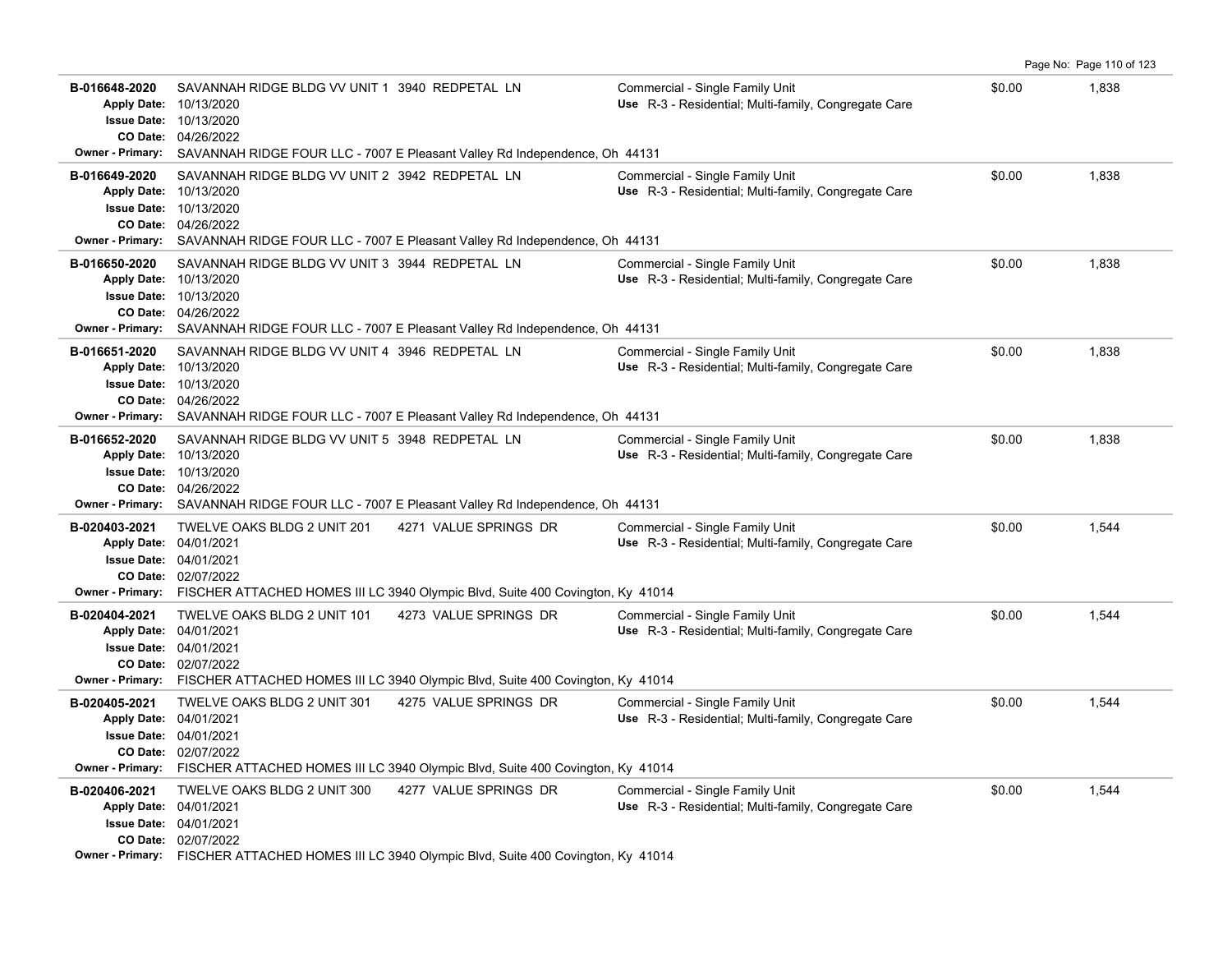**B-016648-2020** SAVANNAH RIDGE BLDG VV UNIT 1 3940 REDPETAL LN
**Apply Date:** 10/13/2020
**Issue Date:** 10/13/2020
**CO Date:** 04/26/2022
**Owner - Primary:** SAVANNAH RIDGE FOUR LLC - 7007 E Pleasant Valley Rd Independence, Oh 44131
Commercial - Single Family Unit
**Use** R-3 - Residential; Multi-family, Congregate Care
$0.00 1,838

**B-016649-2020** SAVANNAH RIDGE BLDG VV UNIT 2 3942 REDPETAL LN
**Apply Date:** 10/13/2020
**Issue Date:** 10/13/2020
**CO Date:** 04/26/2022
**Owner - Primary:** SAVANNAH RIDGE FOUR LLC - 7007 E Pleasant Valley Rd Independence, Oh 44131
Commercial - Single Family Unit
**Use** R-3 - Residential; Multi-family, Congregate Care
$0.00 1,838

**B-016650-2020** SAVANNAH RIDGE BLDG VV UNIT 3 3944 REDPETAL LN
**Apply Date:** 10/13/2020
**Issue Date:** 10/13/2020
**CO Date:** 04/26/2022
**Owner - Primary:** SAVANNAH RIDGE FOUR LLC - 7007 E Pleasant Valley Rd Independence, Oh 44131
Commercial - Single Family Unit
**Use** R-3 - Residential; Multi-family, Congregate Care
$0.00 1,838

**B-016651-2020** SAVANNAH RIDGE BLDG VV UNIT 4 3946 REDPETAL LN
**Apply Date:** 10/13/2020
**Issue Date:** 10/13/2020
**CO Date:** 04/26/2022
**Owner - Primary:** SAVANNAH RIDGE FOUR LLC - 7007 E Pleasant Valley Rd Independence, Oh 44131
Commercial - Single Family Unit
**Use** R-3 - Residential; Multi-family, Congregate Care
$0.00 1,838

**B-016652-2020** SAVANNAH RIDGE BLDG VV UNIT 5 3948 REDPETAL LN
**Apply Date:** 10/13/2020
**Issue Date:** 10/13/2020
**CO Date:** 04/26/2022
**Owner - Primary:** SAVANNAH RIDGE FOUR LLC - 7007 E Pleasant Valley Rd Independence, Oh 44131
Commercial - Single Family Unit
**Use** R-3 - Residential; Multi-family, Congregate Care
$0.00 1,838

**B-020403-2021** TWELVE OAKS BLDG 2 UNIT 201 4271 VALUE SPRINGS DR
**Apply Date:** 04/01/2021
**Issue Date:** 04/01/2021
**CO Date:** 02/07/2022
**Owner - Primary:** FISCHER ATTACHED HOMES III LC 3940 Olympic Blvd, Suite 400 Covington, Ky 41014
Commercial - Single Family Unit
**Use** R-3 - Residential; Multi-family, Congregate Care
$0.00 1,544

**B-020404-2021** TWELVE OAKS BLDG 2 UNIT 101 4273 VALUE SPRINGS DR
**Apply Date:** 04/01/2021
**Issue Date:** 04/01/2021
**CO Date:** 02/07/2022
**Owner - Primary:** FISCHER ATTACHED HOMES III LC 3940 Olympic Blvd, Suite 400 Covington, Ky 41014
Commercial - Single Family Unit
**Use** R-3 - Residential; Multi-family, Congregate Care
$0.00 1,544

**B-020405-2021** TWELVE OAKS BLDG 2 UNIT 301 4275 VALUE SPRINGS DR
**Apply Date:** 04/01/2021
**Issue Date:** 04/01/2021
**CO Date:** 02/07/2022
**Owner - Primary:** FISCHER ATTACHED HOMES III LC 3940 Olympic Blvd, Suite 400 Covington, Ky 41014
Commercial - Single Family Unit
**Use** R-3 - Residential; Multi-family, Congregate Care
$0.00 1,544

**B-020406-2021** TWELVE OAKS BLDG 2 UNIT 300 4277 VALUE SPRINGS DR
**Apply Date:** 04/01/2021
**Issue Date:** 04/01/2021
**CO Date:** 02/07/2022
**Owner - Primary:** FISCHER ATTACHED HOMES III LC 3940 Olympic Blvd, Suite 400 Covington, Ky 41014
Commercial - Single Family Unit
**Use** R-3 - Residential; Multi-family, Congregate Care
$0.00 1,544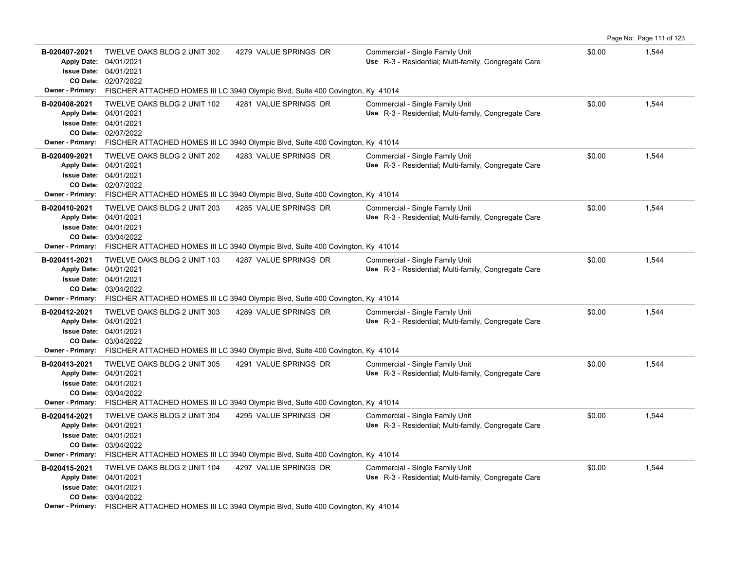| Permit | Description | Address | Type / Use | Valuation | Sq Ft |
|---|---|---|---|---|---|
| **B-020407-2021**<br>Apply Date: 04/01/2021<br>Issue Date: 04/01/2021<br>CO Date: 02/07/2022<br>Owner - Primary: FISCHER ATTACHED HOMES III LC 3940 Olympic Blvd, Suite 400 Covington, Ky 41014 | TWELVE OAKS BLDG 2 UNIT 302 | 4279 VALUE SPRINGS DR | Commercial - Single Family Unit<br>Use R-3 - Residential; Multi-family, Congregate Care | $0.00 | 1,544 |
| **B-020408-2021**<br>Apply Date: 04/01/2021<br>Issue Date: 04/01/2021<br>CO Date: 02/07/2022<br>Owner - Primary: FISCHER ATTACHED HOMES III LC 3940 Olympic Blvd, Suite 400 Covington, Ky 41014 | TWELVE OAKS BLDG 2 UNIT 102 | 4281 VALUE SPRINGS DR | Commercial - Single Family Unit<br>Use R-3 - Residential; Multi-family, Congregate Care | $0.00 | 1,544 |
| **B-020409-2021**<br>Apply Date: 04/01/2021<br>Issue Date: 04/01/2021<br>CO Date: 02/07/2022<br>Owner - Primary: FISCHER ATTACHED HOMES III LC 3940 Olympic Blvd, Suite 400 Covington, Ky 41014 | TWELVE OAKS BLDG 2 UNIT 202 | 4283 VALUE SPRINGS DR | Commercial - Single Family Unit<br>Use R-3 - Residential; Multi-family, Congregate Care | $0.00 | 1,544 |
| **B-020410-2021**<br>Apply Date: 04/01/2021<br>Issue Date: 04/01/2021<br>CO Date: 03/04/2022<br>Owner - Primary: FISCHER ATTACHED HOMES III LC 3940 Olympic Blvd, Suite 400 Covington, Ky 41014 | TWELVE OAKS BLDG 2 UNIT 203 | 4285 VALUE SPRINGS DR | Commercial - Single Family Unit<br>Use R-3 - Residential; Multi-family, Congregate Care | $0.00 | 1,544 |
| **B-020411-2021**<br>Apply Date: 04/01/2021<br>Issue Date: 04/01/2021<br>CO Date: 03/04/2022<br>Owner - Primary: FISCHER ATTACHED HOMES III LC 3940 Olympic Blvd, Suite 400 Covington, Ky 41014 | TWELVE OAKS BLDG 2 UNIT 103 | 4287 VALUE SPRINGS DR | Commercial - Single Family Unit<br>Use R-3 - Residential; Multi-family, Congregate Care | $0.00 | 1,544 |
| **B-020412-2021**<br>Apply Date: 04/01/2021<br>Issue Date: 04/01/2021<br>CO Date: 03/04/2022<br>Owner - Primary: FISCHER ATTACHED HOMES III LC 3940 Olympic Blvd, Suite 400 Covington, Ky 41014 | TWELVE OAKS BLDG 2 UNIT 303 | 4289 VALUE SPRINGS DR | Commercial - Single Family Unit<br>Use R-3 - Residential; Multi-family, Congregate Care | $0.00 | 1,544 |
| **B-020413-2021**<br>Apply Date: 04/01/2021<br>Issue Date: 04/01/2021<br>CO Date: 03/04/2022<br>Owner - Primary: FISCHER ATTACHED HOMES III LC 3940 Olympic Blvd, Suite 400 Covington, Ky 41014 | TWELVE OAKS BLDG 2 UNIT 305 | 4291 VALUE SPRINGS DR | Commercial - Single Family Unit<br>Use R-3 - Residential; Multi-family, Congregate Care | $0.00 | 1,544 |
| **B-020414-2021**<br>Apply Date: 04/01/2021<br>Issue Date: 04/01/2021<br>CO Date: 03/04/2022<br>Owner - Primary: FISCHER ATTACHED HOMES III LC 3940 Olympic Blvd, Suite 400 Covington, Ky 41014 | TWELVE OAKS BLDG 2 UNIT 304 | 4295 VALUE SPRINGS DR | Commercial - Single Family Unit<br>Use R-3 - Residential; Multi-family, Congregate Care | $0.00 | 1,544 |
| **B-020415-2021**<br>Apply Date: 04/01/2021<br>Issue Date: 04/01/2021<br>CO Date: 03/04/2022<br>Owner - Primary: FISCHER ATTACHED HOMES III LC 3940 Olympic Blvd, Suite 400 Covington, Ky 41014 | TWELVE OAKS BLDG 2 UNIT 104 | 4297 VALUE SPRINGS DR | Commercial - Single Family Unit<br>Use R-3 - Residential; Multi-family, Congregate Care | $0.00 | 1,544 |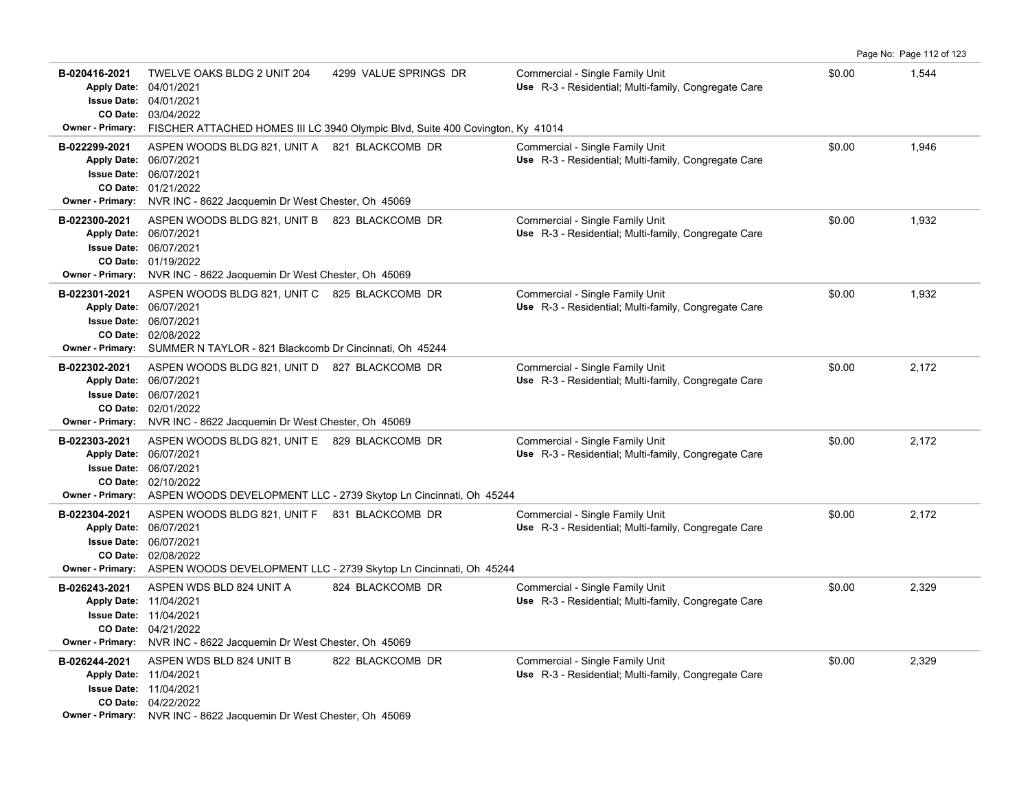| Permit | Description | Address | Type / Use | Valuation | Sq Ft |
|---|---|---|---|---|---|
| B-020416-2021 | TWELVE OAKS BLDG 2 UNIT 204 | 4299 VALUE SPRINGS DR | Commercial - Single Family Unit; Use R-3 - Residential; Multi-family, Congregate Care | $0.00 | 1,544 |
| | Apply Date: 04/01/2021; Issue Date: 04/01/2021; CO Date: 03/04/2022 | | | | |
| | Owner - Primary: FISCHER ATTACHED HOMES III LC 3940 Olympic Blvd, Suite 400 Covington, Ky 41014 | | | | |
| B-022299-2021 | ASPEN WOODS BLDG 821, UNIT A | 821 BLACKCOMB DR | Commercial - Single Family Unit; Use R-3 - Residential; Multi-family, Congregate Care | $0.00 | 1,946 |
| | Apply Date: 06/07/2021; Issue Date: 06/07/2021; CO Date: 01/21/2022 | | | | |
| | Owner - Primary: NVR INC - 8622 Jacquemin Dr West Chester, Oh 45069 | | | | |
| B-022300-2021 | ASPEN WOODS BLDG 821, UNIT B | 823 BLACKCOMB DR | Commercial - Single Family Unit; Use R-3 - Residential; Multi-family, Congregate Care | $0.00 | 1,932 |
| | Apply Date: 06/07/2021; Issue Date: 06/07/2021; CO Date: 01/19/2022 | | | | |
| | Owner - Primary: NVR INC - 8622 Jacquemin Dr West Chester, Oh 45069 | | | | |
| B-022301-2021 | ASPEN WOODS BLDG 821, UNIT C | 825 BLACKCOMB DR | Commercial - Single Family Unit; Use R-3 - Residential; Multi-family, Congregate Care | $0.00 | 1,932 |
| | Apply Date: 06/07/2021; Issue Date: 06/07/2021; CO Date: 02/08/2022 | | | | |
| | Owner - Primary: SUMMER N TAYLOR - 821 Blackcomb Dr Cincinnati, Oh 45244 | | | | |
| B-022302-2021 | ASPEN WOODS BLDG 821, UNIT D | 827 BLACKCOMB DR | Commercial - Single Family Unit; Use R-3 - Residential; Multi-family, Congregate Care | $0.00 | 2,172 |
| | Apply Date: 06/07/2021; Issue Date: 06/07/2021; CO Date: 02/01/2022 | | | | |
| | Owner - Primary: NVR INC - 8622 Jacquemin Dr West Chester, Oh 45069 | | | | |
| B-022303-2021 | ASPEN WOODS BLDG 821, UNIT E | 829 BLACKCOMB DR | Commercial - Single Family Unit; Use R-3 - Residential; Multi-family, Congregate Care | $0.00 | 2,172 |
| | Apply Date: 06/07/2021; Issue Date: 06/07/2021; CO Date: 02/10/2022 | | | | |
| | Owner - Primary: ASPEN WOODS DEVELOPMENT LLC - 2739 Skytop Ln Cincinnati, Oh 45244 | | | | |
| B-022304-2021 | ASPEN WOODS BLDG 821, UNIT F | 831 BLACKCOMB DR | Commercial - Single Family Unit; Use R-3 - Residential; Multi-family, Congregate Care | $0.00 | 2,172 |
| | Apply Date: 06/07/2021; Issue Date: 06/07/2021; CO Date: 02/08/2022 | | | | |
| | Owner - Primary: ASPEN WOODS DEVELOPMENT LLC - 2739 Skytop Ln Cincinnati, Oh 45244 | | | | |
| B-026243-2021 | ASPEN WDS BLD 824 UNIT A | 824 BLACKCOMB DR | Commercial - Single Family Unit; Use R-3 - Residential; Multi-family, Congregate Care | $0.00 | 2,329 |
| | Apply Date: 11/04/2021; Issue Date: 11/04/2021; CO Date: 04/21/2022 | | | | |
| | Owner - Primary: NVR INC - 8622 Jacquemin Dr West Chester, Oh 45069 | | | | |
| B-026244-2021 | ASPEN WDS BLD 824 UNIT B | 822 BLACKCOMB DR | Commercial - Single Family Unit; Use R-3 - Residential; Multi-family, Congregate Care | $0.00 | 2,329 |
| | Apply Date: 11/04/2021; Issue Date: 11/04/2021; CO Date: 04/22/2022 | | | | |
| | Owner - Primary: NVR INC - 8622 Jacquemin Dr West Chester, Oh 45069 | | | | |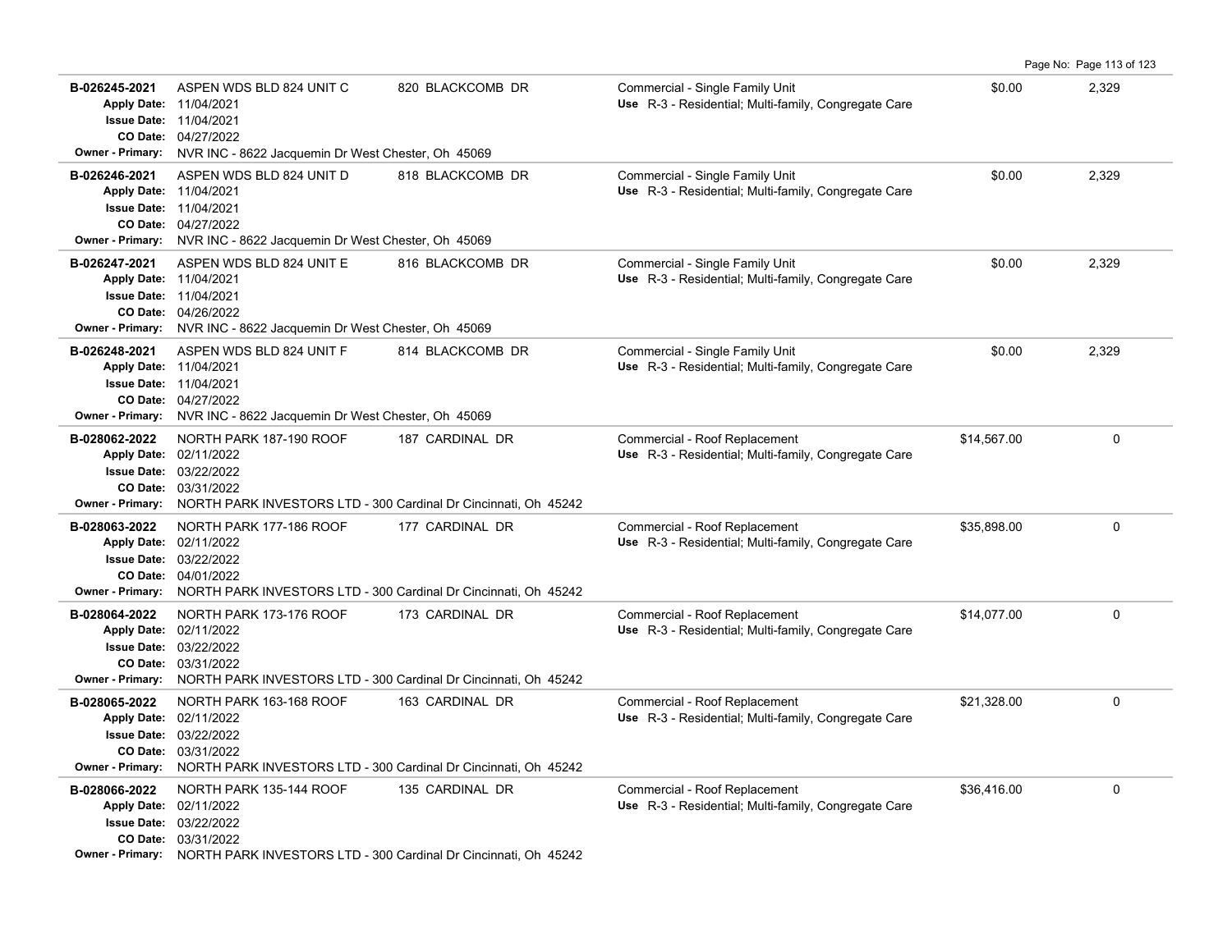| Permit # | Description | Address | Type / Use | Valuation | Sq Ft |
|---|---|---|---|---|---|
| **B-026245-2021**<br>Apply Date: 11/04/2021<br>Issue Date: 11/04/2021<br>CO Date: 04/27/2022<br>Owner - Primary: NVR INC - 8622 Jacquemin Dr West Chester, Oh 45069 | ASPEN WDS BLD 824 UNIT C | 820 BLACKCOMB DR | Commercial - Single Family Unit<br>Use R-3 - Residential; Multi-family, Congregate Care | $0.00 | 2,329 |
| **B-026246-2021**<br>Apply Date: 11/04/2021<br>Issue Date: 11/04/2021<br>CO Date: 04/27/2022<br>Owner - Primary: NVR INC - 8622 Jacquemin Dr West Chester, Oh 45069 | ASPEN WDS BLD 824 UNIT D | 818 BLACKCOMB DR | Commercial - Single Family Unit<br>Use R-3 - Residential; Multi-family, Congregate Care | $0.00 | 2,329 |
| **B-026247-2021**<br>Apply Date: 11/04/2021<br>Issue Date: 11/04/2021<br>CO Date: 04/26/2022<br>Owner - Primary: NVR INC - 8622 Jacquemin Dr West Chester, Oh 45069 | ASPEN WDS BLD 824 UNIT E | 816 BLACKCOMB DR | Commercial - Single Family Unit<br>Use R-3 - Residential; Multi-family, Congregate Care | $0.00 | 2,329 |
| **B-026248-2021**<br>Apply Date: 11/04/2021<br>Issue Date: 11/04/2021<br>CO Date: 04/27/2022<br>Owner - Primary: NVR INC - 8622 Jacquemin Dr West Chester, Oh 45069 | ASPEN WDS BLD 824 UNIT F | 814 BLACKCOMB DR | Commercial - Single Family Unit<br>Use R-3 - Residential; Multi-family, Congregate Care | $0.00 | 2,329 |
| **B-028062-2022**<br>Apply Date: 02/11/2022<br>Issue Date: 03/22/2022<br>CO Date: 03/31/2022<br>Owner - Primary: NORTH PARK INVESTORS LTD - 300 Cardinal Dr Cincinnati, Oh 45242 | NORTH PARK 187-190 ROOF | 187 CARDINAL DR | Commercial - Roof Replacement<br>Use R-3 - Residential; Multi-family, Congregate Care | $14,567.00 | 0 |
| **B-028063-2022**<br>Apply Date: 02/11/2022<br>Issue Date: 03/22/2022<br>CO Date: 04/01/2022<br>Owner - Primary: NORTH PARK INVESTORS LTD - 300 Cardinal Dr Cincinnati, Oh 45242 | NORTH PARK 177-186 ROOF | 177 CARDINAL DR | Commercial - Roof Replacement<br>Use R-3 - Residential; Multi-family, Congregate Care | $35,898.00 | 0 |
| **B-028064-2022**<br>Apply Date: 02/11/2022<br>Issue Date: 03/22/2022<br>CO Date: 03/31/2022<br>Owner - Primary: NORTH PARK INVESTORS LTD - 300 Cardinal Dr Cincinnati, Oh 45242 | NORTH PARK 173-176 ROOF | 173 CARDINAL DR | Commercial - Roof Replacement<br>Use R-3 - Residential; Multi-family, Congregate Care | $14,077.00 | 0 |
| **B-028065-2022**<br>Apply Date: 02/11/2022<br>Issue Date: 03/22/2022<br>CO Date: 03/31/2022<br>Owner - Primary: NORTH PARK INVESTORS LTD - 300 Cardinal Dr Cincinnati, Oh 45242 | NORTH PARK 163-168 ROOF | 163 CARDINAL DR | Commercial - Roof Replacement<br>Use R-3 - Residential; Multi-family, Congregate Care | $21,328.00 | 0 |
| **B-028066-2022**<br>Apply Date: 02/11/2022<br>Issue Date: 03/22/2022<br>CO Date: 03/31/2022<br>Owner - Primary: NORTH PARK INVESTORS LTD - 300 Cardinal Dr Cincinnati, Oh 45242 | NORTH PARK 135-144 ROOF | 135 CARDINAL DR | Commercial - Roof Replacement<br>Use R-3 - Residential; Multi-family, Congregate Care | $36,416.00 | 0 |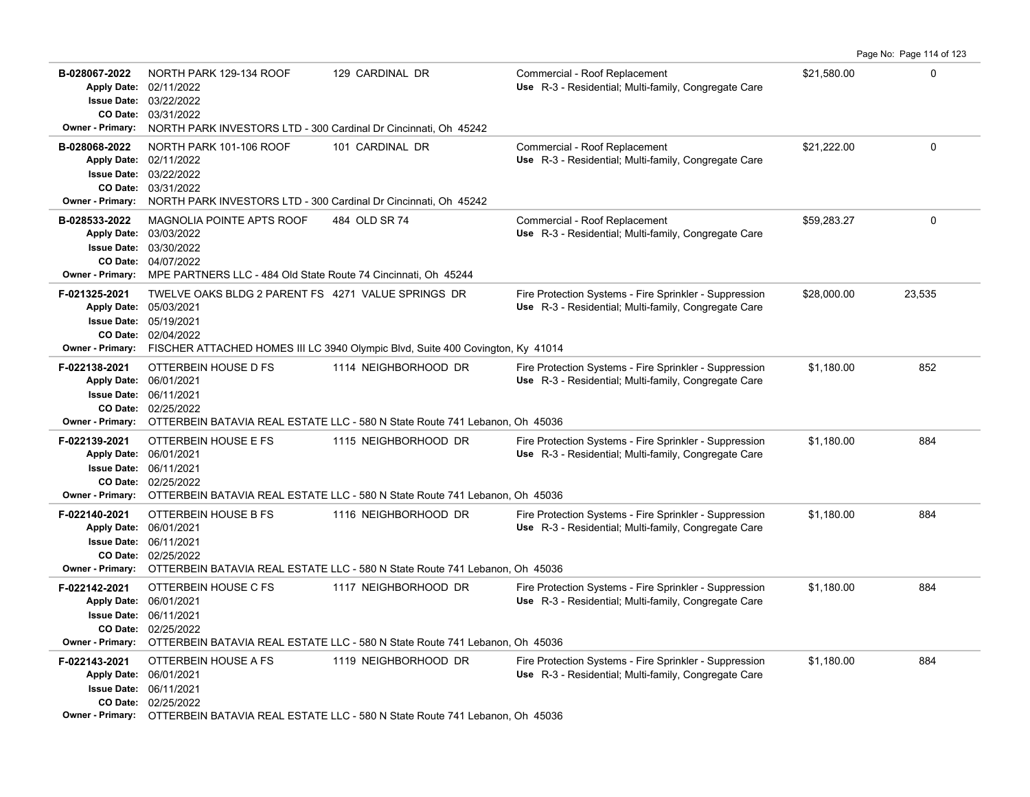| Permit # | Description | Address | Type / Use | Valuation | Sq Ft |
|---|---|---|---|---|---|
| **B-028067-2022**<br>Apply Date: 02/11/2022<br>Issue Date: 03/22/2022<br>CO Date: 03/31/2022<br>Owner - Primary: NORTH PARK INVESTORS LTD - 300 Cardinal Dr Cincinnati, Oh 45242 | NORTH PARK 129-134 ROOF | 129 CARDINAL DR | Commercial - Roof Replacement<br>Use R-3 - Residential; Multi-family, Congregate Care | $21,580.00 | 0 |
| **B-028068-2022**<br>Apply Date: 02/11/2022<br>Issue Date: 03/22/2022<br>CO Date: 03/31/2022<br>Owner - Primary: NORTH PARK INVESTORS LTD - 300 Cardinal Dr Cincinnati, Oh 45242 | NORTH PARK 101-106 ROOF | 101 CARDINAL DR | Commercial - Roof Replacement<br>Use R-3 - Residential; Multi-family, Congregate Care | $21,222.00 | 0 |
| **B-028533-2022**<br>Apply Date: 03/03/2022<br>Issue Date: 03/30/2022<br>CO Date: 04/07/2022<br>Owner - Primary: MPE PARTNERS LLC - 484 Old State Route 74 Cincinnati, Oh 45244 | MAGNOLIA POINTE APTS ROOF | 484 OLD SR 74 | Commercial - Roof Replacement<br>Use R-3 - Residential; Multi-family, Congregate Care | $59,283.27 | 0 |
| **F-021325-2021**<br>Apply Date: 05/03/2021<br>Issue Date: 05/19/2021<br>CO Date: 02/04/2022<br>Owner - Primary: FISCHER ATTACHED HOMES III LC 3940 Olympic Blvd, Suite 400 Covington, Ky 41014 | TWELVE OAKS BLDG 2 PARENT FS | 4271 VALUE SPRINGS DR | Fire Protection Systems - Fire Sprinkler - Suppression<br>Use R-3 - Residential; Multi-family, Congregate Care | $28,000.00 | 23,535 |
| **F-022138-2021**<br>Apply Date: 06/01/2021<br>Issue Date: 06/11/2021<br>CO Date: 02/25/2022<br>Owner - Primary: OTTERBEIN BATAVIA REAL ESTATE LLC - 580 N State Route 741 Lebanon, Oh 45036 | OTTERBEIN HOUSE D FS | 1114 NEIGHBORHOOD DR | Fire Protection Systems - Fire Sprinkler - Suppression<br>Use R-3 - Residential; Multi-family, Congregate Care | $1,180.00 | 852 |
| **F-022139-2021**<br>Apply Date: 06/01/2021<br>Issue Date: 06/11/2021<br>CO Date: 02/25/2022<br>Owner - Primary: OTTERBEIN BATAVIA REAL ESTATE LLC - 580 N State Route 741 Lebanon, Oh 45036 | OTTERBEIN HOUSE E FS | 1115 NEIGHBORHOOD DR | Fire Protection Systems - Fire Sprinkler - Suppression<br>Use R-3 - Residential; Multi-family, Congregate Care | $1,180.00 | 884 |
| **F-022140-2021**<br>Apply Date: 06/01/2021<br>Issue Date: 06/11/2021<br>CO Date: 02/25/2022<br>Owner - Primary: OTTERBEIN BATAVIA REAL ESTATE LLC - 580 N State Route 741 Lebanon, Oh 45036 | OTTERBEIN HOUSE B FS | 1116 NEIGHBORHOOD DR | Fire Protection Systems - Fire Sprinkler - Suppression<br>Use R-3 - Residential; Multi-family, Congregate Care | $1,180.00 | 884 |
| **F-022142-2021**<br>Apply Date: 06/01/2021<br>Issue Date: 06/11/2021<br>CO Date: 02/25/2022<br>Owner - Primary: OTTERBEIN BATAVIA REAL ESTATE LLC - 580 N State Route 741 Lebanon, Oh 45036 | OTTERBEIN HOUSE C FS | 1117 NEIGHBORHOOD DR | Fire Protection Systems - Fire Sprinkler - Suppression<br>Use R-3 - Residential; Multi-family, Congregate Care | $1,180.00 | 884 |
| **F-022143-2021**<br>Apply Date: 06/01/2021<br>Issue Date: 06/11/2021<br>CO Date: 02/25/2022<br>Owner - Primary: OTTERBEIN BATAVIA REAL ESTATE LLC - 580 N State Route 741 Lebanon, Oh 45036 | OTTERBEIN HOUSE A FS | 1119 NEIGHBORHOOD DR | Fire Protection Systems - Fire Sprinkler - Suppression<br>Use R-3 - Residential; Multi-family, Congregate Care | $1,180.00 | 884 |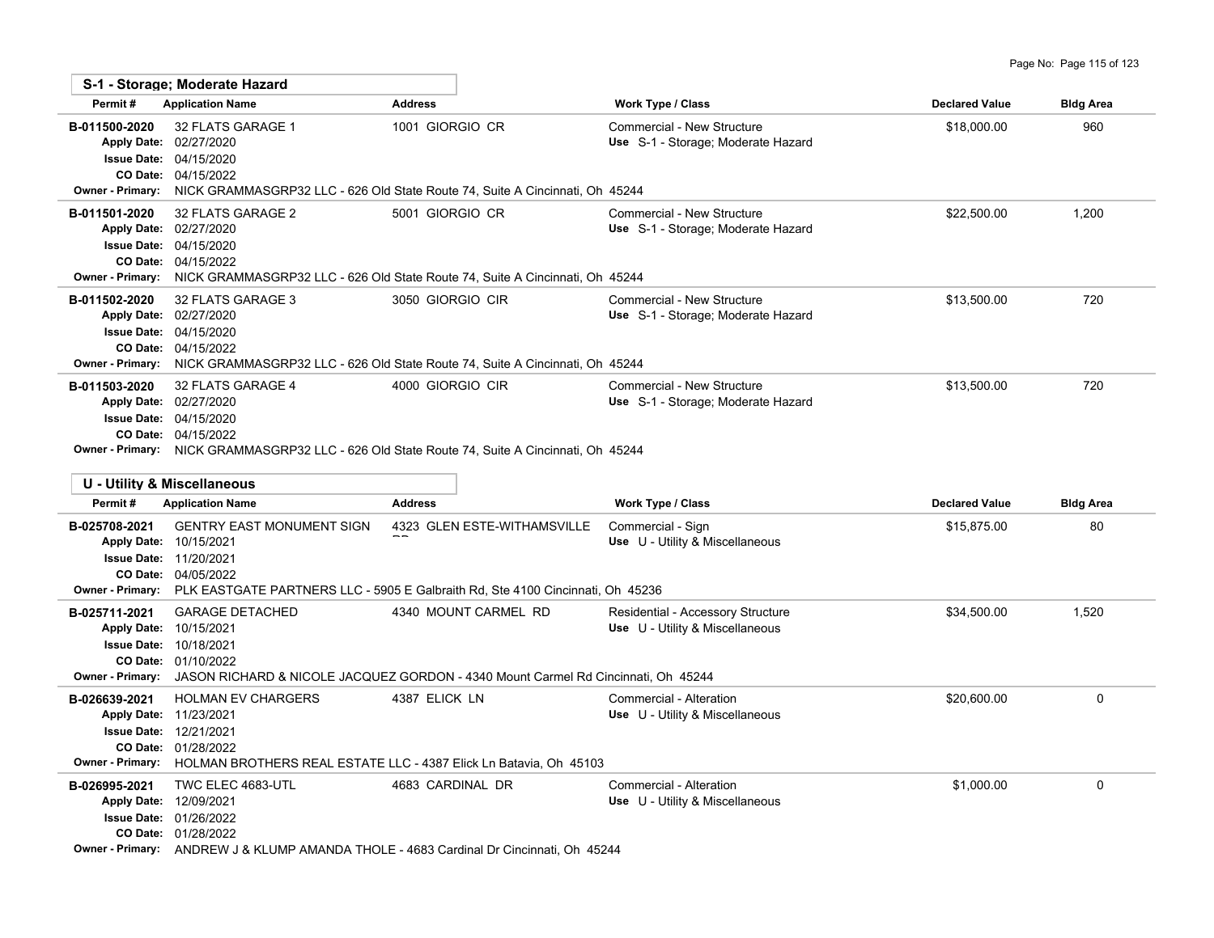## S-1 - Storage; Moderate Hazard

| Permit # | Application Name | Address | Work Type / Class | Declared Value | Bldg Area |
|---|---|---|---|---|---|
| B-011500-2020<br>Apply Date: 02/27/2020<br>Issue Date: 04/15/2020<br>CO Date: 04/15/2022 | 32 FLATS GARAGE 1 | 1001 GIORGIO CR | Commercial - New Structure<br>Use S-1 - Storage; Moderate Hazard | $18,000.00 | 960 |
| Owner - Primary: NICK GRAMMASGRP32 LLC - 626 Old State Route 74, Suite A Cincinnati, Oh 45244 | | | | | |
| B-011501-2020<br>Apply Date: 02/27/2020<br>Issue Date: 04/15/2020<br>CO Date: 04/15/2022 | 32 FLATS GARAGE 2 | 5001 GIORGIO CR | Commercial - New Structure<br>Use S-1 - Storage; Moderate Hazard | $22,500.00 | 1,200 |
| Owner - Primary: NICK GRAMMASGRP32 LLC - 626 Old State Route 74, Suite A Cincinnati, Oh 45244 | | | | | |
| B-011502-2020<br>Apply Date: 02/27/2020<br>Issue Date: 04/15/2020<br>CO Date: 04/15/2022 | 32 FLATS GARAGE 3 | 3050 GIORGIO CIR | Commercial - New Structure<br>Use S-1 - Storage; Moderate Hazard | $13,500.00 | 720 |
| Owner - Primary: NICK GRAMMASGRP32 LLC - 626 Old State Route 74, Suite A Cincinnati, Oh 45244 | | | | | |
| B-011503-2020<br>Apply Date: 02/27/2020<br>Issue Date: 04/15/2020<br>CO Date: 04/15/2022 | 32 FLATS GARAGE 4 | 4000 GIORGIO CIR | Commercial - New Structure<br>Use S-1 - Storage; Moderate Hazard | $13,500.00 | 720 |
| Owner - Primary: NICK GRAMMASGRP32 LLC - 626 Old State Route 74, Suite A Cincinnati, Oh 45244 | | | | | |

## U - Utility & Miscellaneous

| Permit # | Application Name | Address | Work Type / Class | Declared Value | Bldg Area |
|---|---|---|---|---|---|
| B-025708-2021<br>Apply Date: 10/15/2021<br>Issue Date: 11/20/2021<br>CO Date: 04/05/2022 | GENTRY EAST MONUMENT SIGN | 4323 GLEN ESTE-WITHAMSVILLE RD | Commercial - Sign<br>Use U - Utility & Miscellaneous | $15,875.00 | 80 |
| Owner - Primary: PLK EASTGATE PARTNERS LLC - 5905 E Galbraith Rd, Ste 4100 Cincinnati, Oh 45236 | | | | | |
| B-025711-2021<br>Apply Date: 10/15/2021<br>Issue Date: 10/18/2021<br>CO Date: 01/10/2022 | GARAGE DETACHED | 4340 MOUNT CARMEL RD | Residential - Accessory Structure<br>Use U - Utility & Miscellaneous | $34,500.00 | 1,520 |
| Owner - Primary: JASON RICHARD & NICOLE JACQUEZ GORDON - 4340 Mount Carmel Rd Cincinnati, Oh 45244 | | | | | |
| B-026639-2021<br>Apply Date: 11/23/2021<br>Issue Date: 12/21/2021<br>CO Date: 01/28/2022 | HOLMAN EV CHARGERS | 4387 ELICK LN | Commercial - Alteration<br>Use U - Utility & Miscellaneous | $20,600.00 | 0 |
| Owner - Primary: HOLMAN BROTHERS REAL ESTATE LLC - 4387 Elick Ln Batavia, Oh 45103 | | | | | |
| B-026995-2021<br>Apply Date: 12/09/2021<br>Issue Date: 01/26/2022<br>CO Date: 01/28/2022 | TWC ELEC 4683-UTL | 4683 CARDINAL DR | Commercial - Alteration<br>Use U - Utility & Miscellaneous | $1,000.00 | 0 |
| Owner - Primary: ANDREW J & KLUMP AMANDA THOLE - 4683 Cardinal Dr Cincinnati, Oh 45244 | | | | | |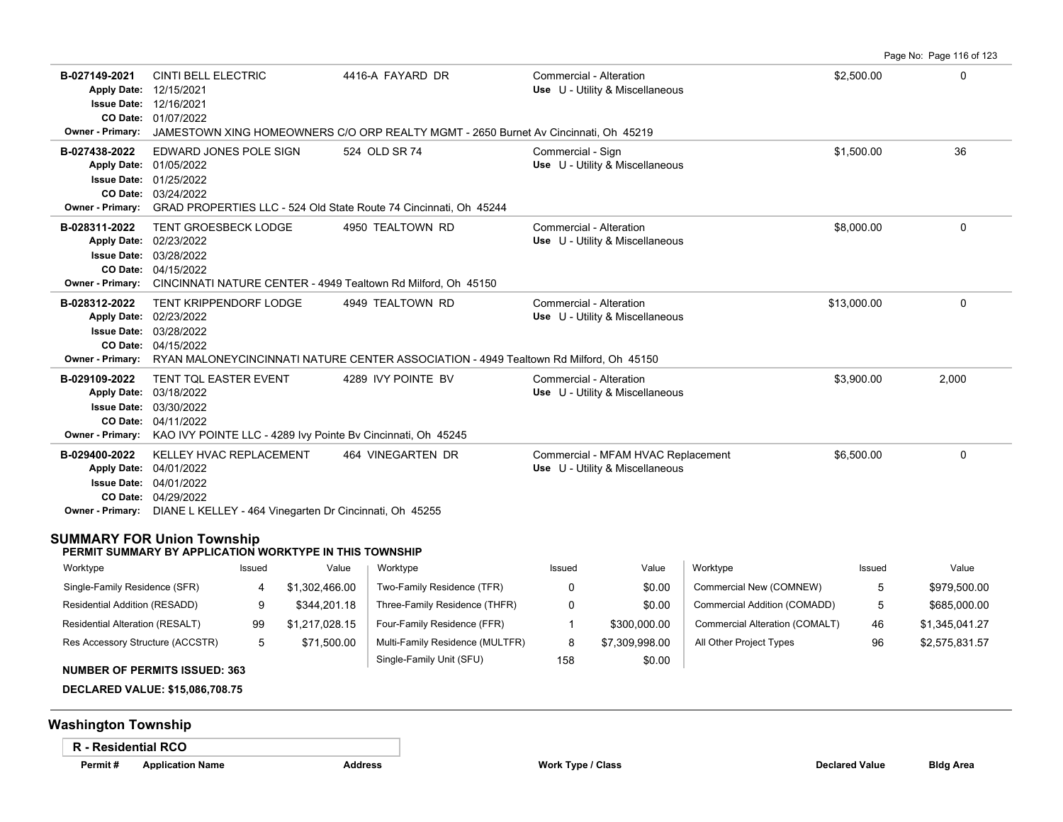| Permit # | Application Name | Address | Work Type / Class | Declared Value | Bldg Area |
|---|---|---|---|---|---|
| B-027149-2021<br>Apply Date: 12/15/2021<br>Issue Date: 12/16/2021<br>CO Date: 01/07/2022 | CINTI BELL ELECTRIC | 4416-A FAYARD DR | Commercial - Alteration<br>Use U - Utility & Miscellaneous | $2,500.00 | 0 |
| Owner - Primary: | JAMESTOWN XING HOMEOWNERS C/O ORP REALTY MGMT - 2650 Burnet Av Cincinnati, Oh 45219 | | | | |
| B-027438-2022<br>Apply Date: 01/05/2022<br>Issue Date: 01/25/2022<br>CO Date: 03/24/2022 | EDWARD JONES POLE SIGN | 524 OLD SR 74 | Commercial - Sign<br>Use U - Utility & Miscellaneous | $1,500.00 | 36 |
| Owner - Primary: | GRAD PROPERTIES LLC - 524 Old State Route 74 Cincinnati, Oh 45244 | | | | |
| B-028311-2022<br>Apply Date: 02/23/2022<br>Issue Date: 03/28/2022<br>CO Date: 04/15/2022 | TENT GROESBECK LODGE | 4950 TEALTOWN RD | Commercial - Alteration<br>Use U - Utility & Miscellaneous | $8,000.00 | 0 |
| Owner - Primary: | CINCINNATI NATURE CENTER - 4949 Tealtown Rd Milford, Oh 45150 | | | | |
| B-028312-2022<br>Apply Date: 02/23/2022<br>Issue Date: 03/28/2022<br>CO Date: 04/15/2022 | TENT KRIPPENDORF LODGE | 4949 TEALTOWN RD | Commercial - Alteration<br>Use U - Utility & Miscellaneous | $13,000.00 | 0 |
| Owner - Primary: | RYAN MALONEYCINCINNATI NATURE CENTER ASSOCIATION - 4949 Tealtown Rd Milford, Oh 45150 | | | | |
| B-029109-2022<br>Apply Date: 03/18/2022<br>Issue Date: 03/30/2022<br>CO Date: 04/11/2022 | TENT TQL EASTER EVENT | 4289 IVY POINTE BV | Commercial - Alteration<br>Use U - Utility & Miscellaneous | $3,900.00 | 2,000 |
| Owner - Primary: | KAO IVY POINTE LLC - 4289 Ivy Pointe Bv Cincinnati, Oh 45245 | | | | |
| B-029400-2022<br>Apply Date: 04/01/2022<br>Issue Date: 04/01/2022<br>CO Date: 04/29/2022 | KELLEY HVAC REPLACEMENT | 464 VINEGARTEN DR | Commercial - MFAM HVAC Replacement<br>Use U - Utility & Miscellaneous | $6,500.00 | 0 |
| Owner - Primary: | DIANE L KELLEY - 464 Vinegarten Dr Cincinnati, Oh 45255 | | | | |

## SUMMARY FOR Union Township

**PERMIT SUMMARY BY APPLICATION WORKTYPE IN THIS TOWNSHIP**

| Worktype | Issued | Value | Worktype | Issued | Value | Worktype | Issued | Value |
|---|---|---|---|---|---|---|---|---|
| Single-Family Residence (SFR) | 4 | $1,302,466.00 | Two-Family Residence (TFR) | 0 | $0.00 | Commercial New (COMNEW) | 5 | $979,500.00 |
| Residential Addition (RESADD) | 9 | $344,201.18 | Three-Family Residence (THFR) | 0 | $0.00 | Commercial Addition (COMADD) | 5 | $685,000.00 |
| Residential Alteration (RESALT) | 99 | $1,217,028.15 | Four-Family Residence (FFR) | 1 | $300,000.00 | Commercial Alteration (COMALT) | 46 | $1,345,041.27 |
| Res Accessory Structure (ACCSTR) | 5 | $71,500.00 | Multi-Family Residence (MULTFR) | 8 | $7,309,998.00 | All Other Project Types | 96 | $2,575,831.57 |
| | | | Single-Family Unit (SFU) | 158 | $0.00 | | | |

**NUMBER OF PERMITS ISSUED: 363**

**DECLARED VALUE: $15,086,708.75**

## Washington Township

**R - Residential RCO**

| Permit # | Application Name | Address | Work Type / Class | Declared Value | Bldg Area |
|---|---|---|---|---|---|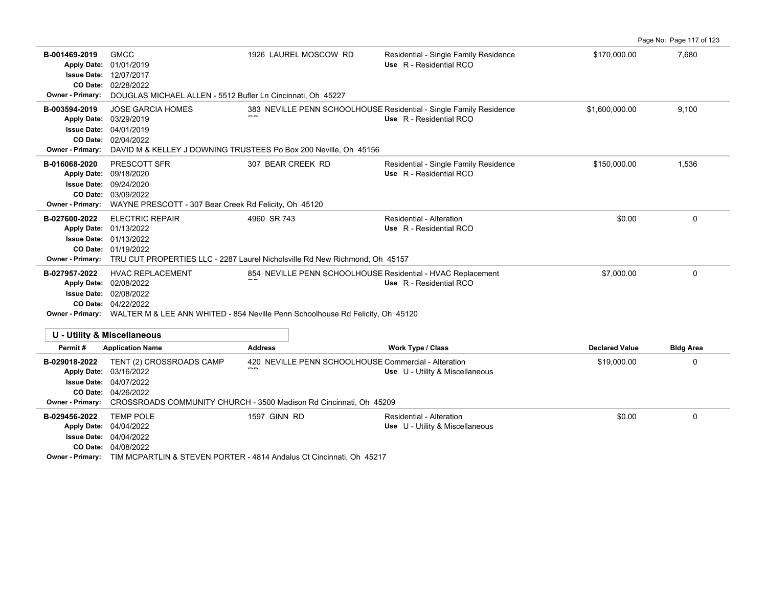| Permit # | Application Name | Address | Work Type / Class | Declared Value | Bldg Area |
|---|---|---|---|---|---|
| B-001469-2019 | GMCC | 1926 LAUREL MOSCOW RD | Residential - Single Family Residence | $170,000.00 | 7,680 |
| Apply Date: 01/01/2019 | | | Use R - Residential RCO | | |
| Issue Date: 12/07/2017 | | | | | |
| CO Date: 02/28/2022 | | | | | |
| Owner - Primary: DOUGLAS MICHAEL ALLEN - 5512 Bufler Ln Cincinnati, Oh 45227 | | | | | |
| B-003594-2019 | JOSE GARCIA HOMES | 383 NEVILLE PENN SCHOOLHOUSE RD | Residential - Single Family Residence | $1,600,000.00 | 9,100 |
| Apply Date: 03/29/2019 | | | Use R - Residential RCO | | |
| Issue Date: 04/01/2019 | | | | | |
| CO Date: 02/04/2022 | | | | | |
| Owner - Primary: DAVID M & KELLEY J DOWNING TRUSTEES Po Box 200 Neville, Oh 45156 | | | | | |
| B-016068-2020 | PRESCOTT SFR | 307 BEAR CREEK RD | Residential - Single Family Residence | $150,000.00 | 1,536 |
| Apply Date: 09/18/2020 | | | Use R - Residential RCO | | |
| Issue Date: 09/24/2020 | | | | | |
| CO Date: 03/09/2022 | | | | | |
| Owner - Primary: WAYNE PRESCOTT - 307 Bear Creek Rd Felicity, Oh 45120 | | | | | |
| B-027600-2022 | ELECTRIC REPAIR | 4960 SR 743 | Residential - Alteration | $0.00 | 0 |
| Apply Date: 01/13/2022 | | | Use R - Residential RCO | | |
| Issue Date: 01/13/2022 | | | | | |
| CO Date: 01/19/2022 | | | | | |
| Owner - Primary: TRU CUT PROPERTIES LLC - 2287 Laurel Nicholsville Rd New Richmond, Oh 45157 | | | | | |
| B-027957-2022 | HVAC REPLACEMENT | 854 NEVILLE PENN SCHOOLHOUSE RD | Residential - HVAC Replacement | $7,000.00 | 0 |
| Apply Date: 02/08/2022 | | | Use R - Residential RCO | | |
| Issue Date: 02/08/2022 | | | | | |
| CO Date: 04/22/2022 | | | | | |
| Owner - Primary: WALTER M & LEE ANN WHITED - 854 Neville Penn Schoolhouse Rd Felicity, Oh 45120 | | | | | |

## U - Utility & Miscellaneous

| Permit # | Application Name | Address | Work Type / Class | Declared Value | Bldg Area |
|---|---|---|---|---|---|
| B-029018-2022 | TENT (2) CROSSROADS CAMP | 420 NEVILLE PENN SCHOOLHOUSE RD | Commercial - Alteration | $19,000.00 | 0 |
| Apply Date: 03/16/2022 | | | Use U - Utility & Miscellaneous | | |
| Issue Date: 04/07/2022 | | | | | |
| CO Date: 04/26/2022 | | | | | |
| Owner - Primary: CROSSROADS COMMUNITY CHURCH - 3500 Madison Rd Cincinnati, Oh 45209 | | | | | |
| B-029456-2022 | TEMP POLE | 1597 GINN RD | Residential - Alteration | $0.00 | 0 |
| Apply Date: 04/04/2022 | | | Use U - Utility & Miscellaneous | | |
| Issue Date: 04/04/2022 | | | | | |
| CO Date: 04/08/2022 | | | | | |
| Owner - Primary: TIM MCPARTLIN & STEVEN PORTER - 4814 Andalus Ct Cincinnati, Oh 45217 | | | | | |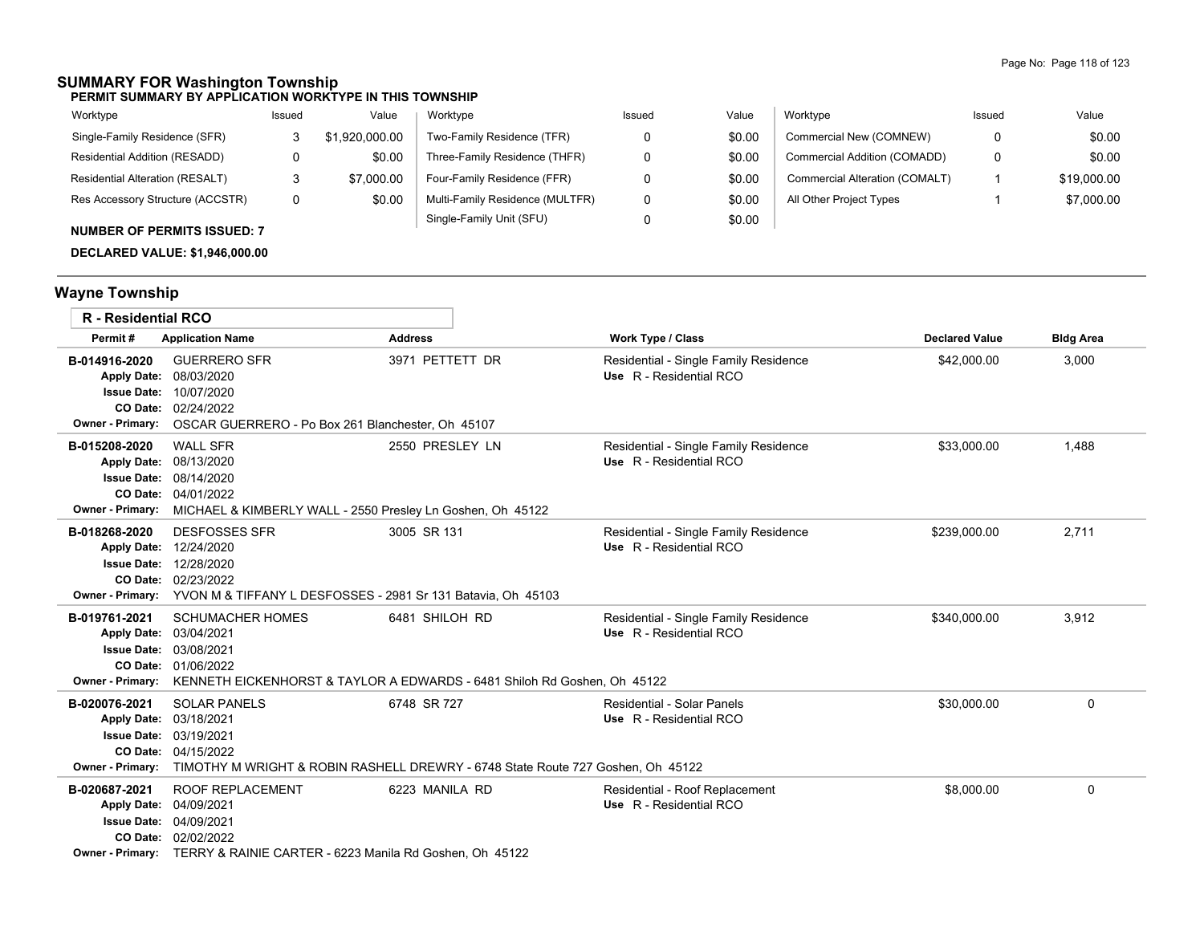## SUMMARY FOR Washington Township

**PERMIT SUMMARY BY APPLICATION WORKTYPE IN THIS TOWNSHIP**

| Worktype | Issued | Value | Worktype | Issued | Value | Worktype | Issued | Value |
|---|---|---|---|---|---|---|---|---|
| Single-Family Residence (SFR) | 3 | $1,920,000.00 | Two-Family Residence (TFR) | 0 | $0.00 | Commercial New (COMNEW) | 0 | $0.00 |
| Residential Addition (RESADD) | 0 | $0.00 | Three-Family Residence (THFR) | 0 | $0.00 | Commercial Addition (COMADD) | 0 | $0.00 |
| Residential Alteration (RESALT) | 3 | $7,000.00 | Four-Family Residence (FFR) | 0 | $0.00 | Commercial Alteration (COMALT) | 1 | $19,000.00 |
| Res Accessory Structure (ACCSTR) | 0 | $0.00 | Multi-Family Residence (MULTFR) | 0 | $0.00 | All Other Project Types | 1 | $7,000.00 |
| | | | Single-Family Unit (SFU) | 0 | $0.00 | | | |

**NUMBER OF PERMITS ISSUED: 7**

**DECLARED VALUE: $1,946,000.00**

## Wayne Township

### R - Residential RCO

| Permit # | Application Name | Address | Work Type / Class | Declared Value | Bldg Area |
|---|---|---|---|---|---|
| B-014916-2020 | GUERRERO SFR | 3971 PETTETT DR | Residential - Single Family Residence<br>Use R - Residential RCO | $42,000.00 | 3,000 |
| Apply Date: 08/03/2020<br>Issue Date: 10/07/2020<br>CO Date: 02/24/2022<br>Owner - Primary: OSCAR GUERRERO - Po Box 261 Blanchester, Oh 45107 | | | | | |
| B-015208-2020 | WALL SFR | 2550 PRESLEY LN | Residential - Single Family Residence<br>Use R - Residential RCO | $33,000.00 | 1,488 |
| Apply Date: 08/13/2020<br>Issue Date: 08/14/2020<br>CO Date: 04/01/2022<br>Owner - Primary: MICHAEL & KIMBERLY WALL - 2550 Presley Ln Goshen, Oh 45122 | | | | | |
| B-018268-2020 | DESFOSSES SFR | 3005 SR 131 | Residential - Single Family Residence<br>Use R - Residential RCO | $239,000.00 | 2,711 |
| Apply Date: 12/24/2020<br>Issue Date: 12/28/2020<br>CO Date: 02/23/2022<br>Owner - Primary: YVON M & TIFFANY L DESFOSSES - 2981 Sr 131 Batavia, Oh 45103 | | | | | |
| B-019761-2021 | SCHUMACHER HOMES | 6481 SHILOH RD | Residential - Single Family Residence<br>Use R - Residential RCO | $340,000.00 | 3,912 |
| Apply Date: 03/04/2021<br>Issue Date: 03/08/2021<br>CO Date: 01/06/2022<br>Owner - Primary: KENNETH EICKENHORST & TAYLOR A EDWARDS - 6481 Shiloh Rd Goshen, Oh 45122 | | | | | |
| B-020076-2021 | SOLAR PANELS | 6748 SR 727 | Residential - Solar Panels<br>Use R - Residential RCO | $30,000.00 | 0 |
| Apply Date: 03/18/2021<br>Issue Date: 03/19/2021<br>CO Date: 04/15/2022<br>Owner - Primary: TIMOTHY M WRIGHT & ROBIN RASHELL DREWRY - 6748 State Route 727 Goshen, Oh 45122 | | | | | |
| B-020687-2021 | ROOF REPLACEMENT | 6223 MANILA RD | Residential - Roof Replacement<br>Use R - Residential RCO | $8,000.00 | 0 |
| Apply Date: 04/09/2021<br>Issue Date: 04/09/2021<br>CO Date: 02/02/2022<br>Owner - Primary: TERRY & RAINIE CARTER - 6223 Manila Rd Goshen, Oh 45122 | | | | | |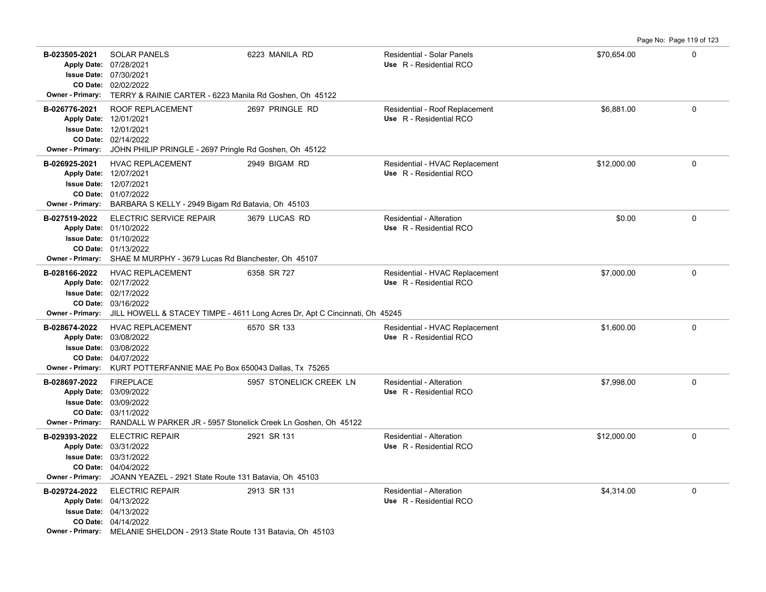| Permit | Description | Address | Type | Value | |
|---|---|---|---|---|---|
| **B-023505-2021**<br>Apply Date: 07/28/2021<br>Issue Date: 07/30/2021<br>CO Date: 02/02/2022<br>Owner - Primary: TERRY & RAINIE CARTER - 6223 Manila Rd Goshen, Oh 45122 | SOLAR PANELS | 6223 MANILA RD | Residential - Solar Panels<br>Use R - Residential RCO | $70,654.00 | 0 |
| **B-026776-2021**<br>Apply Date: 12/01/2021<br>Issue Date: 12/01/2021<br>CO Date: 02/14/2022<br>Owner - Primary: JOHN PHILIP PRINGLE - 2697 Pringle Rd Goshen, Oh 45122 | ROOF REPLACEMENT | 2697 PRINGLE RD | Residential - Roof Replacement<br>Use R - Residential RCO | $6,881.00 | 0 |
| **B-026925-2021**<br>Apply Date: 12/07/2021<br>Issue Date: 12/07/2021<br>CO Date: 01/07/2022<br>Owner - Primary: BARBARA S KELLY - 2949 Bigam Rd Batavia, Oh 45103 | HVAC REPLACEMENT | 2949 BIGAM RD | Residential - HVAC Replacement<br>Use R - Residential RCO | $12,000.00 | 0 |
| **B-027519-2022**<br>Apply Date: 01/10/2022<br>Issue Date: 01/10/2022<br>CO Date: 01/13/2022<br>Owner - Primary: SHAE M MURPHY - 3679 Lucas Rd Blanchester, Oh 45107 | ELECTRIC SERVICE REPAIR | 3679 LUCAS RD | Residential - Alteration<br>Use R - Residential RCO | $0.00 | 0 |
| **B-028166-2022**<br>Apply Date: 02/17/2022<br>Issue Date: 02/17/2022<br>CO Date: 03/16/2022<br>Owner - Primary: JILL HOWELL & STACEY TIMPE - 4611 Long Acres Dr, Apt C Cincinnati, Oh 45245 | HVAC REPLACEMENT | 6358 SR 727 | Residential - HVAC Replacement<br>Use R - Residential RCO | $7,000.00 | 0 |
| **B-028674-2022**<br>Apply Date: 03/08/2022<br>Issue Date: 03/08/2022<br>CO Date: 04/07/2022<br>Owner - Primary: KURT POTTERFANNIE MAE Po Box 650043 Dallas, Tx 75265 | HVAC REPLACEMENT | 6570 SR 133 | Residential - HVAC Replacement<br>Use R - Residential RCO | $1,600.00 | 0 |
| **B-028697-2022**<br>Apply Date: 03/09/2022<br>Issue Date: 03/09/2022<br>CO Date: 03/11/2022<br>Owner - Primary: RANDALL W PARKER JR - 5957 Stonelick Creek Ln Goshen, Oh 45122 | FIREPLACE | 5957 STONELICK CREEK LN | Residential - Alteration<br>Use R - Residential RCO | $7,998.00 | 0 |
| **B-029393-2022**<br>Apply Date: 03/31/2022<br>Issue Date: 03/31/2022<br>CO Date: 04/04/2022<br>Owner - Primary: JOANN YEAZEL - 2921 State Route 131 Batavia, Oh 45103 | ELECTRIC REPAIR | 2921 SR 131 | Residential - Alteration<br>Use R - Residential RCO | $12,000.00 | 0 |
| **B-029724-2022**<br>Apply Date: 04/13/2022<br>Issue Date: 04/13/2022<br>CO Date: 04/14/2022<br>Owner - Primary: MELANIE SHELDON - 2913 State Route 131 Batavia, Oh 45103 | ELECTRIC REPAIR | 2913 SR 131 | Residential - Alteration<br>Use R - Residential RCO | $4,314.00 | 0 |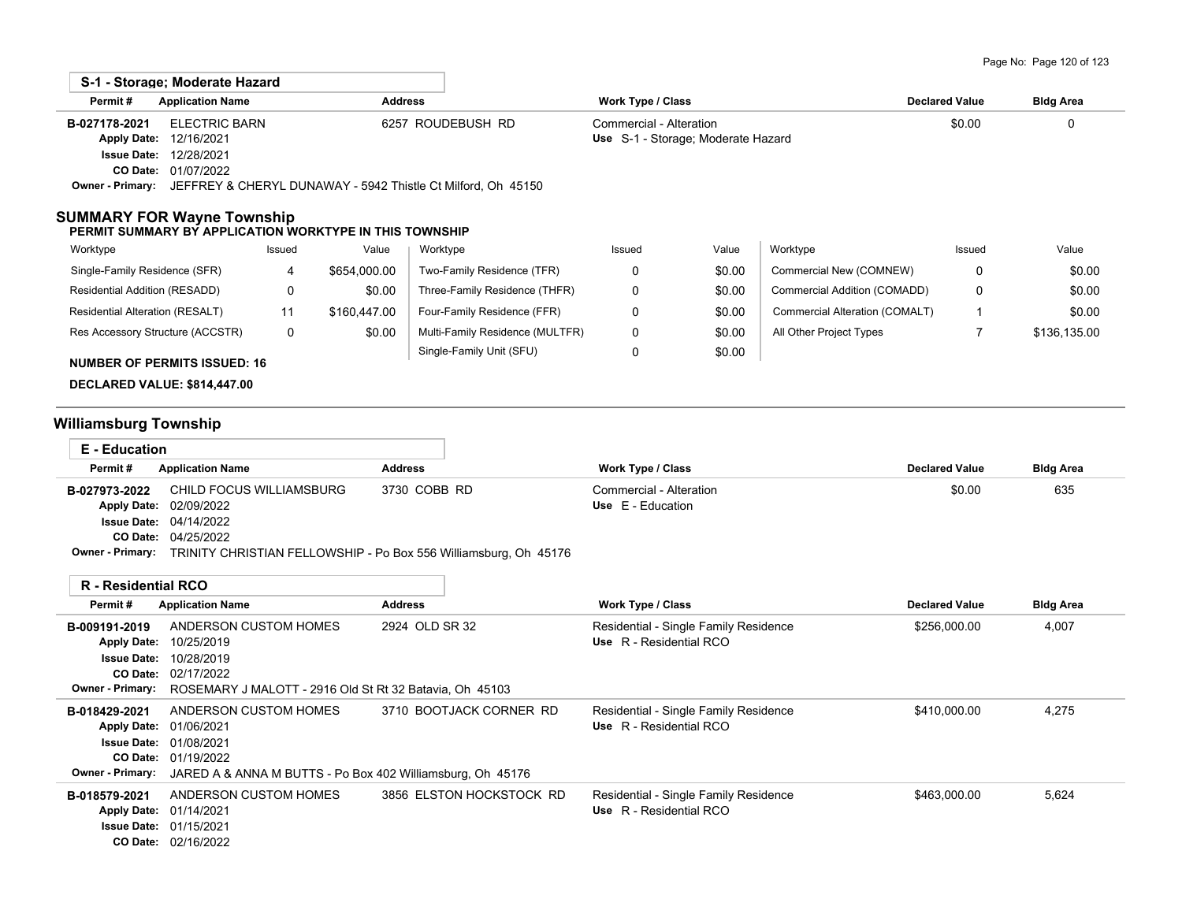**S-1 - Storage; Moderate Hazard**

| Permit # | Application Name | Address | Work Type / Class | Declared Value | Bldg Area |
|---|---|---|---|---|---|
| B-027178-2021 | ELECTRIC BARN | 6257 ROUDEBUSH RD | Commercial - Alteration | $0.00 | 0 |
| Apply Date: 12/16/2021 | | | Use S-1 - Storage; Moderate Hazard | | |
| Issue Date: 12/28/2021 | | | | | |
| CO Date: 01/07/2022 | | | | | |
| Owner - Primary: | JEFFREY & CHERYL DUNAWAY - 5942 Thistle Ct Milford, Oh 45150 | | | | |

## SUMMARY FOR Wayne Township

**PERMIT SUMMARY BY APPLICATION WORKTYPE IN THIS TOWNSHIP**

| Worktype | Issued | Value | Worktype | Issued | Value | Worktype | Issued | Value |
|---|---|---|---|---|---|---|---|---|
| Single-Family Residence (SFR) | 4 | $654,000.00 | Two-Family Residence (TFR) | 0 | $0.00 | Commercial New (COMNEW) | 0 | $0.00 |
| Residential Addition (RESADD) | 0 | $0.00 | Three-Family Residence (THFR) | 0 | $0.00 | Commercial Addition (COMADD) | 0 | $0.00 |
| Residential Alteration (RESALT) | 11 | $160,447.00 | Four-Family Residence (FFR) | 0 | $0.00 | Commercial Alteration (COMALT) | 1 | $0.00 |
| Res Accessory Structure (ACCSTR) | 0 | $0.00 | Multi-Family Residence (MULTFR) | 0 | $0.00 | All Other Project Types | 7 | $136,135.00 |
| | | | Single-Family Unit (SFU) | 0 | $0.00 | | | |

**NUMBER OF PERMITS ISSUED: 16**

**DECLARED VALUE: $814,447.00**

## Williamsburg Township

**E - Education**

| Permit # | Application Name | Address | Work Type / Class | Declared Value | Bldg Area |
|---|---|---|---|---|---|
| B-027973-2022 | CHILD FOCUS WILLIAMSBURG | 3730 COBB RD | Commercial - Alteration | $0.00 | 635 |
| Apply Date: 02/09/2022 | | | Use E - Education | | |
| Issue Date: 04/14/2022 | | | | | |
| CO Date: 04/25/2022 | | | | | |
| Owner - Primary: | TRINITY CHRISTIAN FELLOWSHIP - Po Box 556 Williamsburg, Oh 45176 | | | | |

**R - Residential RCO**

| Permit # | Application Name | Address | Work Type / Class | Declared Value | Bldg Area |
|---|---|---|---|---|---|
| B-009191-2019 | ANDERSON CUSTOM HOMES | 2924 OLD SR 32 | Residential - Single Family Residence | $256,000.00 | 4,007 |
| Apply Date: 10/25/2019 | | | Use R - Residential RCO | | |
| Issue Date: 10/28/2019 | | | | | |
| CO Date: 02/17/2022 | | | | | |
| Owner - Primary: | ROSEMARY J MALOTT - 2916 Old St Rt 32 Batavia, Oh 45103 | | | | |
| B-018429-2021 | ANDERSON CUSTOM HOMES | 3710 BOOTJACK CORNER RD | Residential - Single Family Residence | $410,000.00 | 4,275 |
| Apply Date: 01/06/2021 | | | Use R - Residential RCO | | |
| Issue Date: 01/08/2021 | | | | | |
| CO Date: 01/19/2022 | | | | | |
| Owner - Primary: | JARED A & ANNA M BUTTS - Po Box 402 Williamsburg, Oh 45176 | | | | |
| B-018579-2021 | ANDERSON CUSTOM HOMES | 3856 ELSTON HOCKSTOCK RD | Residential - Single Family Residence | $463,000.00 | 5,624 |
| Apply Date: 01/14/2021 | | | Use R - Residential RCO | | |
| Issue Date: 01/15/2021 | | | | | |
| CO Date: 02/16/2022 | | | | | |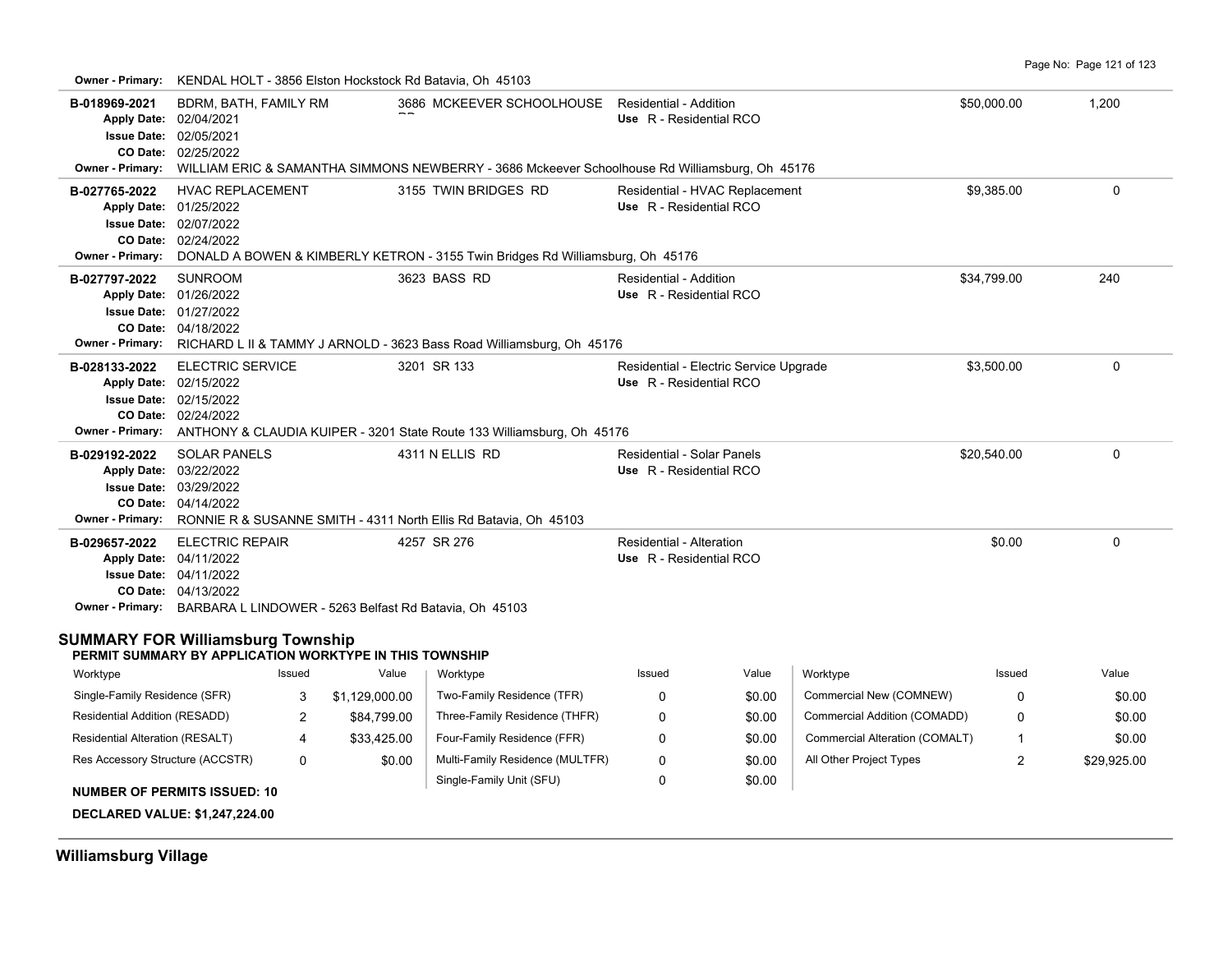**Owner - Primary:** KENDAL HOLT - 3856 Elston Hockstock Rd Batavia, Oh 45103

| Permit | Description | Address | Type / Use | Value | Sq Ft |
|---|---|---|---|---|---|
| **B-018969-2021**<br>Apply Date: 02/04/2021<br>Issue Date: 02/05/2021<br>CO Date: 02/25/2022 | BDRM, BATH, FAMILY RM | 3686 MCKEEVER SCHOOLHOUSE RD | Residential - Addition<br>Use R - Residential RCO | $50,000.00 | 1,200 |
| **Owner - Primary:** WILLIAM ERIC & SAMANTHA SIMMONS NEWBERRY - 3686 Mckeever Schoolhouse Rd Williamsburg, Oh 45176 | | | | | |
| **B-027765-2022**<br>Apply Date: 01/25/2022<br>Issue Date: 02/07/2022<br>CO Date: 02/24/2022 | HVAC REPLACEMENT | 3155 TWIN BRIDGES RD | Residential - HVAC Replacement<br>Use R - Residential RCO | $9,385.00 | 0 |
| **Owner - Primary:** DONALD A BOWEN & KIMBERLY KETRON - 3155 Twin Bridges Rd Williamsburg, Oh 45176 | | | | | |
| **B-027797-2022**<br>Apply Date: 01/26/2022<br>Issue Date: 01/27/2022<br>CO Date: 04/18/2022 | SUNROOM | 3623 BASS RD | Residential - Addition<br>Use R - Residential RCO | $34,799.00 | 240 |
| **Owner - Primary:** RICHARD L II & TAMMY J ARNOLD - 3623 Bass Road Williamsburg, Oh 45176 | | | | | |
| **B-028133-2022**<br>Apply Date: 02/15/2022<br>Issue Date: 02/15/2022<br>CO Date: 02/24/2022 | ELECTRIC SERVICE | 3201 SR 133 | Residential - Electric Service Upgrade<br>Use R - Residential RCO | $3,500.00 | 0 |
| **Owner - Primary:** ANTHONY & CLAUDIA KUIPER - 3201 State Route 133 Williamsburg, Oh 45176 | | | | | |
| **B-029192-2022**<br>Apply Date: 03/22/2022<br>Issue Date: 03/29/2022<br>CO Date: 04/14/2022 | SOLAR PANELS | 4311 N ELLIS RD | Residential - Solar Panels<br>Use R - Residential RCO | $20,540.00 | 0 |
| **Owner - Primary:** RONNIE R & SUSANNE SMITH - 4311 North Ellis Rd Batavia, Oh 45103 | | | | | |
| **B-029657-2022**<br>Apply Date: 04/11/2022<br>Issue Date: 04/11/2022<br>CO Date: 04/13/2022 | ELECTRIC REPAIR | 4257 SR 276 | Residential - Alteration<br>Use R - Residential RCO | $0.00 | 0 |
| **Owner - Primary:** BARBARA L LINDOWER - 5263 Belfast Rd Batavia, Oh 45103 | | | | | |

## SUMMARY FOR Williamsburg Township

**PERMIT SUMMARY BY APPLICATION WORKTYPE IN THIS TOWNSHIP**

| Worktype | Issued | Value | Worktype | Issued | Value | Worktype | Issued | Value |
|---|---|---|---|---|---|---|---|---|
| Single-Family Residence (SFR) | 3 | $1,129,000.00 | Two-Family Residence (TFR) | 0 | $0.00 | Commercial New (COMNEW) | 0 | $0.00 |
| Residential Addition (RESADD) | 2 | $84,799.00 | Three-Family Residence (THFR) | 0 | $0.00 | Commercial Addition (COMADD) | 0 | $0.00 |
| Residential Alteration (RESALT) | 4 | $33,425.00 | Four-Family Residence (FFR) | 0 | $0.00 | Commercial Alteration (COMALT) | 1 | $0.00 |
| Res Accessory Structure (ACCSTR) | 0 | $0.00 | Multi-Family Residence (MULTFR) | 0 | $0.00 | All Other Project Types | 2 | $29,925.00 |
| | | | Single-Family Unit (SFU) | 0 | $0.00 | | | |

**NUMBER OF PERMITS ISSUED: 10**

**DECLARED VALUE: $1,247,224.00**

## Williamsburg Village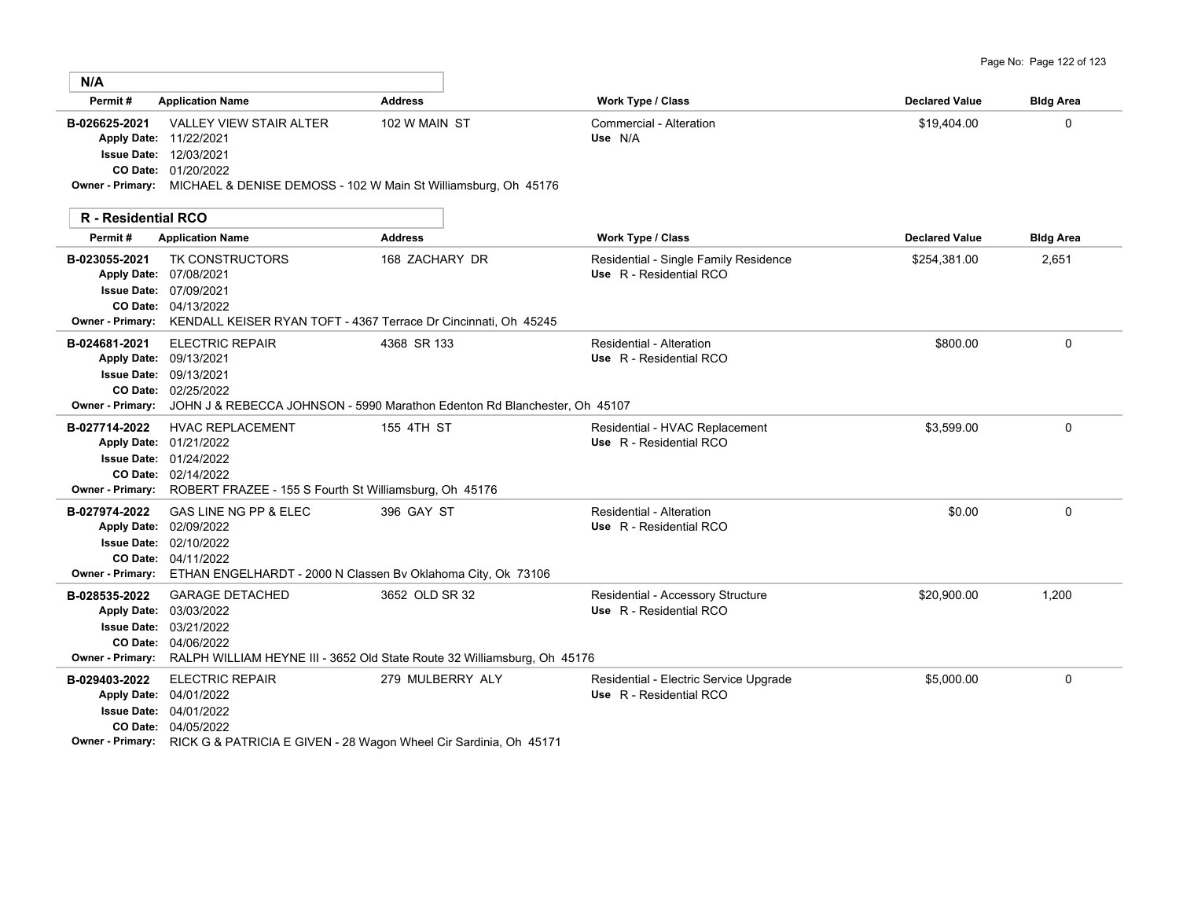## N/A

| Permit # | Application Name | Address | Work Type / Class | Declared Value | Bldg Area |
|---|---|---|---|---|---|
| B-026625-2021 | VALLEY VIEW STAIR ALTER | 102 W MAIN ST | Commercial - Alteration | $19,404.00 | 0 |
| Apply Date: 11/22/2021 | | | Use N/A | | |
| Issue Date: 12/03/2021 | | | | | |
| CO Date: 01/20/2022 | | | | | |
| Owner - Primary: MICHAEL & DENISE DEMOSS - 102 W Main St Williamsburg, Oh 45176 | | | | | |

## R - Residential RCO

| Permit # | Application Name | Address | Work Type / Class | Declared Value | Bldg Area |
|---|---|---|---|---|---|
| B-023055-2021 | TK CONSTRUCTORS | 168 ZACHARY DR | Residential - Single Family Residence | $254,381.00 | 2,651 |
| Apply Date: 07/08/2021 | | | Use R - Residential RCO | | |
| Issue Date: 07/09/2021 | | | | | |
| CO Date: 04/13/2022 | | | | | |
| Owner - Primary: KENDALL KEISER RYAN TOFT - 4367 Terrace Dr Cincinnati, Oh 45245 | | | | | |
| B-024681-2021 | ELECTRIC REPAIR | 4368 SR 133 | Residential - Alteration | $800.00 | 0 |
| Apply Date: 09/13/2021 | | | Use R - Residential RCO | | |
| Issue Date: 09/13/2021 | | | | | |
| CO Date: 02/25/2022 | | | | | |
| Owner - Primary: JOHN J & REBECCA JOHNSON - 5990 Marathon Edenton Rd Blanchester, Oh 45107 | | | | | |
| B-027714-2022 | HVAC REPLACEMENT | 155 4TH ST | Residential - HVAC Replacement | $3,599.00 | 0 |
| Apply Date: 01/21/2022 | | | Use R - Residential RCO | | |
| Issue Date: 01/24/2022 | | | | | |
| CO Date: 02/14/2022 | | | | | |
| Owner - Primary: ROBERT FRAZEE - 155 S Fourth St Williamsburg, Oh 45176 | | | | | |
| B-027974-2022 | GAS LINE NG PP & ELEC | 396 GAY ST | Residential - Alteration | $0.00 | 0 |
| Apply Date: 02/09/2022 | | | Use R - Residential RCO | | |
| Issue Date: 02/10/2022 | | | | | |
| CO Date: 04/11/2022 | | | | | |
| Owner - Primary: ETHAN ENGELHARDT - 2000 N Classen Bv Oklahoma City, Ok 73106 | | | | | |
| B-028535-2022 | GARAGE DETACHED | 3652 OLD SR 32 | Residential - Accessory Structure | $20,900.00 | 1,200 |
| Apply Date: 03/03/2022 | | | Use R - Residential RCO | | |
| Issue Date: 03/21/2022 | | | | | |
| CO Date: 04/06/2022 | | | | | |
| Owner - Primary: RALPH WILLIAM HEYNE III - 3652 Old State Route 32 Williamsburg, Oh 45176 | | | | | |
| B-029403-2022 | ELECTRIC REPAIR | 279 MULBERRY ALY | Residential - Electric Service Upgrade | $5,000.00 | 0 |
| Apply Date: 04/01/2022 | | | Use R - Residential RCO | | |
| Issue Date: 04/01/2022 | | | | | |
| CO Date: 04/05/2022 | | | | | |
| Owner - Primary: RICK G & PATRICIA E GIVEN - 28 Wagon Wheel Cir Sardinia, Oh 45171 | | | | | |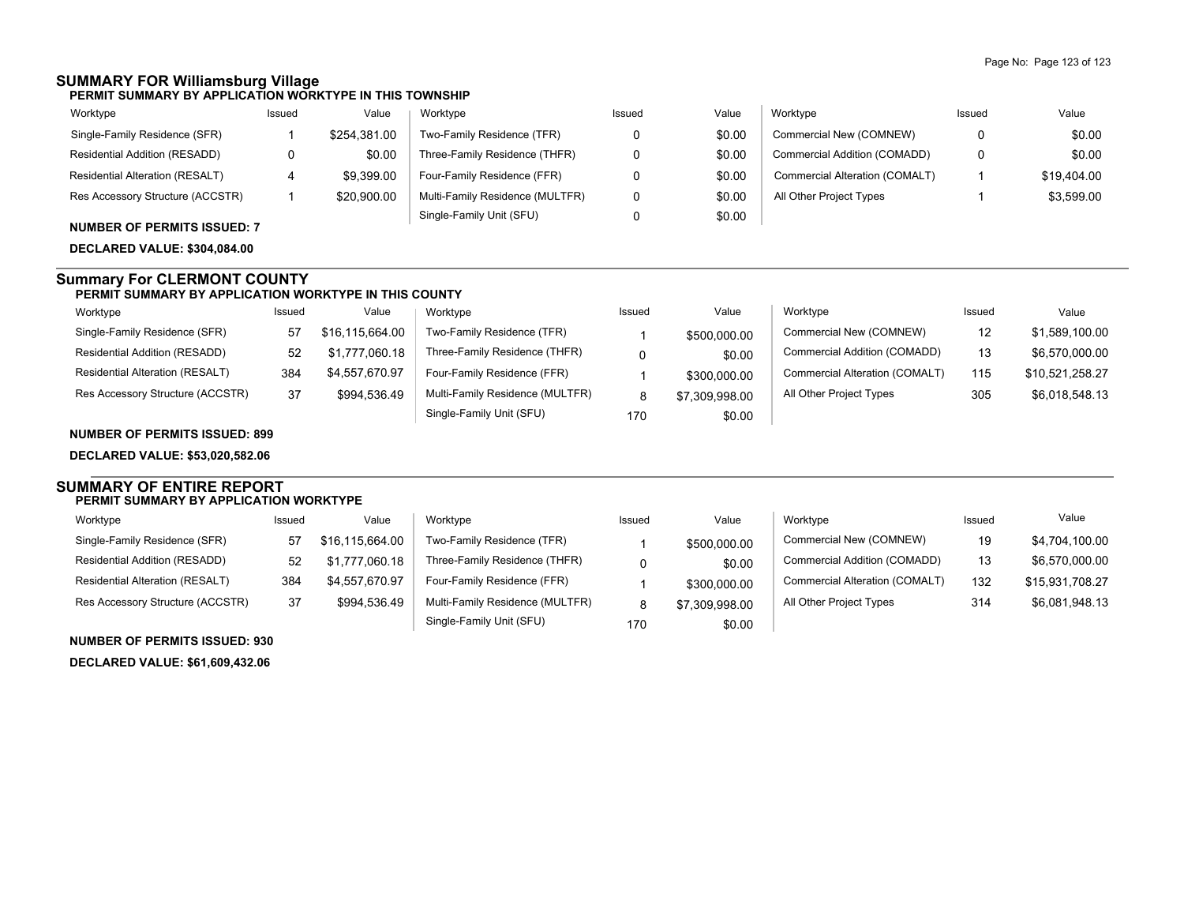## SUMMARY FOR Williamsburg Village

### PERMIT SUMMARY BY APPLICATION WORKTYPE IN THIS TOWNSHIP

| Worktype | Issued | Value | Worktype | Issued | Value | Worktype | Issued | Value |
|---|---|---|---|---|---|---|---|---|
| Single-Family Residence (SFR) | 1 | $254,381.00 | Two-Family Residence (TFR) | 0 | $0.00 | Commercial New (COMNEW) | 0 | $0.00 |
| Residential Addition (RESADD) | 0 | $0.00 | Three-Family Residence (THFR) | 0 | $0.00 | Commercial Addition (COMADD) | 0 | $0.00 |
| Residential Alteration (RESALT) | 4 | $9,399.00 | Four-Family Residence (FFR) | 0 | $0.00 | Commercial Alteration (COMALT) | 1 | $19,404.00 |
| Res Accessory Structure (ACCSTR) | 1 | $20,900.00 | Multi-Family Residence (MULTFR) | 0 | $0.00 | All Other Project Types | 1 | $3,599.00 |
| | | | Single-Family Unit (SFU) | 0 | $0.00 | | | |

**NUMBER OF PERMITS ISSUED: 7**

**DECLARED VALUE: $304,084.00**

## Summary For CLERMONT COUNTY

### PERMIT SUMMARY BY APPLICATION WORKTYPE IN THIS COUNTY

| Worktype | Issued | Value | Worktype | Issued | Value | Worktype | Issued | Value |
|---|---|---|---|---|---|---|---|---|
| Single-Family Residence (SFR) | 57 | $16,115,664.00 | Two-Family Residence (TFR) | 1 | $500,000.00 | Commercial New (COMNEW) | 12 | $1,589,100.00 |
| Residential Addition (RESADD) | 52 | $1,777,060.18 | Three-Family Residence (THFR) | 0 | $0.00 | Commercial Addition (COMADD) | 13 | $6,570,000.00 |
| Residential Alteration (RESALT) | 384 | $4,557,670.97 | Four-Family Residence (FFR) | 1 | $300,000.00 | Commercial Alteration (COMALT) | 115 | $10,521,258.27 |
| Res Accessory Structure (ACCSTR) | 37 | $994,536.49 | Multi-Family Residence (MULTFR) | 8 | $7,309,998.00 | All Other Project Types | 305 | $6,018,548.13 |
| | | | Single-Family Unit (SFU) | 170 | $0.00 | | | |

**NUMBER OF PERMITS ISSUED: 899**

**DECLARED VALUE: $53,020,582.06**

## SUMMARY OF ENTIRE REPORT

### PERMIT SUMMARY BY APPLICATION WORKTYPE

| Worktype | Issued | Value | Worktype | Issued | Value | Worktype | Issued | Value |
|---|---|---|---|---|---|---|---|---|
| Single-Family Residence (SFR) | 57 | $16,115,664.00 | Two-Family Residence (TFR) | 1 | $500,000.00 | Commercial New (COMNEW) | 19 | $4,704,100.00 |
| Residential Addition (RESADD) | 52 | $1,777,060.18 | Three-Family Residence (THFR) | 0 | $0.00 | Commercial Addition (COMADD) | 13 | $6,570,000.00 |
| Residential Alteration (RESALT) | 384 | $4,557,670.97 | Four-Family Residence (FFR) | 1 | $300,000.00 | Commercial Alteration (COMALT) | 132 | $15,931,708.27 |
| Res Accessory Structure (ACCSTR) | 37 | $994,536.49 | Multi-Family Residence (MULTFR) | 8 | $7,309,998.00 | All Other Project Types | 314 | $6,081,948.13 |
| | | | Single-Family Unit (SFU) | 170 | $0.00 | | | |

**NUMBER OF PERMITS ISSUED: 930**

**DECLARED VALUE: $61,609,432.06**